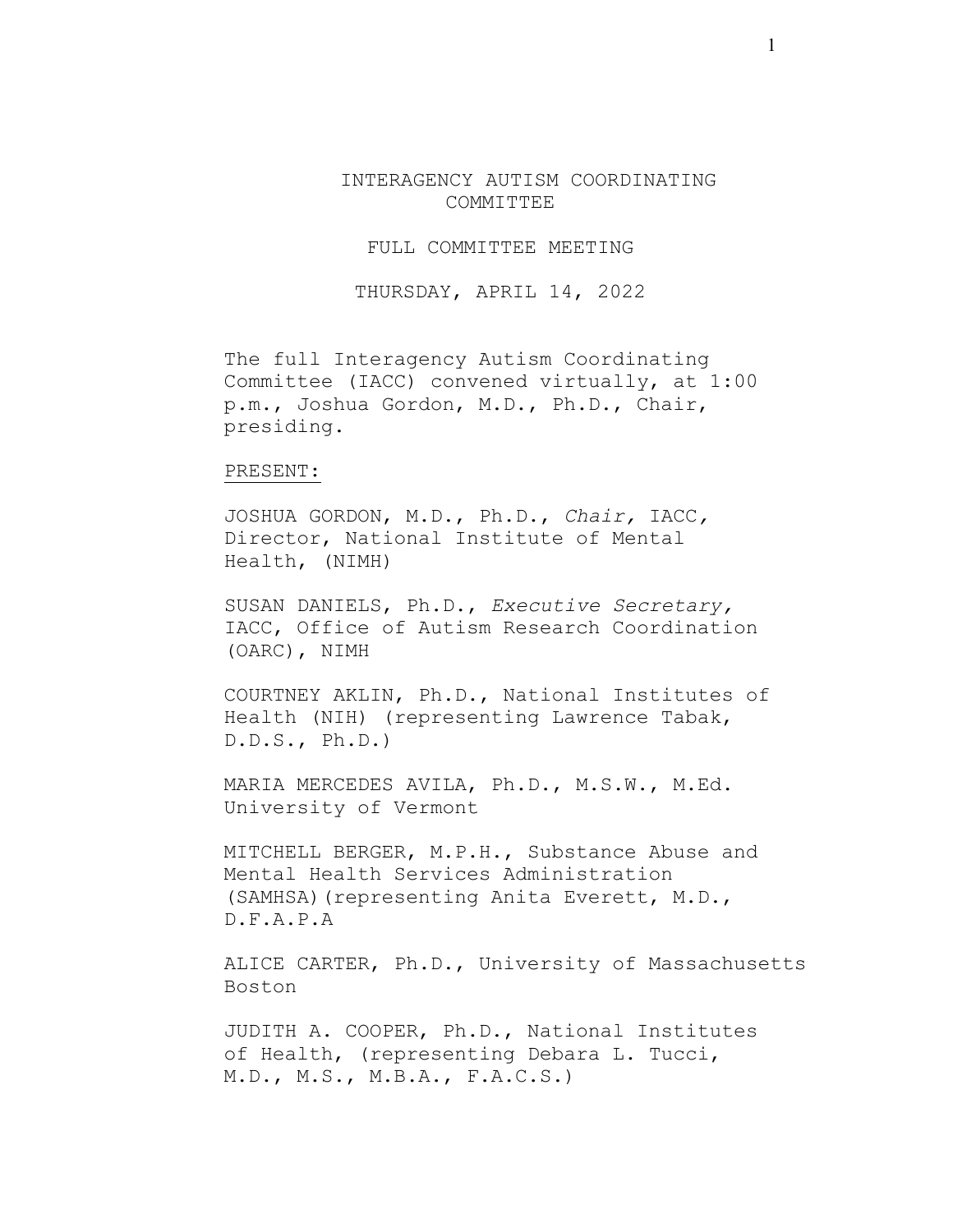# INTERAGENCY AUTISM COORDINATING COMMITTEE

## FULL COMMITTEE MEETING

## THURSDAY, APRIL 14, 2022

The full Interagency Autism Coordinating Committee (IACC) convened virtually, at 1:00 p.m., Joshua Gordon, M.D., Ph.D., Chair, presiding.

PRESENT:

JOSHUA GORDON, M.D., Ph.D., *Chair,* IACC, Director, National Institute of Mental Health, (NIMH)

SUSAN DANIELS, Ph.D., *Executive Secretary,* IACC, Office of Autism Research Coordination (OARC), NIMH

COURTNEY AKLIN, Ph.D., National Institutes of Health (NIH) (representing Lawrence Tabak, D.D.S., Ph.D.)

MARIA MERCEDES AVILA, Ph.D., M.S.W., M.Ed. University of Vermont

MITCHELL BERGER, M.P.H., Substance Abuse and Mental Health Services Administration (SAMHSA)(representing Anita Everett, M.D., D.F.A.P.A

ALICE CARTER, Ph.D., University of Massachusetts Boston

JUDITH A. COOPER, Ph.D., National Institutes of Health, (representing Debara L. Tucci, M.D., M.S., M.B.A., F.A.C.S.)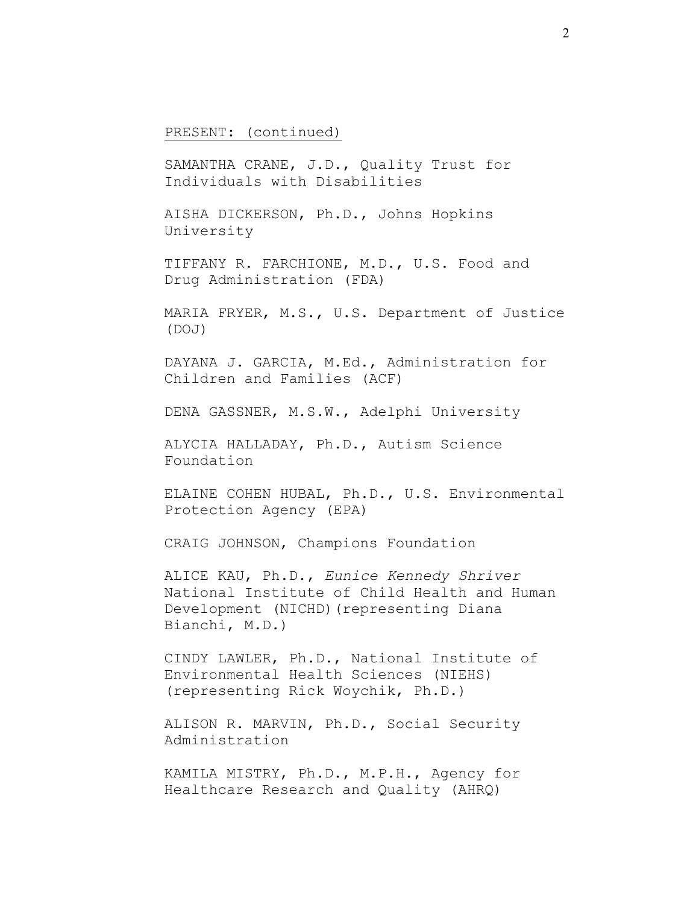PRESENT: (continued)

SAMANTHA CRANE, J.D., Quality Trust for Individuals with Disabilities

AISHA DICKERSON, Ph.D., Johns Hopkins University

TIFFANY R. FARCHIONE, M.D., U.S. Food and Drug Administration (FDA)

MARIA FRYER, M.S., U.S. Department of Justice (DOJ)

DAYANA J. GARCIA, M.Ed., Administration for Children and Families (ACF)

DENA GASSNER, M.S.W., Adelphi University

ALYCIA HALLADAY, Ph.D., Autism Science Foundation

ELAINE COHEN HUBAL, Ph.D., U.S. Environmental Protection Agency (EPA)

CRAIG JOHNSON, Champions Foundation

ALICE KAU, Ph.D., *Eunice Kennedy Shriver* National Institute of Child Health and Human Development (NICHD)(representing Diana Bianchi, M.D.)

CINDY LAWLER, Ph.D., National Institute of Environmental Health Sciences (NIEHS) (representing Rick Woychik, Ph.D.)

ALISON R. MARVIN, Ph.D., Social Security Administration

KAMILA MISTRY, Ph.D., M.P.H., Agency for Healthcare Research and Quality (AHRQ)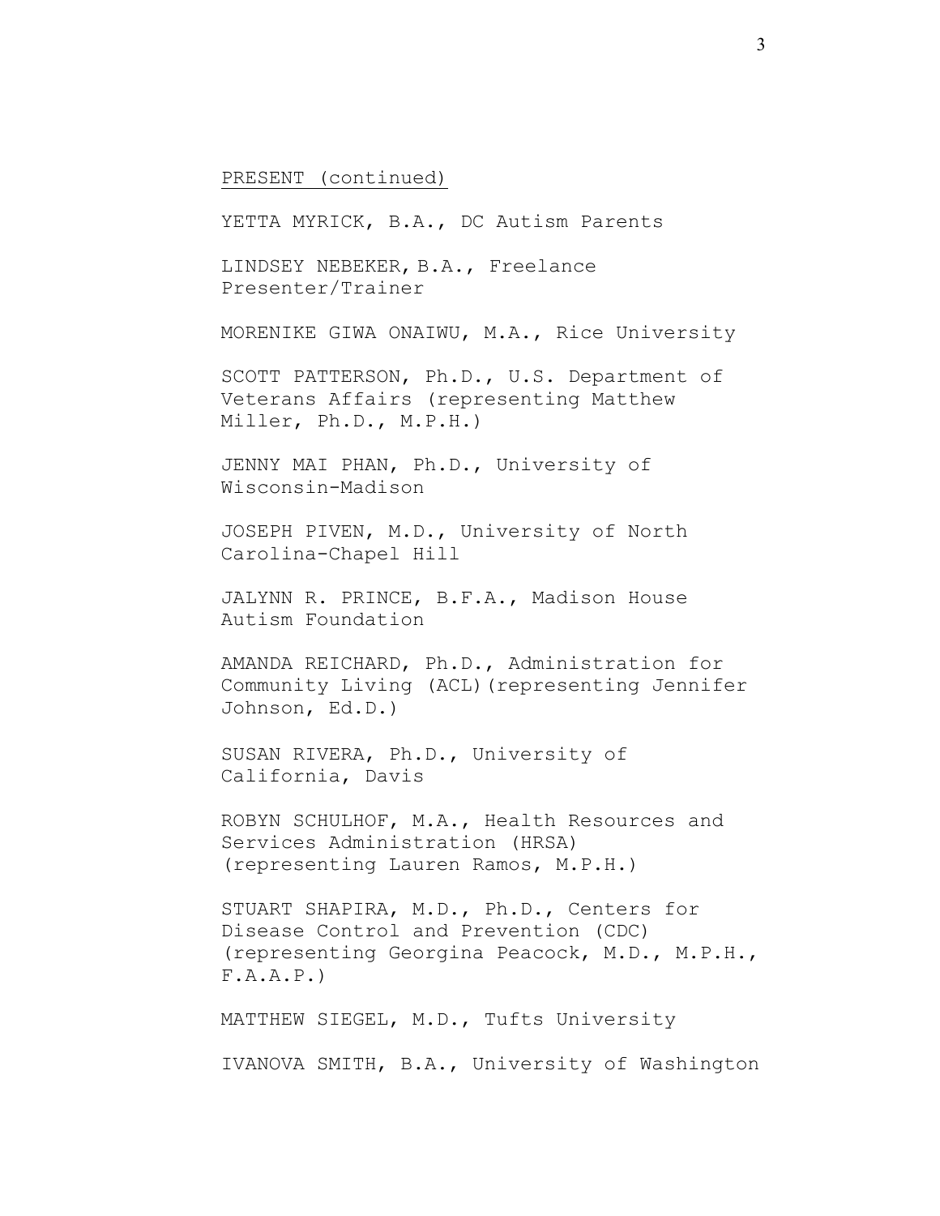PRESENT (continued)

YETTA MYRICK, B.A., DC Autism Parents

LINDSEY NEBEKER, B.A., Freelance Presenter/Trainer

MORENIKE GIWA ONAIWU, M.A., Rice University

SCOTT PATTERSON, Ph.D., U.S. Department of Veterans Affairs (representing Matthew Miller, Ph.D., M.P.H.)

JENNY MAI PHAN, Ph.D., University of Wisconsin-Madison

JOSEPH PIVEN, M.D., University of North Carolina-Chapel Hill

JALYNN R. PRINCE, B.F.A., Madison House Autism Foundation

AMANDA REICHARD, Ph.D., Administration for Community Living (ACL)(representing Jennifer Johnson, Ed.D.)

SUSAN RIVERA, Ph.D., University of California, Davis

ROBYN SCHULHOF, M.A., Health Resources and Services Administration (HRSA) (representing Lauren Ramos, M.P.H.)

STUART SHAPIRA, M.D., Ph.D., Centers for Disease Control and Prevention (CDC) (representing Georgina Peacock, M.D., M.P.H., F.A.A.P.)

MATTHEW SIEGEL, M.D., Tufts University

IVANOVA SMITH, B.A., University of Washington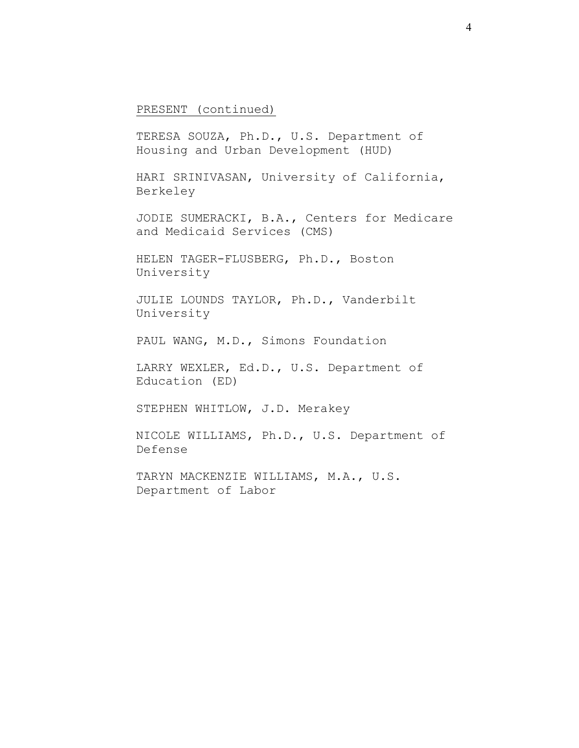PRESENT (continued)

TERESA SOUZA, Ph.D., U.S. Department of Housing and Urban Development (HUD)

HARI SRINIVASAN, University of California, Berkeley

JODIE SUMERACKI, B.A., Centers for Medicare and Medicaid Services (CMS)

HELEN TAGER-FLUSBERG, Ph.D., Boston University

JULIE LOUNDS TAYLOR, Ph.D., Vanderbilt University

PAUL WANG, M.D., Simons Foundation

LARRY WEXLER, Ed.D., U.S. Department of Education (ED)

STEPHEN WHITLOW, J.D. Merakey

NICOLE WILLIAMS, Ph.D., U.S. Department of Defense

TARYN MACKENZIE WILLIAMS, M.A., U.S. Department of Labor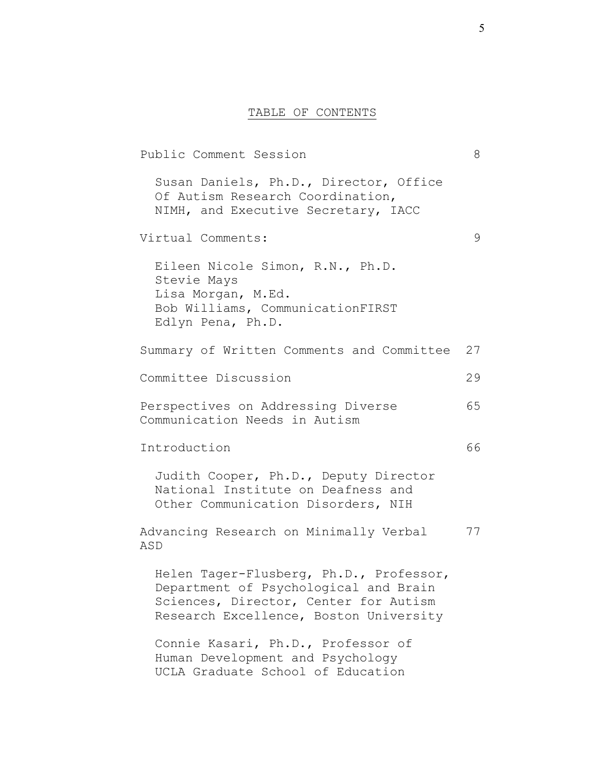# TABLE OF CONTENTS

Public Comment Session 8

Susan Daniels, Ph.D., Director, Office Of Autism Research Coordination, NIMH, and Executive Secretary, IACC

Virtual Comments: 9

Eileen Nicole Simon, R.N., Ph.D.
Stevie Mays
Lisa Morgan, M.Ed.
Bob Williams, CommunicationFIRST
Edlyn Pena, Ph.D.

Summary of Written Comments and Committee 27

Committee Discussion 29

Perspectives on Addressing Diverse Communication Needs in Autism 65

Introduction 66

Judith Cooper, Ph.D., Deputy Director National Institute on Deafness and Other Communication Disorders, NIH

Advancing Research on Minimally Verbal ASD 77

Helen Tager-Flusberg, Ph.D., Professor, Department of Psychological and Brain Sciences, Director, Center for Autism Research Excellence, Boston University

Connie Kasari, Ph.D., Professor of Human Development and Psychology UCLA Graduate School of Education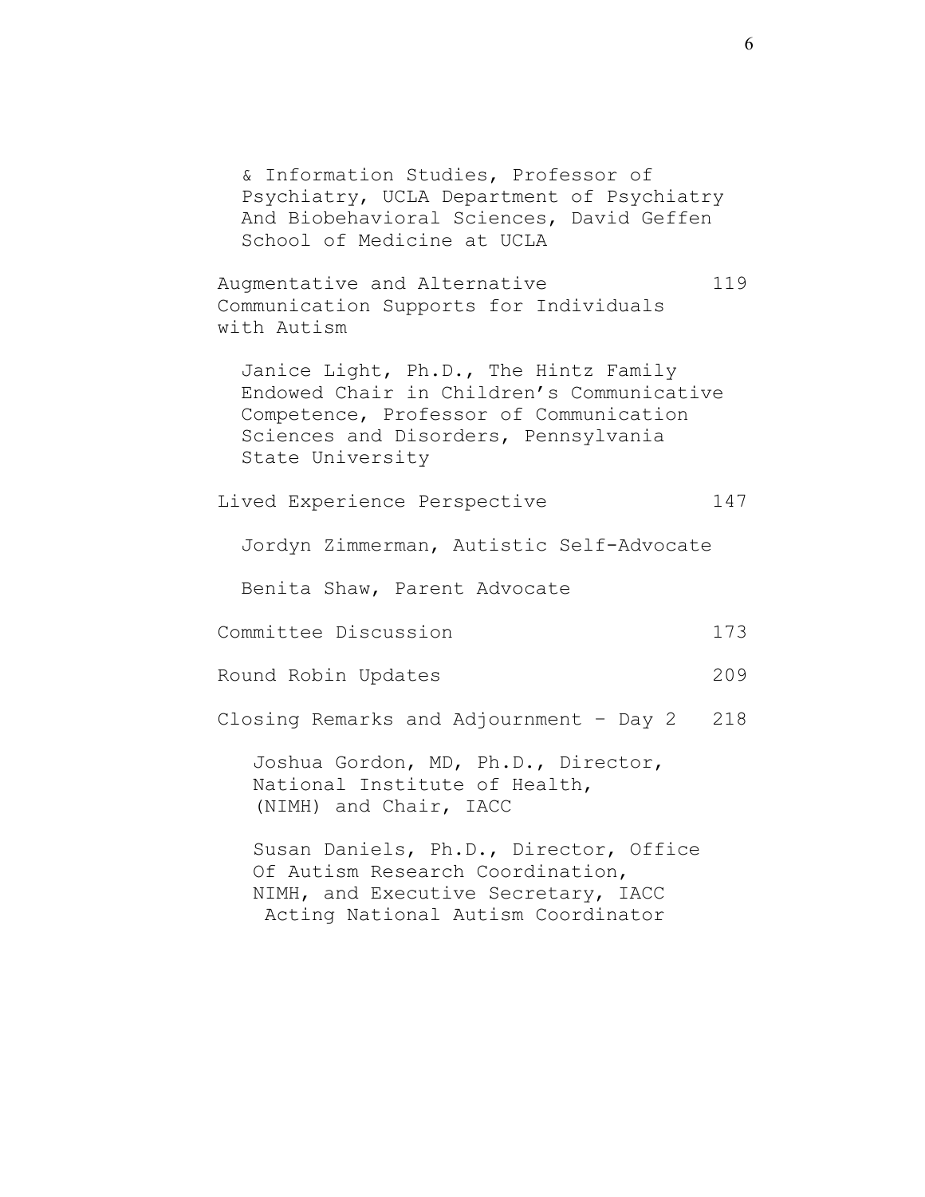& Information Studies, Professor of Psychiatry, UCLA Department of Psychiatry And Biobehavioral Sciences, David Geffen School of Medicine at UCLA

| | |
|---|---|
| Augmentative and Alternative Communication Supports for Individuals with Autism | 119 |
| Janice Light, Ph.D., The Hintz Family Endowed Chair in Children's Communicative Competence, Professor of Communication Sciences and Disorders, Pennsylvania State University | |
| Lived Experience Perspective | 147 |
| Jordyn Zimmerman, Autistic Self-Advocate | |
| Benita Shaw, Parent Advocate | |
| Committee Discussion | 173 |
| Round Robin Updates | 209 |
| Closing Remarks and Adjournment – Day 2 | 218 |
| Joshua Gordon, MD, Ph.D., Director, National Institute of Health, (NIMH) and Chair, IACC | |
| Susan Daniels, Ph.D., Director, Office Of Autism Research Coordination, NIMH, and Executive Secretary, IACC Acting National Autism Coordinator | |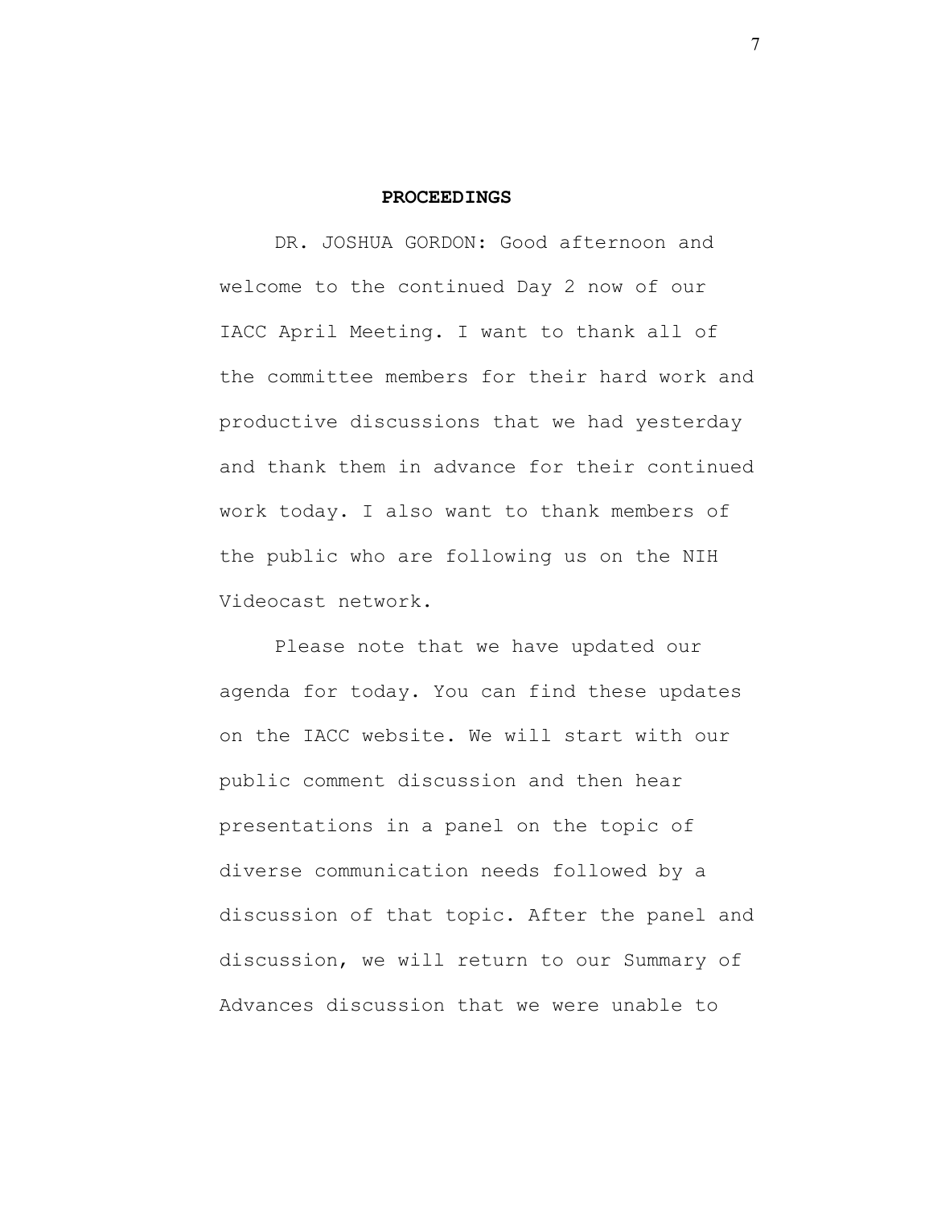**PROCEEDINGS**

DR. JOSHUA GORDON: Good afternoon and welcome to the continued Day 2 now of our IACC April Meeting. I want to thank all of the committee members for their hard work and productive discussions that we had yesterday and thank them in advance for their continued work today. I also want to thank members of the public who are following us on the NIH Videocast network.

Please note that we have updated our agenda for today. You can find these updates on the IACC website. We will start with our public comment discussion and then hear presentations in a panel on the topic of diverse communication needs followed by a discussion of that topic. After the panel and discussion, we will return to our Summary of Advances discussion that we were unable to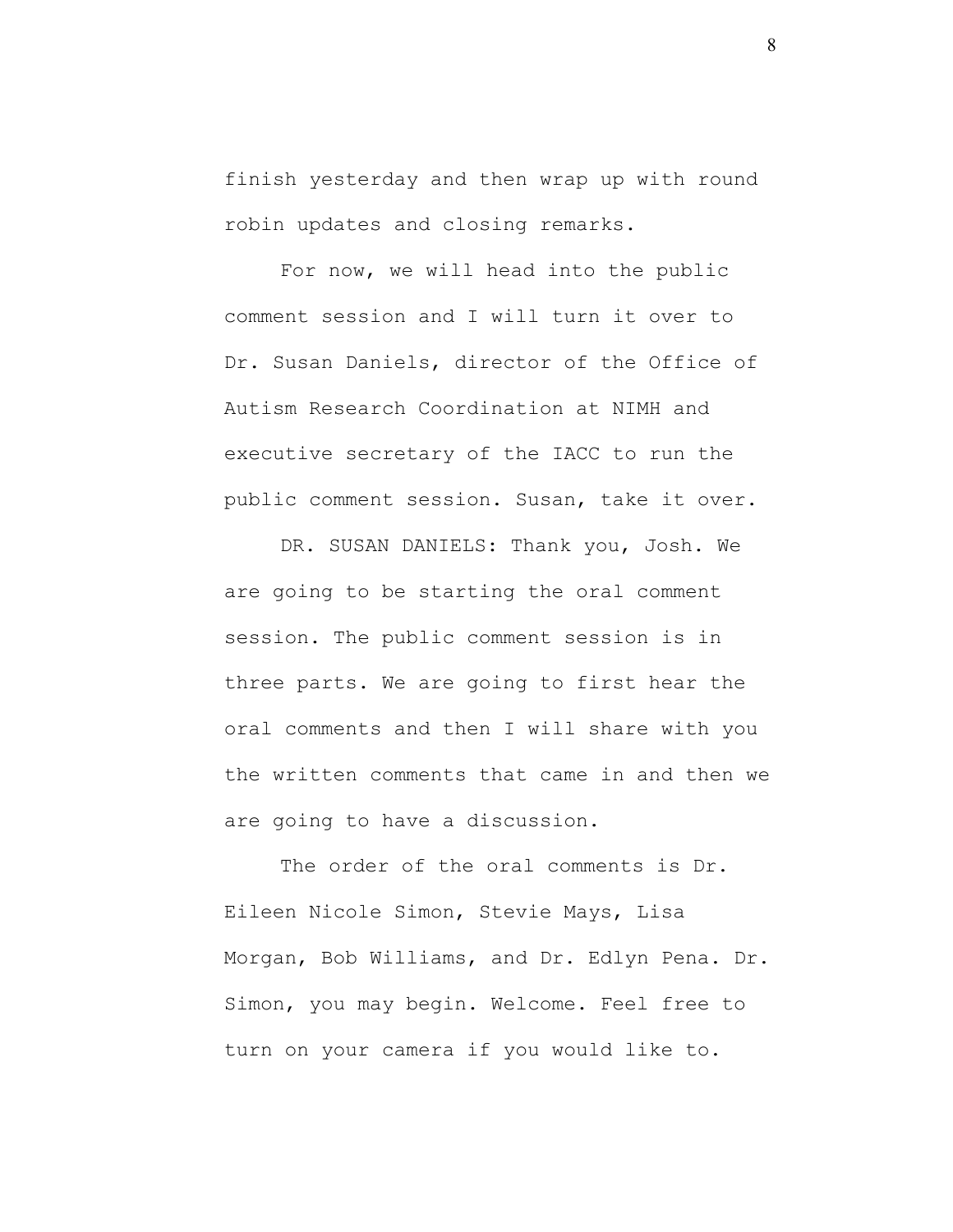finish yesterday and then wrap up with round robin updates and closing remarks.

For now, we will head into the public comment session and I will turn it over to Dr. Susan Daniels, director of the Office of Autism Research Coordination at NIMH and executive secretary of the IACC to run the public comment session. Susan, take it over.

DR. SUSAN DANIELS: Thank you, Josh. We are going to be starting the oral comment session. The public comment session is in three parts. We are going to first hear the oral comments and then I will share with you the written comments that came in and then we are going to have a discussion.

The order of the oral comments is Dr. Eileen Nicole Simon, Stevie Mays, Lisa Morgan, Bob Williams, and Dr. Edlyn Pena. Dr. Simon, you may begin. Welcome. Feel free to turn on your camera if you would like to.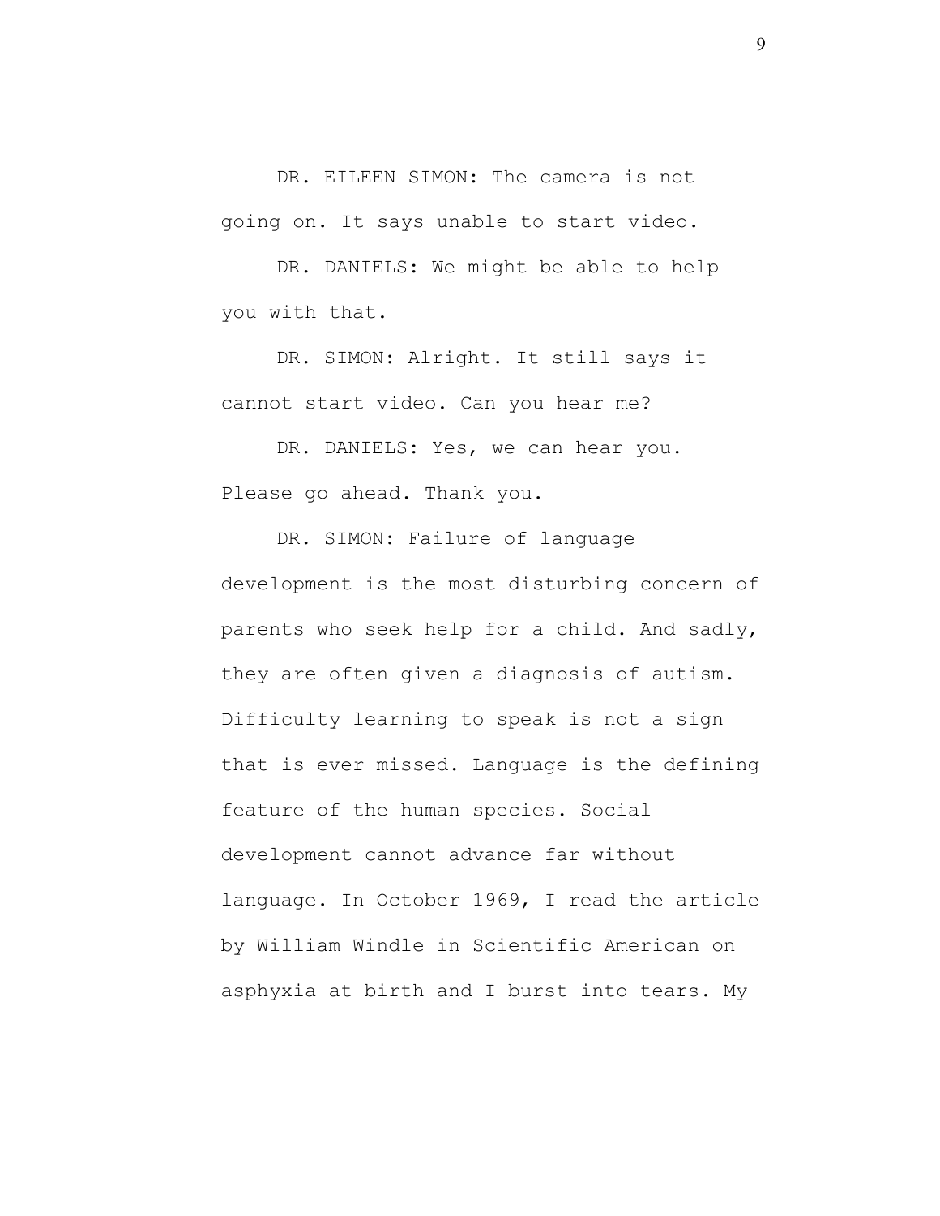DR. EILEEN SIMON: The camera is not going on. It says unable to start video.

DR. DANIELS: We might be able to help you with that.

DR. SIMON: Alright. It still says it cannot start video. Can you hear me?

DR. DANIELS: Yes, we can hear you. Please go ahead. Thank you.

DR. SIMON: Failure of language development is the most disturbing concern of parents who seek help for a child. And sadly, they are often given a diagnosis of autism. Difficulty learning to speak is not a sign that is ever missed. Language is the defining feature of the human species. Social development cannot advance far without language. In October 1969, I read the article by William Windle in Scientific American on asphyxia at birth and I burst into tears. My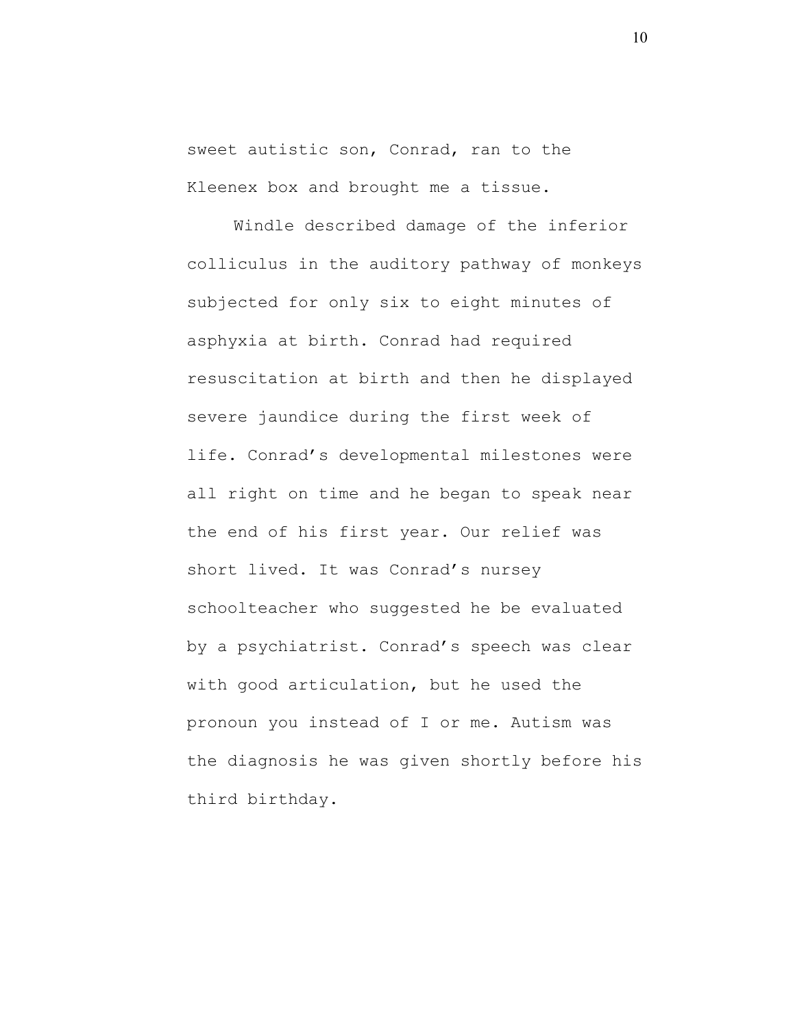sweet autistic son, Conrad, ran to the Kleenex box and brought me a tissue.

Windle described damage of the inferior colliculus in the auditory pathway of monkeys subjected for only six to eight minutes of asphyxia at birth. Conrad had required resuscitation at birth and then he displayed severe jaundice during the first week of life. Conrad's developmental milestones were all right on time and he began to speak near the end of his first year. Our relief was short lived. It was Conrad's nursey schoolteacher who suggested he be evaluated by a psychiatrist. Conrad's speech was clear with good articulation, but he used the pronoun you instead of I or me. Autism was the diagnosis he was given shortly before his third birthday.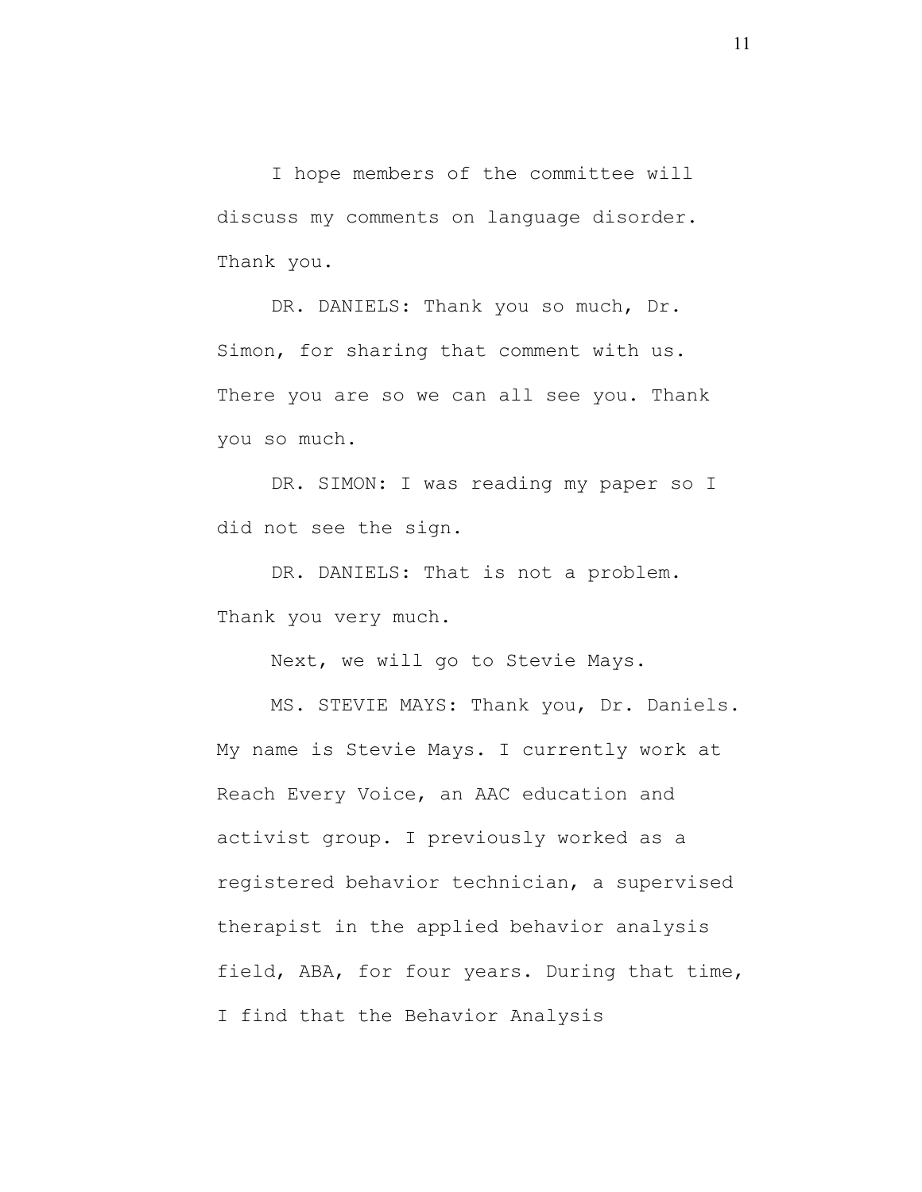I hope members of the committee will discuss my comments on language disorder. Thank you.

DR. DANIELS: Thank you so much, Dr. Simon, for sharing that comment with us. There you are so we can all see you. Thank you so much.

DR. SIMON: I was reading my paper so I did not see the sign.

DR. DANIELS: That is not a problem. Thank you very much.

Next, we will go to Stevie Mays.

MS. STEVIE MAYS: Thank you, Dr. Daniels. My name is Stevie Mays. I currently work at Reach Every Voice, an AAC education and activist group. I previously worked as a registered behavior technician, a supervised therapist in the applied behavior analysis field, ABA, for four years. During that time, I find that the Behavior Analysis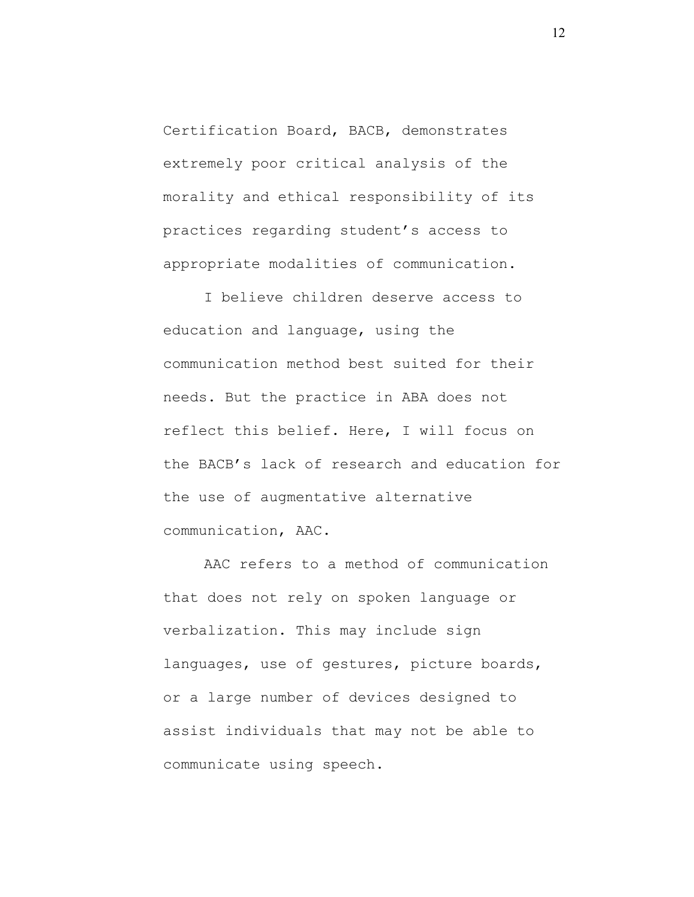Certification Board, BACB, demonstrates extremely poor critical analysis of the morality and ethical responsibility of its practices regarding student's access to appropriate modalities of communication.

I believe children deserve access to education and language, using the communication method best suited for their needs. But the practice in ABA does not reflect this belief. Here, I will focus on the BACB's lack of research and education for the use of augmentative alternative communication, AAC.

AAC refers to a method of communication that does not rely on spoken language or verbalization. This may include sign languages, use of gestures, picture boards, or a large number of devices designed to assist individuals that may not be able to communicate using speech.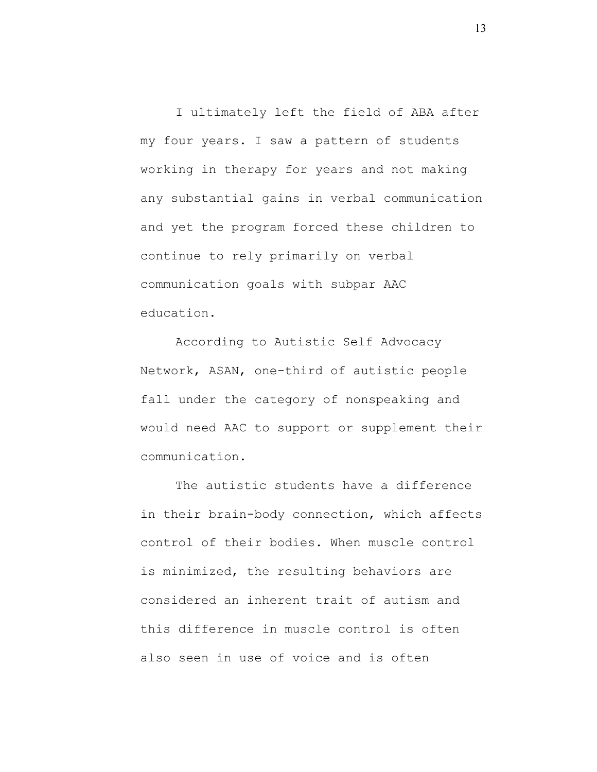I ultimately left the field of ABA after my four years. I saw a pattern of students working in therapy for years and not making any substantial gains in verbal communication and yet the program forced these children to continue to rely primarily on verbal communication goals with subpar AAC education.

According to Autistic Self Advocacy Network, ASAN, one-third of autistic people fall under the category of nonspeaking and would need AAC to support or supplement their communication.

The autistic students have a difference in their brain-body connection, which affects control of their bodies. When muscle control is minimized, the resulting behaviors are considered an inherent trait of autism and this difference in muscle control is often also seen in use of voice and is often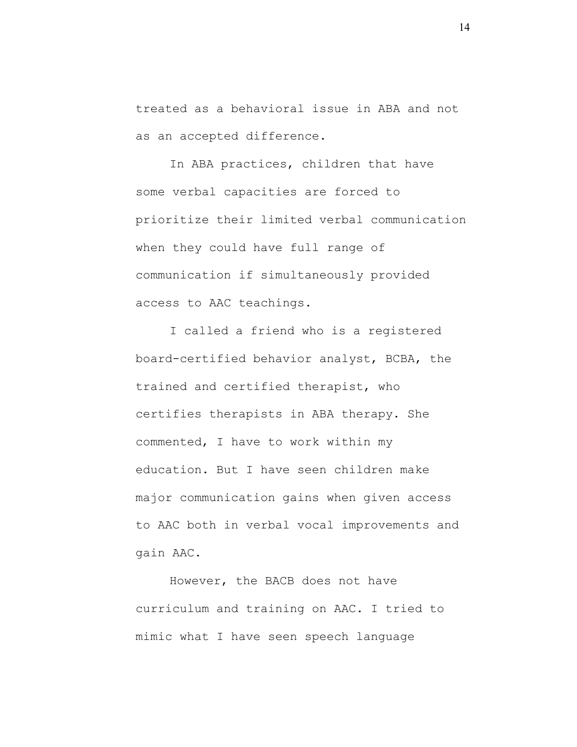treated as a behavioral issue in ABA and not as an accepted difference.

In ABA practices, children that have some verbal capacities are forced to prioritize their limited verbal communication when they could have full range of communication if simultaneously provided access to AAC teachings.

I called a friend who is a registered board-certified behavior analyst, BCBA, the trained and certified therapist, who certifies therapists in ABA therapy. She commented, I have to work within my education. But I have seen children make major communication gains when given access to AAC both in verbal vocal improvements and gain AAC.

However, the BACB does not have curriculum and training on AAC. I tried to mimic what I have seen speech language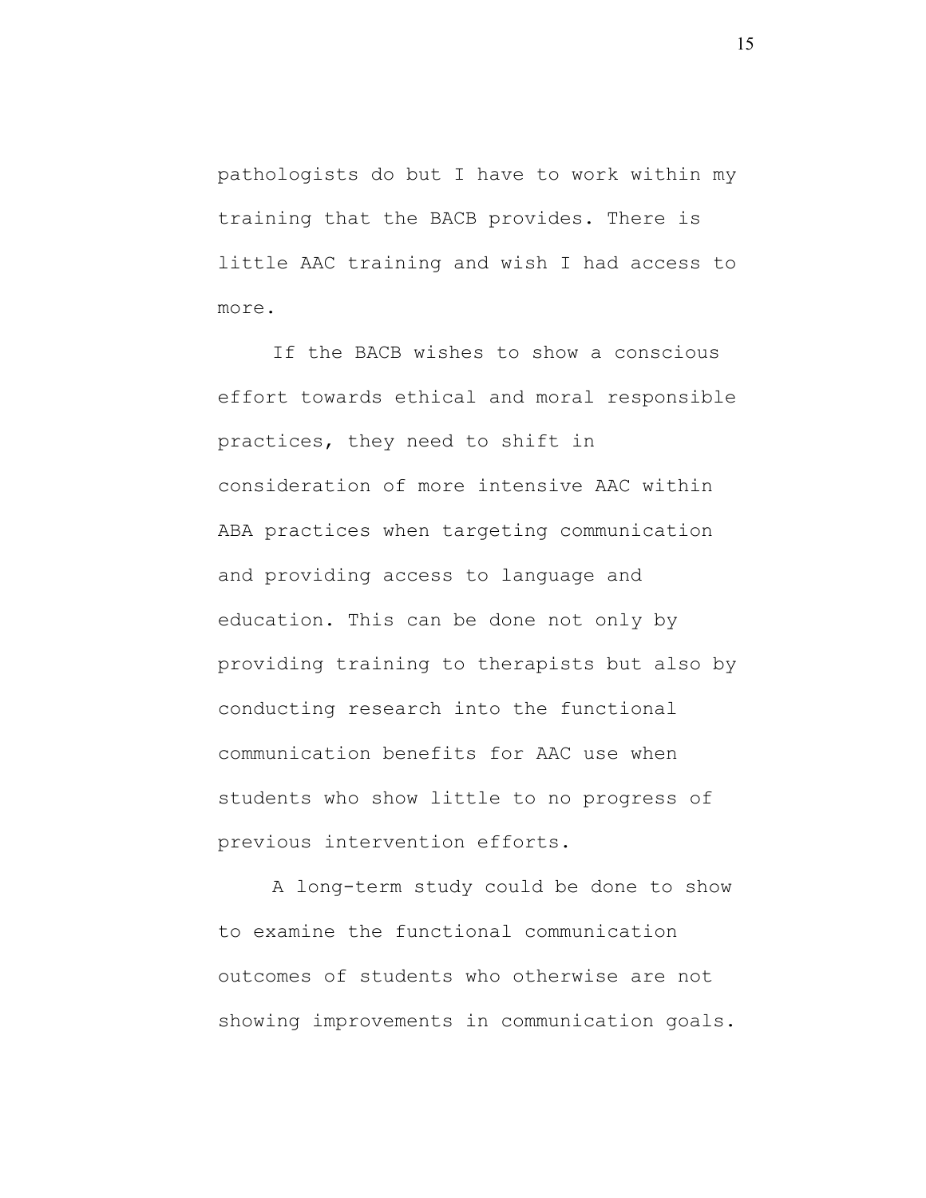pathologists do but I have to work within my training that the BACB provides. There is little AAC training and wish I had access to more.

If the BACB wishes to show a conscious effort towards ethical and moral responsible practices, they need to shift in consideration of more intensive AAC within ABA practices when targeting communication and providing access to language and education. This can be done not only by providing training to therapists but also by conducting research into the functional communication benefits for AAC use when students who show little to no progress of previous intervention efforts.

A long-term study could be done to show to examine the functional communication outcomes of students who otherwise are not showing improvements in communication goals.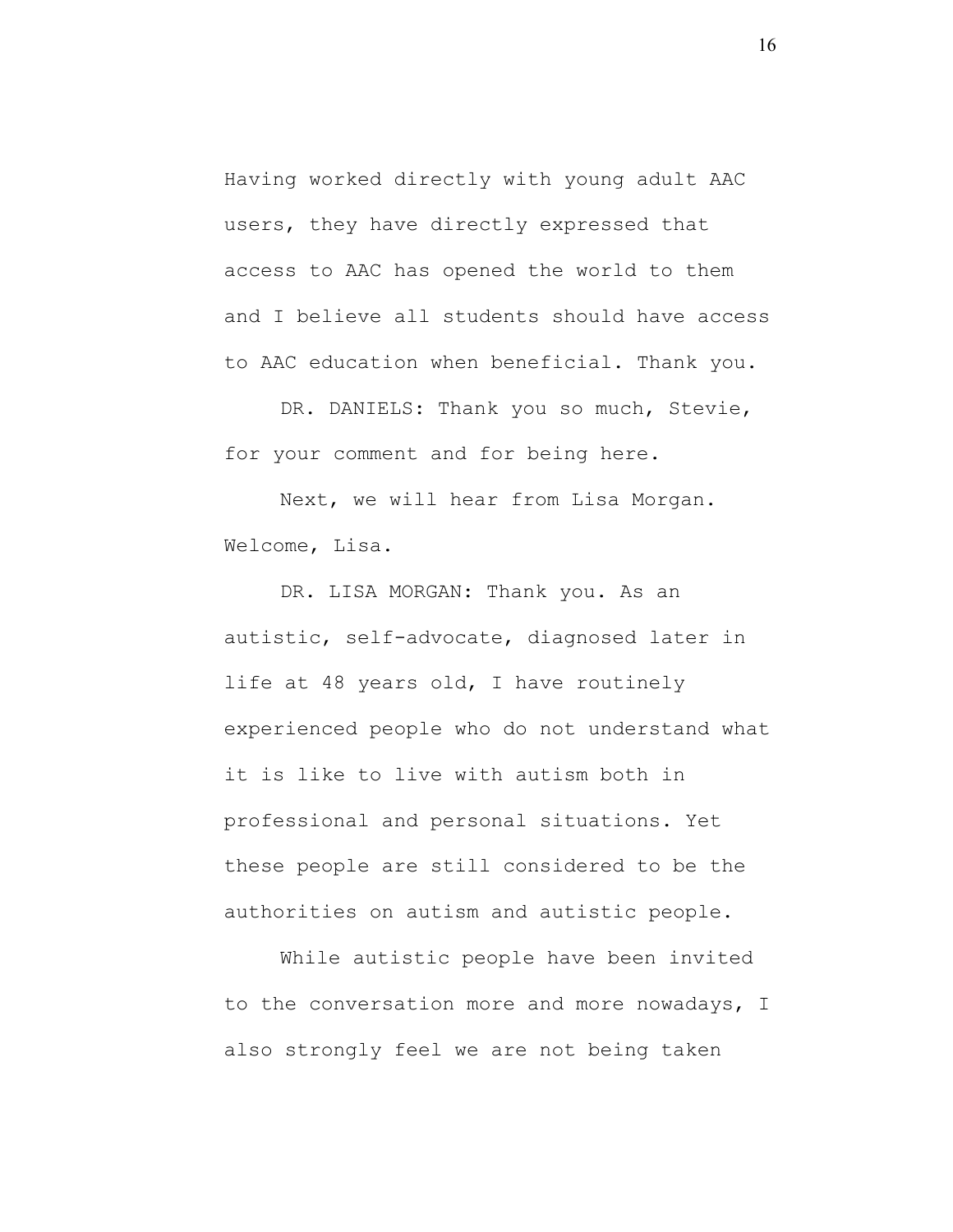Having worked directly with young adult AAC users, they have directly expressed that access to AAC has opened the world to them and I believe all students should have access to AAC education when beneficial. Thank you.

DR. DANIELS: Thank you so much, Stevie, for your comment and for being here.

Next, we will hear from Lisa Morgan. Welcome, Lisa.

DR. LISA MORGAN: Thank you. As an autistic, self-advocate, diagnosed later in life at 48 years old, I have routinely experienced people who do not understand what it is like to live with autism both in professional and personal situations. Yet these people are still considered to be the authorities on autism and autistic people.

While autistic people have been invited to the conversation more and more nowadays, I also strongly feel we are not being taken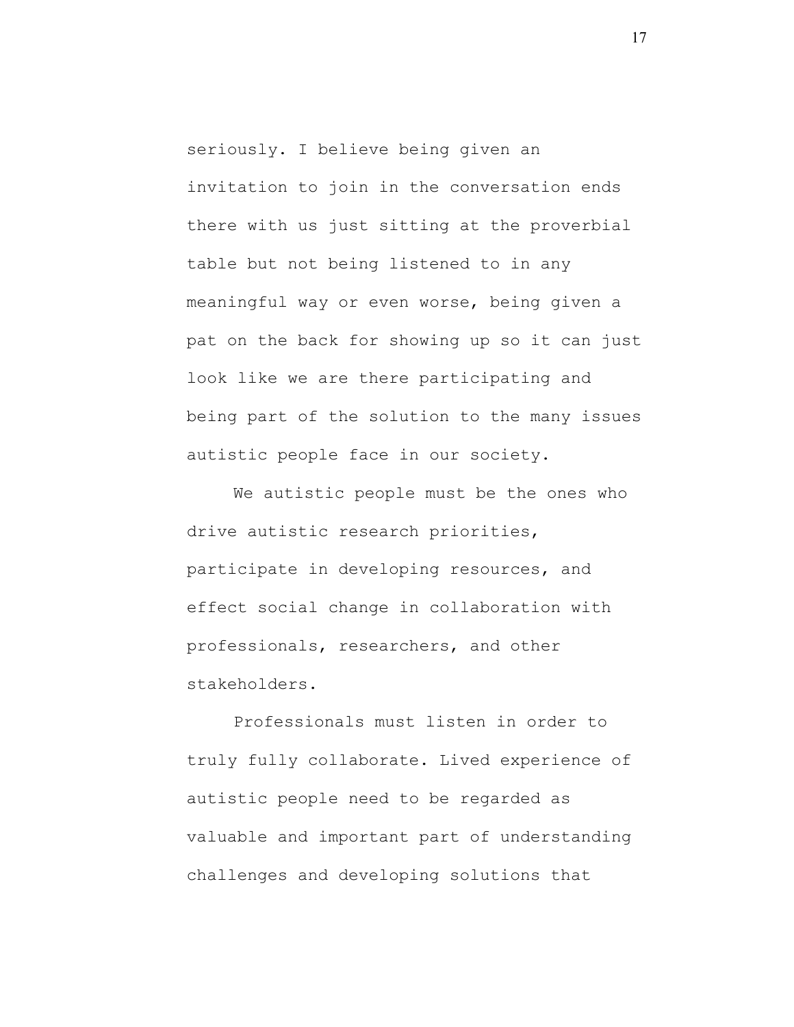seriously. I believe being given an invitation to join in the conversation ends there with us just sitting at the proverbial table but not being listened to in any meaningful way or even worse, being given a pat on the back for showing up so it can just look like we are there participating and being part of the solution to the many issues autistic people face in our society.

We autistic people must be the ones who drive autistic research priorities, participate in developing resources, and effect social change in collaboration with professionals, researchers, and other stakeholders.

Professionals must listen in order to truly fully collaborate. Lived experience of autistic people need to be regarded as valuable and important part of understanding challenges and developing solutions that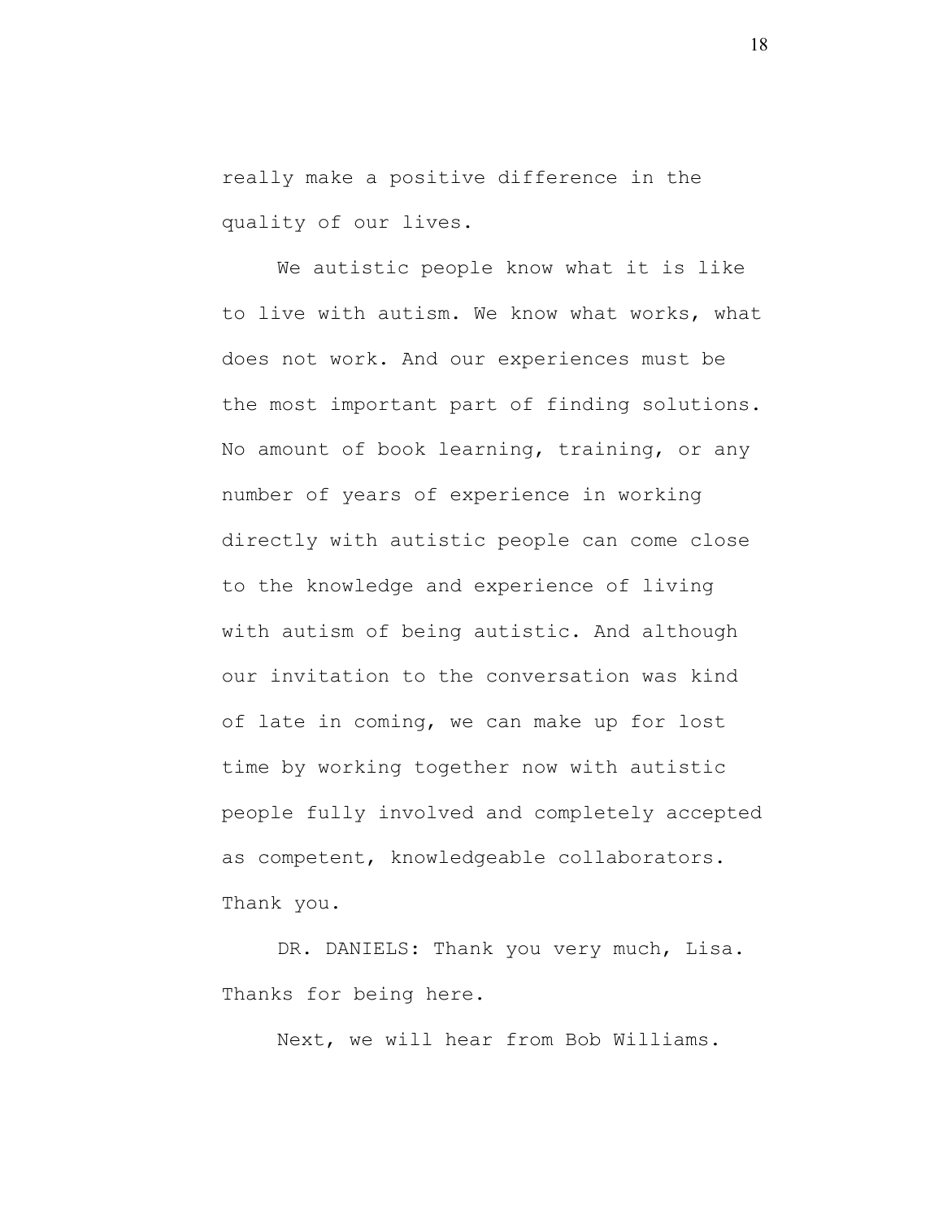really make a positive difference in the quality of our lives.

We autistic people know what it is like to live with autism. We know what works, what does not work. And our experiences must be the most important part of finding solutions. No amount of book learning, training, or any number of years of experience in working directly with autistic people can come close to the knowledge and experience of living with autism of being autistic. And although our invitation to the conversation was kind of late in coming, we can make up for lost time by working together now with autistic people fully involved and completely accepted as competent, knowledgeable collaborators. Thank you.

DR. DANIELS: Thank you very much, Lisa. Thanks for being here.

Next, we will hear from Bob Williams.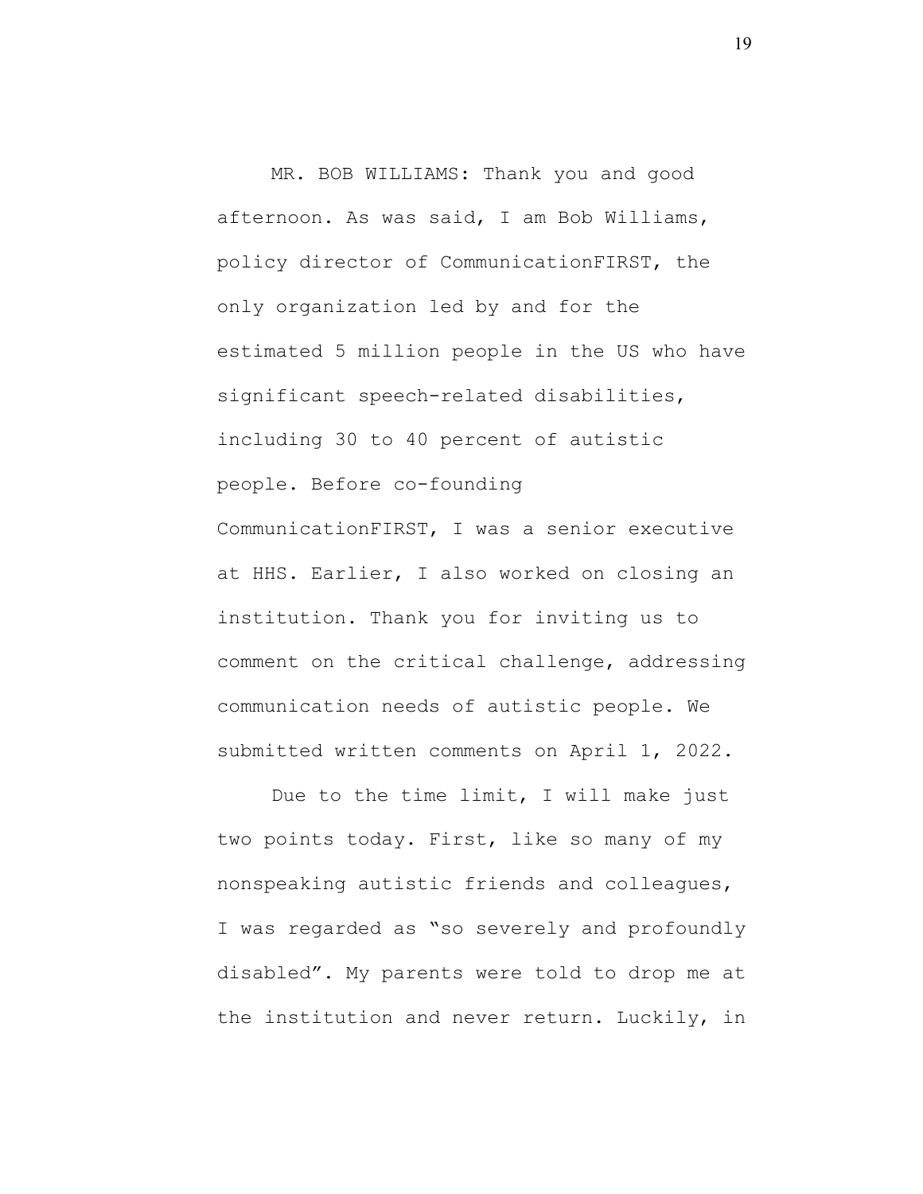MR. BOB WILLIAMS: Thank you and good afternoon. As was said, I am Bob Williams, policy director of CommunicationFIRST, the only organization led by and for the estimated 5 million people in the US who have significant speech-related disabilities, including 30 to 40 percent of autistic people. Before co-founding CommunicationFIRST, I was a senior executive at HHS. Earlier, I also worked on closing an institution. Thank you for inviting us to comment on the critical challenge, addressing communication needs of autistic people. We submitted written comments on April 1, 2022.

Due to the time limit, I will make just two points today. First, like so many of my nonspeaking autistic friends and colleagues, I was regarded as "so severely and profoundly disabled". My parents were told to drop me at the institution and never return. Luckily, in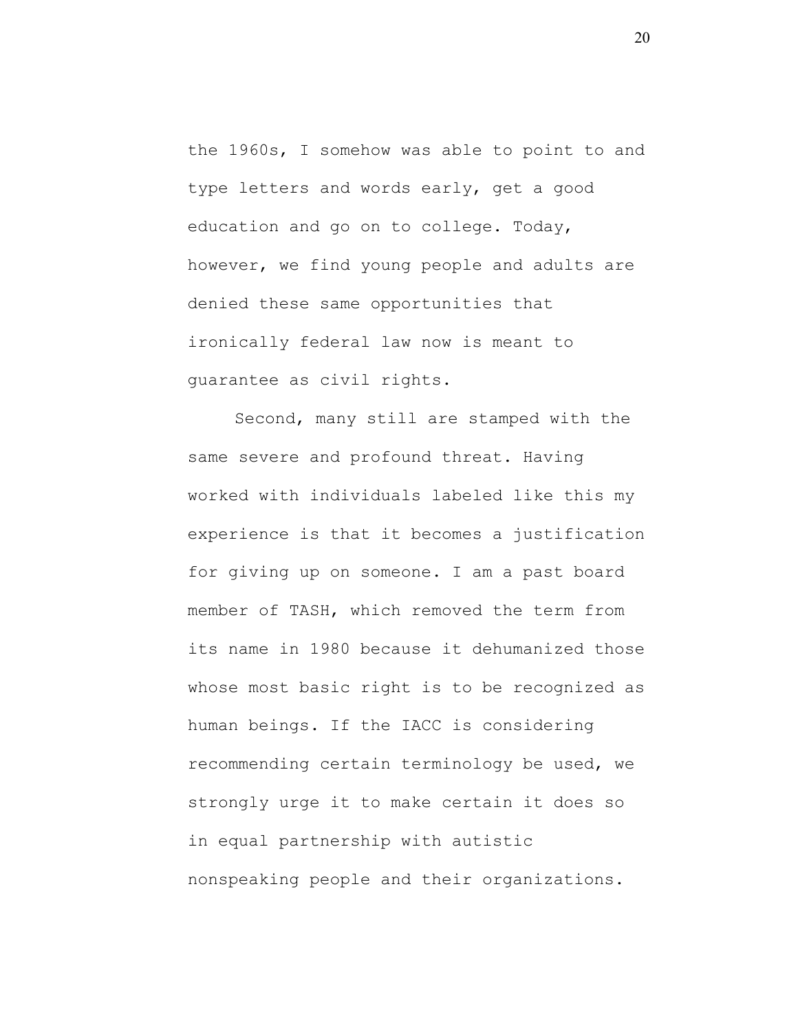the 1960s, I somehow was able to point to and type letters and words early, get a good education and go on to college. Today, however, we find young people and adults are denied these same opportunities that ironically federal law now is meant to guarantee as civil rights.

Second, many still are stamped with the same severe and profound threat. Having worked with individuals labeled like this my experience is that it becomes a justification for giving up on someone. I am a past board member of TASH, which removed the term from its name in 1980 because it dehumanized those whose most basic right is to be recognized as human beings. If the IACC is considering recommending certain terminology be used, we strongly urge it to make certain it does so in equal partnership with autistic nonspeaking people and their organizations.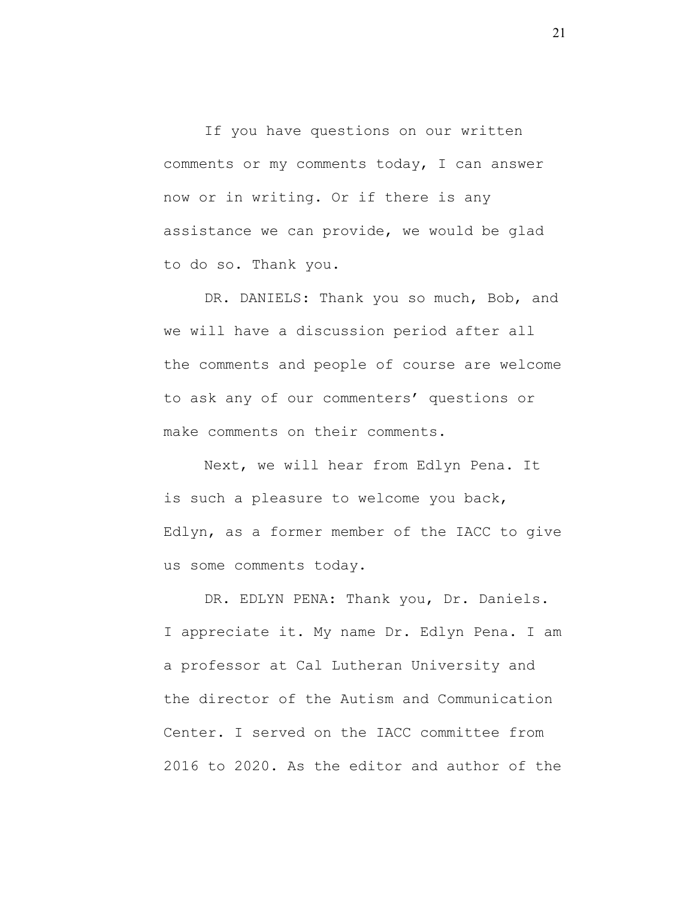If you have questions on our written comments or my comments today, I can answer now or in writing. Or if there is any assistance we can provide, we would be glad to do so. Thank you.

DR. DANIELS: Thank you so much, Bob, and we will have a discussion period after all the comments and people of course are welcome to ask any of our commenters' questions or make comments on their comments.

Next, we will hear from Edlyn Pena. It is such a pleasure to welcome you back, Edlyn, as a former member of the IACC to give us some comments today.

DR. EDLYN PENA: Thank you, Dr. Daniels. I appreciate it. My name Dr. Edlyn Pena. I am a professor at Cal Lutheran University and the director of the Autism and Communication Center. I served on the IACC committee from 2016 to 2020. As the editor and author of the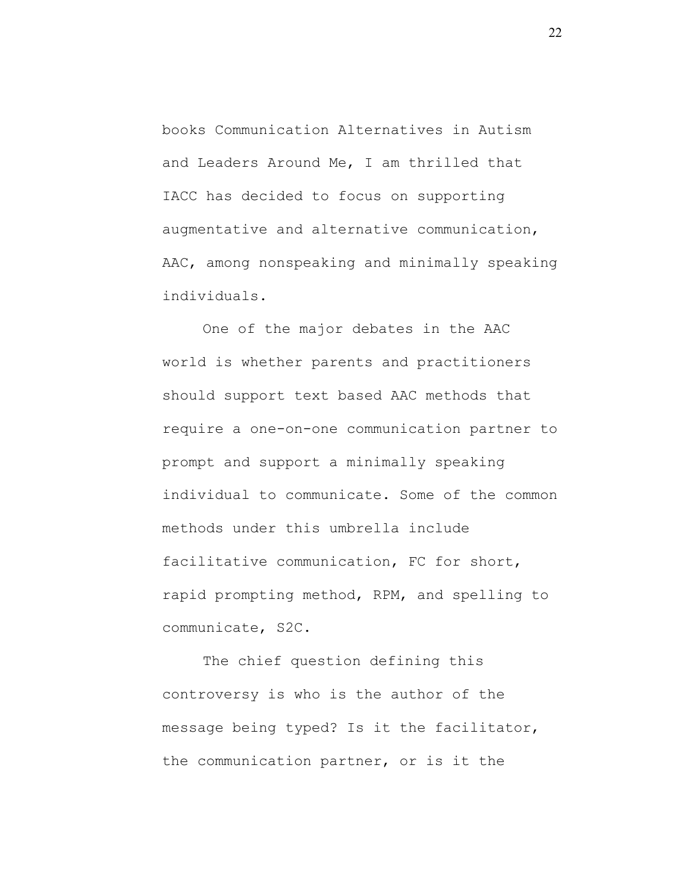books Communication Alternatives in Autism and Leaders Around Me, I am thrilled that IACC has decided to focus on supporting augmentative and alternative communication, AAC, among nonspeaking and minimally speaking individuals.

One of the major debates in the AAC world is whether parents and practitioners should support text based AAC methods that require a one-on-one communication partner to prompt and support a minimally speaking individual to communicate. Some of the common methods under this umbrella include facilitative communication, FC for short, rapid prompting method, RPM, and spelling to communicate, S2C.

The chief question defining this controversy is who is the author of the message being typed? Is it the facilitator, the communication partner, or is it the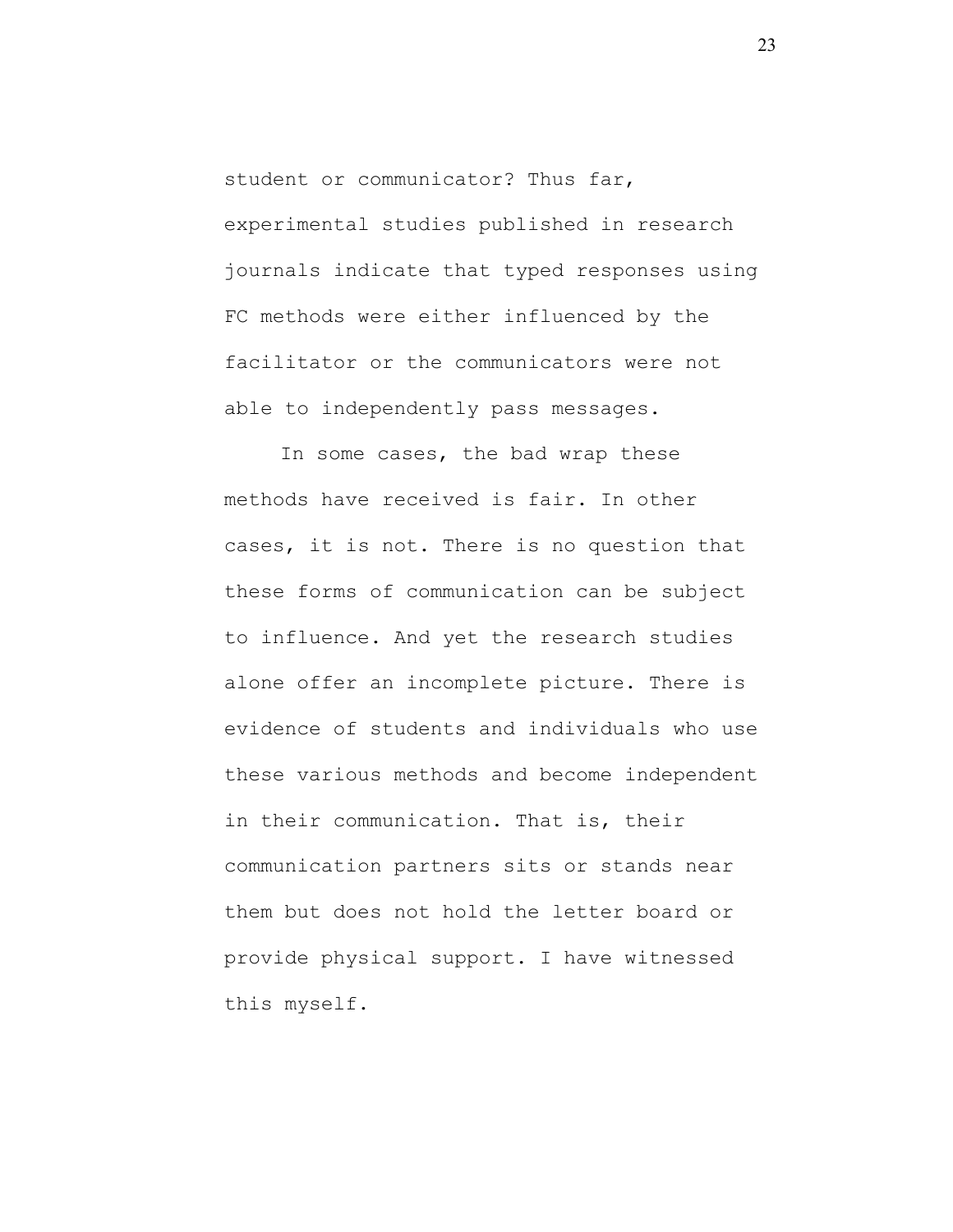student or communicator? Thus far, experimental studies published in research journals indicate that typed responses using FC methods were either influenced by the facilitator or the communicators were not able to independently pass messages.

In some cases, the bad wrap these methods have received is fair. In other cases, it is not. There is no question that these forms of communication can be subject to influence. And yet the research studies alone offer an incomplete picture. There is evidence of students and individuals who use these various methods and become independent in their communication. That is, their communication partners sits or stands near them but does not hold the letter board or provide physical support. I have witnessed this myself.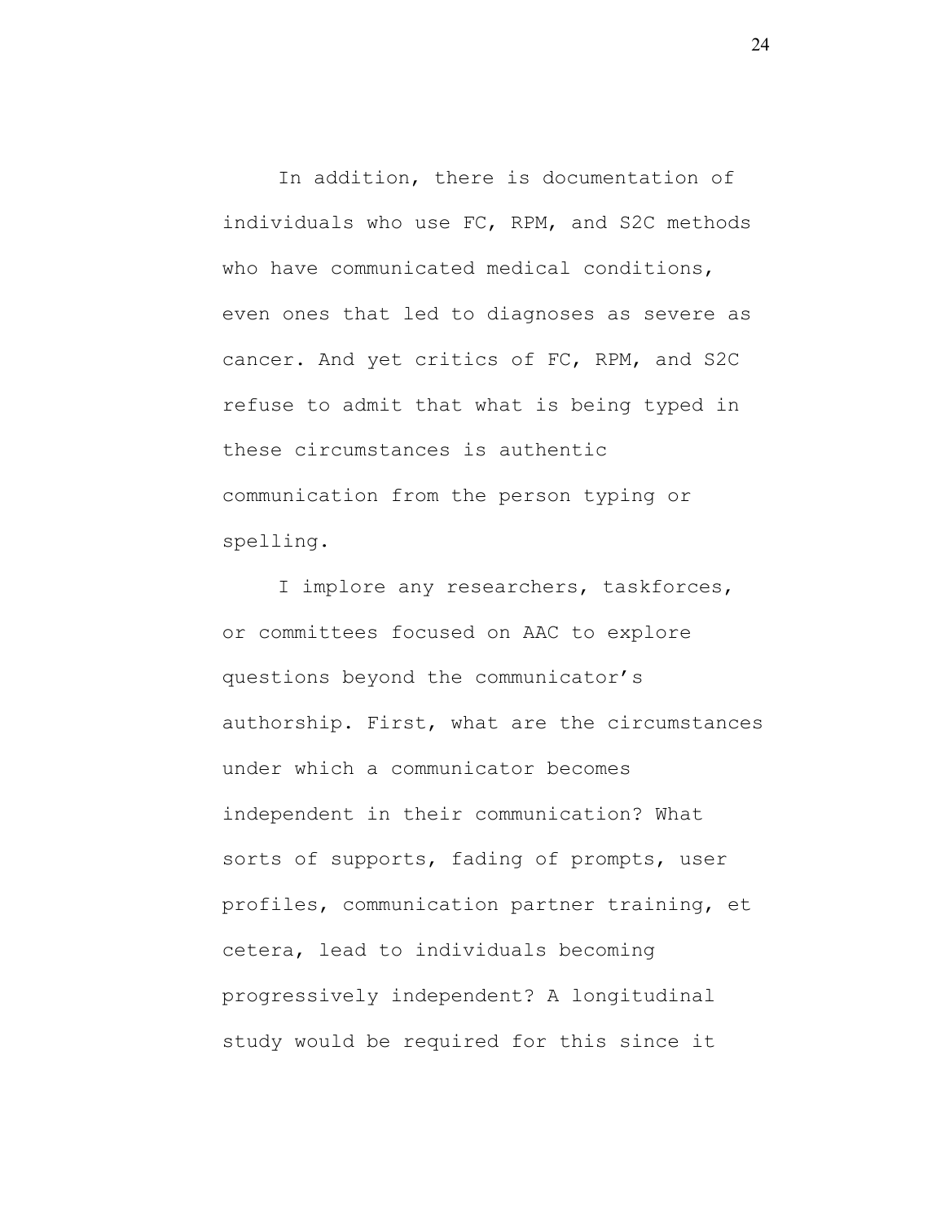In addition, there is documentation of individuals who use FC, RPM, and S2C methods who have communicated medical conditions, even ones that led to diagnoses as severe as cancer. And yet critics of FC, RPM, and S2C refuse to admit that what is being typed in these circumstances is authentic communication from the person typing or spelling.

I implore any researchers, taskforces, or committees focused on AAC to explore questions beyond the communicator's authorship. First, what are the circumstances under which a communicator becomes independent in their communication? What sorts of supports, fading of prompts, user profiles, communication partner training, et cetera, lead to individuals becoming progressively independent? A longitudinal study would be required for this since it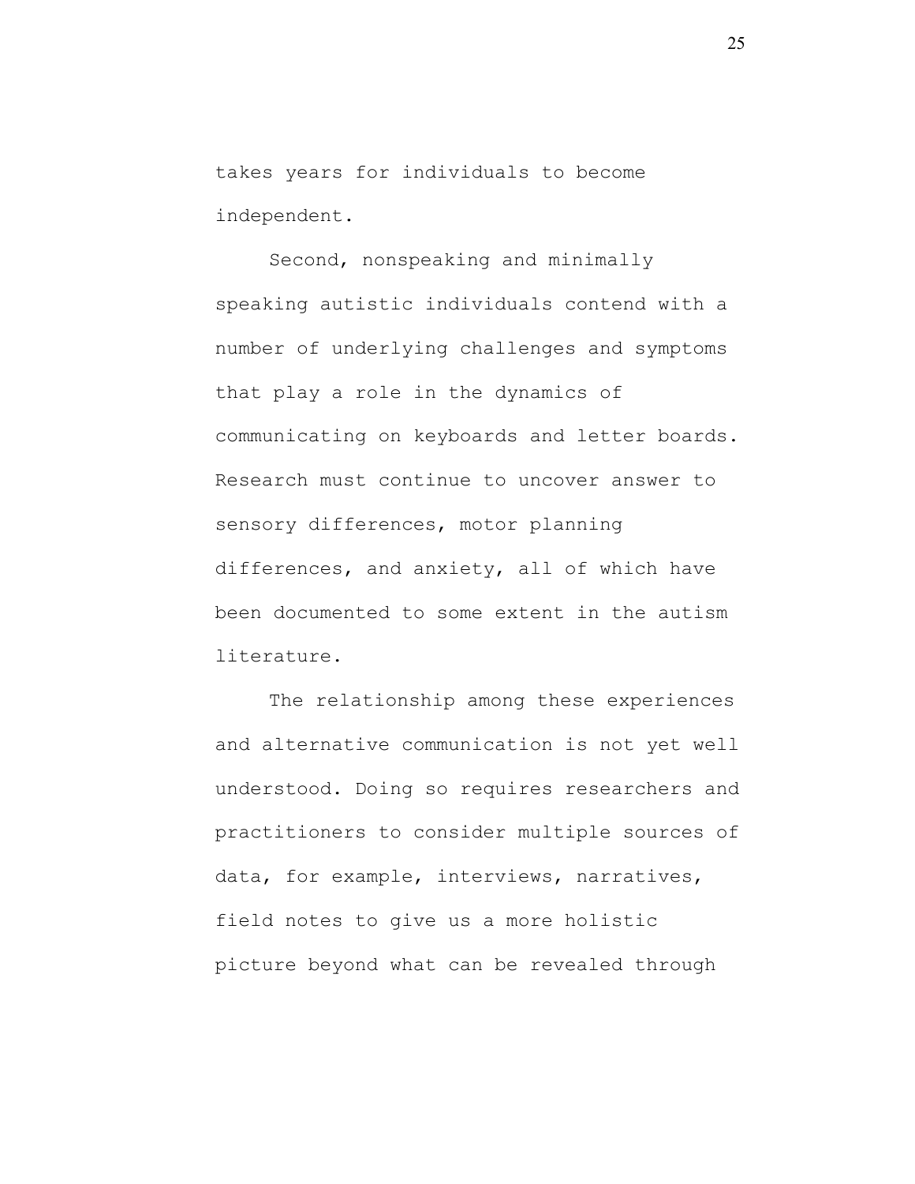takes years for individuals to become independent.

Second, nonspeaking and minimally speaking autistic individuals contend with a number of underlying challenges and symptoms that play a role in the dynamics of communicating on keyboards and letter boards. Research must continue to uncover answer to sensory differences, motor planning differences, and anxiety, all of which have been documented to some extent in the autism literature.

The relationship among these experiences and alternative communication is not yet well understood. Doing so requires researchers and practitioners to consider multiple sources of data, for example, interviews, narratives, field notes to give us a more holistic picture beyond what can be revealed through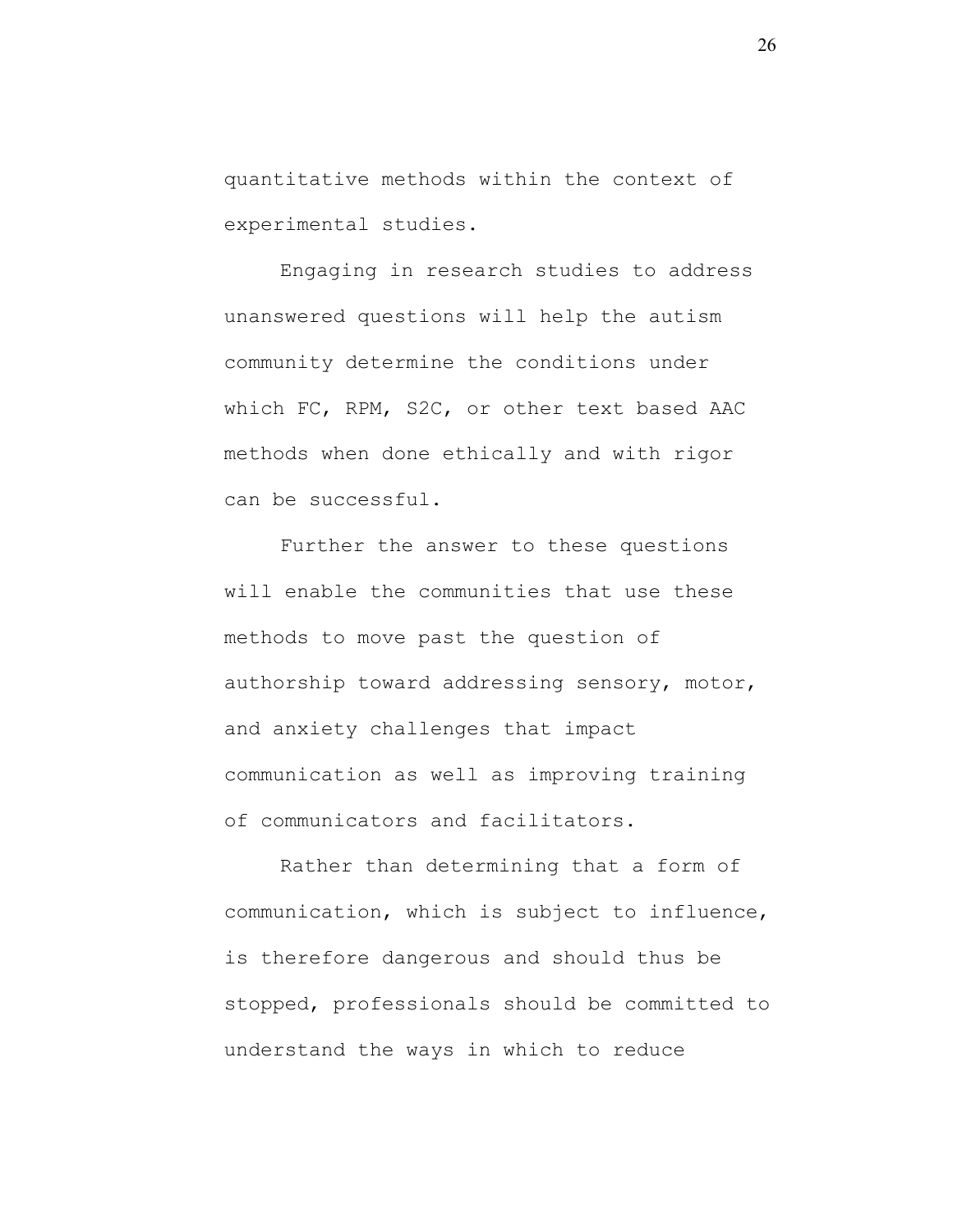quantitative methods within the context of experimental studies.

Engaging in research studies to address unanswered questions will help the autism community determine the conditions under which FC, RPM, S2C, or other text based AAC methods when done ethically and with rigor can be successful.

Further the answer to these questions will enable the communities that use these methods to move past the question of authorship toward addressing sensory, motor, and anxiety challenges that impact communication as well as improving training of communicators and facilitators.

Rather than determining that a form of communication, which is subject to influence, is therefore dangerous and should thus be stopped, professionals should be committed to understand the ways in which to reduce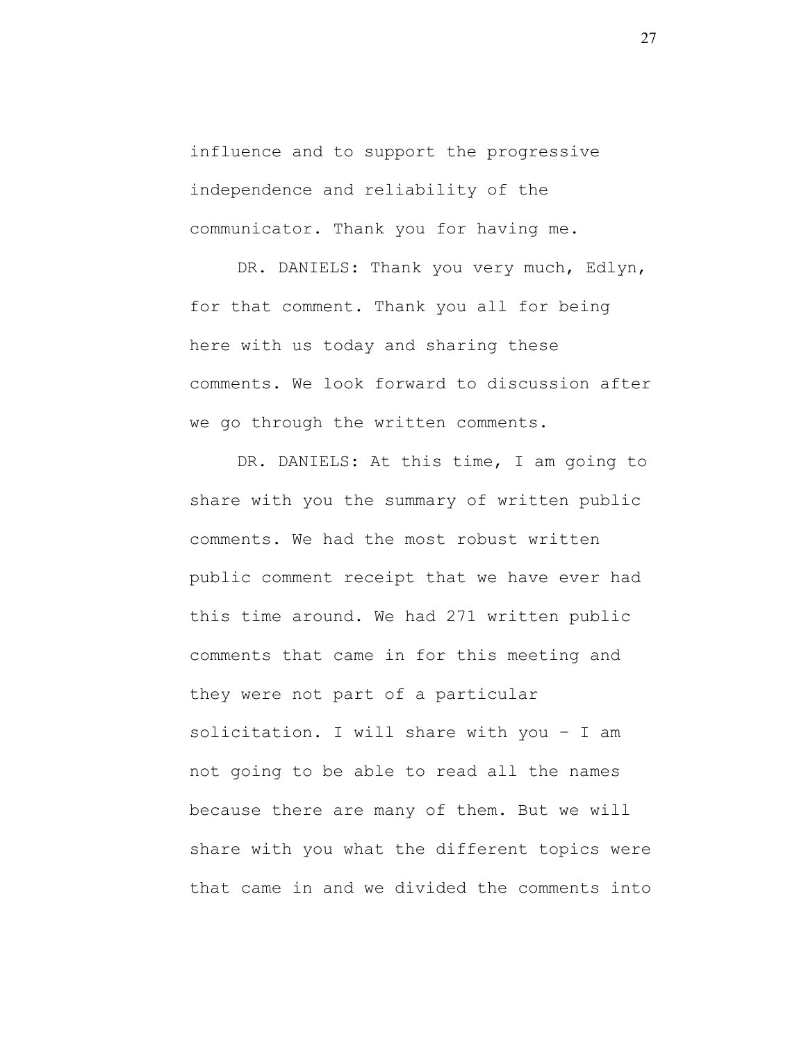influence and to support the progressive independence and reliability of the communicator. Thank you for having me.

DR. DANIELS: Thank you very much, Edlyn, for that comment. Thank you all for being here with us today and sharing these comments. We look forward to discussion after we go through the written comments.

DR. DANIELS: At this time, I am going to share with you the summary of written public comments. We had the most robust written public comment receipt that we have ever had this time around. We had 271 written public comments that came in for this meeting and they were not part of a particular solicitation. I will share with you – I am not going to be able to read all the names because there are many of them. But we will share with you what the different topics were that came in and we divided the comments into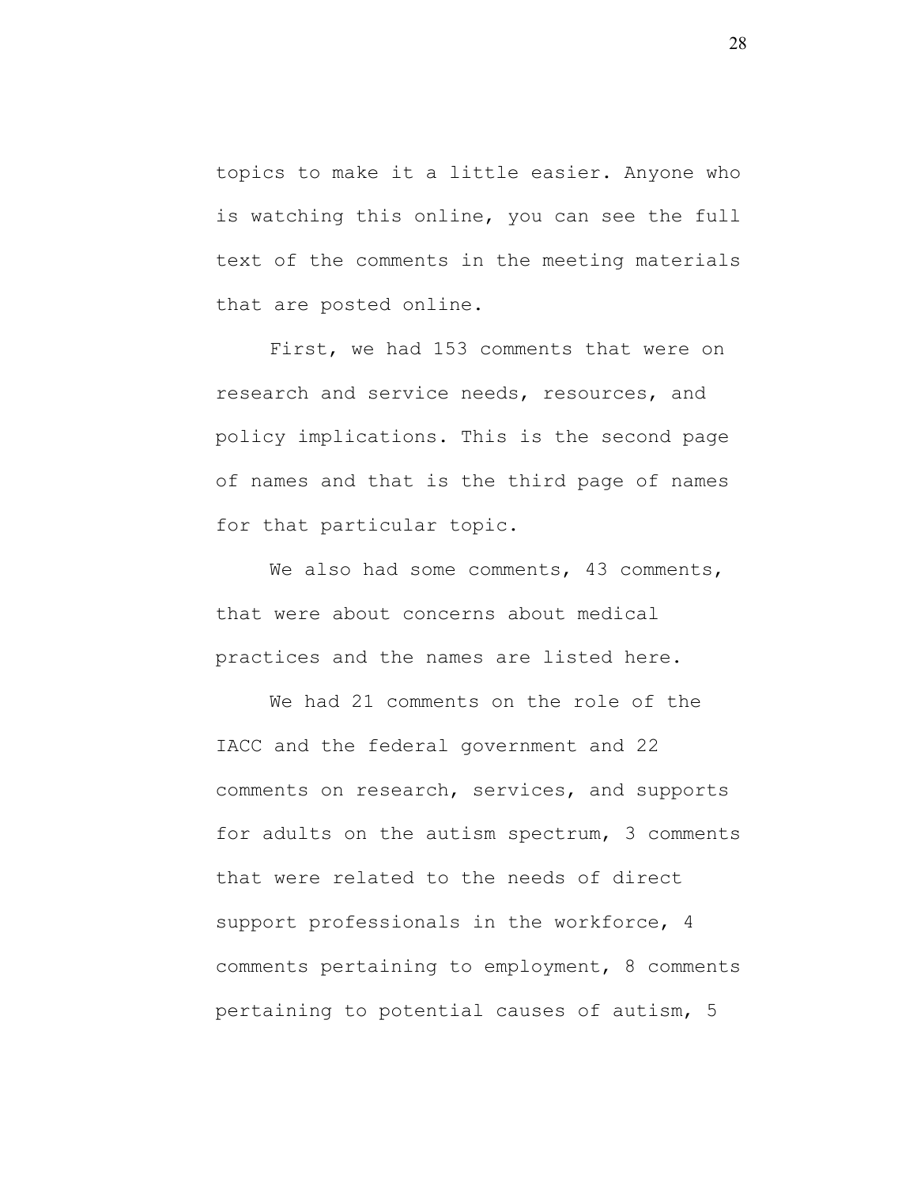topics to make it a little easier. Anyone who is watching this online, you can see the full text of the comments in the meeting materials that are posted online.

First, we had 153 comments that were on research and service needs, resources, and policy implications. This is the second page of names and that is the third page of names for that particular topic.

We also had some comments, 43 comments, that were about concerns about medical practices and the names are listed here.

We had 21 comments on the role of the IACC and the federal government and 22 comments on research, services, and supports for adults on the autism spectrum, 3 comments that were related to the needs of direct support professionals in the workforce, 4 comments pertaining to employment, 8 comments pertaining to potential causes of autism, 5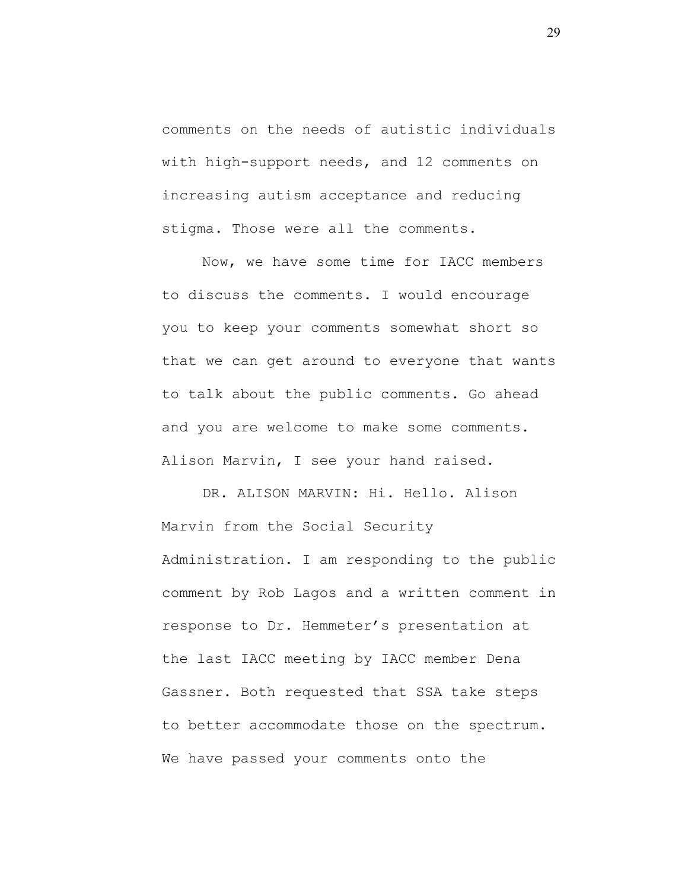comments on the needs of autistic individuals with high-support needs, and 12 comments on increasing autism acceptance and reducing stigma. Those were all the comments.

Now, we have some time for IACC members to discuss the comments. I would encourage you to keep your comments somewhat short so that we can get around to everyone that wants to talk about the public comments. Go ahead and you are welcome to make some comments. Alison Marvin, I see your hand raised.

DR. ALISON MARVIN: Hi. Hello. Alison Marvin from the Social Security Administration. I am responding to the public comment by Rob Lagos and a written comment in response to Dr. Hemmeter's presentation at the last IACC meeting by IACC member Dena Gassner. Both requested that SSA take steps to better accommodate those on the spectrum. We have passed your comments onto the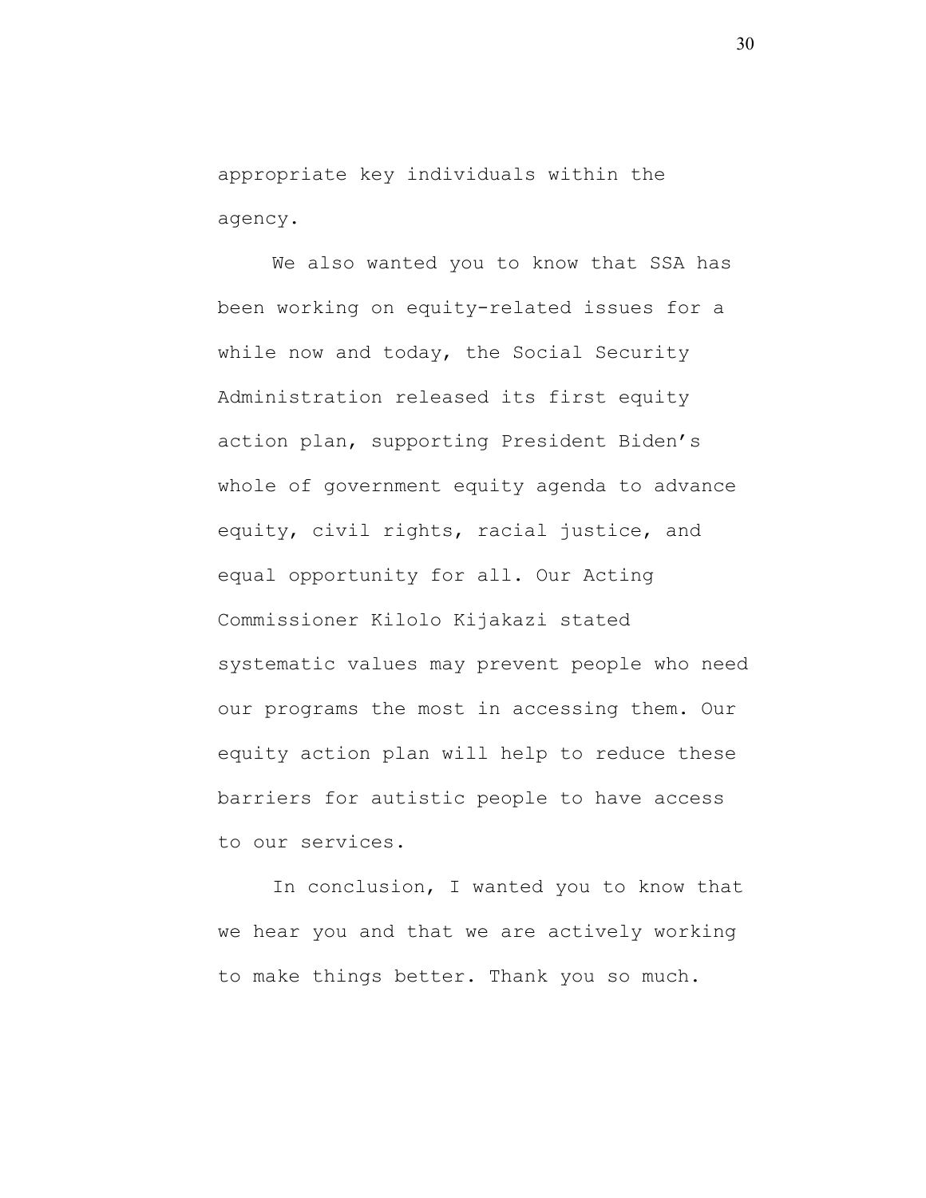appropriate key individuals within the agency.

We also wanted you to know that SSA has been working on equity-related issues for a while now and today, the Social Security Administration released its first equity action plan, supporting President Biden's whole of government equity agenda to advance equity, civil rights, racial justice, and equal opportunity for all. Our Acting Commissioner Kilolo Kijakazi stated systematic values may prevent people who need our programs the most in accessing them. Our equity action plan will help to reduce these barriers for autistic people to have access to our services.

In conclusion, I wanted you to know that we hear you and that we are actively working to make things better. Thank you so much.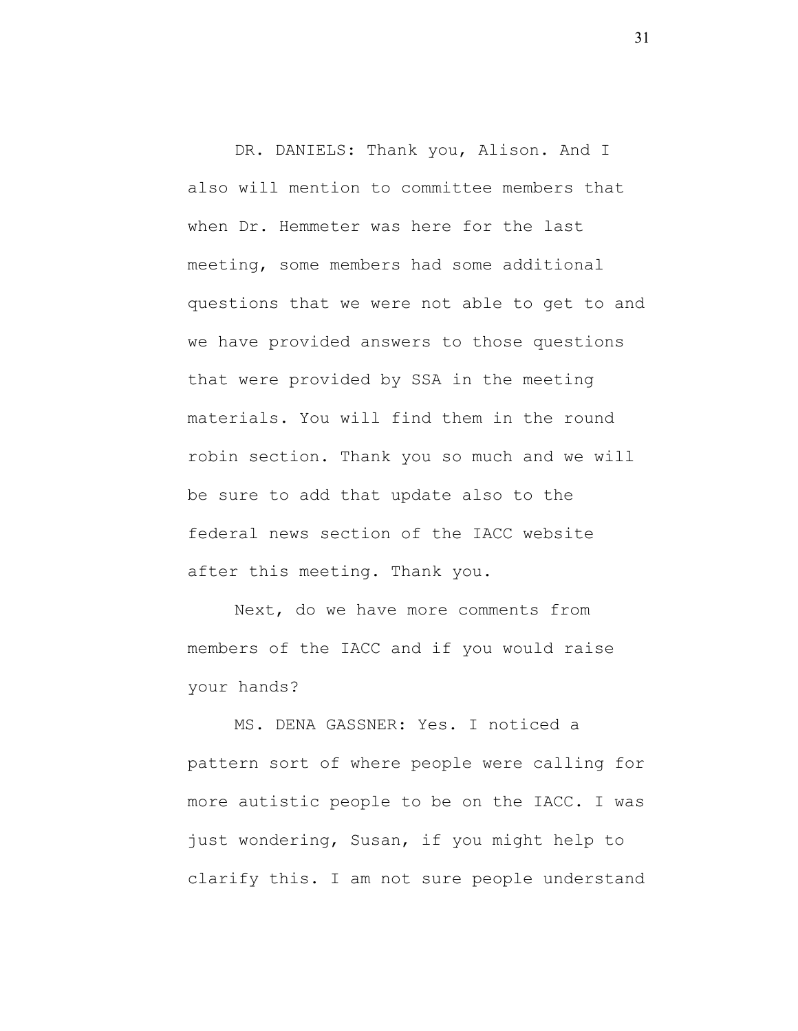DR. DANIELS: Thank you, Alison. And I also will mention to committee members that when Dr. Hemmeter was here for the last meeting, some members had some additional questions that we were not able to get to and we have provided answers to those questions that were provided by SSA in the meeting materials. You will find them in the round robin section. Thank you so much and we will be sure to add that update also to the federal news section of the IACC website after this meeting. Thank you.

Next, do we have more comments from members of the IACC and if you would raise your hands?

MS. DENA GASSNER: Yes. I noticed a pattern sort of where people were calling for more autistic people to be on the IACC. I was just wondering, Susan, if you might help to clarify this. I am not sure people understand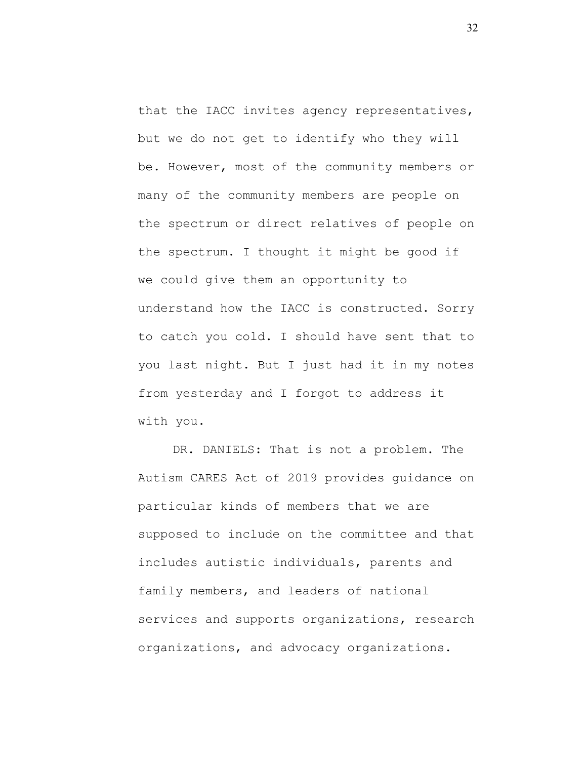that the IACC invites agency representatives, but we do not get to identify who they will be. However, most of the community members or many of the community members are people on the spectrum or direct relatives of people on the spectrum. I thought it might be good if we could give them an opportunity to understand how the IACC is constructed. Sorry to catch you cold. I should have sent that to you last night. But I just had it in my notes from yesterday and I forgot to address it with you.

DR. DANIELS: That is not a problem. The Autism CARES Act of 2019 provides guidance on particular kinds of members that we are supposed to include on the committee and that includes autistic individuals, parents and family members, and leaders of national services and supports organizations, research organizations, and advocacy organizations.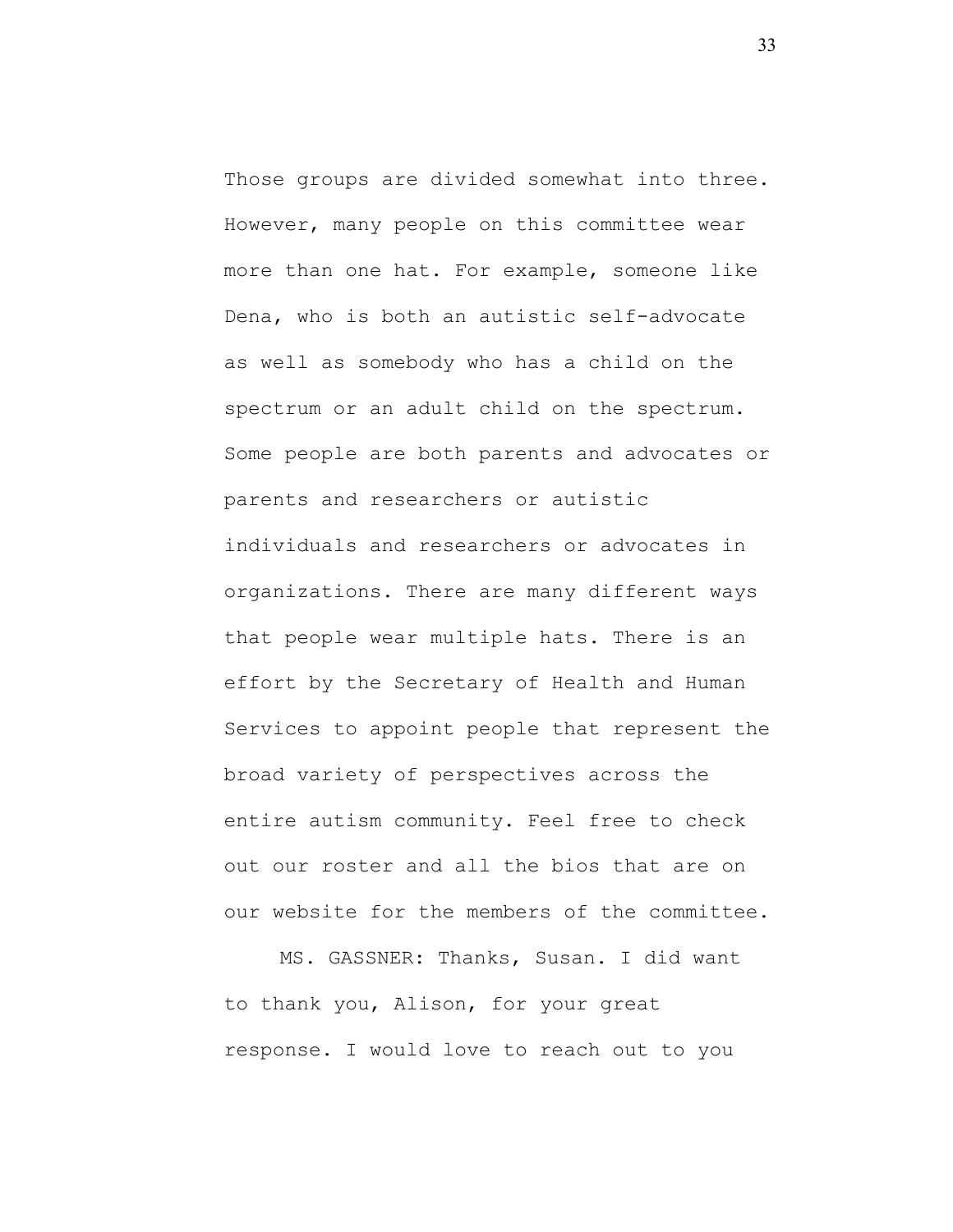Those groups are divided somewhat into three. However, many people on this committee wear more than one hat. For example, someone like Dena, who is both an autistic self-advocate as well as somebody who has a child on the spectrum or an adult child on the spectrum. Some people are both parents and advocates or parents and researchers or autistic individuals and researchers or advocates in organizations. There are many different ways that people wear multiple hats. There is an effort by the Secretary of Health and Human Services to appoint people that represent the broad variety of perspectives across the entire autism community. Feel free to check out our roster and all the bios that are on our website for the members of the committee.

MS. GASSNER: Thanks, Susan. I did want to thank you, Alison, for your great response. I would love to reach out to you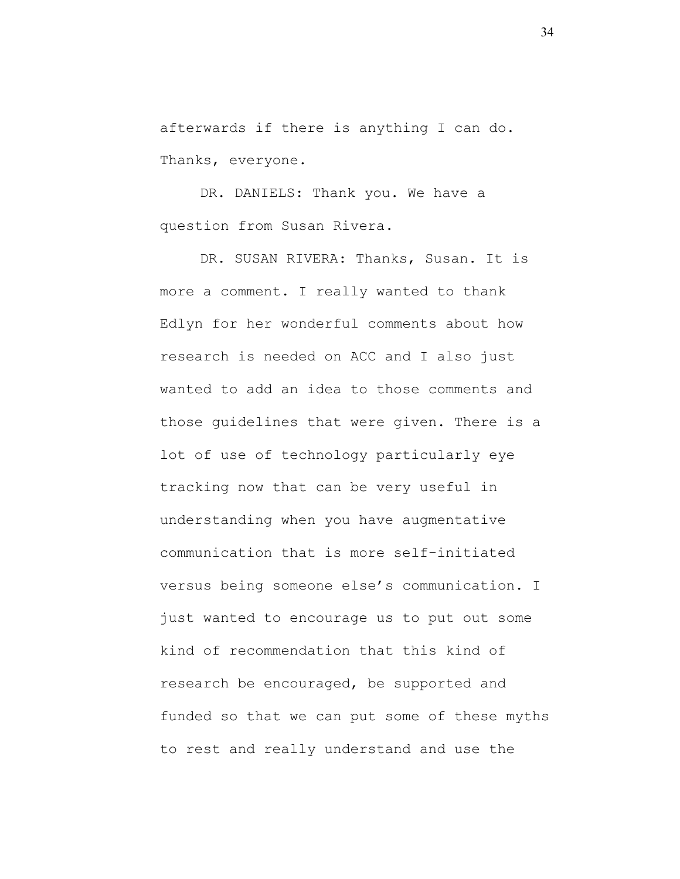afterwards if there is anything I can do. Thanks, everyone.

DR. DANIELS: Thank you. We have a question from Susan Rivera.

DR. SUSAN RIVERA: Thanks, Susan. It is more a comment. I really wanted to thank Edlyn for her wonderful comments about how research is needed on ACC and I also just wanted to add an idea to those comments and those guidelines that were given. There is a lot of use of technology particularly eye tracking now that can be very useful in understanding when you have augmentative communication that is more self-initiated versus being someone else's communication. I just wanted to encourage us to put out some kind of recommendation that this kind of research be encouraged, be supported and funded so that we can put some of these myths to rest and really understand and use the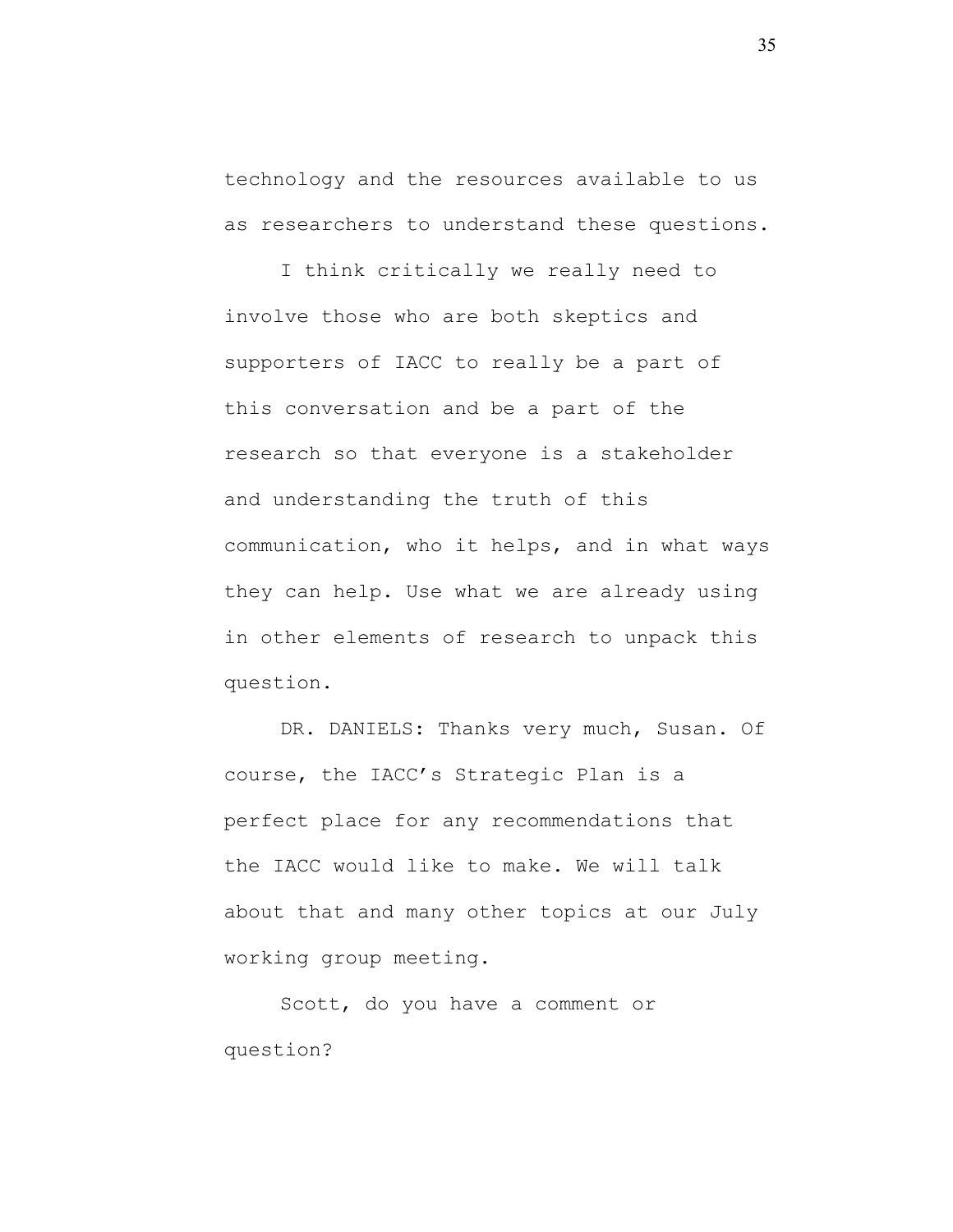technology and the resources available to us as researchers to understand these questions.

I think critically we really need to involve those who are both skeptics and supporters of IACC to really be a part of this conversation and be a part of the research so that everyone is a stakeholder and understanding the truth of this communication, who it helps, and in what ways they can help. Use what we are already using in other elements of research to unpack this question.

DR. DANIELS: Thanks very much, Susan. Of course, the IACC's Strategic Plan is a perfect place for any recommendations that the IACC would like to make. We will talk about that and many other topics at our July working group meeting.

Scott, do you have a comment or question?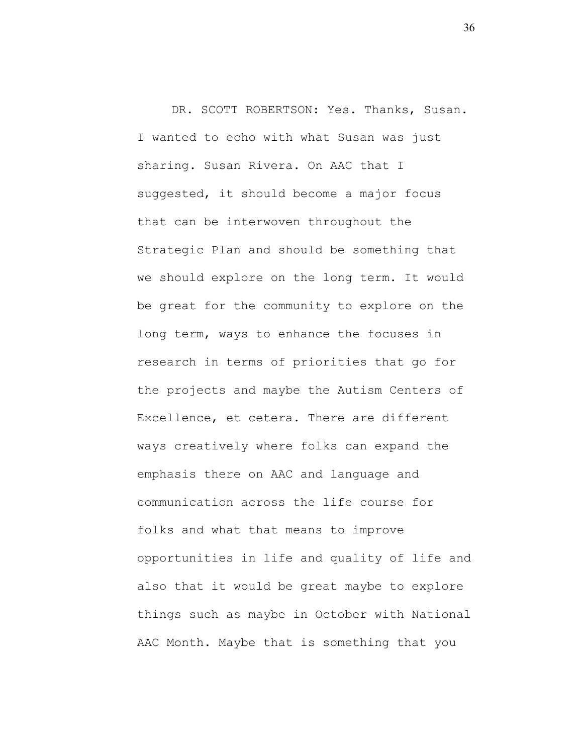DR. SCOTT ROBERTSON: Yes. Thanks, Susan. I wanted to echo with what Susan was just sharing. Susan Rivera. On AAC that I suggested, it should become a major focus that can be interwoven throughout the Strategic Plan and should be something that we should explore on the long term. It would be great for the community to explore on the long term, ways to enhance the focuses in research in terms of priorities that go for the projects and maybe the Autism Centers of Excellence, et cetera. There are different ways creatively where folks can expand the emphasis there on AAC and language and communication across the life course for folks and what that means to improve opportunities in life and quality of life and also that it would be great maybe to explore things such as maybe in October with National AAC Month. Maybe that is something that you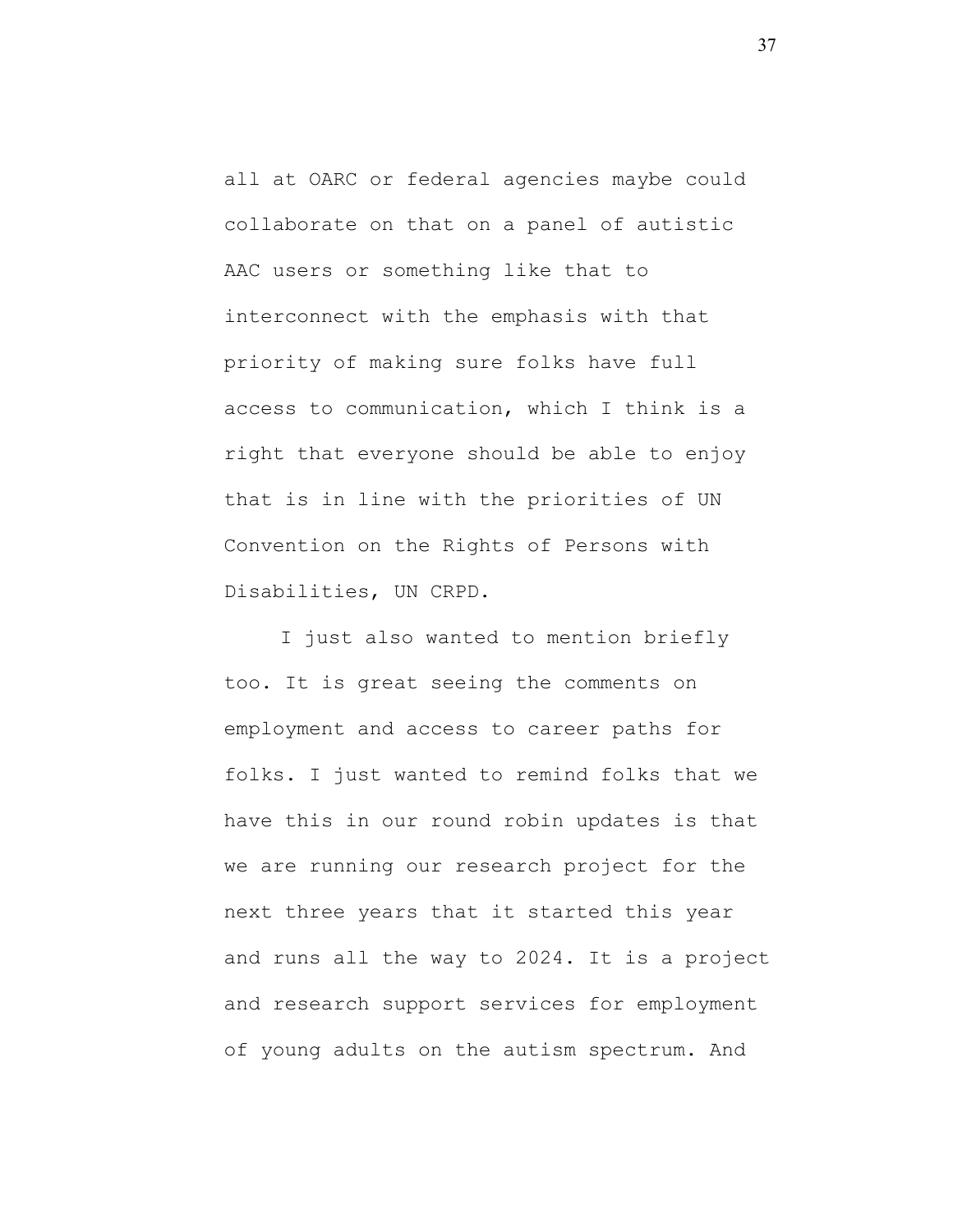all at OARC or federal agencies maybe could collaborate on that on a panel of autistic AAC users or something like that to interconnect with the emphasis with that priority of making sure folks have full access to communication, which I think is a right that everyone should be able to enjoy that is in line with the priorities of UN Convention on the Rights of Persons with Disabilities, UN CRPD.

I just also wanted to mention briefly too. It is great seeing the comments on employment and access to career paths for folks. I just wanted to remind folks that we have this in our round robin updates is that we are running our research project for the next three years that it started this year and runs all the way to 2024. It is a project and research support services for employment of young adults on the autism spectrum. And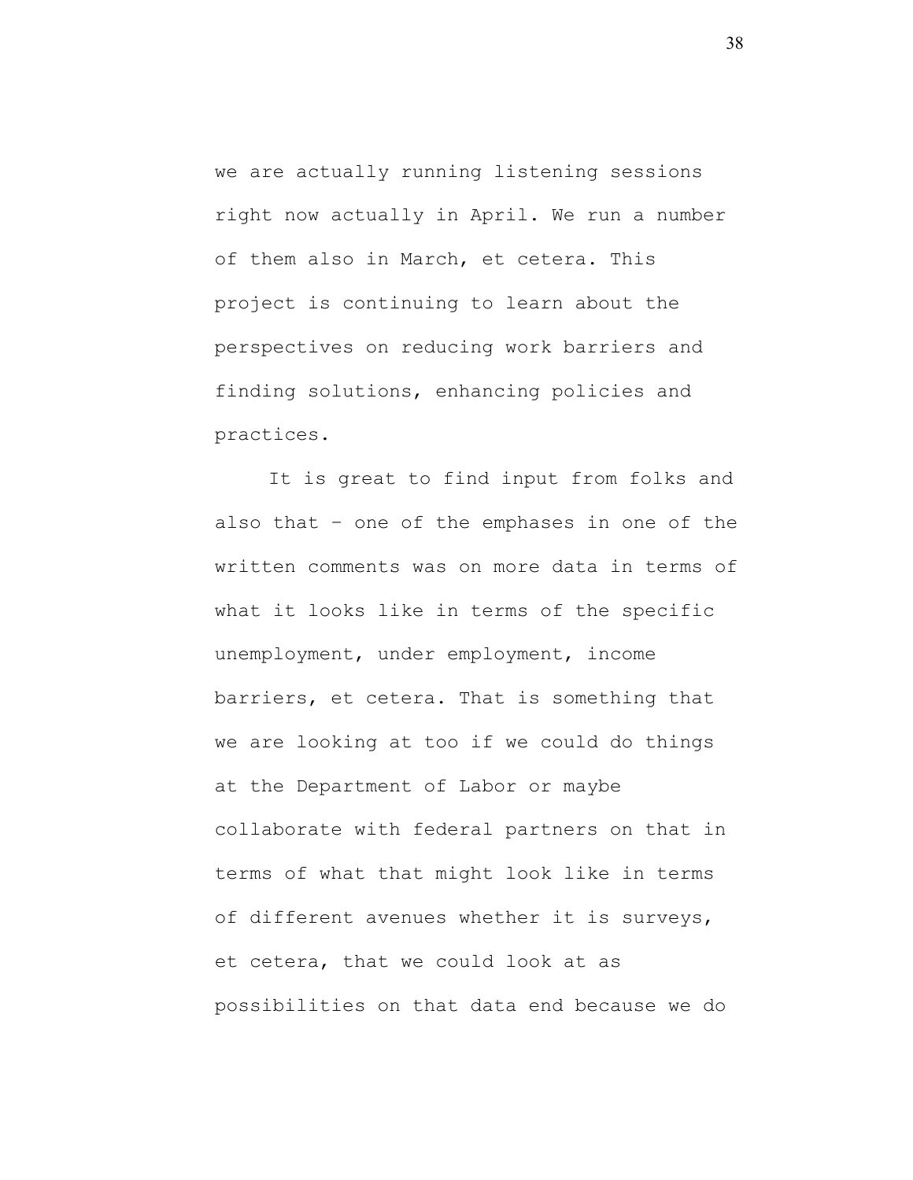we are actually running listening sessions right now actually in April. We run a number of them also in March, et cetera. This project is continuing to learn about the perspectives on reducing work barriers and finding solutions, enhancing policies and practices.

It is great to find input from folks and also that – one of the emphases in one of the written comments was on more data in terms of what it looks like in terms of the specific unemployment, under employment, income barriers, et cetera. That is something that we are looking at too if we could do things at the Department of Labor or maybe collaborate with federal partners on that in terms of what that might look like in terms of different avenues whether it is surveys, et cetera, that we could look at as possibilities on that data end because we do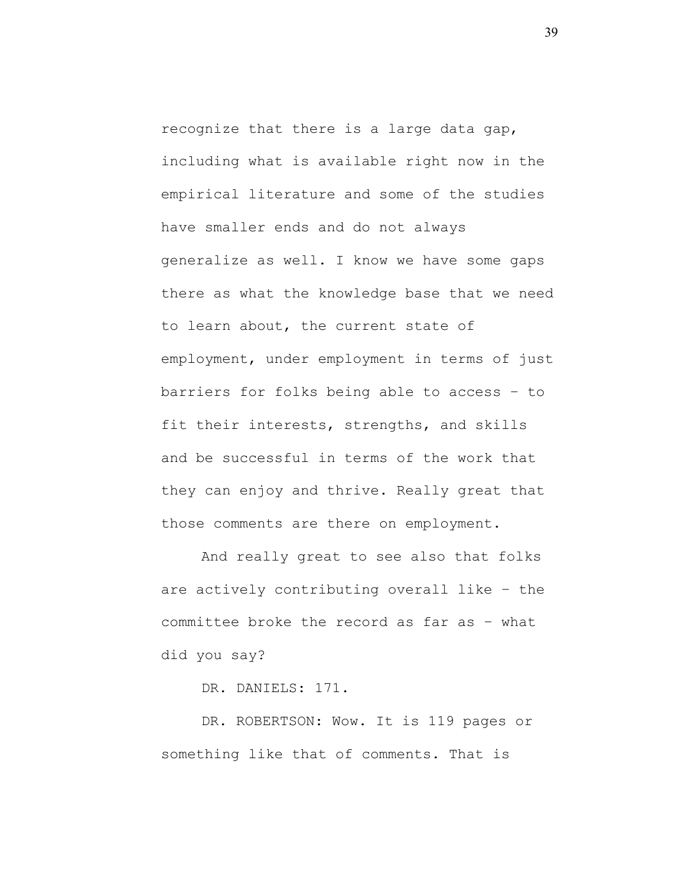recognize that there is a large data gap, including what is available right now in the empirical literature and some of the studies have smaller ends and do not always generalize as well. I know we have some gaps there as what the knowledge base that we need to learn about, the current state of employment, under employment in terms of just barriers for folks being able to access – to fit their interests, strengths, and skills and be successful in terms of the work that they can enjoy and thrive. Really great that those comments are there on employment.

And really great to see also that folks are actively contributing overall like – the committee broke the record as far as – what did you say?

DR. DANIELS: 171.

DR. ROBERTSON: Wow. It is 119 pages or something like that of comments. That is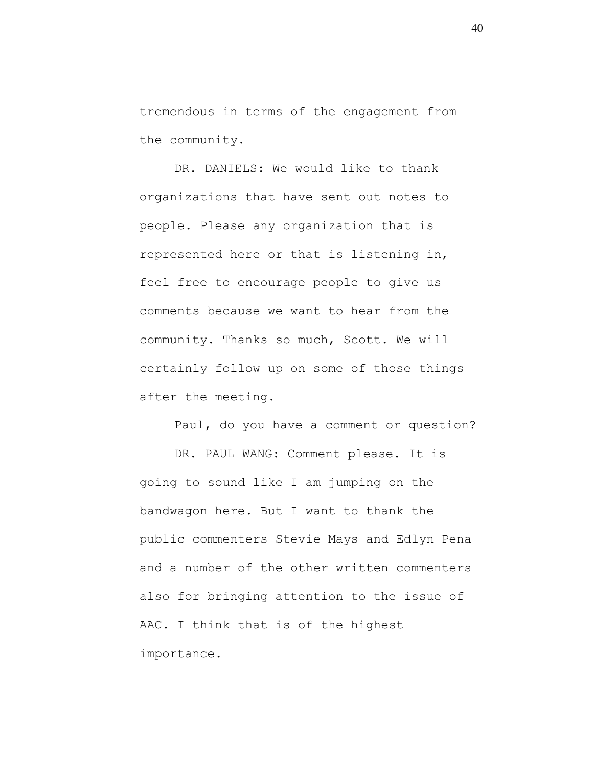tremendous in terms of the engagement from the community.

DR. DANIELS: We would like to thank organizations that have sent out notes to people. Please any organization that is represented here or that is listening in, feel free to encourage people to give us comments because we want to hear from the community. Thanks so much, Scott. We will certainly follow up on some of those things after the meeting.

Paul, do you have a comment or question?

DR. PAUL WANG: Comment please. It is going to sound like I am jumping on the bandwagon here. But I want to thank the public commenters Stevie Mays and Edlyn Pena and a number of the other written commenters also for bringing attention to the issue of AAC. I think that is of the highest importance.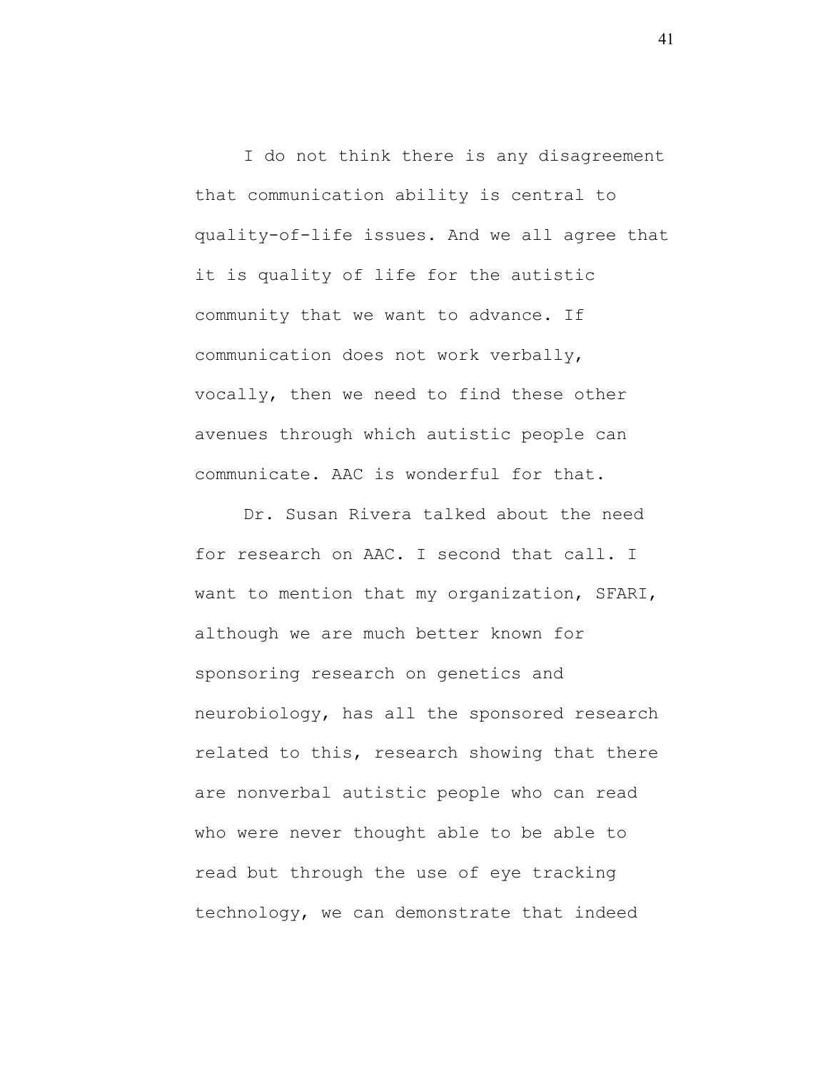I do not think there is any disagreement that communication ability is central to quality-of-life issues. And we all agree that it is quality of life for the autistic community that we want to advance. If communication does not work verbally, vocally, then we need to find these other avenues through which autistic people can communicate. AAC is wonderful for that.

Dr. Susan Rivera talked about the need for research on AAC. I second that call. I want to mention that my organization, SFARI, although we are much better known for sponsoring research on genetics and neurobiology, has all the sponsored research related to this, research showing that there are nonverbal autistic people who can read who were never thought able to be able to read but through the use of eye tracking technology, we can demonstrate that indeed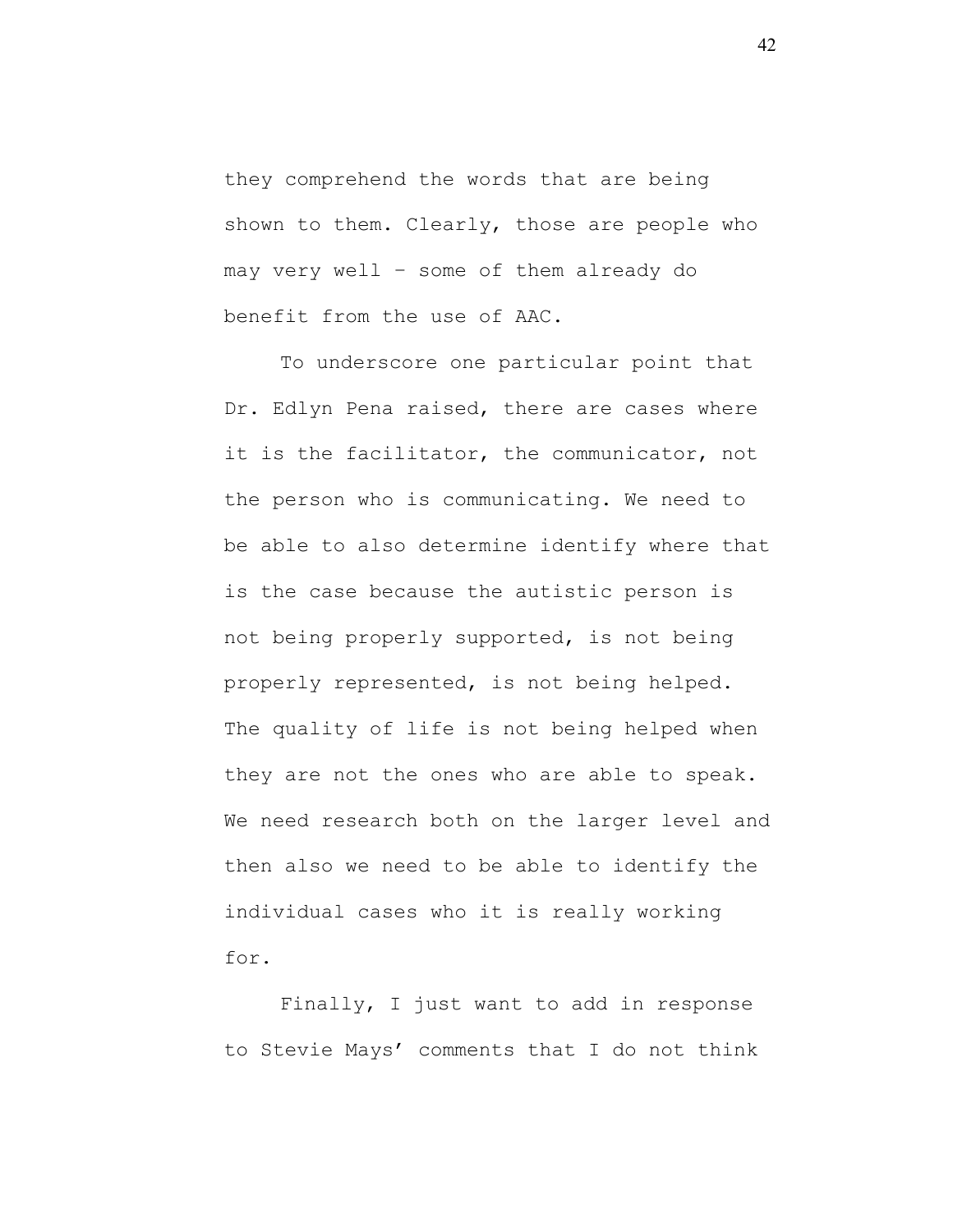they comprehend the words that are being shown to them. Clearly, those are people who may very well – some of them already do benefit from the use of AAC.

To underscore one particular point that Dr. Edlyn Pena raised, there are cases where it is the facilitator, the communicator, not the person who is communicating. We need to be able to also determine identify where that is the case because the autistic person is not being properly supported, is not being properly represented, is not being helped. The quality of life is not being helped when they are not the ones who are able to speak. We need research both on the larger level and then also we need to be able to identify the individual cases who it is really working for.

Finally, I just want to add in response to Stevie Mays' comments that I do not think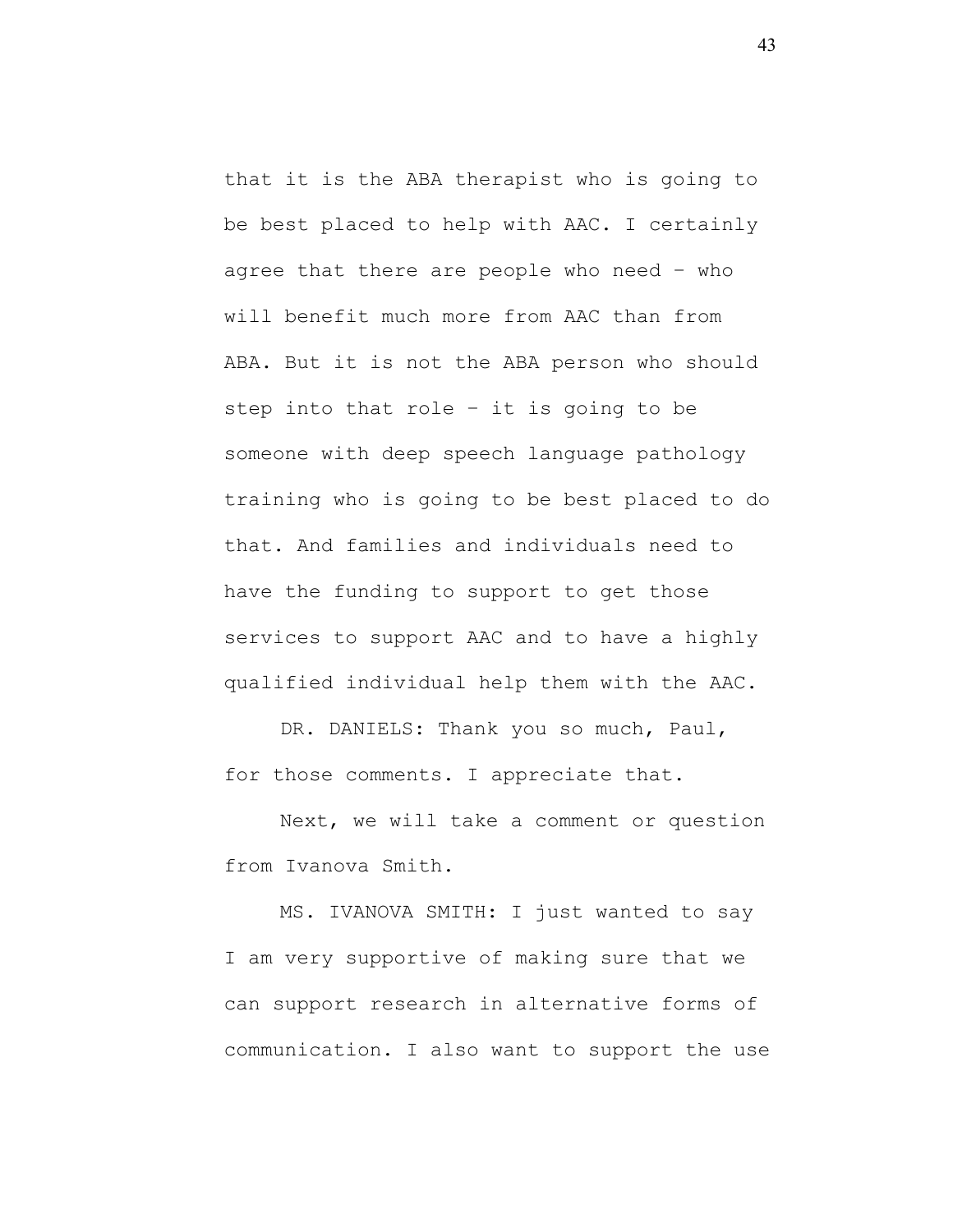that it is the ABA therapist who is going to be best placed to help with AAC. I certainly agree that there are people who need – who will benefit much more from AAC than from ABA. But it is not the ABA person who should step into that role – it is going to be someone with deep speech language pathology training who is going to be best placed to do that. And families and individuals need to have the funding to support to get those services to support AAC and to have a highly qualified individual help them with the AAC.

DR. DANIELS: Thank you so much, Paul, for those comments. I appreciate that.

Next, we will take a comment or question from Ivanova Smith.

MS. IVANOVA SMITH: I just wanted to say I am very supportive of making sure that we can support research in alternative forms of communication. I also want to support the use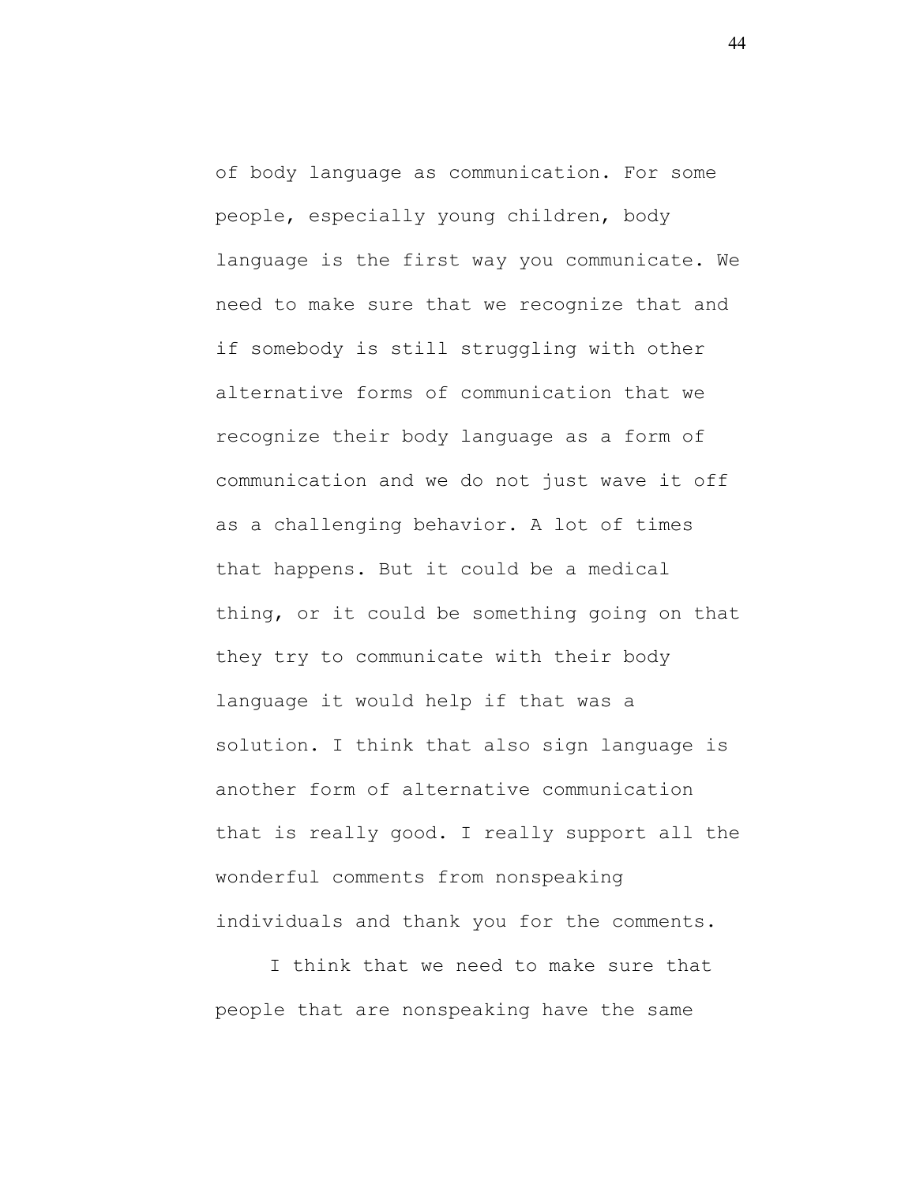of body language as communication. For some people, especially young children, body language is the first way you communicate. We need to make sure that we recognize that and if somebody is still struggling with other alternative forms of communication that we recognize their body language as a form of communication and we do not just wave it off as a challenging behavior. A lot of times that happens. But it could be a medical thing, or it could be something going on that they try to communicate with their body language it would help if that was a solution. I think that also sign language is another form of alternative communication that is really good. I really support all the wonderful comments from nonspeaking individuals and thank you for the comments.

I think that we need to make sure that people that are nonspeaking have the same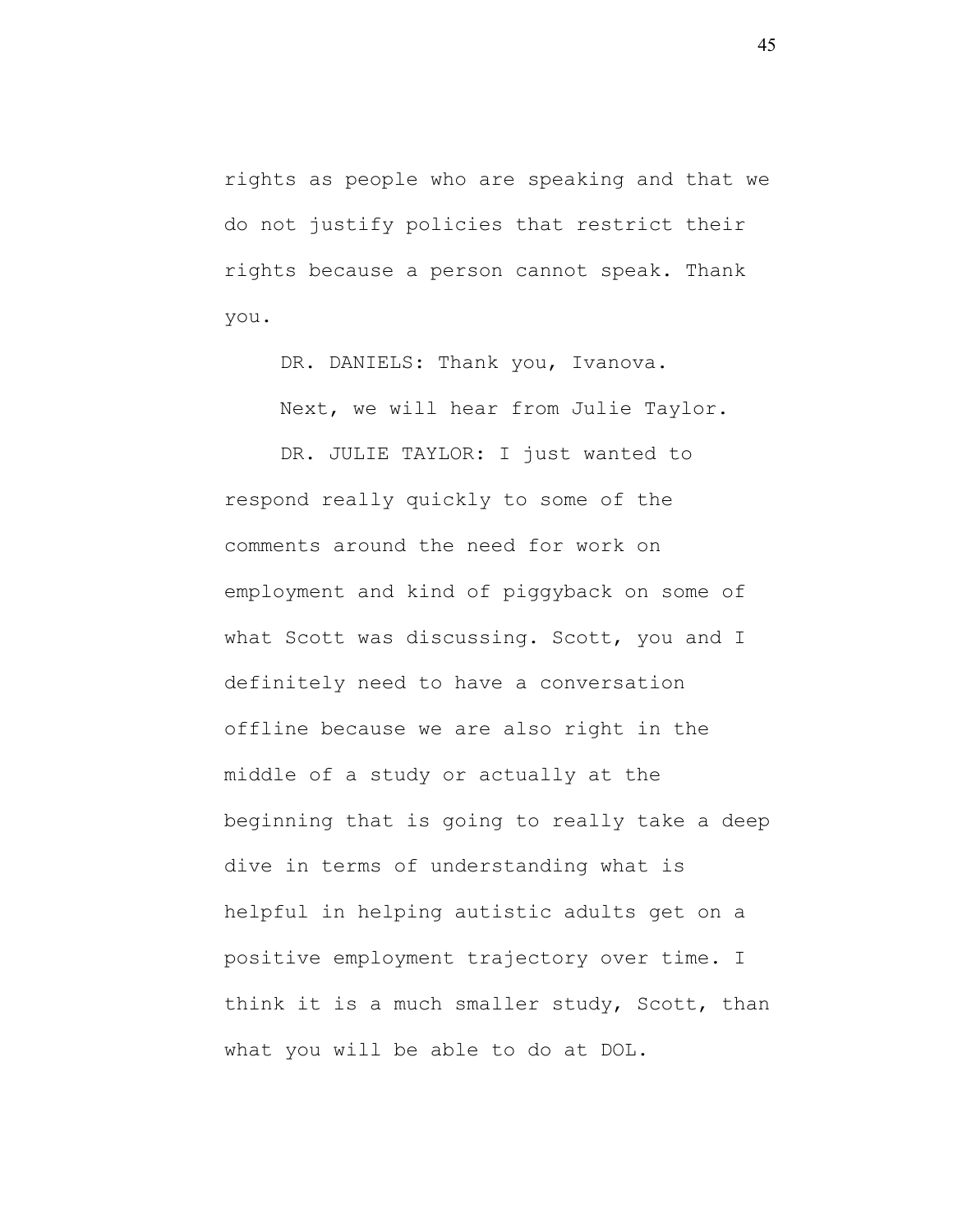rights as people who are speaking and that we do not justify policies that restrict their rights because a person cannot speak. Thank you.

DR. DANIELS: Thank you, Ivanova.

Next, we will hear from Julie Taylor.

DR. JULIE TAYLOR: I just wanted to respond really quickly to some of the comments around the need for work on employment and kind of piggyback on some of what Scott was discussing. Scott, you and I definitely need to have a conversation offline because we are also right in the middle of a study or actually at the beginning that is going to really take a deep dive in terms of understanding what is helpful in helping autistic adults get on a positive employment trajectory over time. I think it is a much smaller study, Scott, than what you will be able to do at DOL.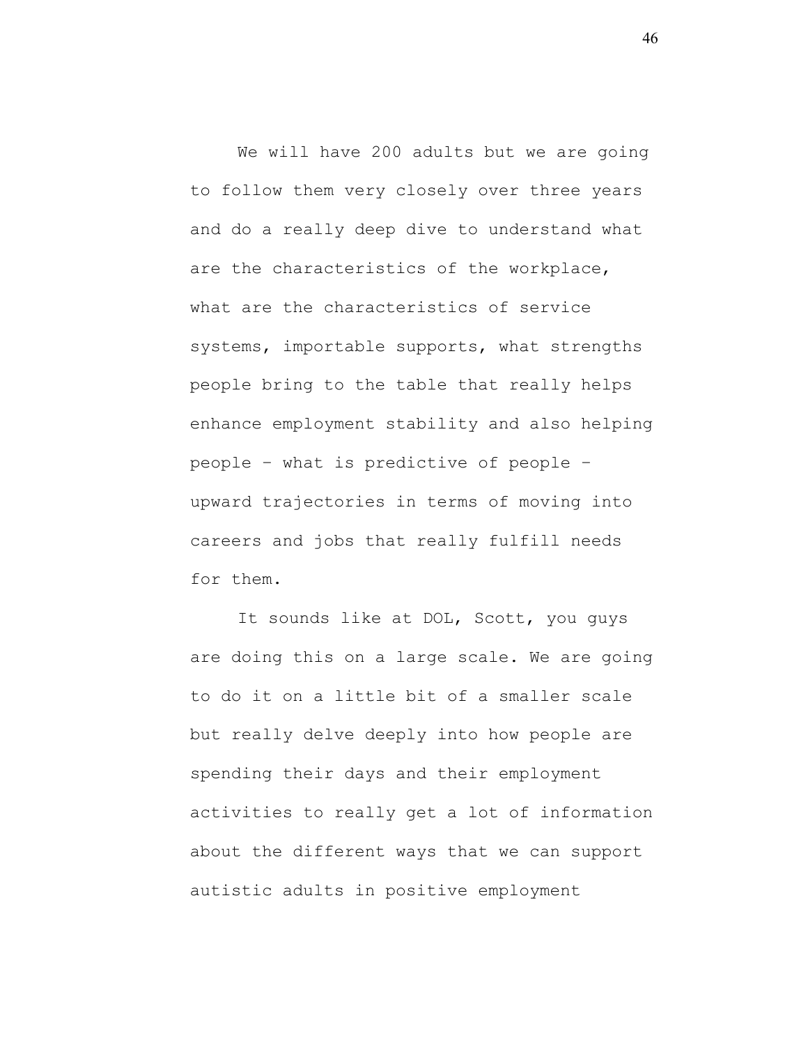We will have 200 adults but we are going to follow them very closely over three years and do a really deep dive to understand what are the characteristics of the workplace, what are the characteristics of service systems, importable supports, what strengths people bring to the table that really helps enhance employment stability and also helping people – what is predictive of people – upward trajectories in terms of moving into careers and jobs that really fulfill needs for them.

It sounds like at DOL, Scott, you guys are doing this on a large scale. We are going to do it on a little bit of a smaller scale but really delve deeply into how people are spending their days and their employment activities to really get a lot of information about the different ways that we can support autistic adults in positive employment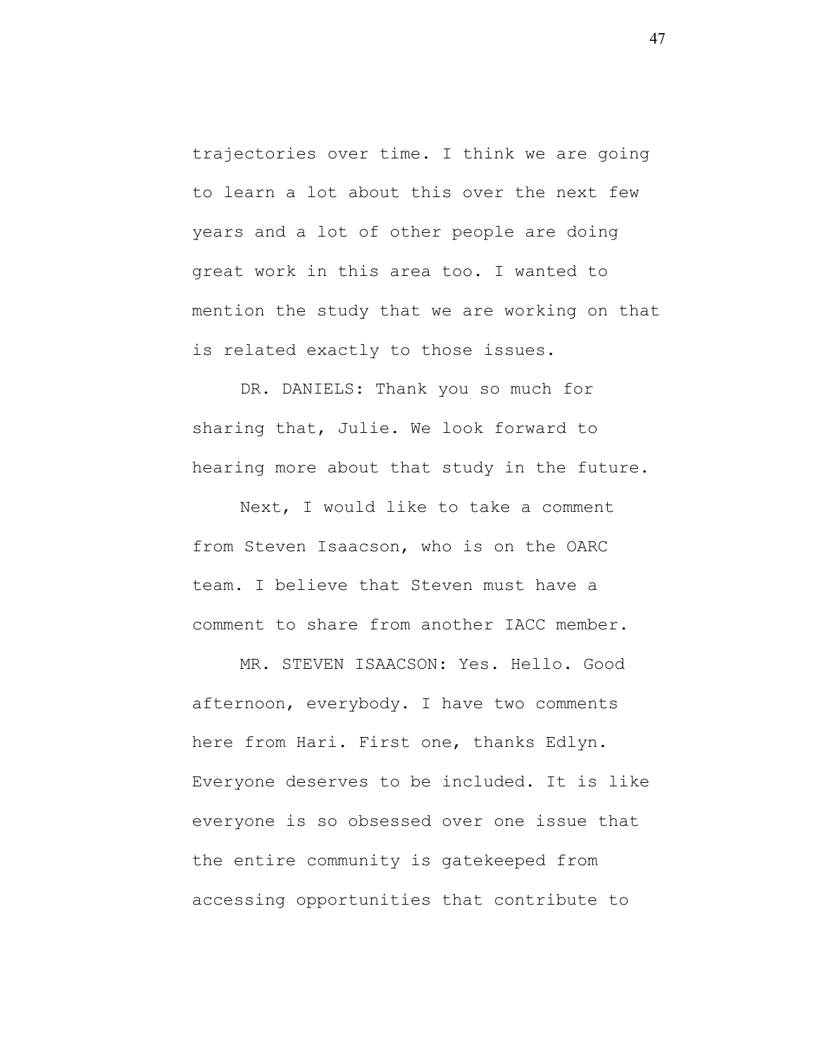trajectories over time. I think we are going to learn a lot about this over the next few years and a lot of other people are doing great work in this area too. I wanted to mention the study that we are working on that is related exactly to those issues.

DR. DANIELS: Thank you so much for sharing that, Julie. We look forward to hearing more about that study in the future.

Next, I would like to take a comment from Steven Isaacson, who is on the OARC team. I believe that Steven must have a comment to share from another IACC member.

MR. STEVEN ISAACSON: Yes. Hello. Good afternoon, everybody. I have two comments here from Hari. First one, thanks Edlyn. Everyone deserves to be included. It is like everyone is so obsessed over one issue that the entire community is gatekeeped from accessing opportunities that contribute to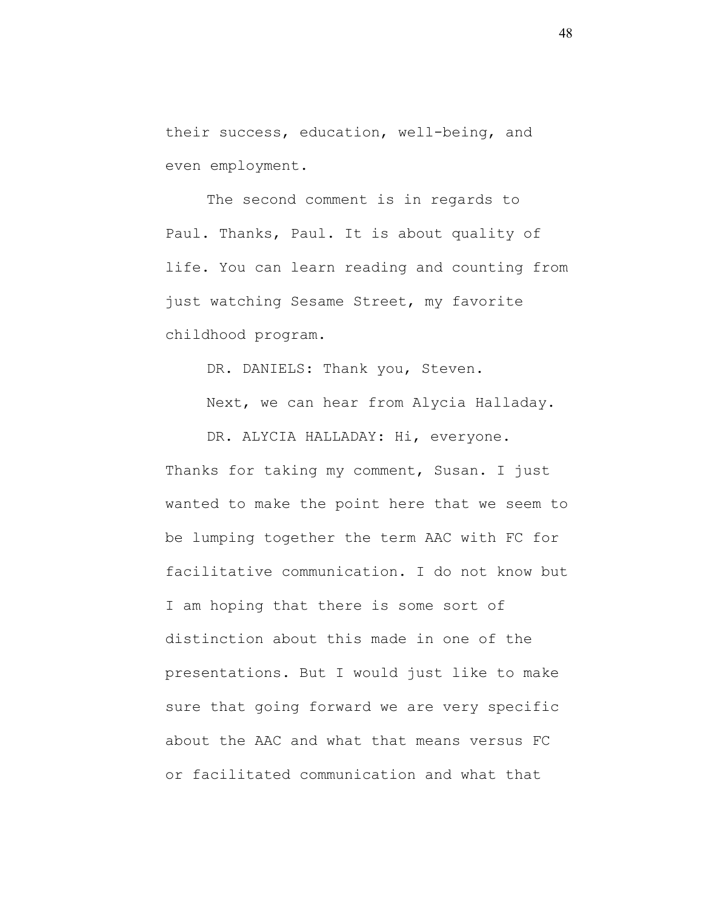their success, education, well-being, and even employment.

The second comment is in regards to Paul. Thanks, Paul. It is about quality of life. You can learn reading and counting from just watching Sesame Street, my favorite childhood program.

DR. DANIELS: Thank you, Steven.

Next, we can hear from Alycia Halladay.

DR. ALYCIA HALLADAY: Hi, everyone. Thanks for taking my comment, Susan. I just wanted to make the point here that we seem to be lumping together the term AAC with FC for facilitative communication. I do not know but I am hoping that there is some sort of distinction about this made in one of the presentations. But I would just like to make sure that going forward we are very specific about the AAC and what that means versus FC or facilitated communication and what that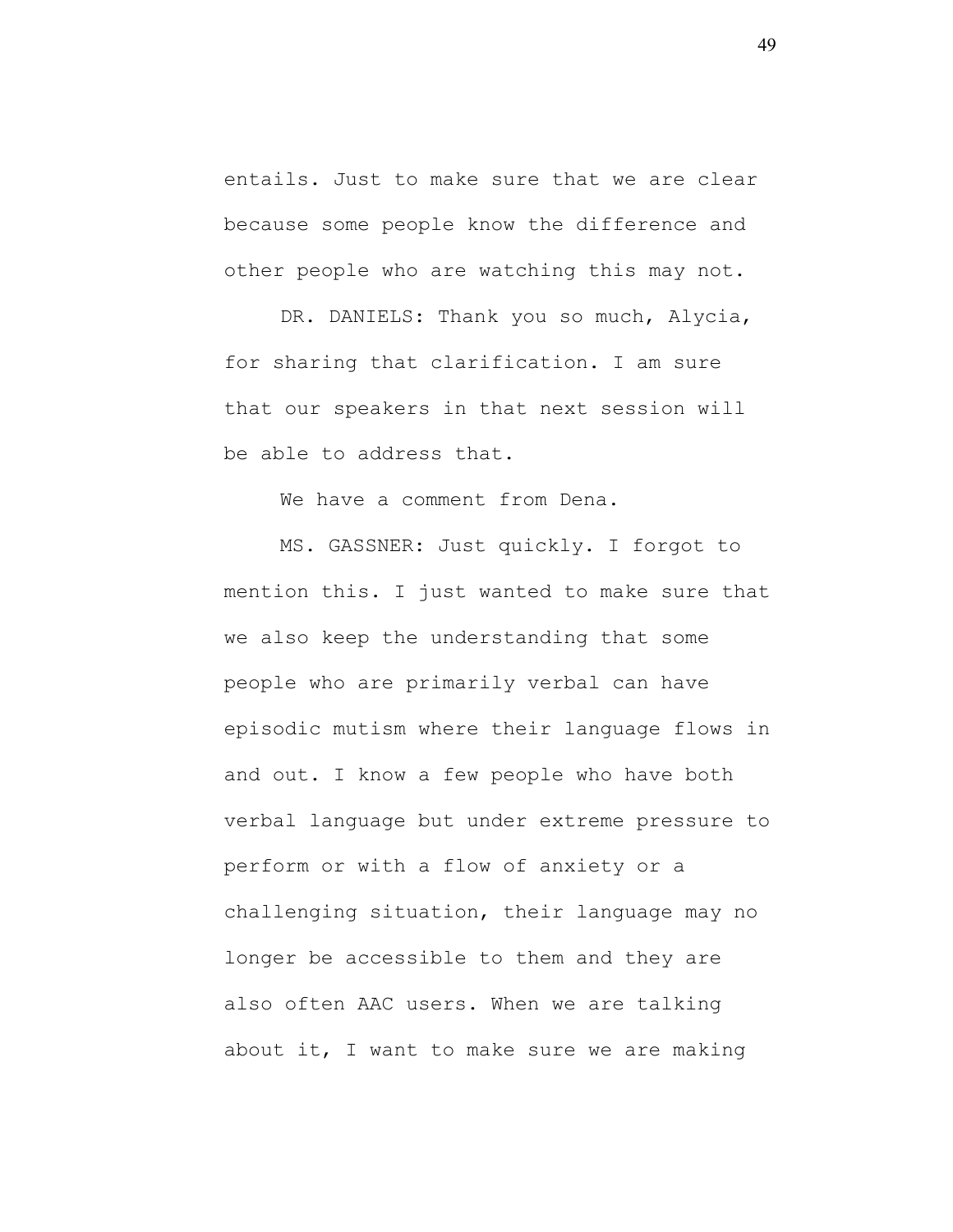entails. Just to make sure that we are clear because some people know the difference and other people who are watching this may not.

DR. DANIELS: Thank you so much, Alycia, for sharing that clarification. I am sure that our speakers in that next session will be able to address that.

We have a comment from Dena.

MS. GASSNER: Just quickly. I forgot to mention this. I just wanted to make sure that we also keep the understanding that some people who are primarily verbal can have episodic mutism where their language flows in and out. I know a few people who have both verbal language but under extreme pressure to perform or with a flow of anxiety or a challenging situation, their language may no longer be accessible to them and they are also often AAC users. When we are talking about it, I want to make sure we are making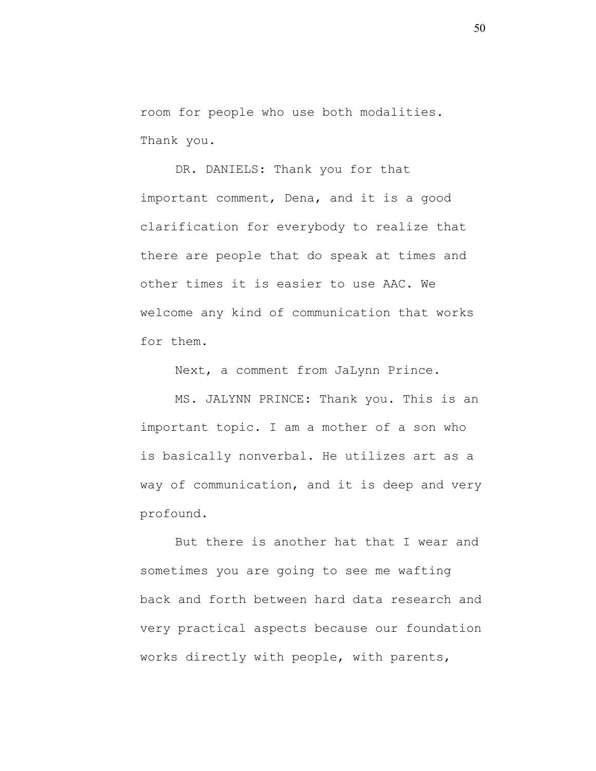room for people who use both modalities. Thank you.

DR. DANIELS: Thank you for that important comment, Dena, and it is a good clarification for everybody to realize that there are people that do speak at times and other times it is easier to use AAC. We welcome any kind of communication that works for them.

Next, a comment from JaLynn Prince.

MS. JALYNN PRINCE: Thank you. This is an important topic. I am a mother of a son who is basically nonverbal. He utilizes art as a way of communication, and it is deep and very profound.

But there is another hat that I wear and sometimes you are going to see me wafting back and forth between hard data research and very practical aspects because our foundation works directly with people, with parents,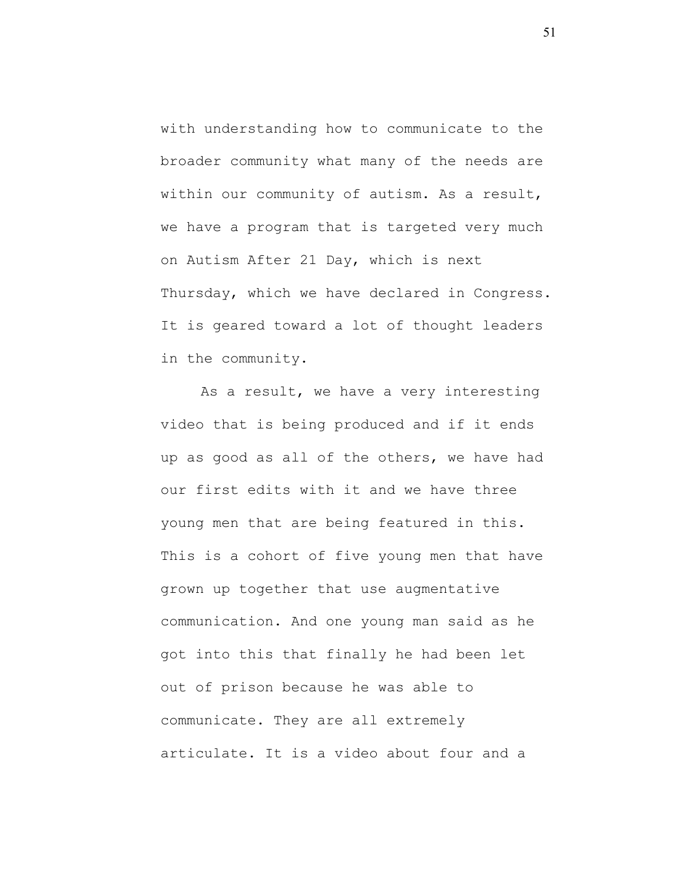with understanding how to communicate to the broader community what many of the needs are within our community of autism. As a result, we have a program that is targeted very much on Autism After 21 Day, which is next Thursday, which we have declared in Congress. It is geared toward a lot of thought leaders in the community.

As a result, we have a very interesting video that is being produced and if it ends up as good as all of the others, we have had our first edits with it and we have three young men that are being featured in this. This is a cohort of five young men that have grown up together that use augmentative communication. And one young man said as he got into this that finally he had been let out of prison because he was able to communicate. They are all extremely articulate. It is a video about four and a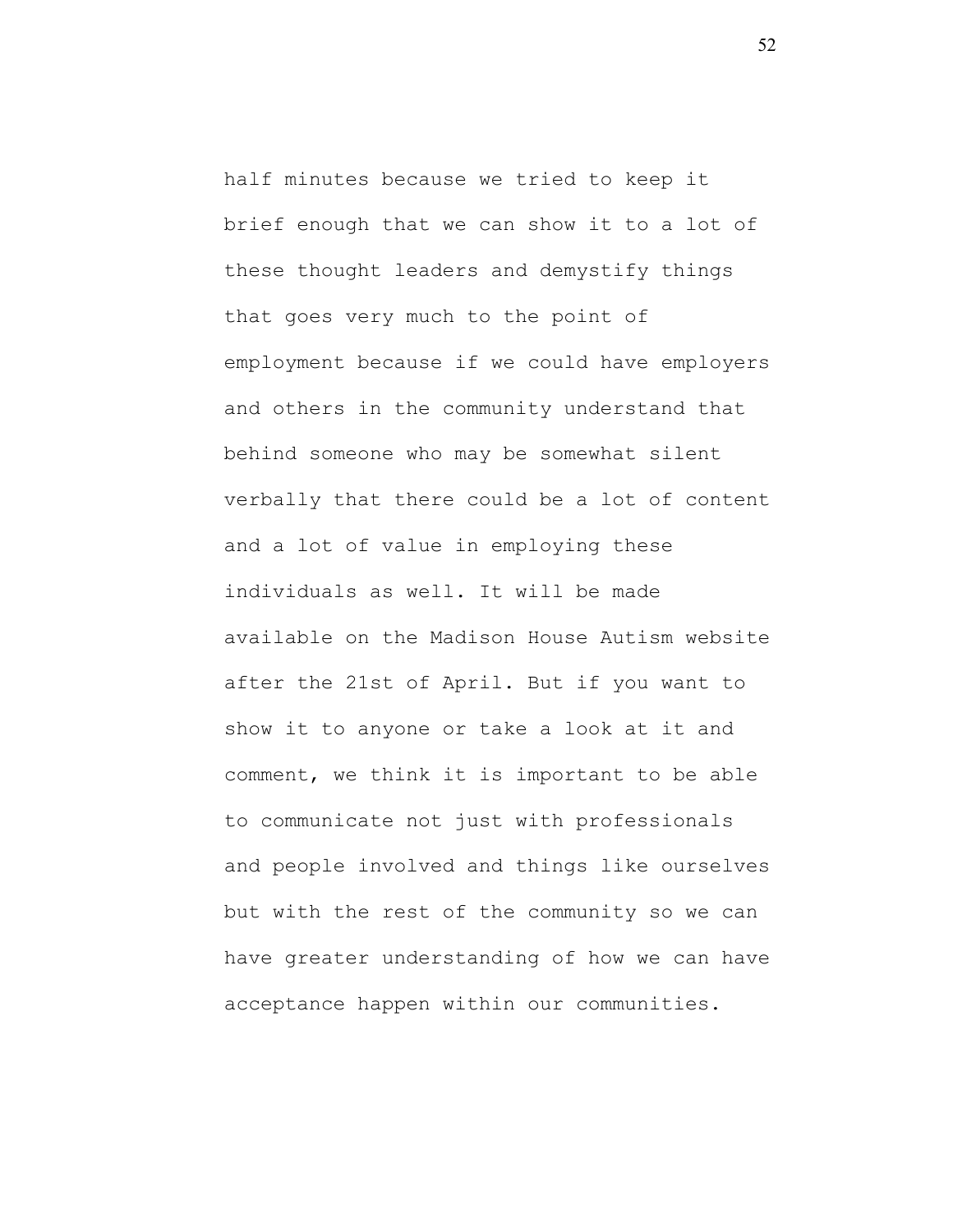half minutes because we tried to keep it brief enough that we can show it to a lot of these thought leaders and demystify things that goes very much to the point of employment because if we could have employers and others in the community understand that behind someone who may be somewhat silent verbally that there could be a lot of content and a lot of value in employing these individuals as well. It will be made available on the Madison House Autism website after the 21st of April. But if you want to show it to anyone or take a look at it and comment, we think it is important to be able to communicate not just with professionals and people involved and things like ourselves but with the rest of the community so we can have greater understanding of how we can have acceptance happen within our communities.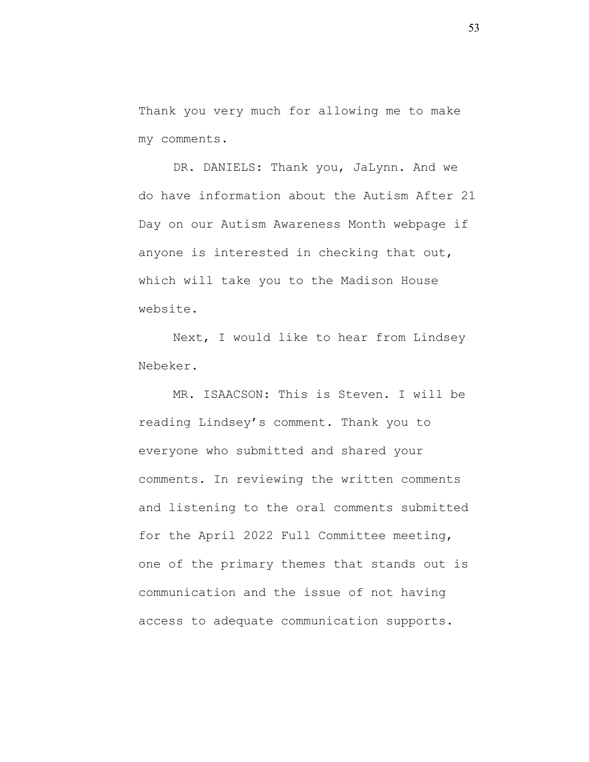Thank you very much for allowing me to make my comments.

DR. DANIELS: Thank you, JaLynn. And we do have information about the Autism After 21 Day on our Autism Awareness Month webpage if anyone is interested in checking that out, which will take you to the Madison House website.

Next, I would like to hear from Lindsey Nebeker.

MR. ISAACSON: This is Steven. I will be reading Lindsey's comment. Thank you to everyone who submitted and shared your comments. In reviewing the written comments and listening to the oral comments submitted for the April 2022 Full Committee meeting, one of the primary themes that stands out is communication and the issue of not having access to adequate communication supports.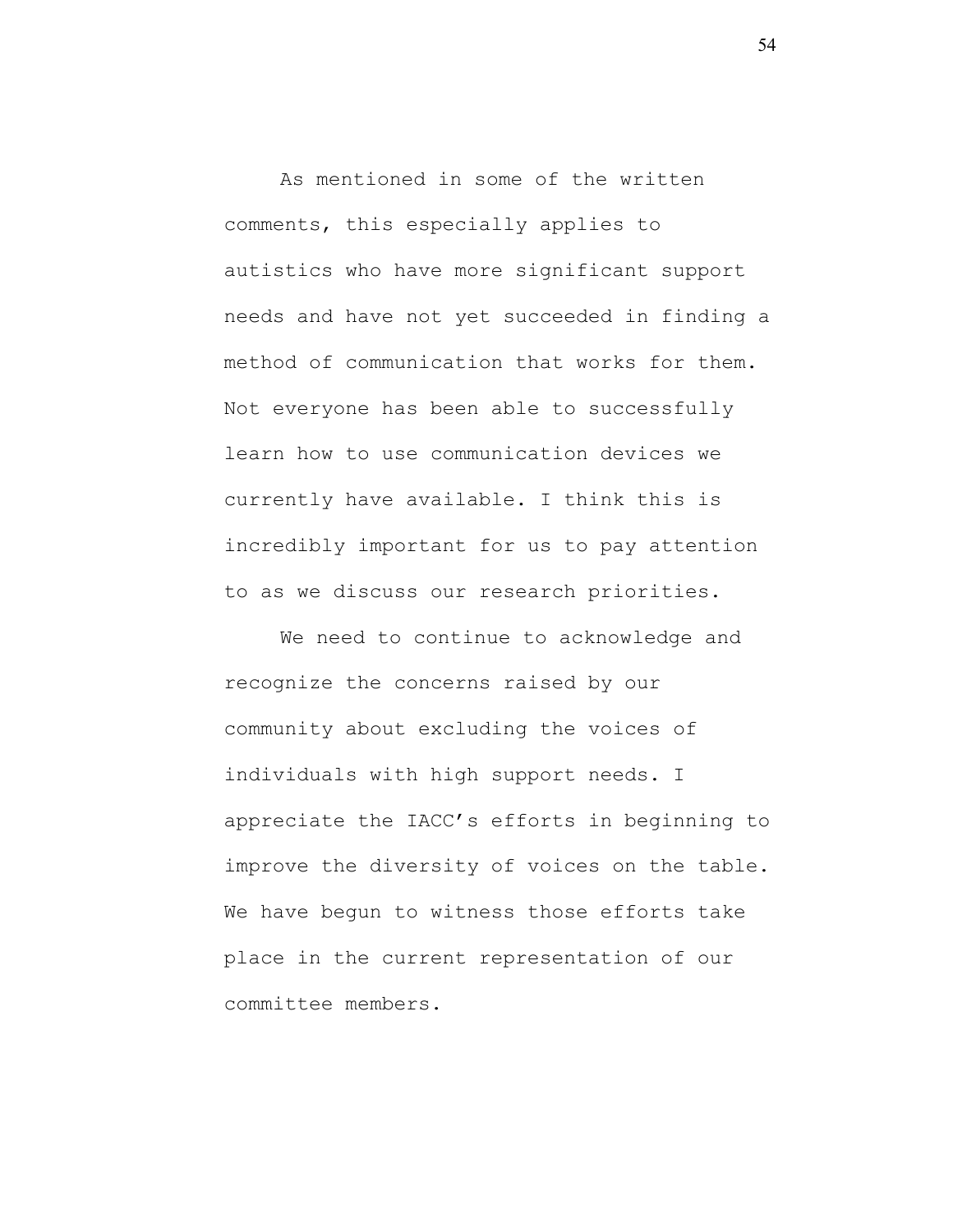As mentioned in some of the written comments, this especially applies to autistics who have more significant support needs and have not yet succeeded in finding a method of communication that works for them. Not everyone has been able to successfully learn how to use communication devices we currently have available. I think this is incredibly important for us to pay attention to as we discuss our research priorities.

We need to continue to acknowledge and recognize the concerns raised by our community about excluding the voices of individuals with high support needs. I appreciate the IACC's efforts in beginning to improve the diversity of voices on the table. We have begun to witness those efforts take place in the current representation of our committee members.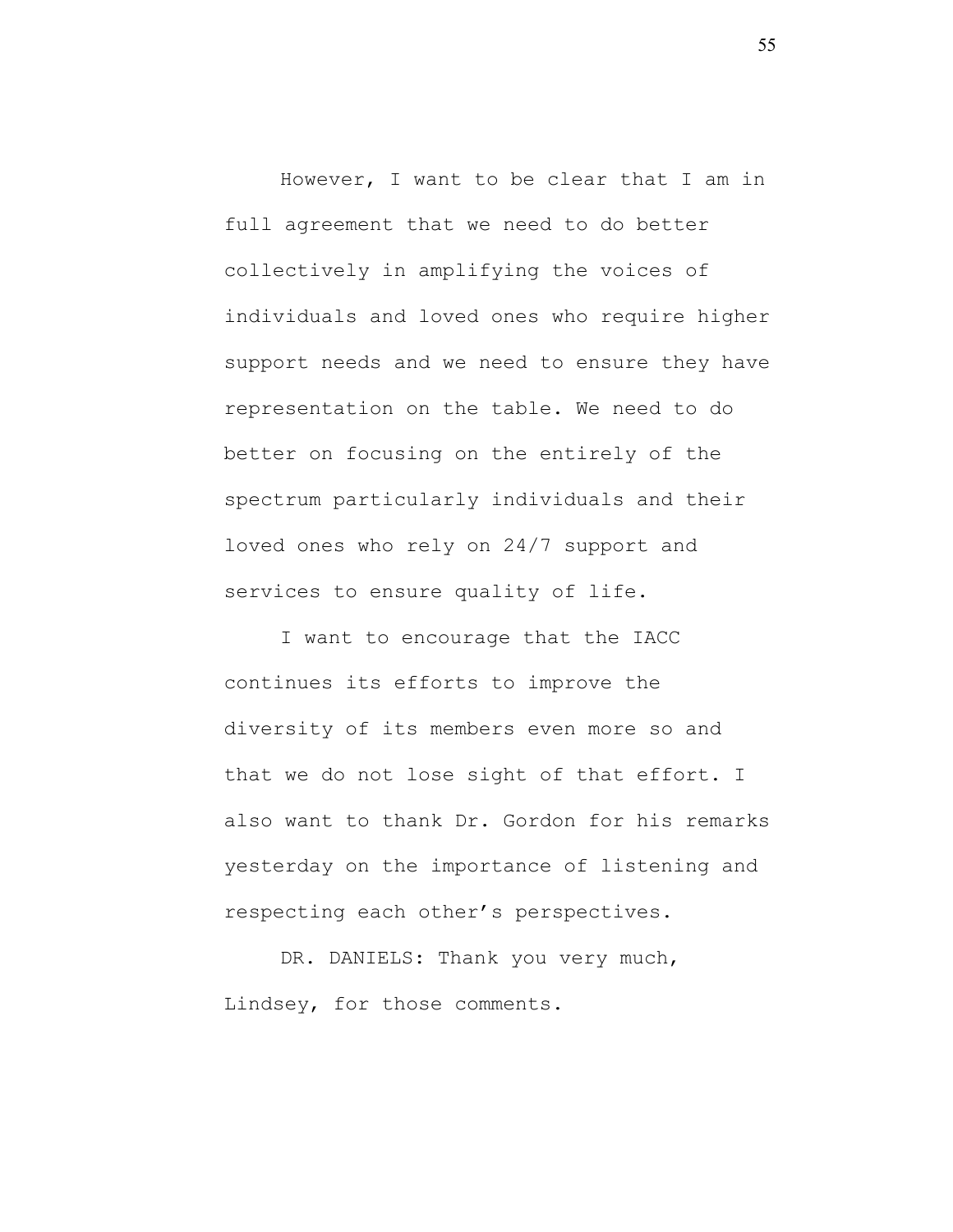However, I want to be clear that I am in full agreement that we need to do better collectively in amplifying the voices of individuals and loved ones who require higher support needs and we need to ensure they have representation on the table. We need to do better on focusing on the entirely of the spectrum particularly individuals and their loved ones who rely on 24/7 support and services to ensure quality of life.

I want to encourage that the IACC continues its efforts to improve the diversity of its members even more so and that we do not lose sight of that effort. I also want to thank Dr. Gordon for his remarks yesterday on the importance of listening and respecting each other's perspectives.

DR. DANIELS: Thank you very much, Lindsey, for those comments.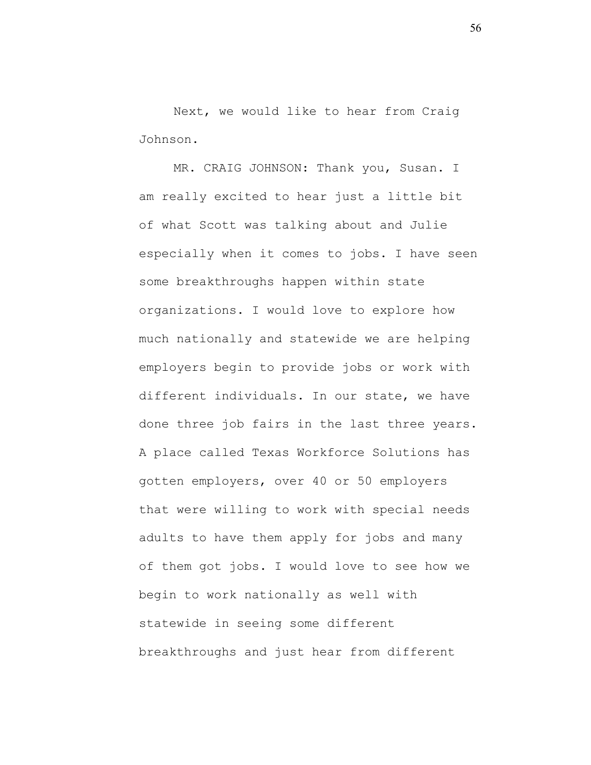Next, we would like to hear from Craig Johnson.

MR. CRAIG JOHNSON: Thank you, Susan. I am really excited to hear just a little bit of what Scott was talking about and Julie especially when it comes to jobs. I have seen some breakthroughs happen within state organizations. I would love to explore how much nationally and statewide we are helping employers begin to provide jobs or work with different individuals. In our state, we have done three job fairs in the last three years. A place called Texas Workforce Solutions has gotten employers, over 40 or 50 employers that were willing to work with special needs adults to have them apply for jobs and many of them got jobs. I would love to see how we begin to work nationally as well with statewide in seeing some different breakthroughs and just hear from different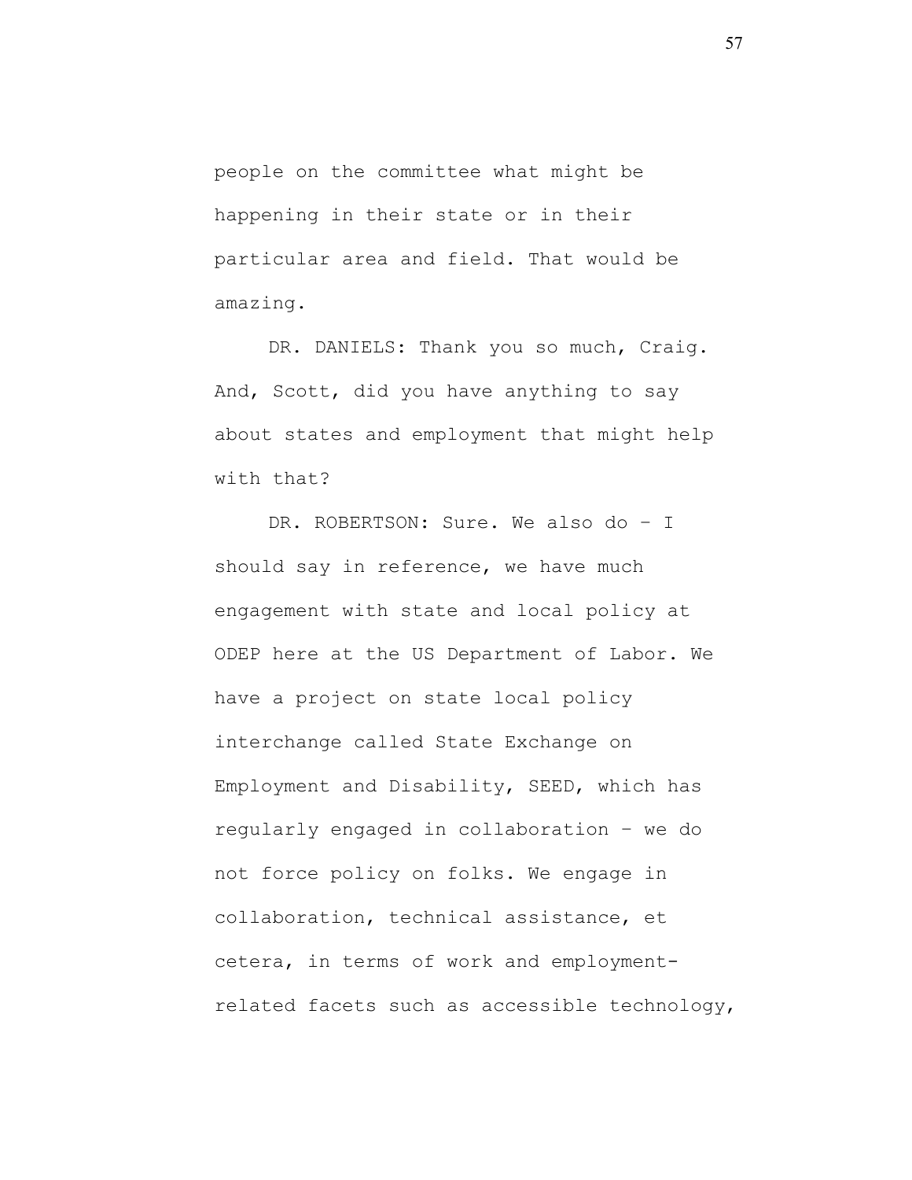people on the committee what might be happening in their state or in their particular area and field. That would be amazing.

DR. DANIELS: Thank you so much, Craig. And, Scott, did you have anything to say about states and employment that might help with that?

DR. ROBERTSON: Sure. We also do – I should say in reference, we have much engagement with state and local policy at ODEP here at the US Department of Labor. We have a project on state local policy interchange called State Exchange on Employment and Disability, SEED, which has regularly engaged in collaboration – we do not force policy on folks. We engage in collaboration, technical assistance, et cetera, in terms of work and employment-related facets such as accessible technology,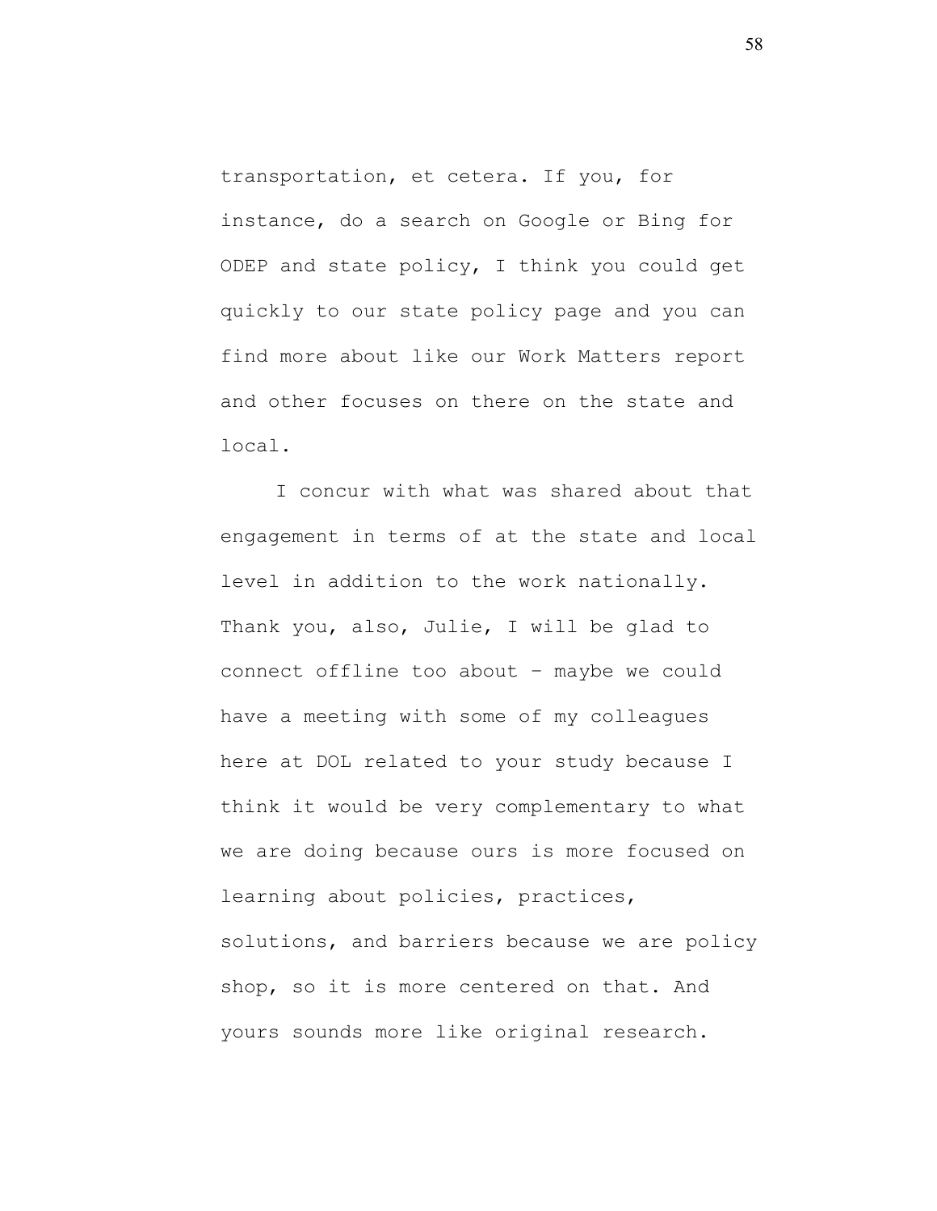transportation, et cetera. If you, for instance, do a search on Google or Bing for ODEP and state policy, I think you could get quickly to our state policy page and you can find more about like our Work Matters report and other focuses on there on the state and local.

I concur with what was shared about that engagement in terms of at the state and local level in addition to the work nationally. Thank you, also, Julie, I will be glad to connect offline too about – maybe we could have a meeting with some of my colleagues here at DOL related to your study because I think it would be very complementary to what we are doing because ours is more focused on learning about policies, practices, solutions, and barriers because we are policy shop, so it is more centered on that. And yours sounds more like original research.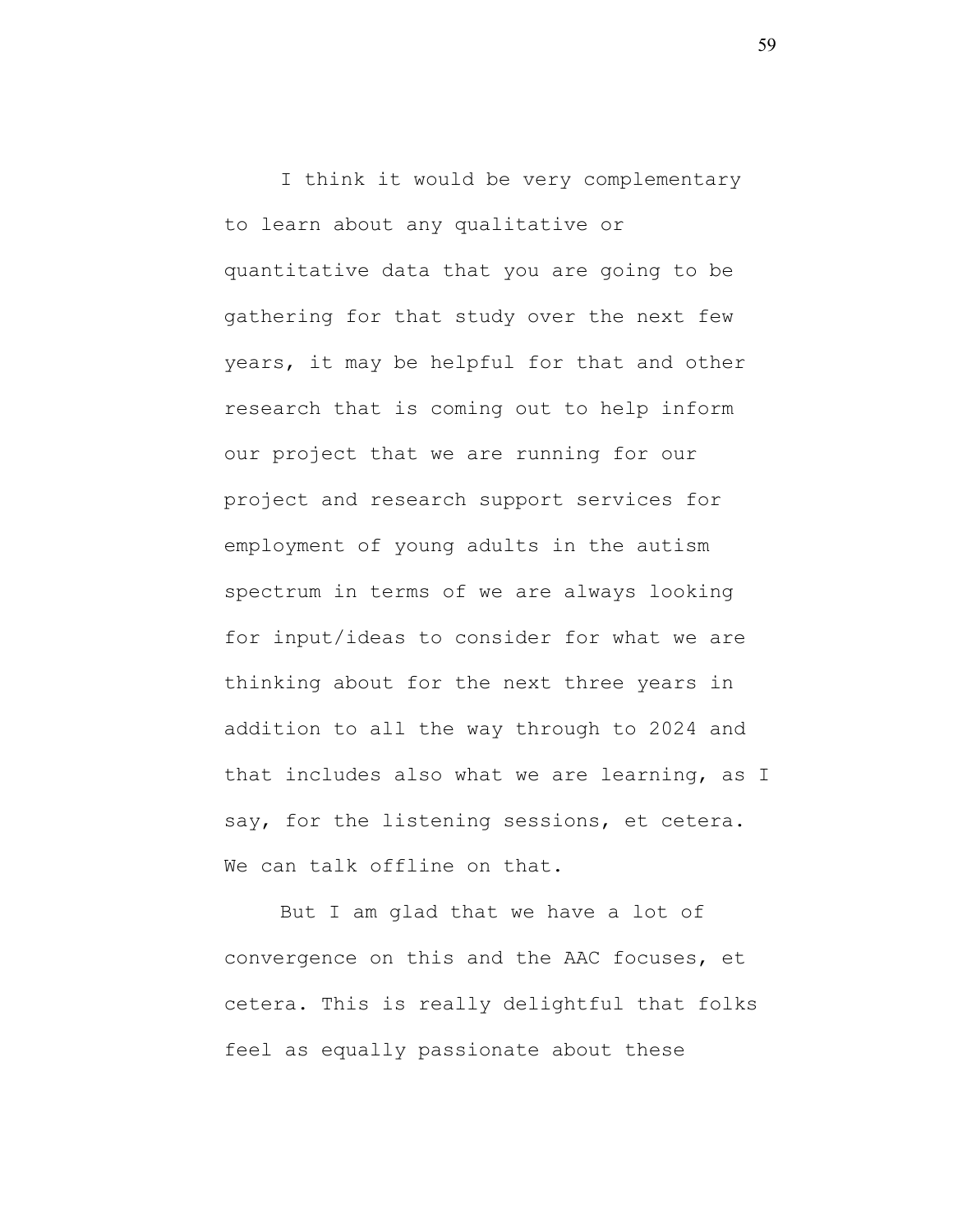I think it would be very complementary to learn about any qualitative or quantitative data that you are going to be gathering for that study over the next few years, it may be helpful for that and other research that is coming out to help inform our project that we are running for our project and research support services for employment of young adults in the autism spectrum in terms of we are always looking for input/ideas to consider for what we are thinking about for the next three years in addition to all the way through to 2024 and that includes also what we are learning, as I say, for the listening sessions, et cetera. We can talk offline on that.

But I am glad that we have a lot of convergence on this and the AAC focuses, et cetera. This is really delightful that folks feel as equally passionate about these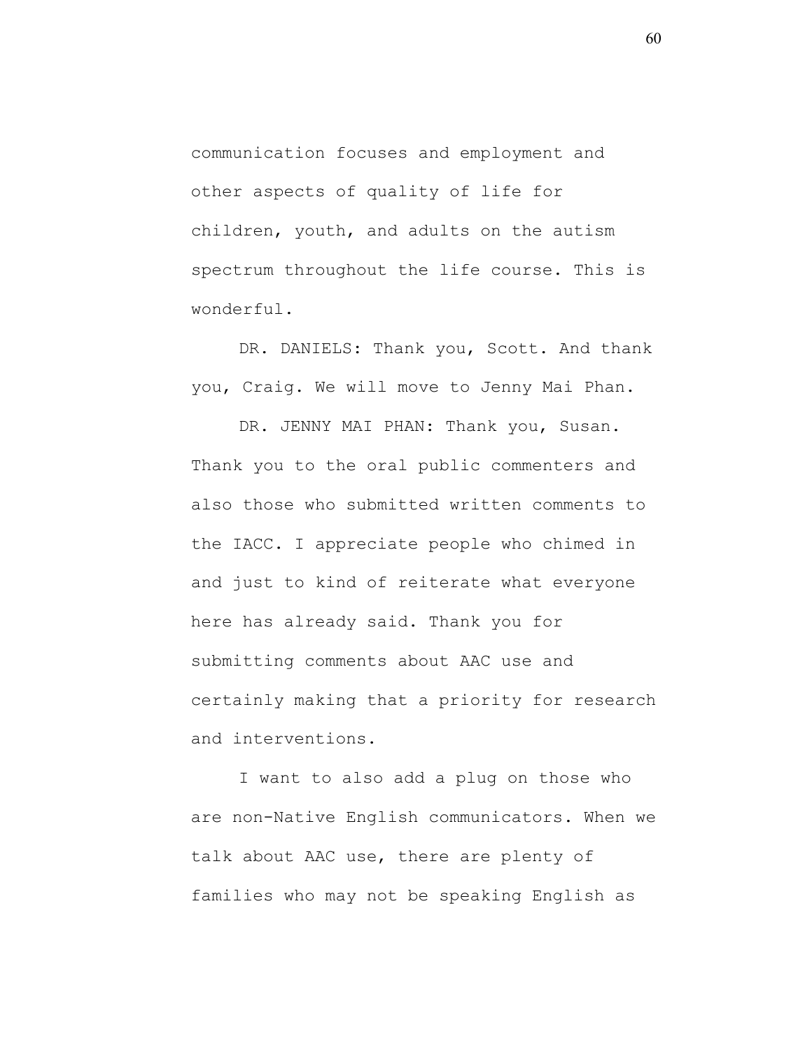communication focuses and employment and other aspects of quality of life for children, youth, and adults on the autism spectrum throughout the life course. This is wonderful.

DR. DANIELS: Thank you, Scott. And thank you, Craig. We will move to Jenny Mai Phan.

DR. JENNY MAI PHAN: Thank you, Susan. Thank you to the oral public commenters and also those who submitted written comments to the IACC. I appreciate people who chimed in and just to kind of reiterate what everyone here has already said. Thank you for submitting comments about AAC use and certainly making that a priority for research and interventions.

I want to also add a plug on those who are non-Native English communicators. When we talk about AAC use, there are plenty of families who may not be speaking English as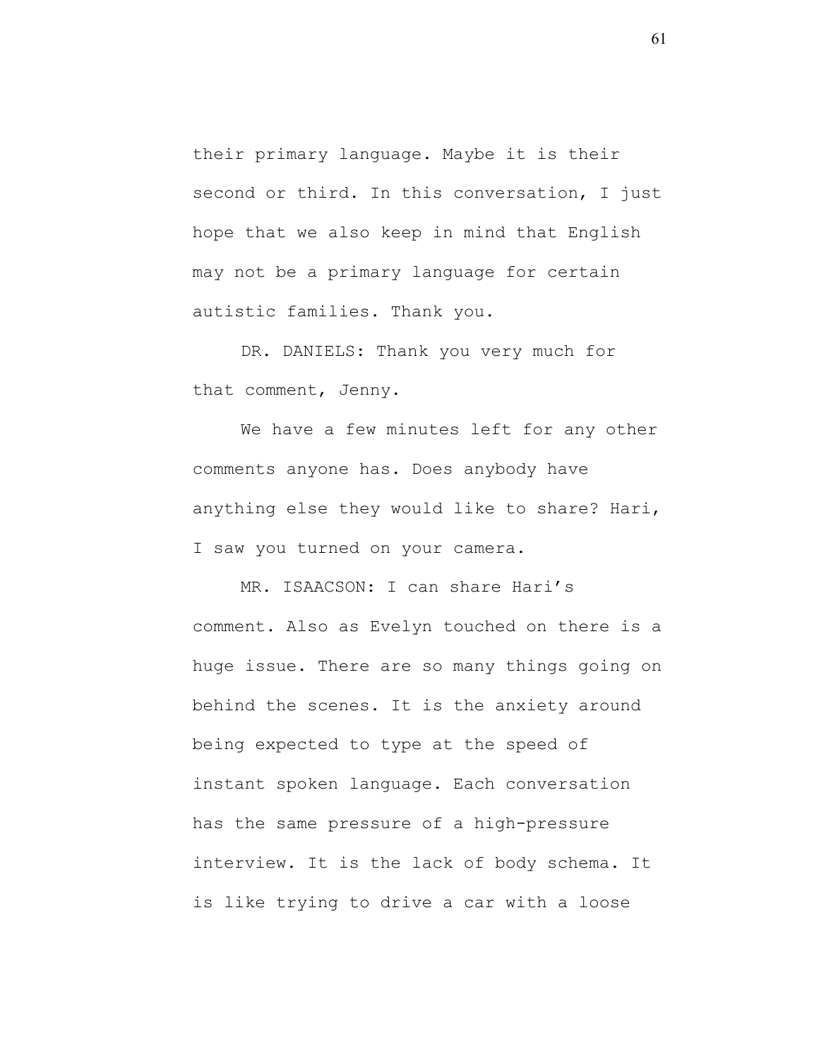their primary language. Maybe it is their second or third. In this conversation, I just hope that we also keep in mind that English may not be a primary language for certain autistic families. Thank you.

DR. DANIELS: Thank you very much for that comment, Jenny.

We have a few minutes left for any other comments anyone has. Does anybody have anything else they would like to share? Hari, I saw you turned on your camera.

MR. ISAACSON: I can share Hari's comment. Also as Evelyn touched on there is a huge issue. There are so many things going on behind the scenes. It is the anxiety around being expected to type at the speed of instant spoken language. Each conversation has the same pressure of a high-pressure interview. It is the lack of body schema. It is like trying to drive a car with a loose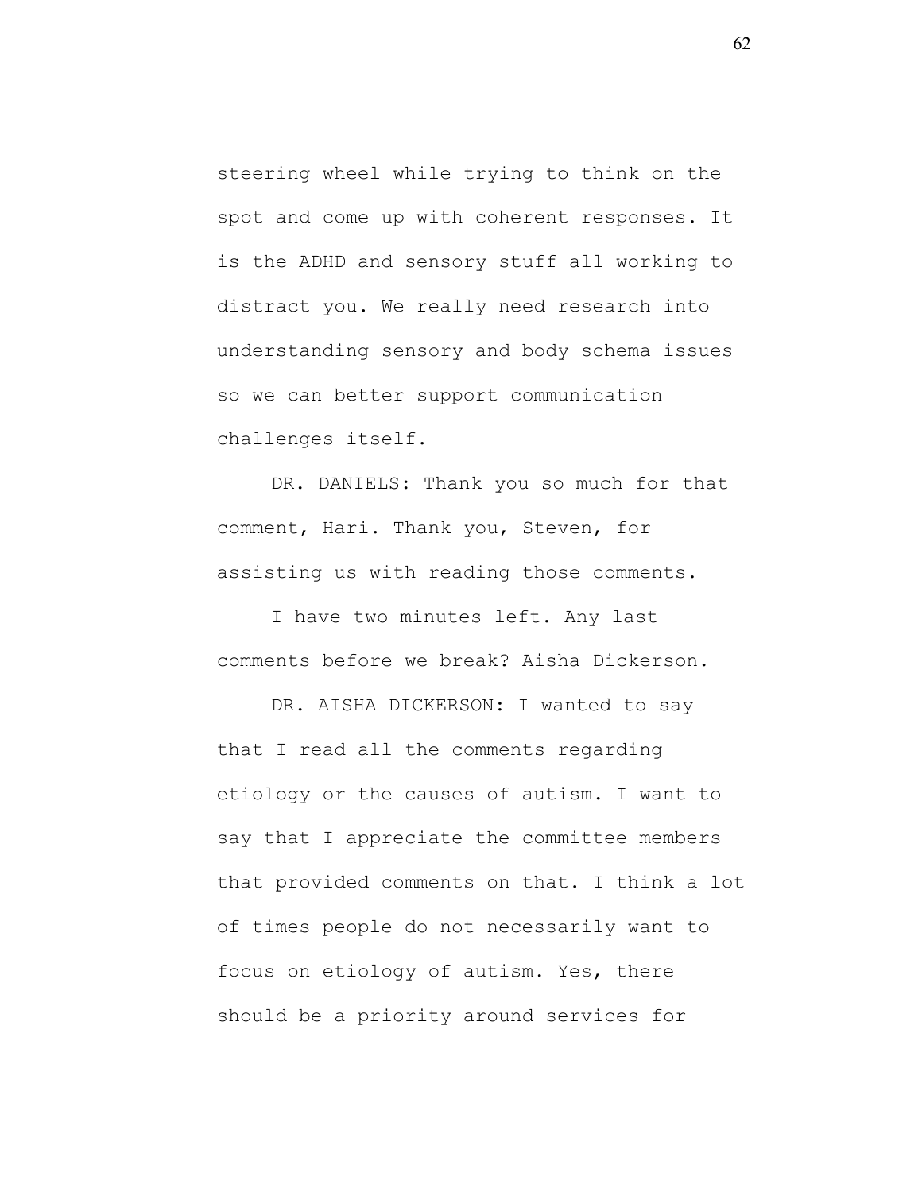steering wheel while trying to think on the spot and come up with coherent responses. It is the ADHD and sensory stuff all working to distract you. We really need research into understanding sensory and body schema issues so we can better support communication challenges itself.

DR. DANIELS: Thank you so much for that comment, Hari. Thank you, Steven, for assisting us with reading those comments.

I have two minutes left. Any last comments before we break? Aisha Dickerson.

DR. AISHA DICKERSON: I wanted to say that I read all the comments regarding etiology or the causes of autism. I want to say that I appreciate the committee members that provided comments on that. I think a lot of times people do not necessarily want to focus on etiology of autism. Yes, there should be a priority around services for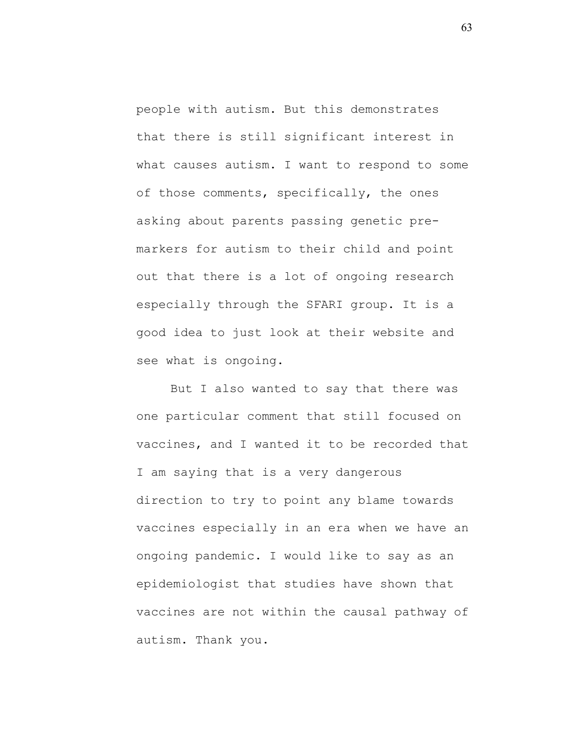people with autism. But this demonstrates that there is still significant interest in what causes autism. I want to respond to some of those comments, specifically, the ones asking about parents passing genetic pre-markers for autism to their child and point out that there is a lot of ongoing research especially through the SFARI group. It is a good idea to just look at their website and see what is ongoing.

But I also wanted to say that there was one particular comment that still focused on vaccines, and I wanted it to be recorded that I am saying that is a very dangerous direction to try to point any blame towards vaccines especially in an era when we have an ongoing pandemic. I would like to say as an epidemiologist that studies have shown that vaccines are not within the causal pathway of autism. Thank you.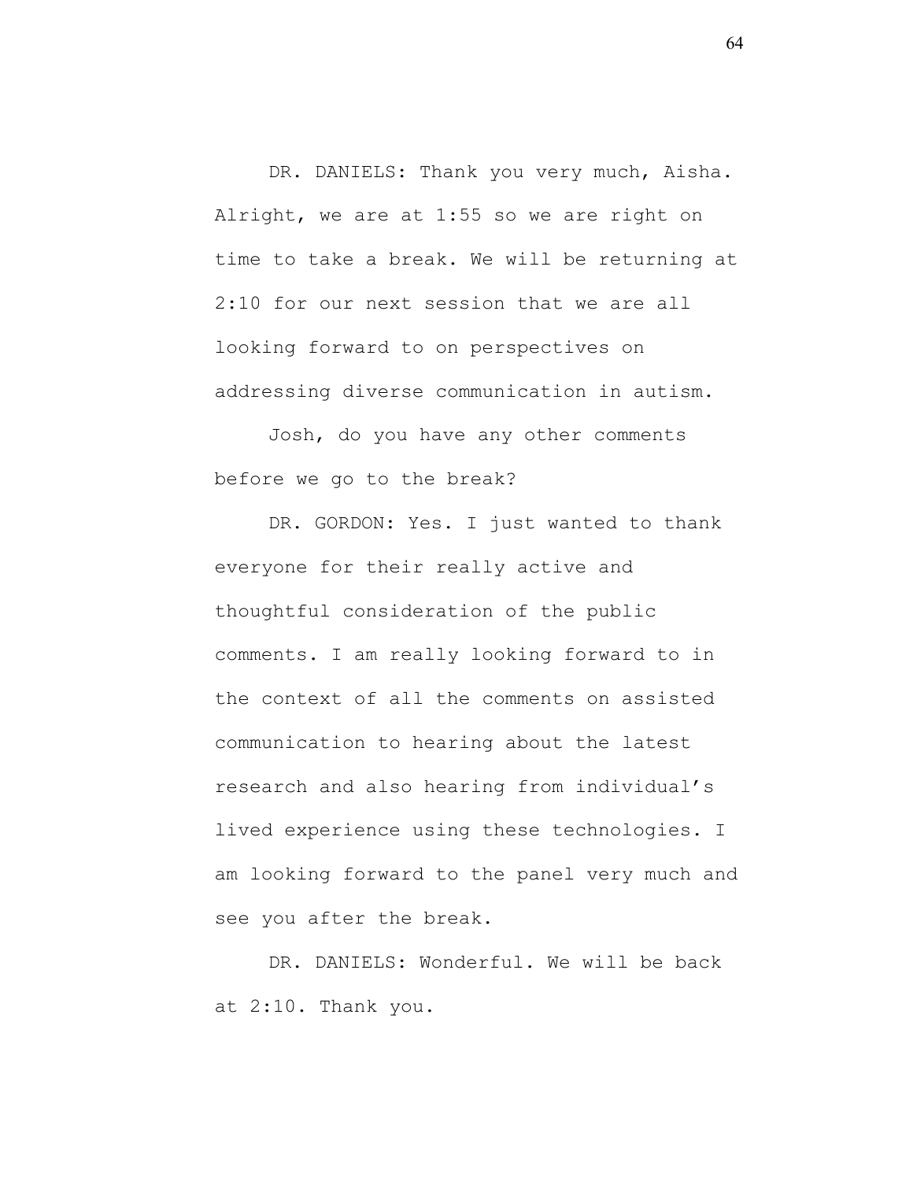DR. DANIELS: Thank you very much, Aisha. Alright, we are at 1:55 so we are right on time to take a break. We will be returning at 2:10 for our next session that we are all looking forward to on perspectives on addressing diverse communication in autism.

Josh, do you have any other comments before we go to the break?

DR. GORDON: Yes. I just wanted to thank everyone for their really active and thoughtful consideration of the public comments. I am really looking forward to in the context of all the comments on assisted communication to hearing about the latest research and also hearing from individual's lived experience using these technologies. I am looking forward to the panel very much and see you after the break.

DR. DANIELS: Wonderful. We will be back at 2:10. Thank you.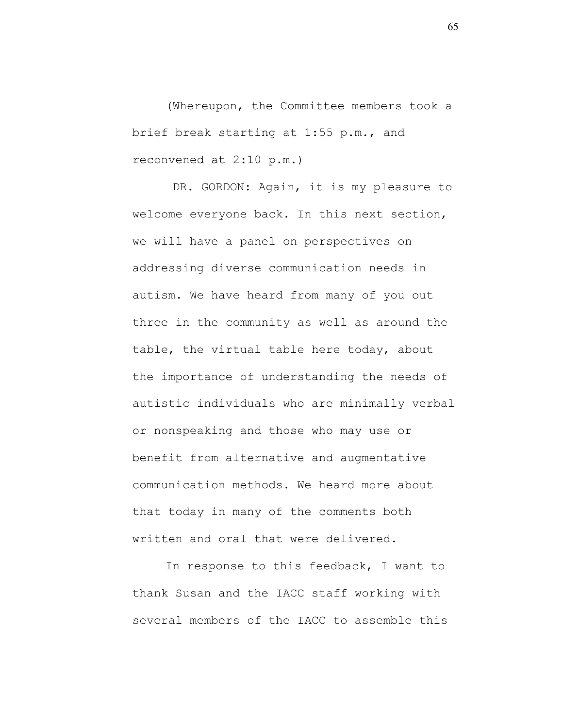(Whereupon, the Committee members took a brief break starting at 1:55 p.m., and reconvened at 2:10 p.m.)

DR. GORDON: Again, it is my pleasure to welcome everyone back. In this next section, we will have a panel on perspectives on addressing diverse communication needs in autism. We have heard from many of you out three in the community as well as around the table, the virtual table here today, about the importance of understanding the needs of autistic individuals who are minimally verbal or nonspeaking and those who may use or benefit from alternative and augmentative communication methods. We heard more about that today in many of the comments both written and oral that were delivered.

In response to this feedback, I want to thank Susan and the IACC staff working with several members of the IACC to assemble this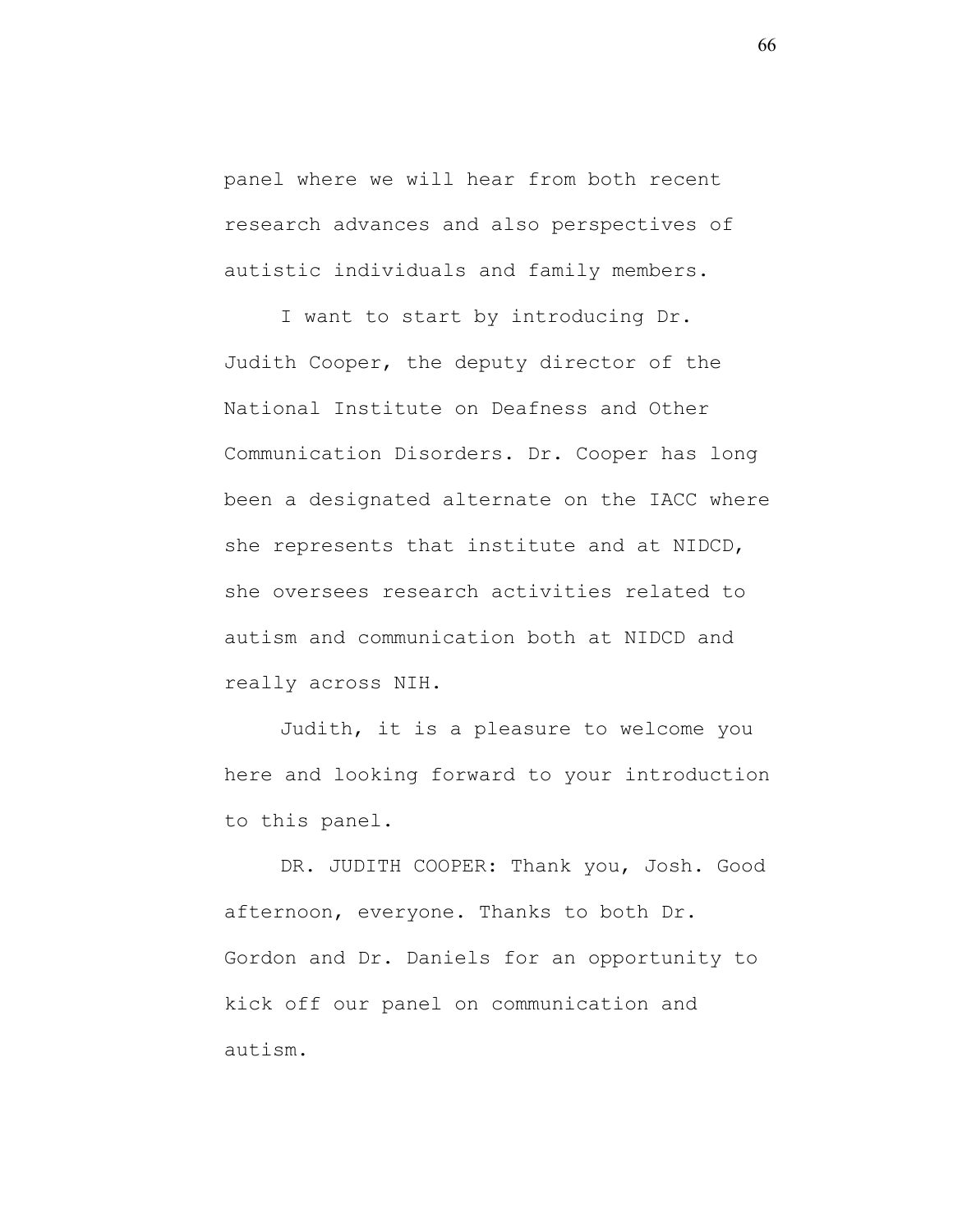panel where we will hear from both recent research advances and also perspectives of autistic individuals and family members.

I want to start by introducing Dr. Judith Cooper, the deputy director of the National Institute on Deafness and Other Communication Disorders. Dr. Cooper has long been a designated alternate on the IACC where she represents that institute and at NIDCD, she oversees research activities related to autism and communication both at NIDCD and really across NIH.

Judith, it is a pleasure to welcome you here and looking forward to your introduction to this panel.

DR. JUDITH COOPER: Thank you, Josh. Good afternoon, everyone. Thanks to both Dr. Gordon and Dr. Daniels for an opportunity to kick off our panel on communication and autism.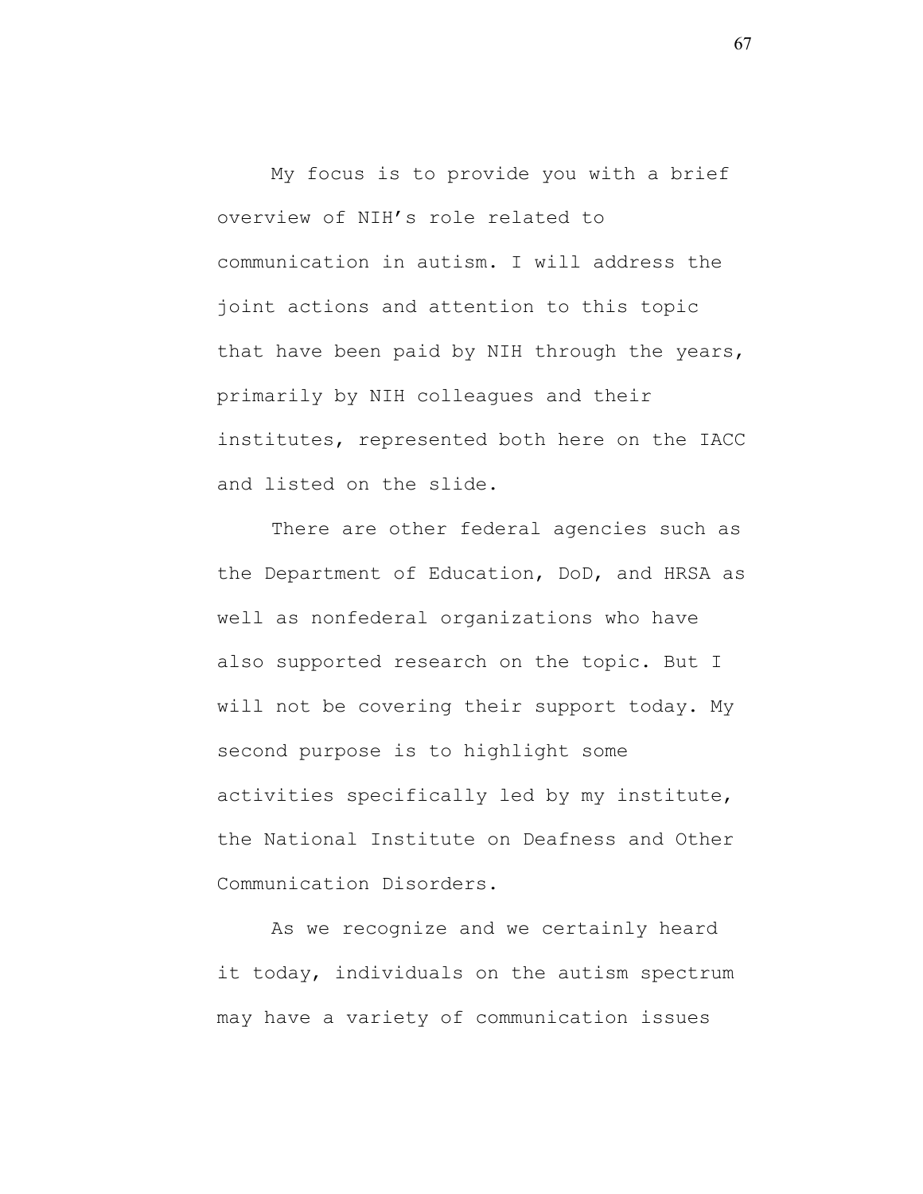My focus is to provide you with a brief overview of NIH's role related to communication in autism. I will address the joint actions and attention to this topic that have been paid by NIH through the years, primarily by NIH colleagues and their institutes, represented both here on the IACC and listed on the slide.

There are other federal agencies such as the Department of Education, DoD, and HRSA as well as nonfederal organizations who have also supported research on the topic. But I will not be covering their support today. My second purpose is to highlight some activities specifically led by my institute, the National Institute on Deafness and Other Communication Disorders.

As we recognize and we certainly heard it today, individuals on the autism spectrum may have a variety of communication issues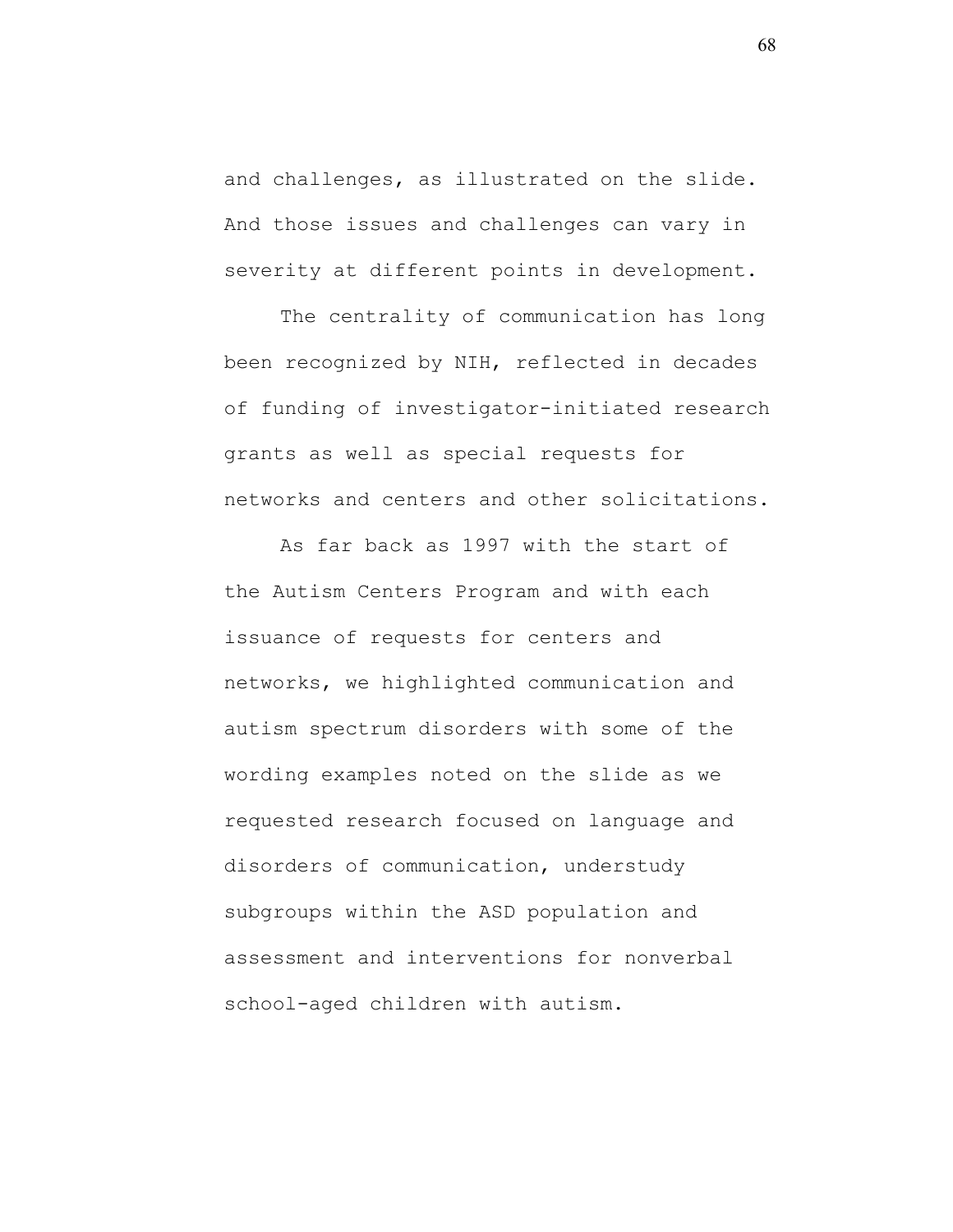and challenges, as illustrated on the slide. And those issues and challenges can vary in severity at different points in development.

The centrality of communication has long been recognized by NIH, reflected in decades of funding of investigator-initiated research grants as well as special requests for networks and centers and other solicitations.

As far back as 1997 with the start of the Autism Centers Program and with each issuance of requests for centers and networks, we highlighted communication and autism spectrum disorders with some of the wording examples noted on the slide as we requested research focused on language and disorders of communication, understudy subgroups within the ASD population and assessment and interventions for nonverbal school-aged children with autism.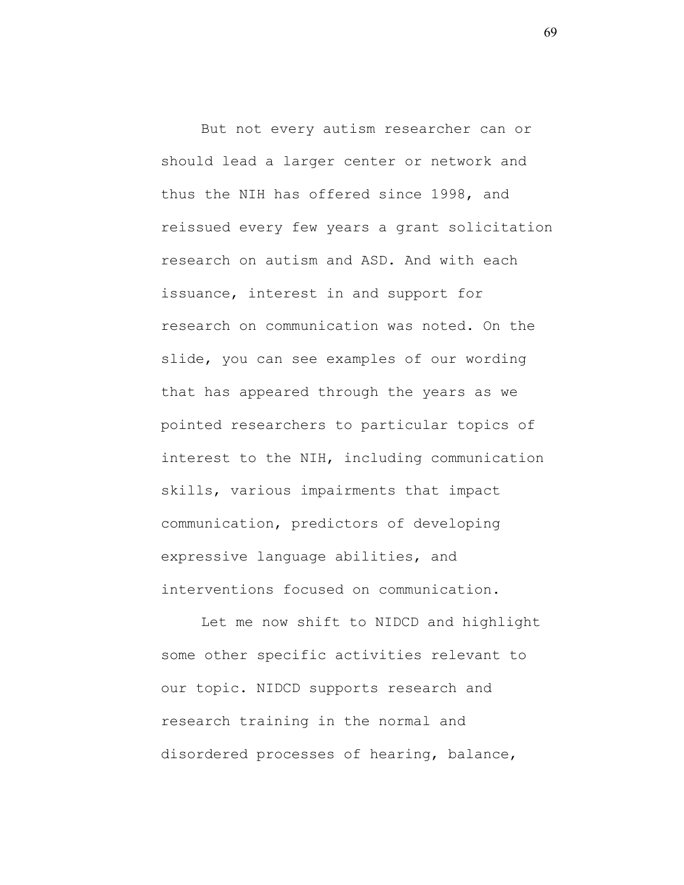But not every autism researcher can or should lead a larger center or network and thus the NIH has offered since 1998, and reissued every few years a grant solicitation research on autism and ASD. And with each issuance, interest in and support for research on communication was noted. On the slide, you can see examples of our wording that has appeared through the years as we pointed researchers to particular topics of interest to the NIH, including communication skills, various impairments that impact communication, predictors of developing expressive language abilities, and interventions focused on communication.

Let me now shift to NIDCD and highlight some other specific activities relevant to our topic. NIDCD supports research and research training in the normal and disordered processes of hearing, balance,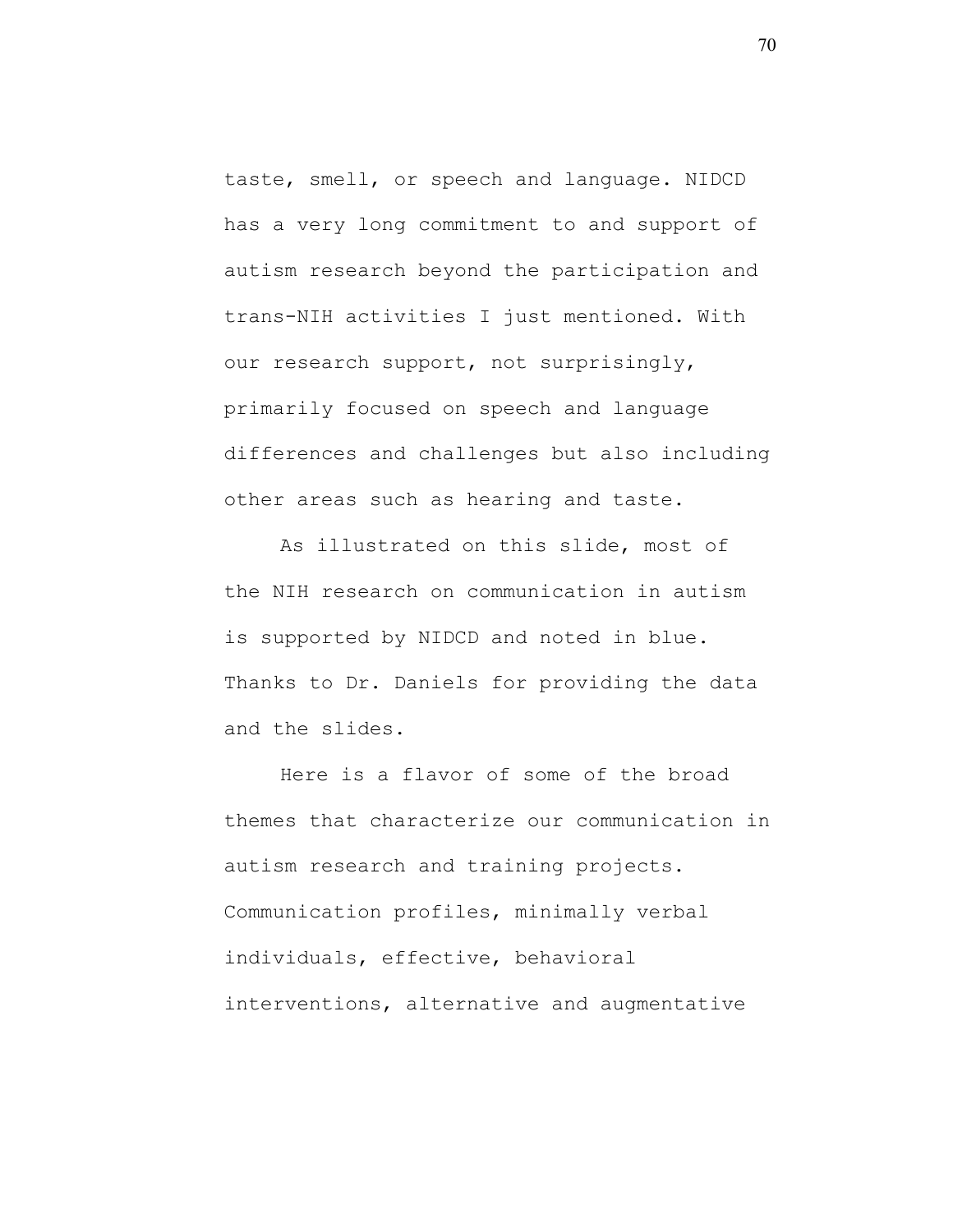taste, smell, or speech and language. NIDCD has a very long commitment to and support of autism research beyond the participation and trans-NIH activities I just mentioned. With our research support, not surprisingly, primarily focused on speech and language differences and challenges but also including other areas such as hearing and taste.

As illustrated on this slide, most of the NIH research on communication in autism is supported by NIDCD and noted in blue. Thanks to Dr. Daniels for providing the data and the slides.

Here is a flavor of some of the broad themes that characterize our communication in autism research and training projects. Communication profiles, minimally verbal individuals, effective, behavioral interventions, alternative and augmentative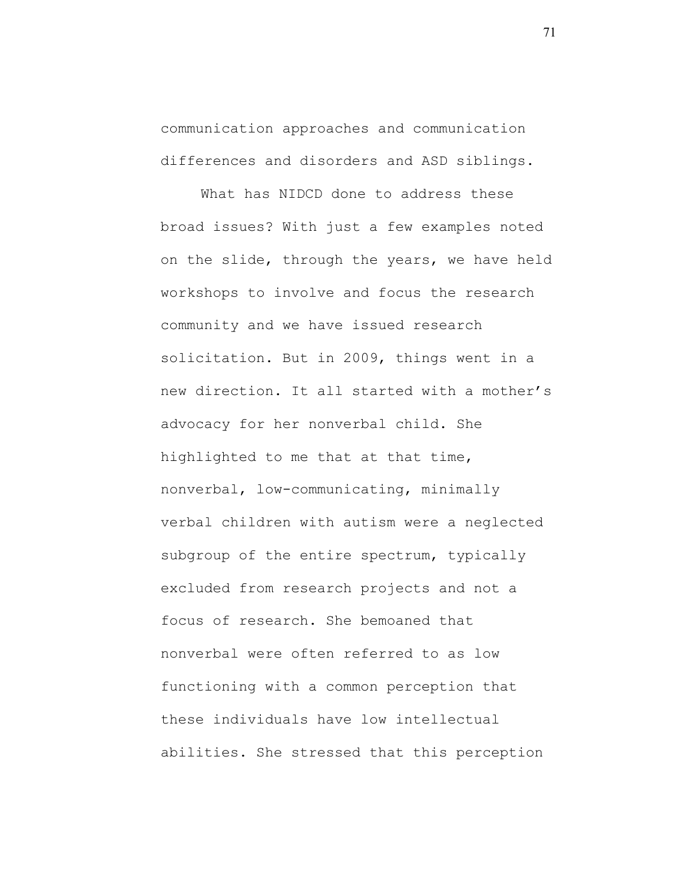communication approaches and communication differences and disorders and ASD siblings.

What has NIDCD done to address these broad issues? With just a few examples noted on the slide, through the years, we have held workshops to involve and focus the research community and we have issued research solicitation. But in 2009, things went in a new direction. It all started with a mother's advocacy for her nonverbal child. She highlighted to me that at that time, nonverbal, low-communicating, minimally verbal children with autism were a neglected subgroup of the entire spectrum, typically excluded from research projects and not a focus of research. She bemoaned that nonverbal were often referred to as low functioning with a common perception that these individuals have low intellectual abilities. She stressed that this perception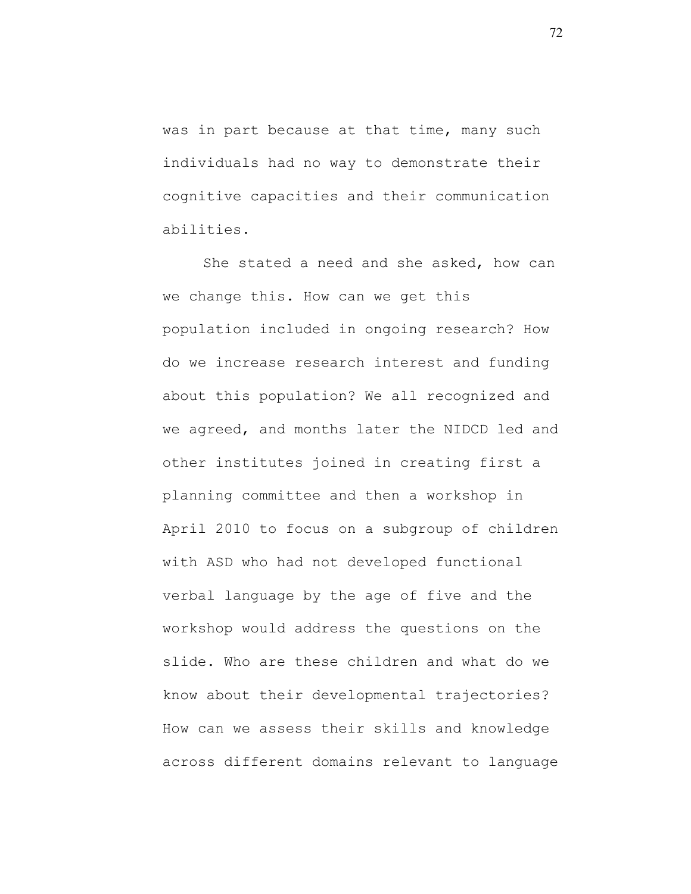was in part because at that time, many such individuals had no way to demonstrate their cognitive capacities and their communication abilities.

She stated a need and she asked, how can we change this. How can we get this population included in ongoing research? How do we increase research interest and funding about this population? We all recognized and we agreed, and months later the NIDCD led and other institutes joined in creating first a planning committee and then a workshop in April 2010 to focus on a subgroup of children with ASD who had not developed functional verbal language by the age of five and the workshop would address the questions on the slide. Who are these children and what do we know about their developmental trajectories? How can we assess their skills and knowledge across different domains relevant to language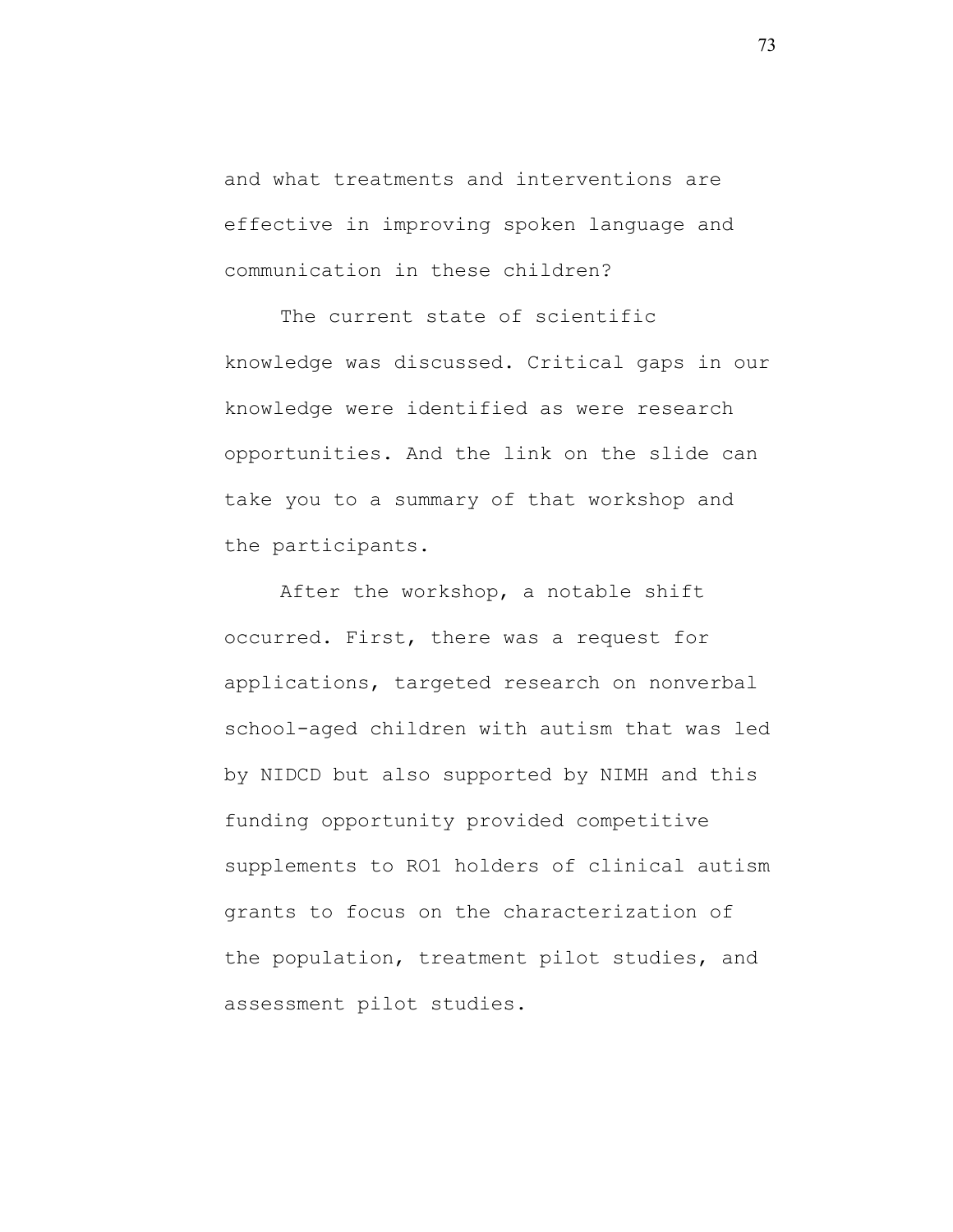and what treatments and interventions are effective in improving spoken language and communication in these children?

The current state of scientific knowledge was discussed. Critical gaps in our knowledge were identified as were research opportunities. And the link on the slide can take you to a summary of that workshop and the participants.

After the workshop, a notable shift occurred. First, there was a request for applications, targeted research on nonverbal school-aged children with autism that was led by NIDCD but also supported by NIMH and this funding opportunity provided competitive supplements to RO1 holders of clinical autism grants to focus on the characterization of the population, treatment pilot studies, and assessment pilot studies.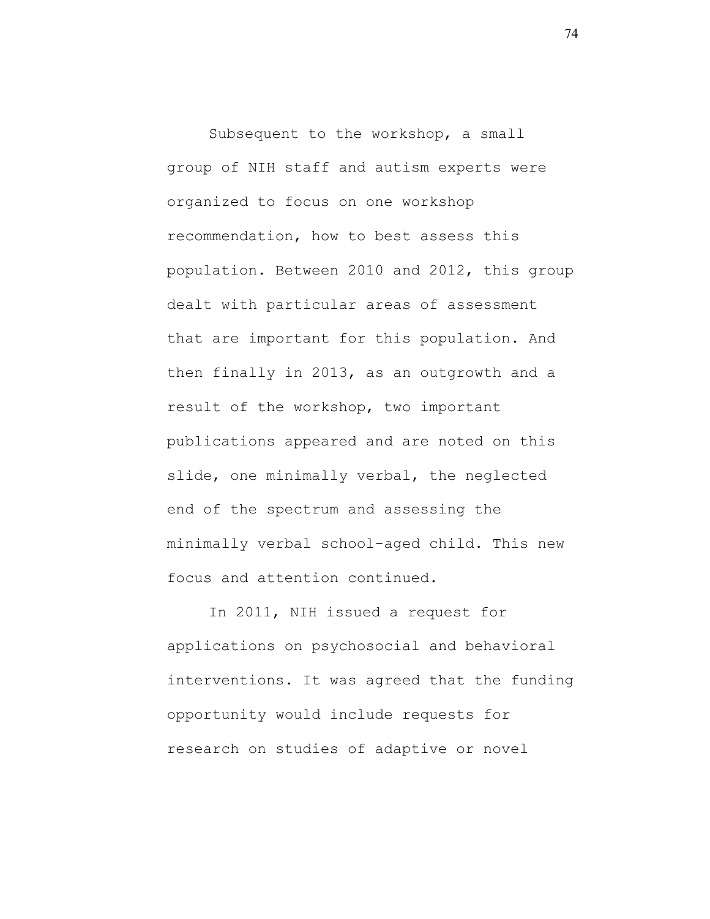Subsequent to the workshop, a small group of NIH staff and autism experts were organized to focus on one workshop recommendation, how to best assess this population. Between 2010 and 2012, this group dealt with particular areas of assessment that are important for this population. And then finally in 2013, as an outgrowth and a result of the workshop, two important publications appeared and are noted on this slide, one minimally verbal, the neglected end of the spectrum and assessing the minimally verbal school-aged child. This new focus and attention continued.

In 2011, NIH issued a request for applications on psychosocial and behavioral interventions. It was agreed that the funding opportunity would include requests for research on studies of adaptive or novel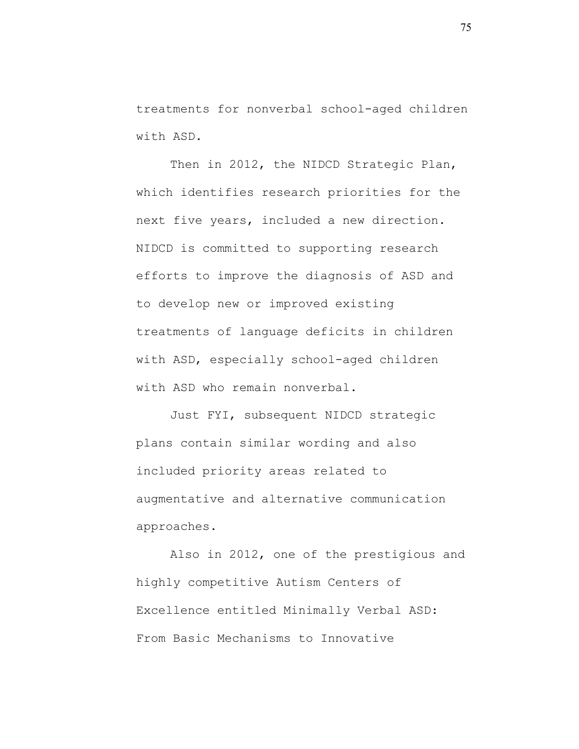treatments for nonverbal school-aged children with ASD.

Then in 2012, the NIDCD Strategic Plan, which identifies research priorities for the next five years, included a new direction. NIDCD is committed to supporting research efforts to improve the diagnosis of ASD and to develop new or improved existing treatments of language deficits in children with ASD, especially school-aged children with ASD who remain nonverbal.

Just FYI, subsequent NIDCD strategic plans contain similar wording and also included priority areas related to augmentative and alternative communication approaches.

Also in 2012, one of the prestigious and highly competitive Autism Centers of Excellence entitled Minimally Verbal ASD: From Basic Mechanisms to Innovative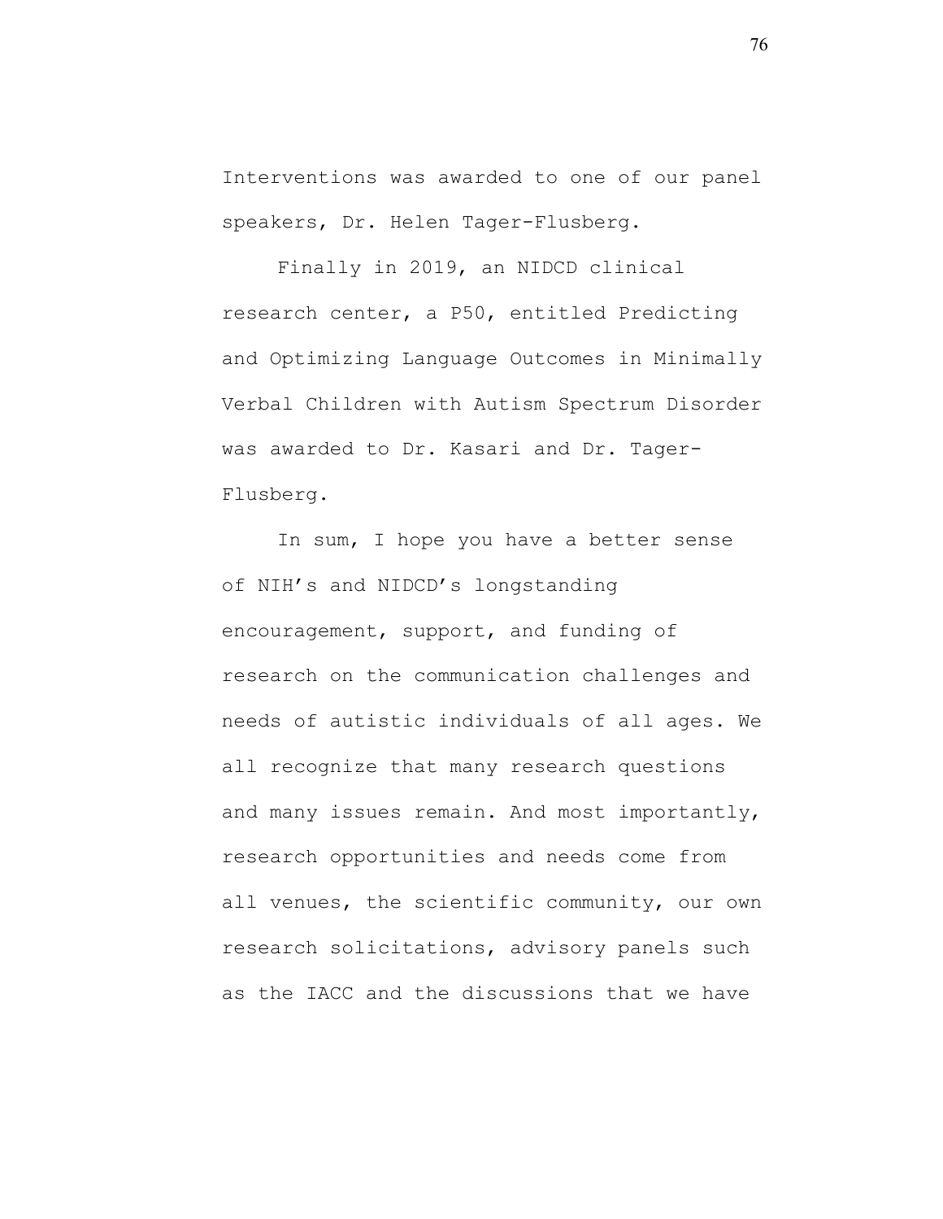Interventions was awarded to one of our panel speakers, Dr. Helen Tager-Flusberg.

Finally in 2019, an NIDCD clinical research center, a P50, entitled Predicting and Optimizing Language Outcomes in Minimally Verbal Children with Autism Spectrum Disorder was awarded to Dr. Kasari and Dr. Tager-Flusberg.

In sum, I hope you have a better sense of NIH's and NIDCD's longstanding encouragement, support, and funding of research on the communication challenges and needs of autistic individuals of all ages. We all recognize that many research questions and many issues remain. And most importantly, research opportunities and needs come from all venues, the scientific community, our own research solicitations, advisory panels such as the IACC and the discussions that we have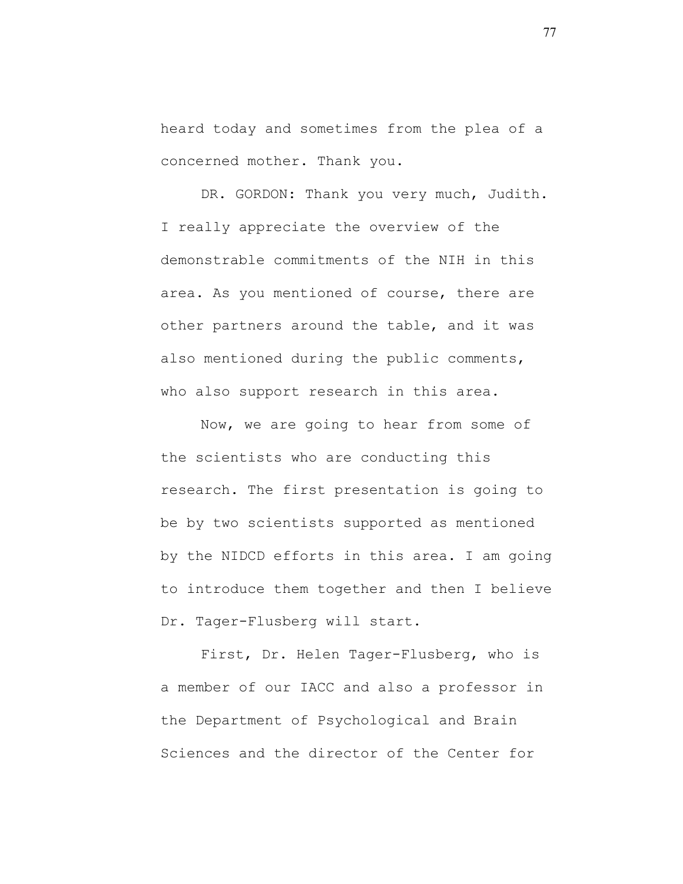heard today and sometimes from the plea of a concerned mother. Thank you.

DR. GORDON: Thank you very much, Judith. I really appreciate the overview of the demonstrable commitments of the NIH in this area. As you mentioned of course, there are other partners around the table, and it was also mentioned during the public comments, who also support research in this area.

Now, we are going to hear from some of the scientists who are conducting this research. The first presentation is going to be by two scientists supported as mentioned by the NIDCD efforts in this area. I am going to introduce them together and then I believe Dr. Tager-Flusberg will start.

First, Dr. Helen Tager-Flusberg, who is a member of our IACC and also a professor in the Department of Psychological and Brain Sciences and the director of the Center for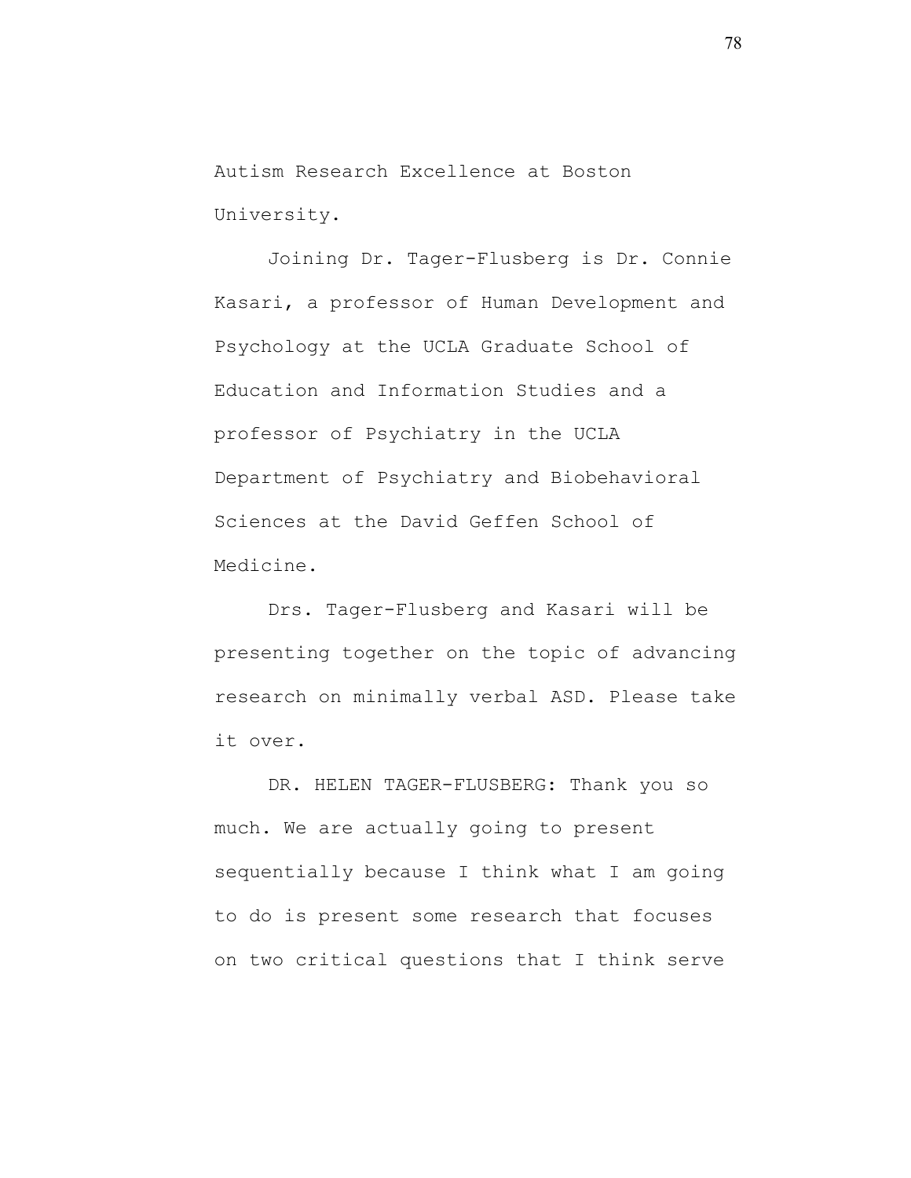Autism Research Excellence at Boston University.

Joining Dr. Tager-Flusberg is Dr. Connie Kasari, a professor of Human Development and Psychology at the UCLA Graduate School of Education and Information Studies and a professor of Psychiatry in the UCLA Department of Psychiatry and Biobehavioral Sciences at the David Geffen School of Medicine.

Drs. Tager-Flusberg and Kasari will be presenting together on the topic of advancing research on minimally verbal ASD. Please take it over.

DR. HELEN TAGER-FLUSBERG: Thank you so much. We are actually going to present sequentially because I think what I am going to do is present some research that focuses on two critical questions that I think serve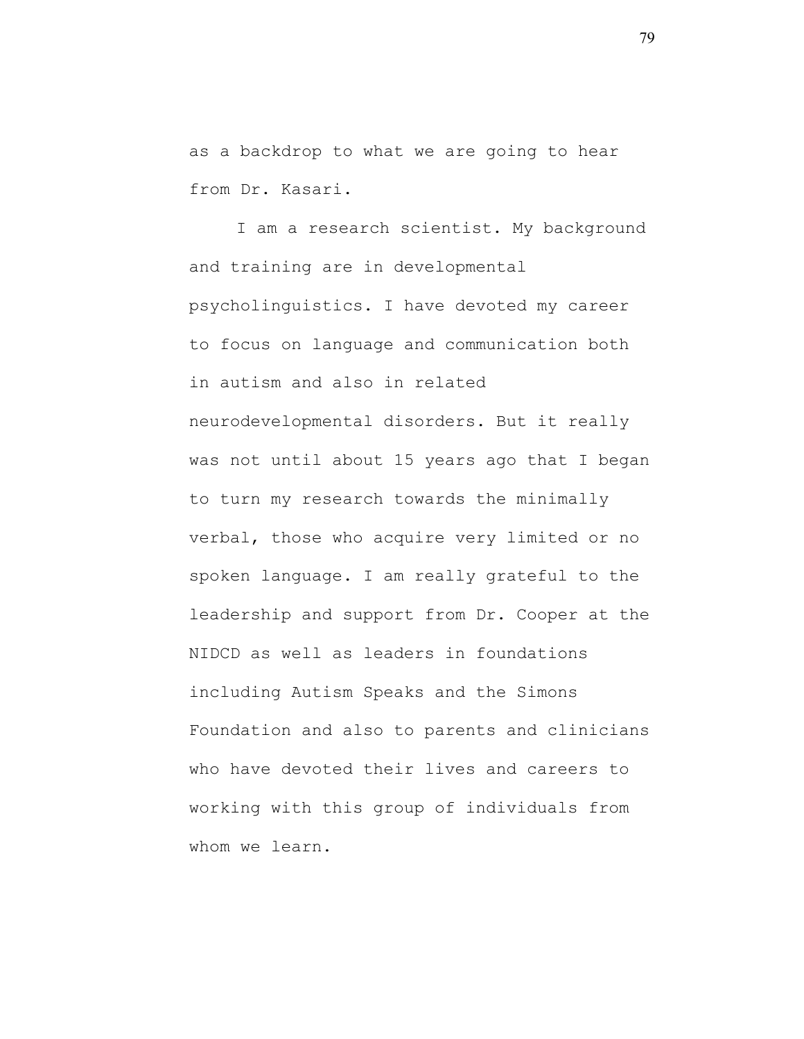as a backdrop to what we are going to hear from Dr. Kasari.

I am a research scientist. My background and training are in developmental psycholinguistics. I have devoted my career to focus on language and communication both in autism and also in related neurodevelopmental disorders. But it really was not until about 15 years ago that I began to turn my research towards the minimally verbal, those who acquire very limited or no spoken language. I am really grateful to the leadership and support from Dr. Cooper at the NIDCD as well as leaders in foundations including Autism Speaks and the Simons Foundation and also to parents and clinicians who have devoted their lives and careers to working with this group of individuals from whom we learn.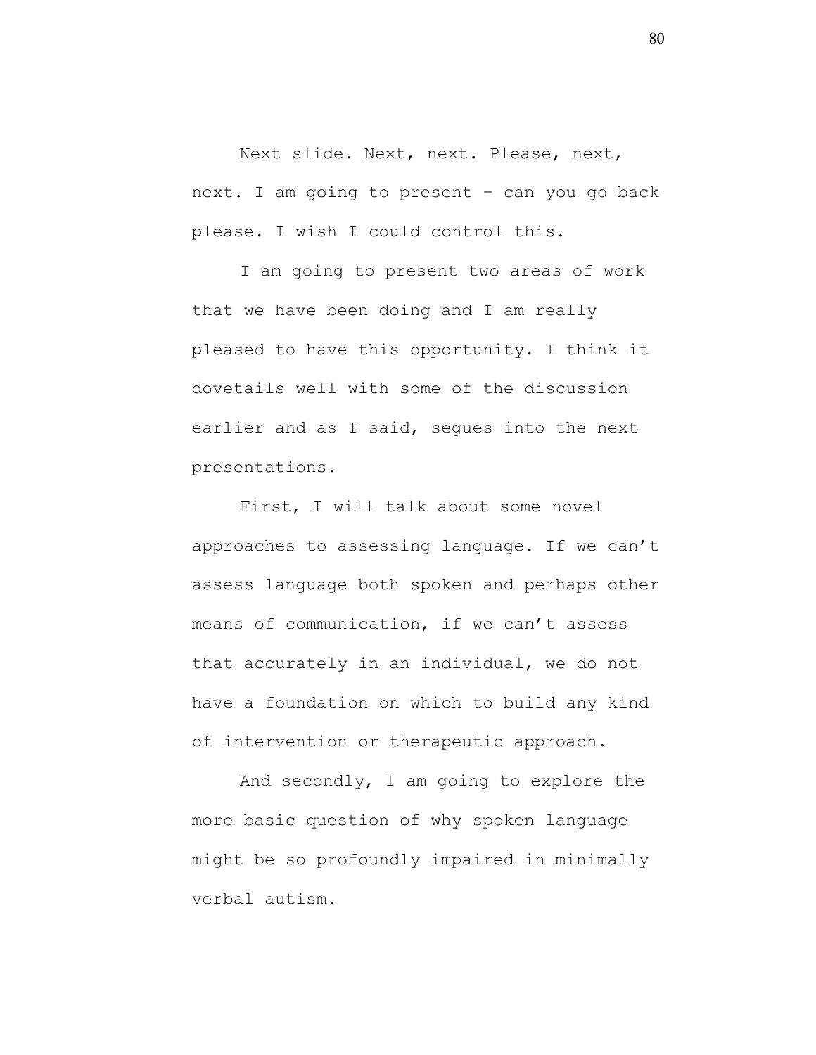Next slide. Next, next. Please, next, next. I am going to present – can you go back please. I wish I could control this.

I am going to present two areas of work that we have been doing and I am really pleased to have this opportunity. I think it dovetails well with some of the discussion earlier and as I said, segues into the next presentations.

First, I will talk about some novel approaches to assessing language. If we can't assess language both spoken and perhaps other means of communication, if we can't assess that accurately in an individual, we do not have a foundation on which to build any kind of intervention or therapeutic approach.

And secondly, I am going to explore the more basic question of why spoken language might be so profoundly impaired in minimally verbal autism.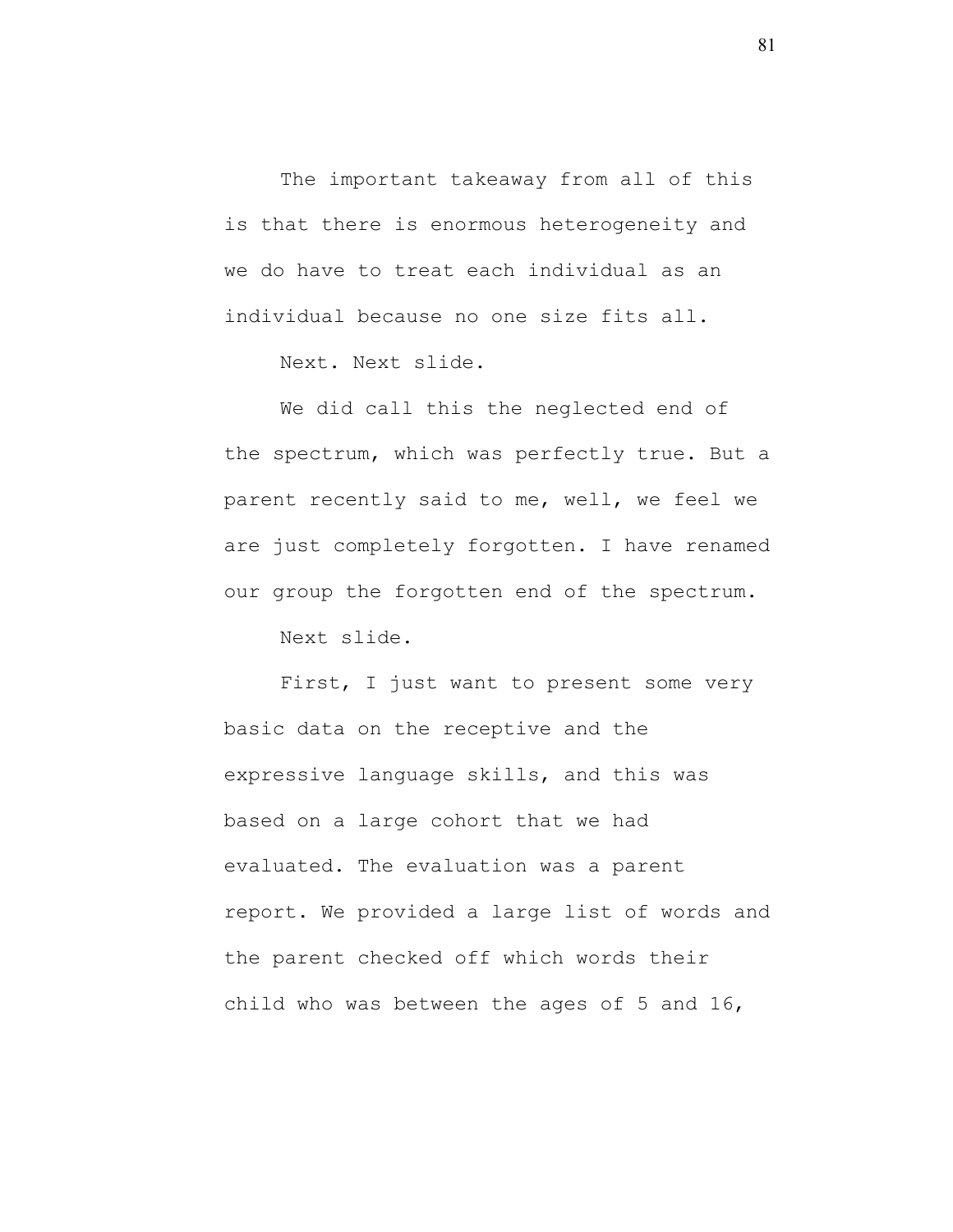The important takeaway from all of this is that there is enormous heterogeneity and we do have to treat each individual as an individual because no one size fits all.

Next. Next slide.

We did call this the neglected end of the spectrum, which was perfectly true. But a parent recently said to me, well, we feel we are just completely forgotten. I have renamed our group the forgotten end of the spectrum.

Next slide.

First, I just want to present some very basic data on the receptive and the expressive language skills, and this was based on a large cohort that we had evaluated. The evaluation was a parent report. We provided a large list of words and the parent checked off which words their child who was between the ages of 5 and 16,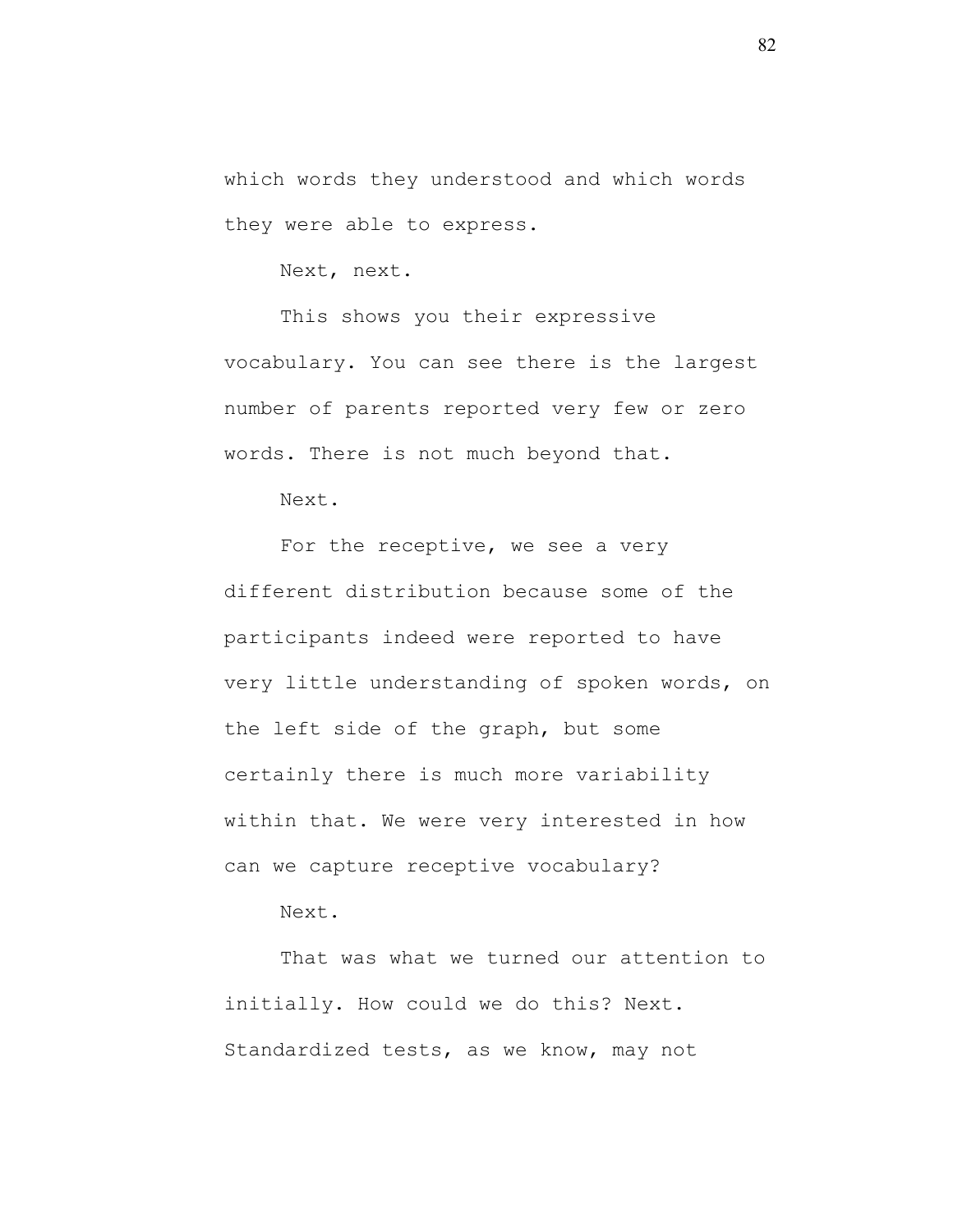which words they understood and which words they were able to express.

Next, next.

This shows you their expressive vocabulary. You can see there is the largest number of parents reported very few or zero words. There is not much beyond that.

Next.

For the receptive, we see a very different distribution because some of the participants indeed were reported to have very little understanding of spoken words, on the left side of the graph, but some certainly there is much more variability within that. We were very interested in how can we capture receptive vocabulary?

Next.

That was what we turned our attention to initially. How could we do this? Next. Standardized tests, as we know, may not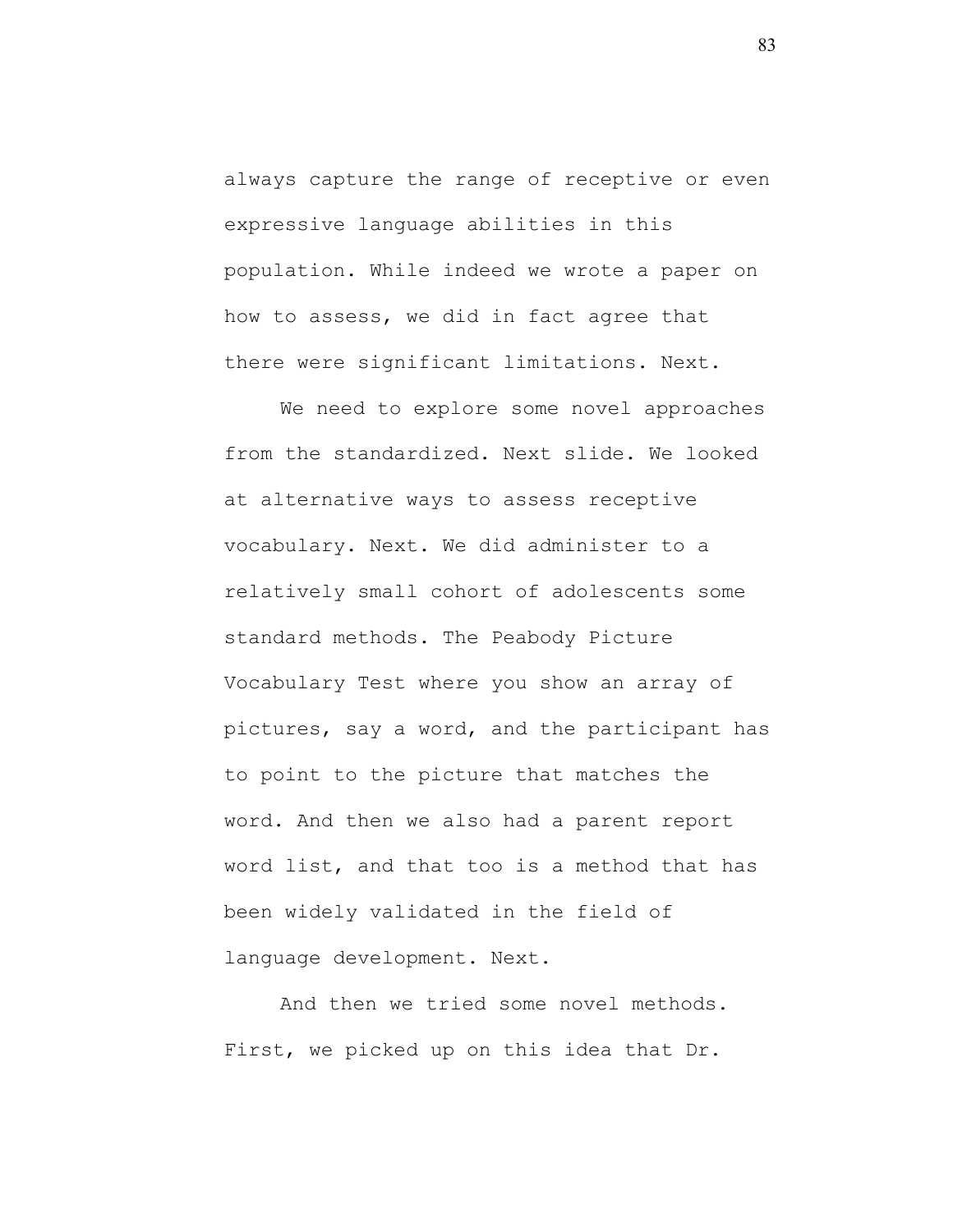always capture the range of receptive or even expressive language abilities in this population. While indeed we wrote a paper on how to assess, we did in fact agree that there were significant limitations. Next.

We need to explore some novel approaches from the standardized. Next slide. We looked at alternative ways to assess receptive vocabulary. Next. We did administer to a relatively small cohort of adolescents some standard methods. The Peabody Picture Vocabulary Test where you show an array of pictures, say a word, and the participant has to point to the picture that matches the word. And then we also had a parent report word list, and that too is a method that has been widely validated in the field of language development. Next.

And then we tried some novel methods. First, we picked up on this idea that Dr.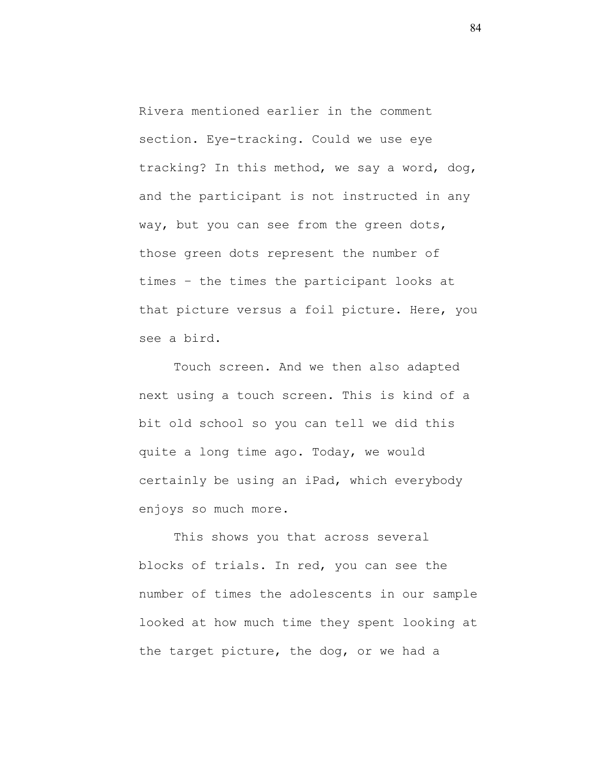Rivera mentioned earlier in the comment section. Eye-tracking. Could we use eye tracking? In this method, we say a word, dog, and the participant is not instructed in any way, but you can see from the green dots, those green dots represent the number of times – the times the participant looks at that picture versus a foil picture. Here, you see a bird.

Touch screen. And we then also adapted next using a touch screen. This is kind of a bit old school so you can tell we did this quite a long time ago. Today, we would certainly be using an iPad, which everybody enjoys so much more.

This shows you that across several blocks of trials. In red, you can see the number of times the adolescents in our sample looked at how much time they spent looking at the target picture, the dog, or we had a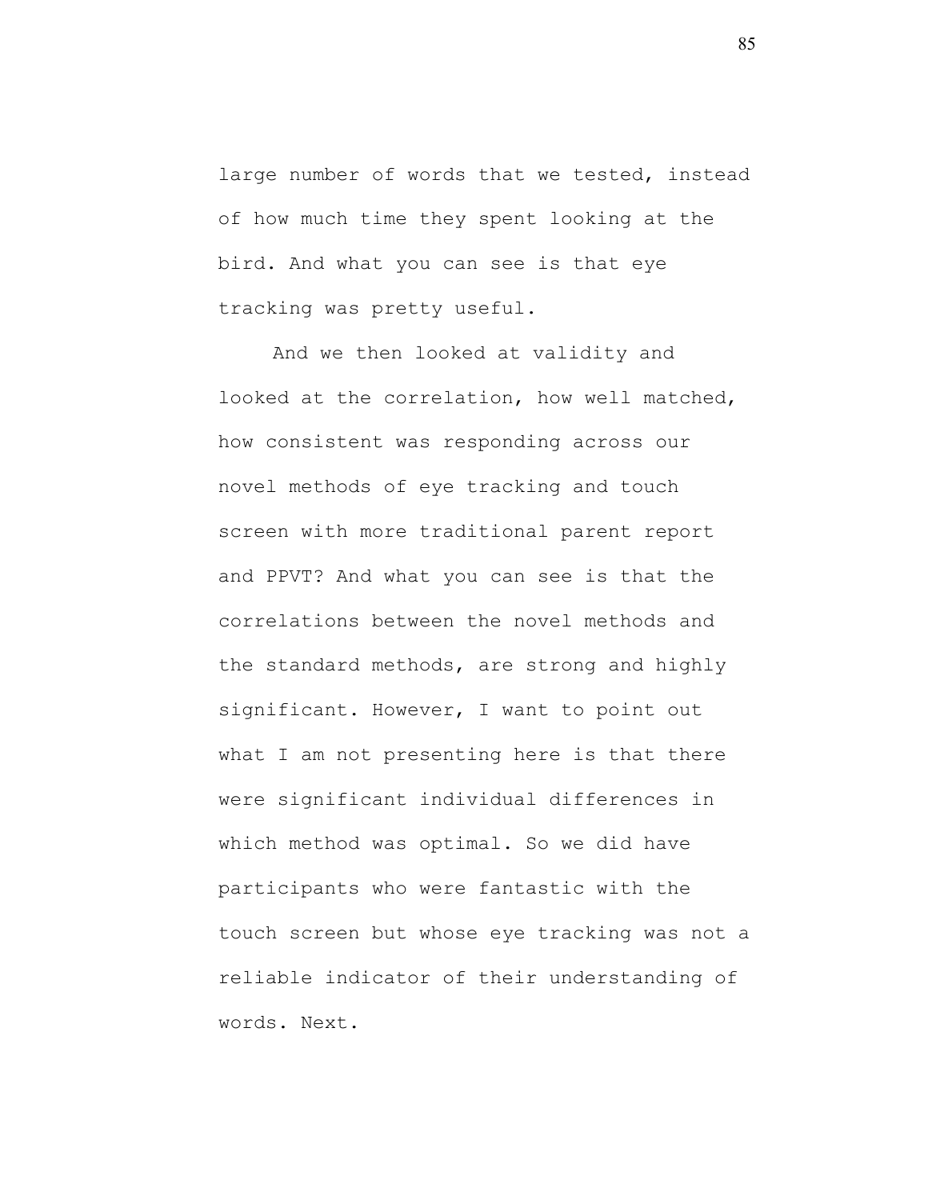large number of words that we tested, instead of how much time they spent looking at the bird. And what you can see is that eye tracking was pretty useful.

And we then looked at validity and looked at the correlation, how well matched, how consistent was responding across our novel methods of eye tracking and touch screen with more traditional parent report and PPVT? And what you can see is that the correlations between the novel methods and the standard methods, are strong and highly significant. However, I want to point out what I am not presenting here is that there were significant individual differences in which method was optimal. So we did have participants who were fantastic with the touch screen but whose eye tracking was not a reliable indicator of their understanding of words. Next.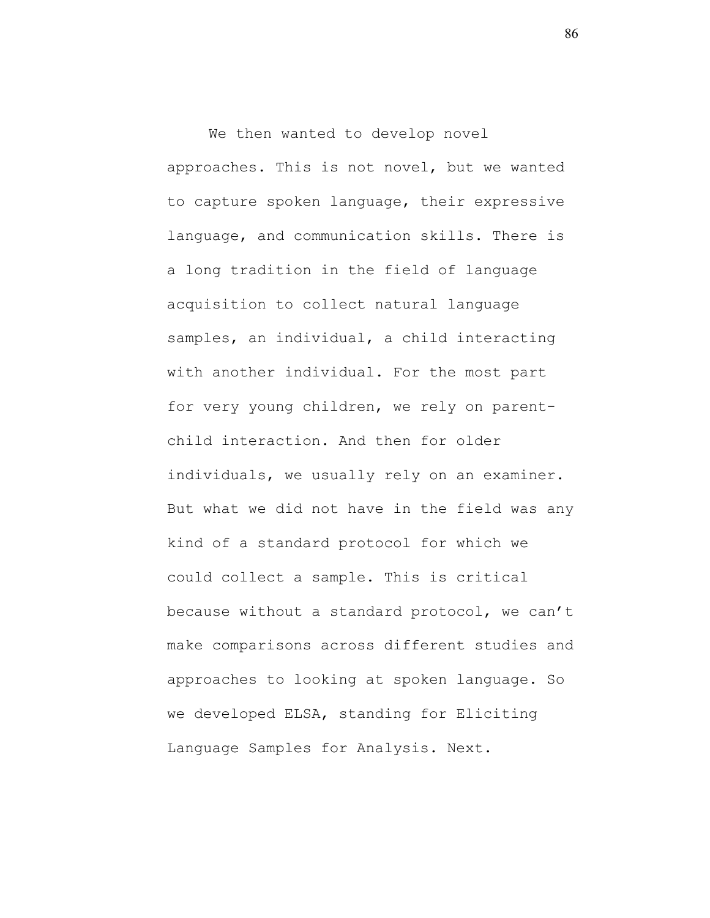We then wanted to develop novel approaches. This is not novel, but we wanted to capture spoken language, their expressive language, and communication skills. There is a long tradition in the field of language acquisition to collect natural language samples, an individual, a child interacting with another individual. For the most part for very young children, we rely on parent-child interaction. And then for older individuals, we usually rely on an examiner. But what we did not have in the field was any kind of a standard protocol for which we could collect a sample. This is critical because without a standard protocol, we can't make comparisons across different studies and approaches to looking at spoken language. So we developed ELSA, standing for Eliciting Language Samples for Analysis. Next.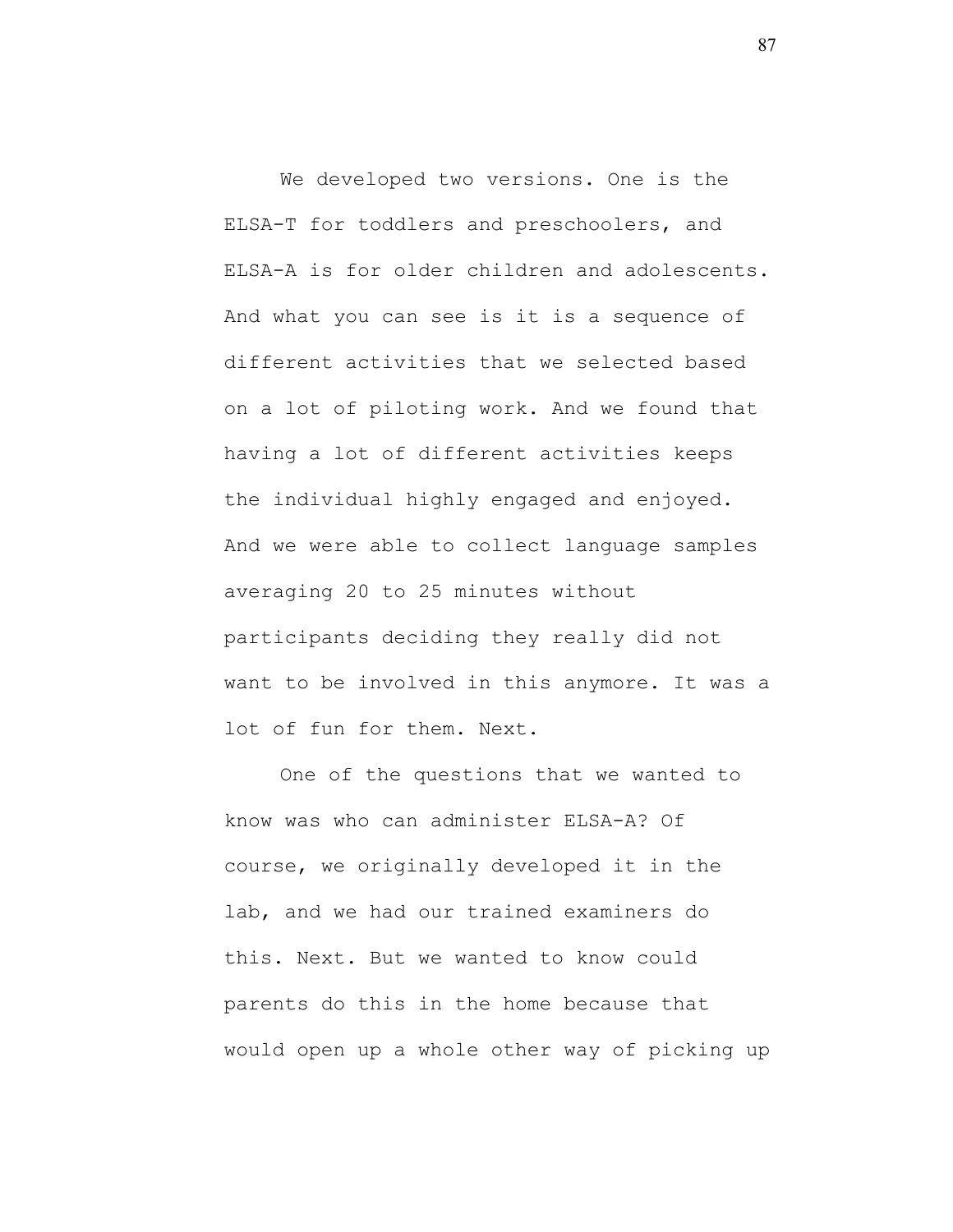We developed two versions. One is the ELSA-T for toddlers and preschoolers, and ELSA-A is for older children and adolescents. And what you can see is it is a sequence of different activities that we selected based on a lot of piloting work. And we found that having a lot of different activities keeps the individual highly engaged and enjoyed. And we were able to collect language samples averaging 20 to 25 minutes without participants deciding they really did not want to be involved in this anymore. It was a lot of fun for them. Next.

One of the questions that we wanted to know was who can administer ELSA-A? Of course, we originally developed it in the lab, and we had our trained examiners do this. Next. But we wanted to know could parents do this in the home because that would open up a whole other way of picking up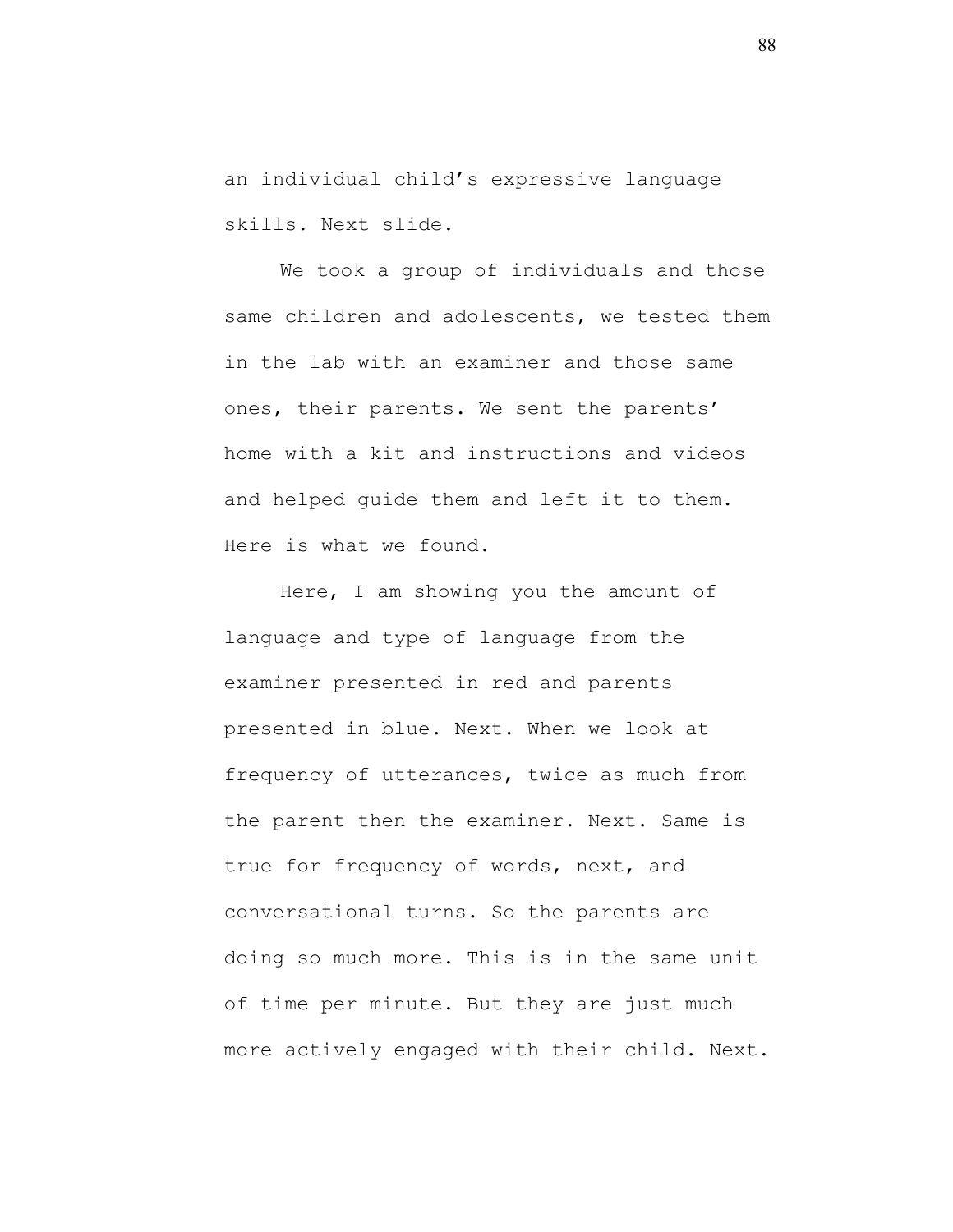an individual child's expressive language skills. Next slide.

We took a group of individuals and those same children and adolescents, we tested them in the lab with an examiner and those same ones, their parents. We sent the parents' home with a kit and instructions and videos and helped guide them and left it to them. Here is what we found.

Here, I am showing you the amount of language and type of language from the examiner presented in red and parents presented in blue. Next. When we look at frequency of utterances, twice as much from the parent then the examiner. Next. Same is true for frequency of words, next, and conversational turns. So the parents are doing so much more. This is in the same unit of time per minute. But they are just much more actively engaged with their child. Next.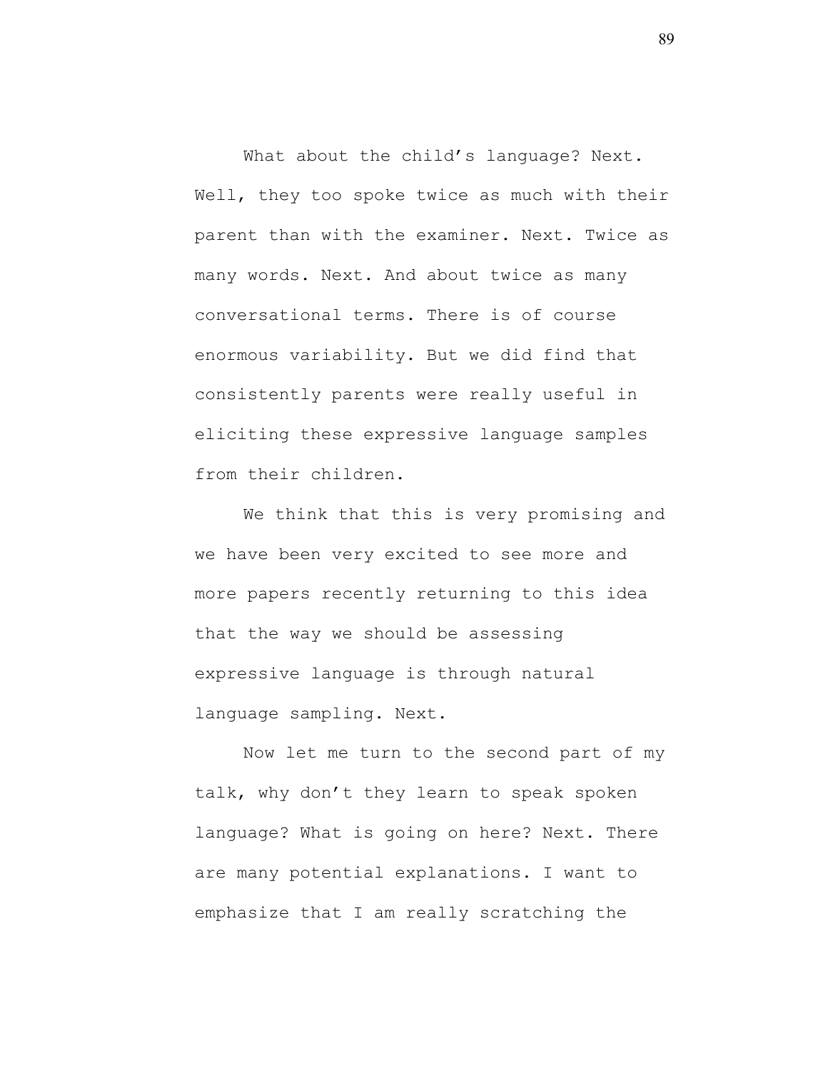What about the child's language? Next. Well, they too spoke twice as much with their parent than with the examiner. Next. Twice as many words. Next. And about twice as many conversational terms. There is of course enormous variability. But we did find that consistently parents were really useful in eliciting these expressive language samples from their children.

We think that this is very promising and we have been very excited to see more and more papers recently returning to this idea that the way we should be assessing expressive language is through natural language sampling. Next.

Now let me turn to the second part of my talk, why don't they learn to speak spoken language? What is going on here? Next. There are many potential explanations. I want to emphasize that I am really scratching the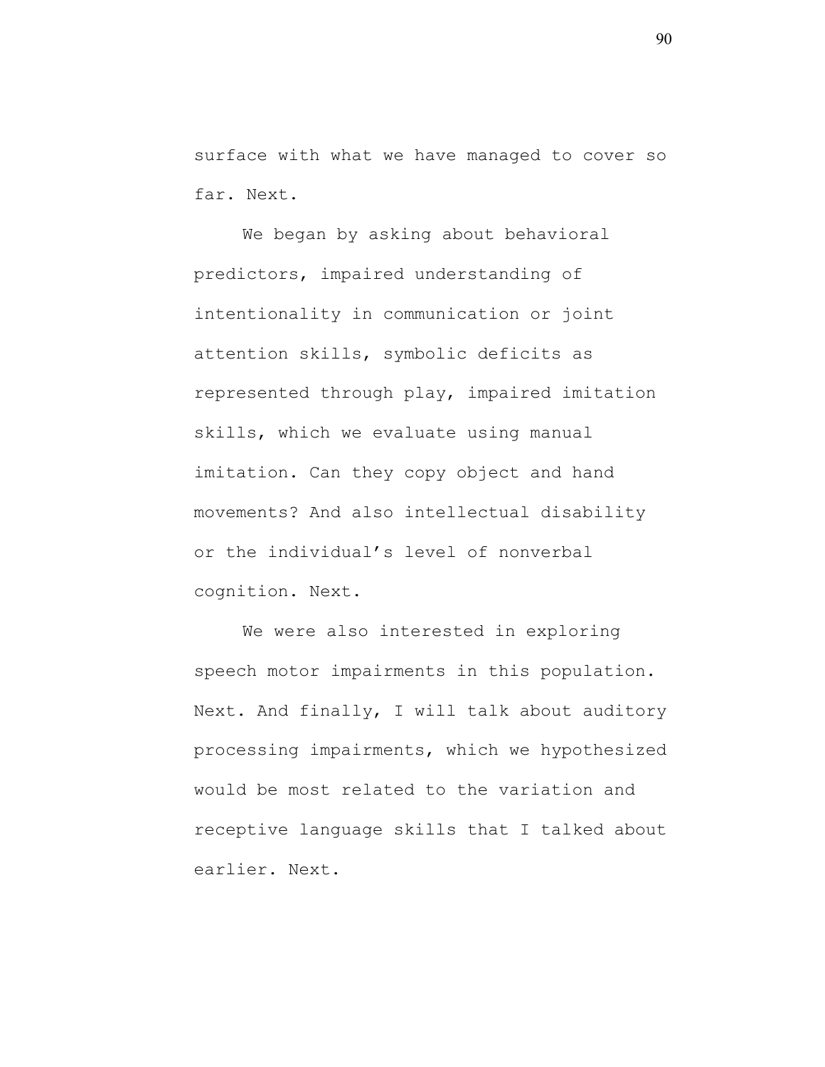surface with what we have managed to cover so far. Next.

We began by asking about behavioral predictors, impaired understanding of intentionality in communication or joint attention skills, symbolic deficits as represented through play, impaired imitation skills, which we evaluate using manual imitation. Can they copy object and hand movements? And also intellectual disability or the individual's level of nonverbal cognition. Next.

We were also interested in exploring speech motor impairments in this population. Next. And finally, I will talk about auditory processing impairments, which we hypothesized would be most related to the variation and receptive language skills that I talked about earlier. Next.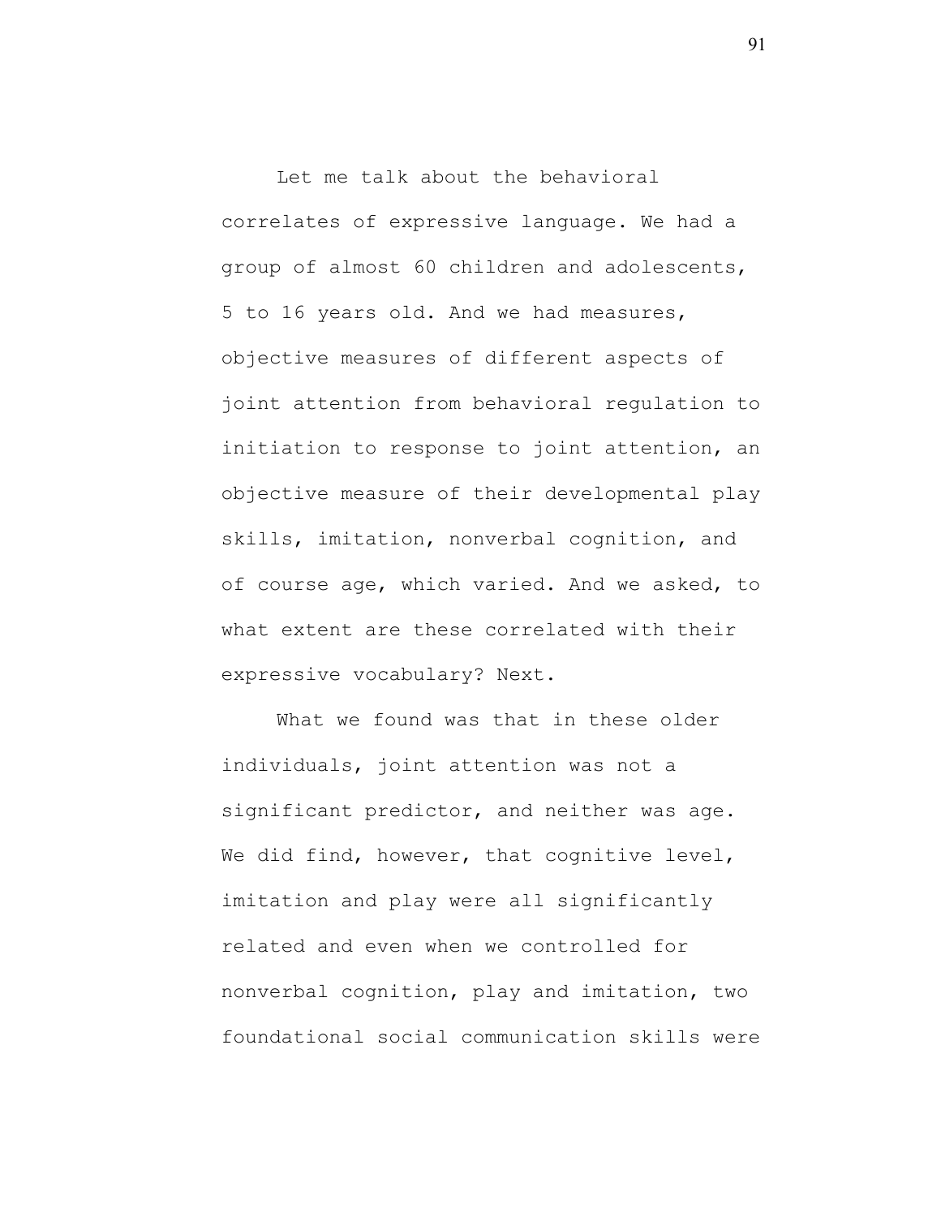Let me talk about the behavioral correlates of expressive language. We had a group of almost 60 children and adolescents, 5 to 16 years old. And we had measures, objective measures of different aspects of joint attention from behavioral regulation to initiation to response to joint attention, an objective measure of their developmental play skills, imitation, nonverbal cognition, and of course age, which varied. And we asked, to what extent are these correlated with their expressive vocabulary? Next.

What we found was that in these older individuals, joint attention was not a significant predictor, and neither was age. We did find, however, that cognitive level, imitation and play were all significantly related and even when we controlled for nonverbal cognition, play and imitation, two foundational social communication skills were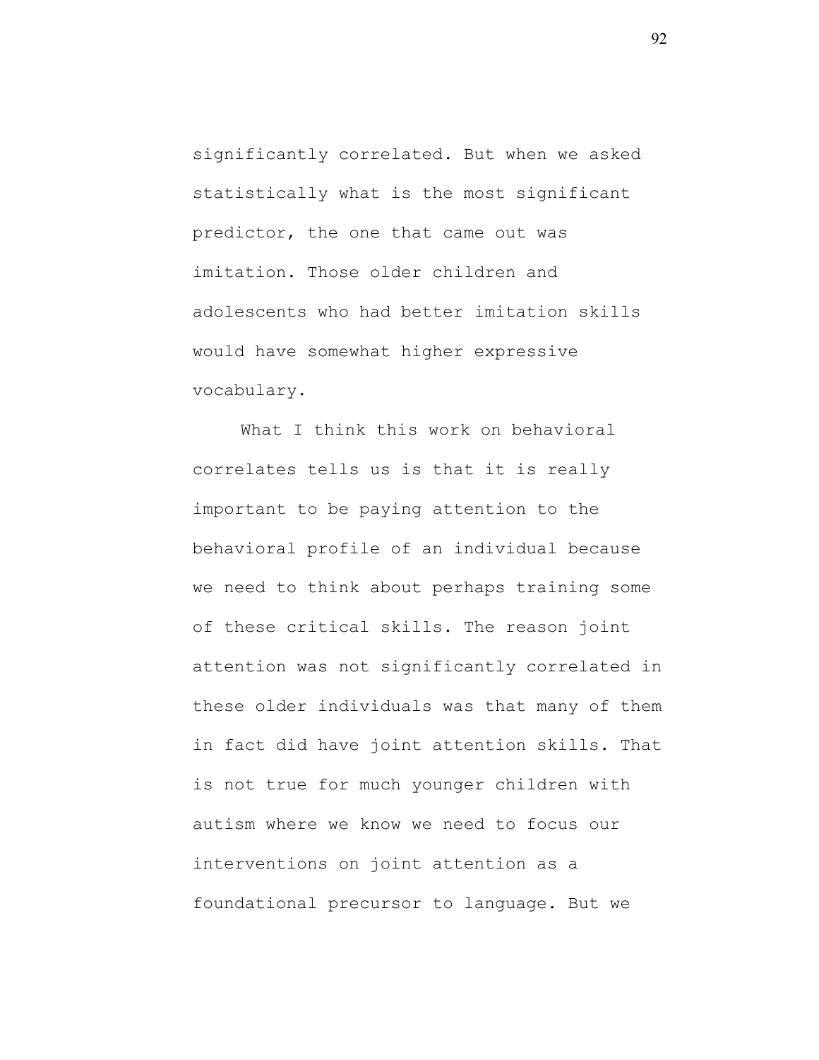significantly correlated. But when we asked statistically what is the most significant predictor, the one that came out was imitation. Those older children and adolescents who had better imitation skills would have somewhat higher expressive vocabulary.

What I think this work on behavioral correlates tells us is that it is really important to be paying attention to the behavioral profile of an individual because we need to think about perhaps training some of these critical skills. The reason joint attention was not significantly correlated in these older individuals was that many of them in fact did have joint attention skills. That is not true for much younger children with autism where we know we need to focus our interventions on joint attention as a foundational precursor to language. But we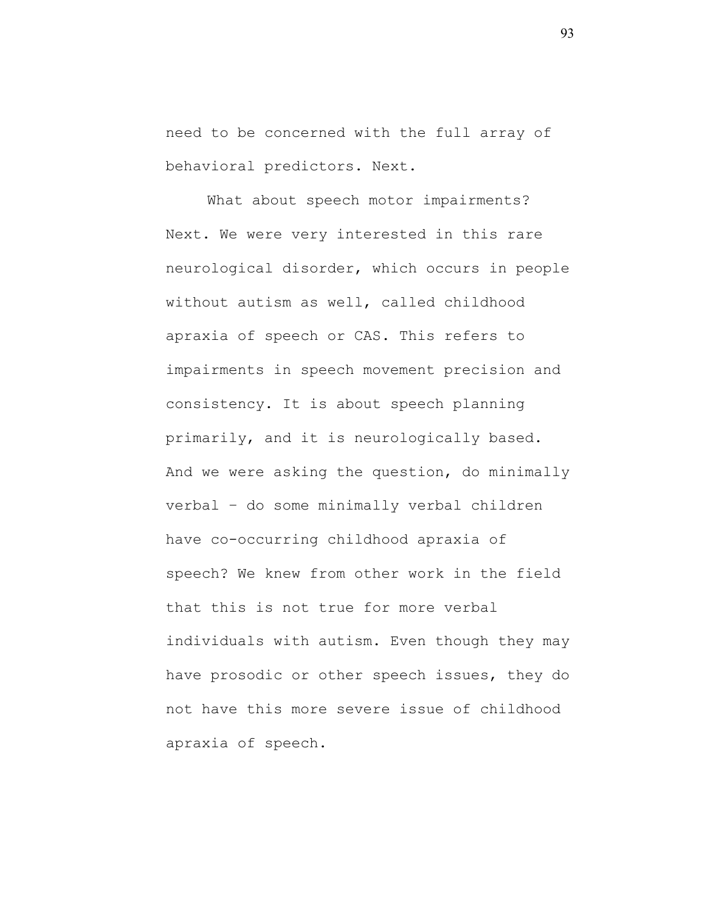need to be concerned with the full array of behavioral predictors. Next.

What about speech motor impairments? Next. We were very interested in this rare neurological disorder, which occurs in people without autism as well, called childhood apraxia of speech or CAS. This refers to impairments in speech movement precision and consistency. It is about speech planning primarily, and it is neurologically based. And we were asking the question, do minimally verbal – do some minimally verbal children have co-occurring childhood apraxia of speech? We knew from other work in the field that this is not true for more verbal individuals with autism. Even though they may have prosodic or other speech issues, they do not have this more severe issue of childhood apraxia of speech.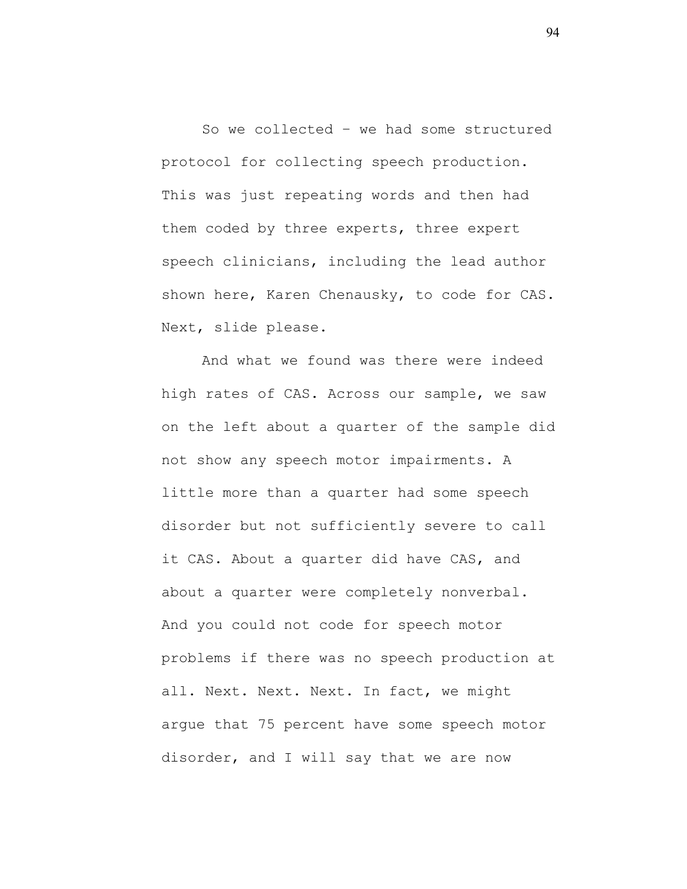So we collected – we had some structured protocol for collecting speech production. This was just repeating words and then had them coded by three experts, three expert speech clinicians, including the lead author shown here, Karen Chenausky, to code for CAS. Next, slide please.

And what we found was there were indeed high rates of CAS. Across our sample, we saw on the left about a quarter of the sample did not show any speech motor impairments. A little more than a quarter had some speech disorder but not sufficiently severe to call it CAS. About a quarter did have CAS, and about a quarter were completely nonverbal. And you could not code for speech motor problems if there was no speech production at all. Next. Next. Next. In fact, we might argue that 75 percent have some speech motor disorder, and I will say that we are now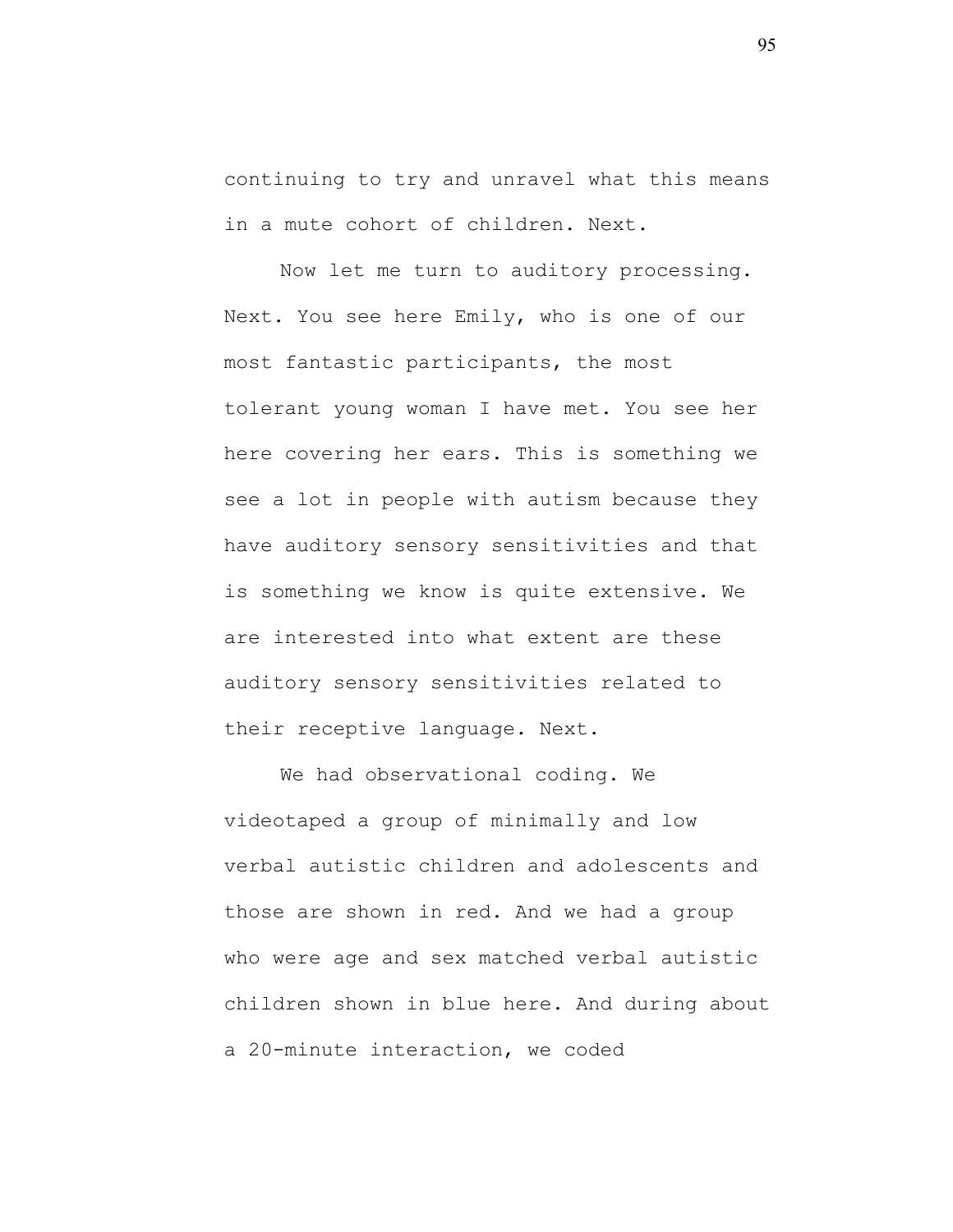continuing to try and unravel what this means in a mute cohort of children. Next.

Now let me turn to auditory processing. Next. You see here Emily, who is one of our most fantastic participants, the most tolerant young woman I have met. You see her here covering her ears. This is something we see a lot in people with autism because they have auditory sensory sensitivities and that is something we know is quite extensive. We are interested into what extent are these auditory sensory sensitivities related to their receptive language. Next.

We had observational coding. We videotaped a group of minimally and low verbal autistic children and adolescents and those are shown in red. And we had a group who were age and sex matched verbal autistic children shown in blue here. And during about a 20-minute interaction, we coded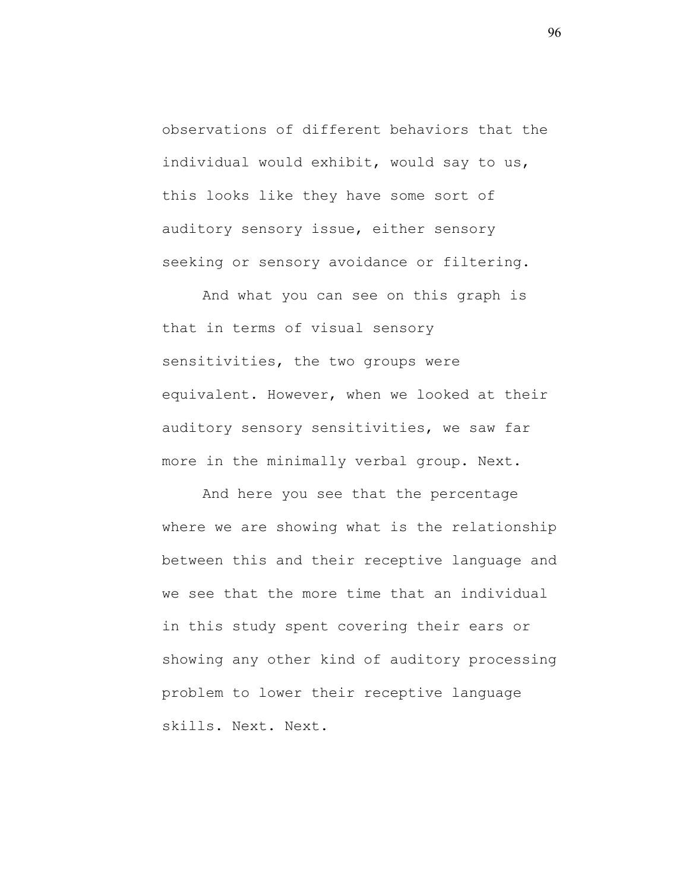observations of different behaviors that the individual would exhibit, would say to us, this looks like they have some sort of auditory sensory issue, either sensory seeking or sensory avoidance or filtering.

And what you can see on this graph is that in terms of visual sensory sensitivities, the two groups were equivalent. However, when we looked at their auditory sensory sensitivities, we saw far more in the minimally verbal group. Next.

And here you see that the percentage where we are showing what is the relationship between this and their receptive language and we see that the more time that an individual in this study spent covering their ears or showing any other kind of auditory processing problem to lower their receptive language skills. Next. Next.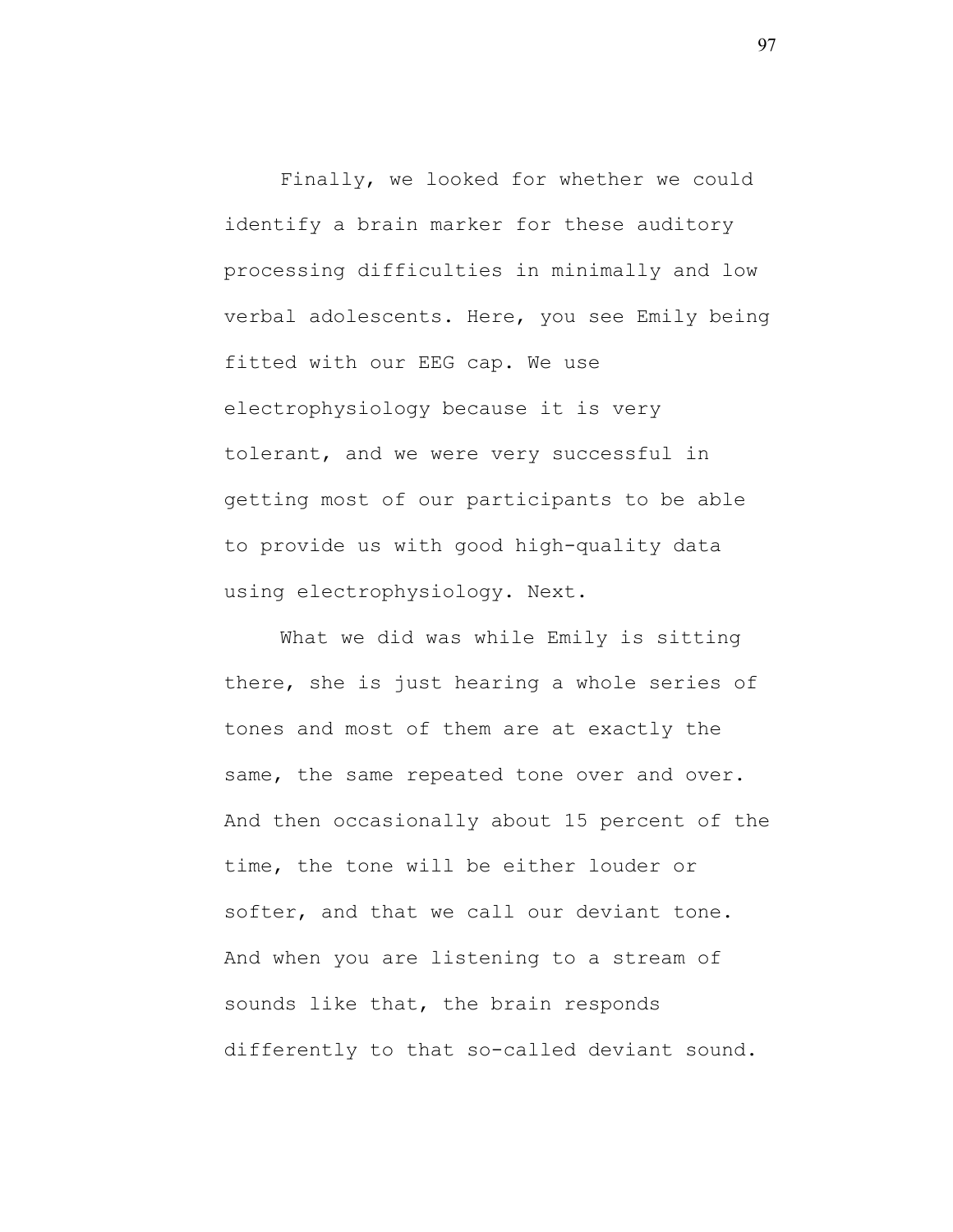Finally, we looked for whether we could identify a brain marker for these auditory processing difficulties in minimally and low verbal adolescents. Here, you see Emily being fitted with our EEG cap. We use electrophysiology because it is very tolerant, and we were very successful in getting most of our participants to be able to provide us with good high-quality data using electrophysiology. Next.

What we did was while Emily is sitting there, she is just hearing a whole series of tones and most of them are at exactly the same, the same repeated tone over and over. And then occasionally about 15 percent of the time, the tone will be either louder or softer, and that we call our deviant tone. And when you are listening to a stream of sounds like that, the brain responds differently to that so-called deviant sound.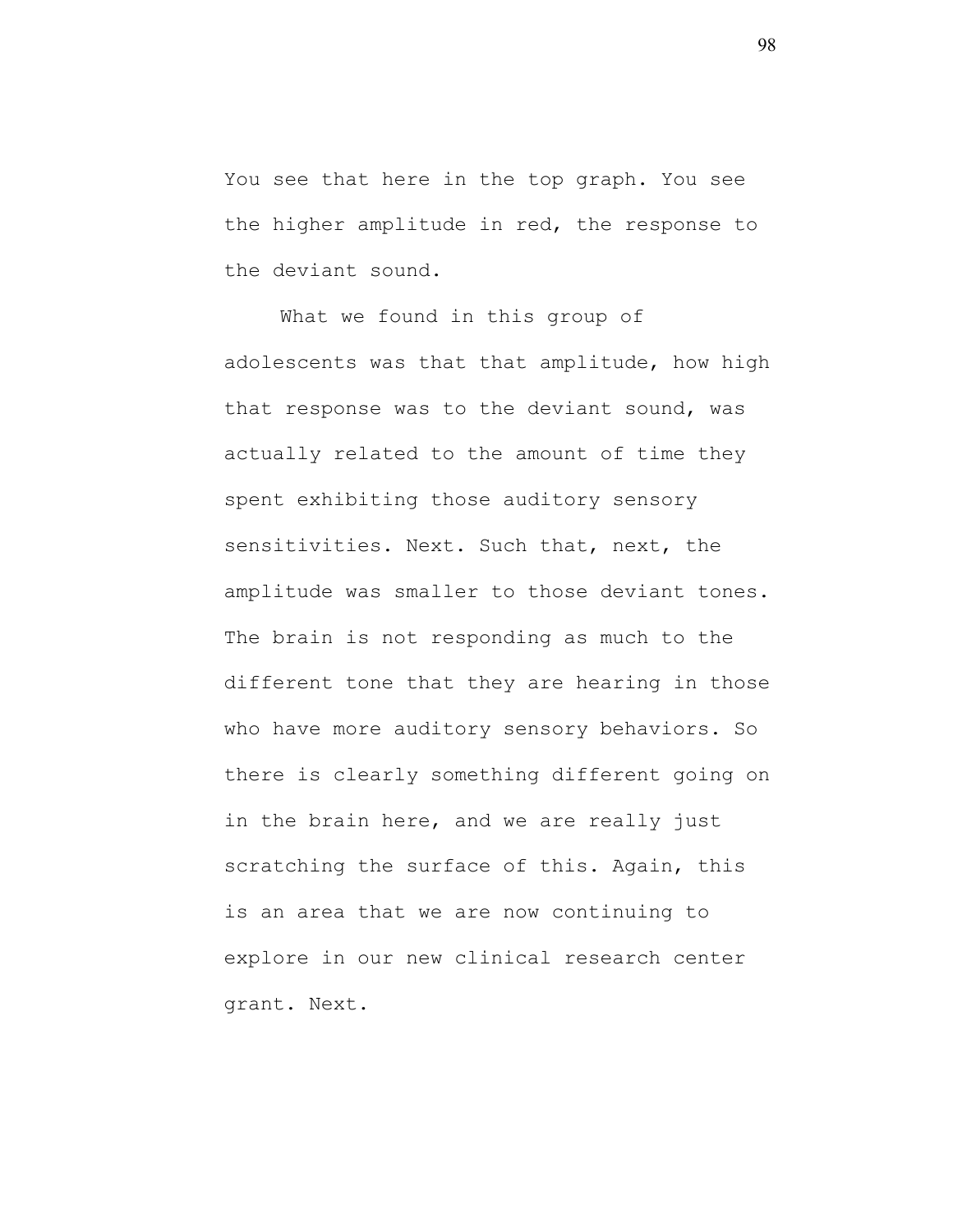You see that here in the top graph. You see the higher amplitude in red, the response to the deviant sound.

What we found in this group of adolescents was that that amplitude, how high that response was to the deviant sound, was actually related to the amount of time they spent exhibiting those auditory sensory sensitivities. Next. Such that, next, the amplitude was smaller to those deviant tones. The brain is not responding as much to the different tone that they are hearing in those who have more auditory sensory behaviors. So there is clearly something different going on in the brain here, and we are really just scratching the surface of this. Again, this is an area that we are now continuing to explore in our new clinical research center grant. Next.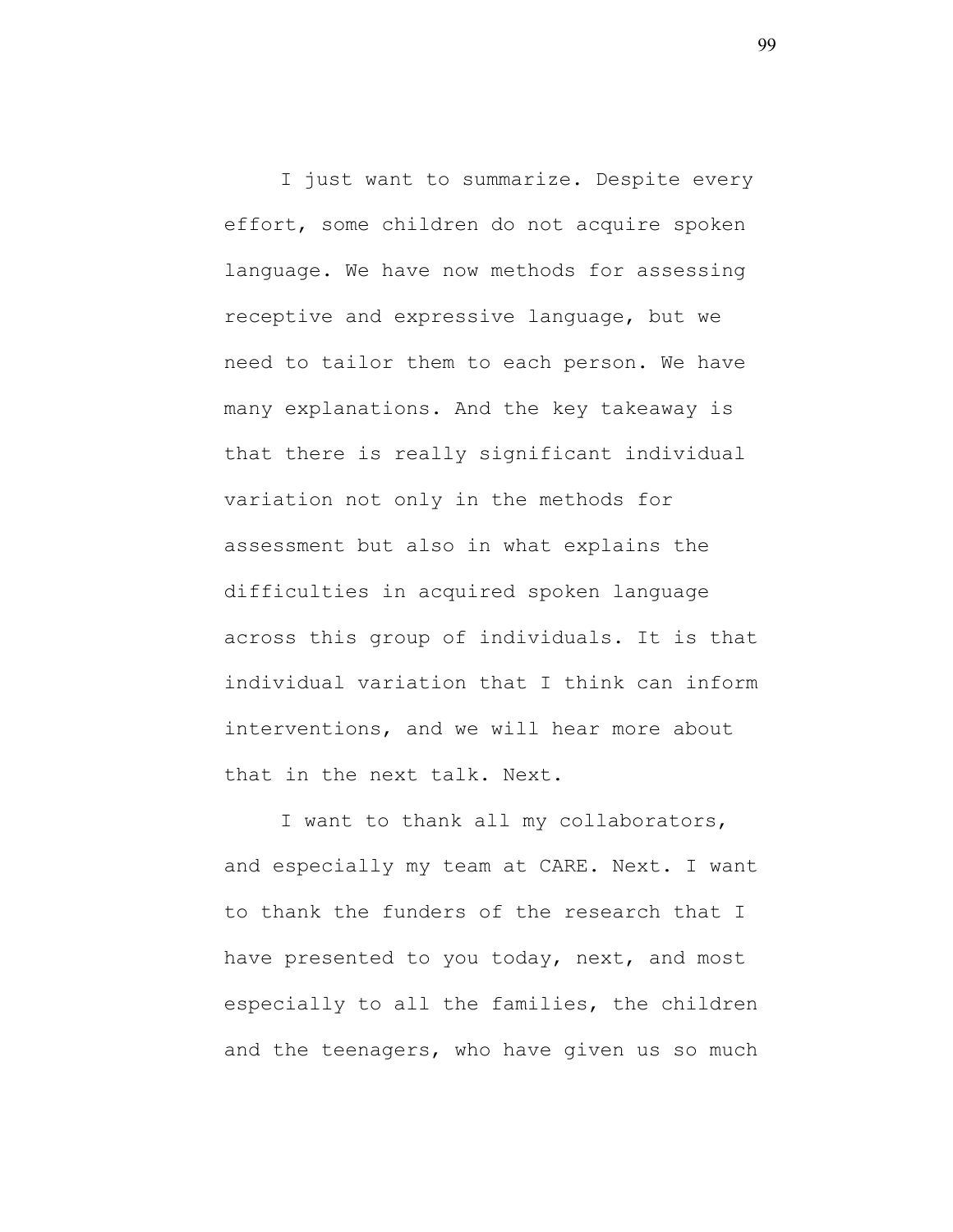I just want to summarize. Despite every effort, some children do not acquire spoken language. We have now methods for assessing receptive and expressive language, but we need to tailor them to each person. We have many explanations. And the key takeaway is that there is really significant individual variation not only in the methods for assessment but also in what explains the difficulties in acquired spoken language across this group of individuals. It is that individual variation that I think can inform interventions, and we will hear more about that in the next talk. Next.

I want to thank all my collaborators, and especially my team at CARE. Next. I want to thank the funders of the research that I have presented to you today, next, and most especially to all the families, the children and the teenagers, who have given us so much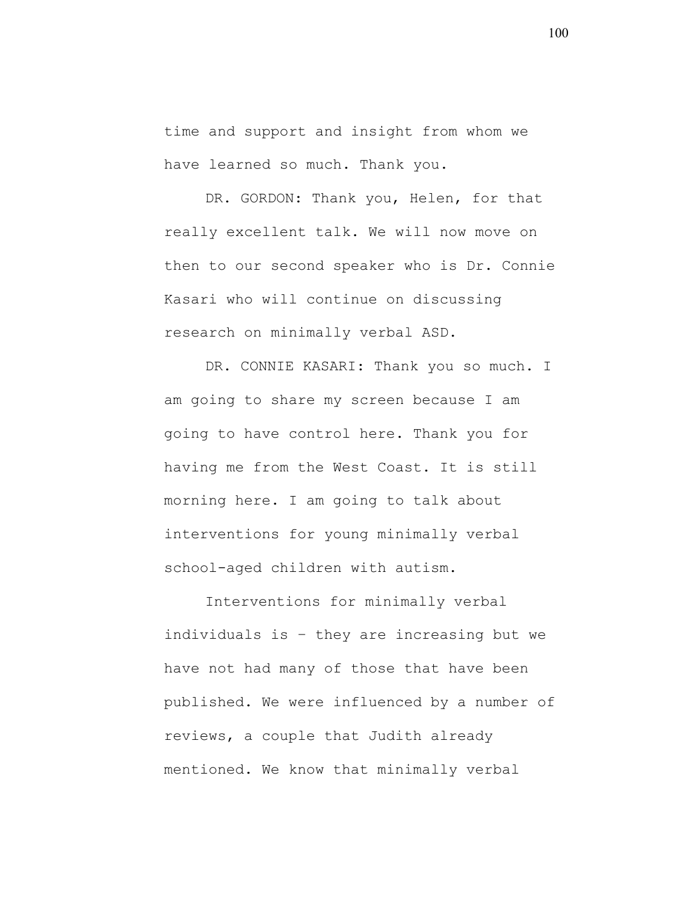time and support and insight from whom we have learned so much. Thank you.

DR. GORDON: Thank you, Helen, for that really excellent talk. We will now move on then to our second speaker who is Dr. Connie Kasari who will continue on discussing research on minimally verbal ASD.

DR. CONNIE KASARI: Thank you so much. I am going to share my screen because I am going to have control here. Thank you for having me from the West Coast. It is still morning here. I am going to talk about interventions for young minimally verbal school-aged children with autism.

Interventions for minimally verbal individuals is – they are increasing but we have not had many of those that have been published. We were influenced by a number of reviews, a couple that Judith already mentioned. We know that minimally verbal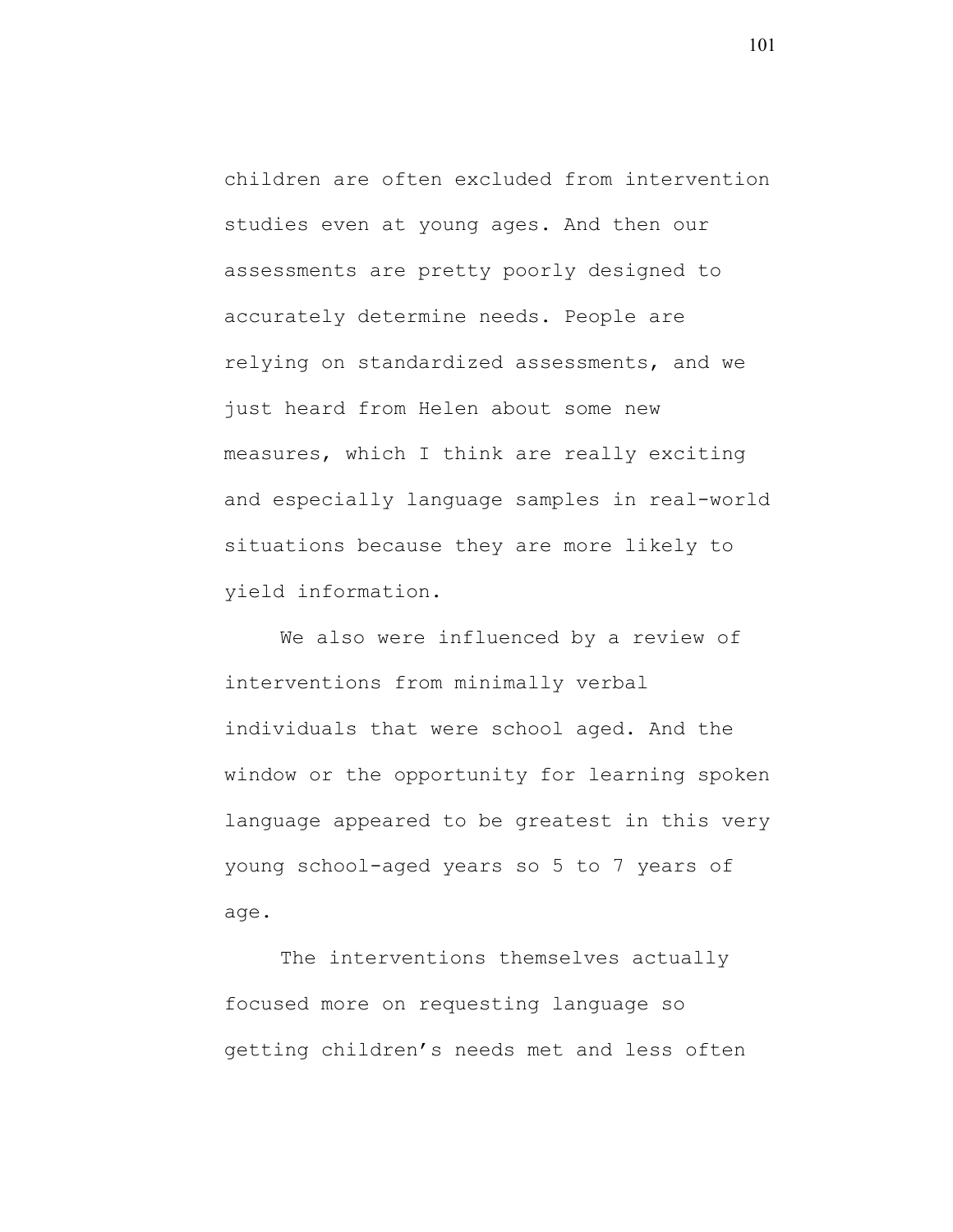children are often excluded from intervention studies even at young ages. And then our assessments are pretty poorly designed to accurately determine needs. People are relying on standardized assessments, and we just heard from Helen about some new measures, which I think are really exciting and especially language samples in real-world situations because they are more likely to yield information.

We also were influenced by a review of interventions from minimally verbal individuals that were school aged. And the window or the opportunity for learning spoken language appeared to be greatest in this very young school-aged years so 5 to 7 years of age.

The interventions themselves actually focused more on requesting language so getting children's needs met and less often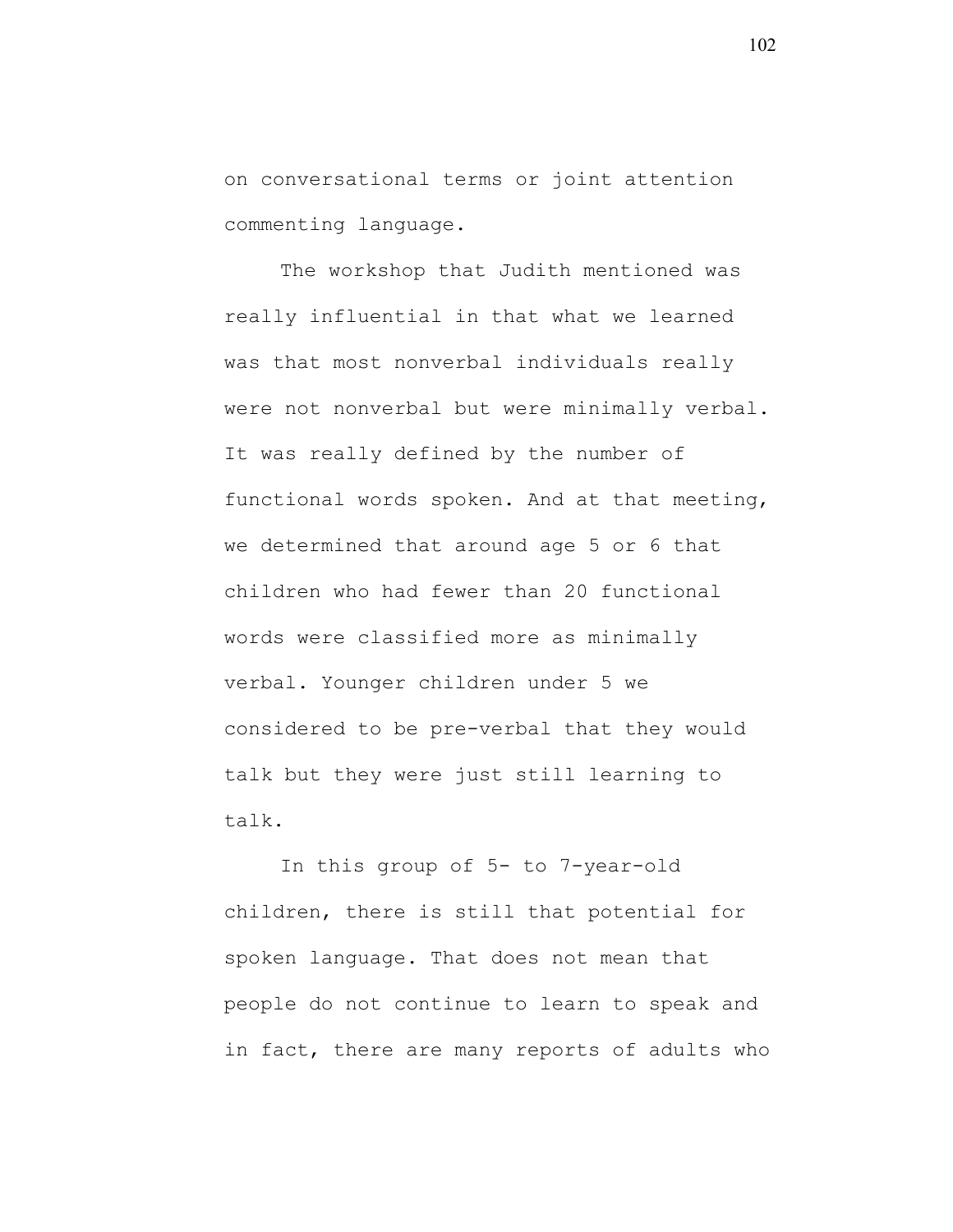on conversational terms or joint attention commenting language.

The workshop that Judith mentioned was really influential in that what we learned was that most nonverbal individuals really were not nonverbal but were minimally verbal. It was really defined by the number of functional words spoken. And at that meeting, we determined that around age 5 or 6 that children who had fewer than 20 functional words were classified more as minimally verbal. Younger children under 5 we considered to be pre-verbal that they would talk but they were just still learning to talk.

In this group of 5- to 7-year-old children, there is still that potential for spoken language. That does not mean that people do not continue to learn to speak and in fact, there are many reports of adults who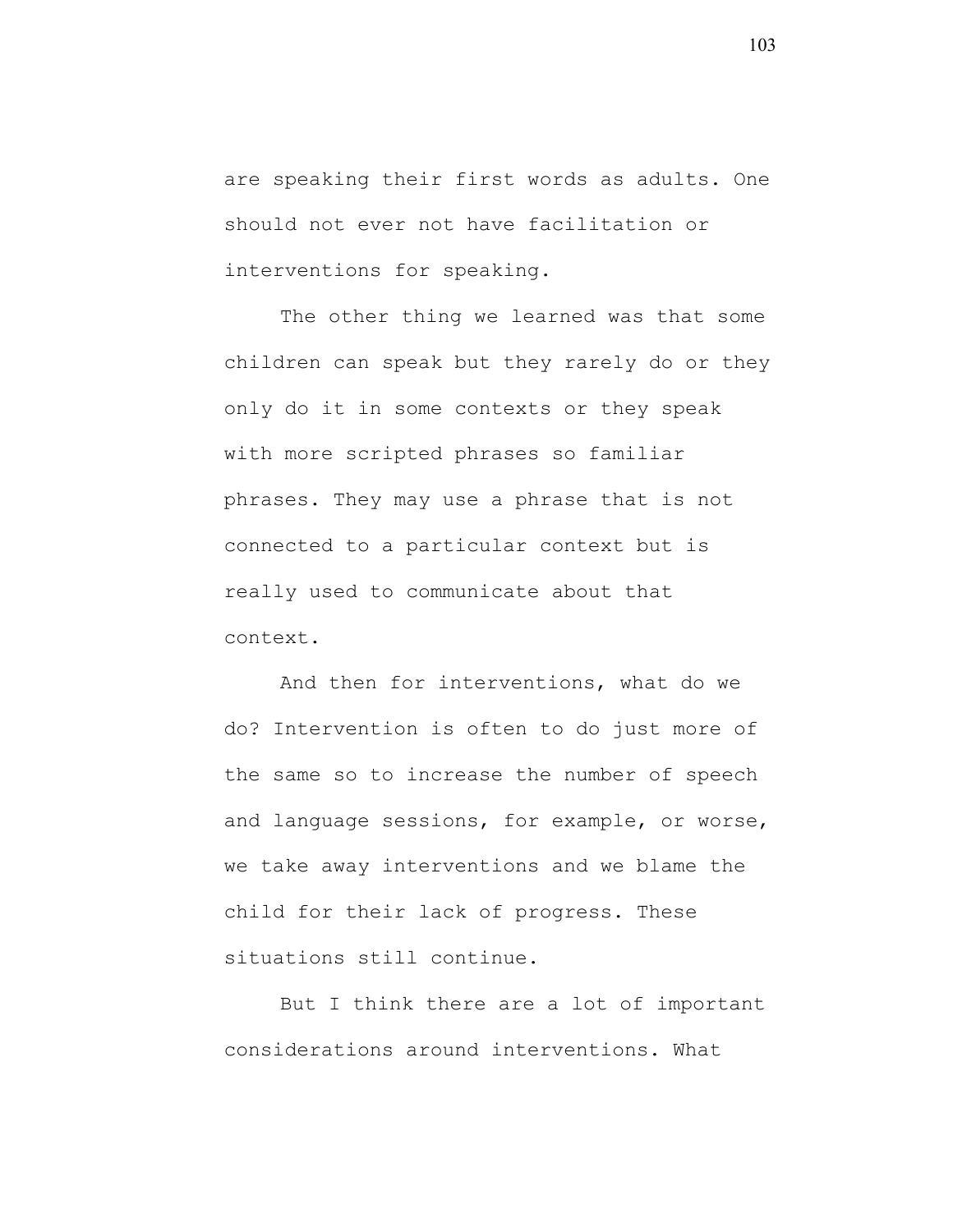are speaking their first words as adults. One should not ever not have facilitation or interventions for speaking.

The other thing we learned was that some children can speak but they rarely do or they only do it in some contexts or they speak with more scripted phrases so familiar phrases. They may use a phrase that is not connected to a particular context but is really used to communicate about that context.

And then for interventions, what do we do? Intervention is often to do just more of the same so to increase the number of speech and language sessions, for example, or worse, we take away interventions and we blame the child for their lack of progress. These situations still continue.

But I think there are a lot of important considerations around interventions. What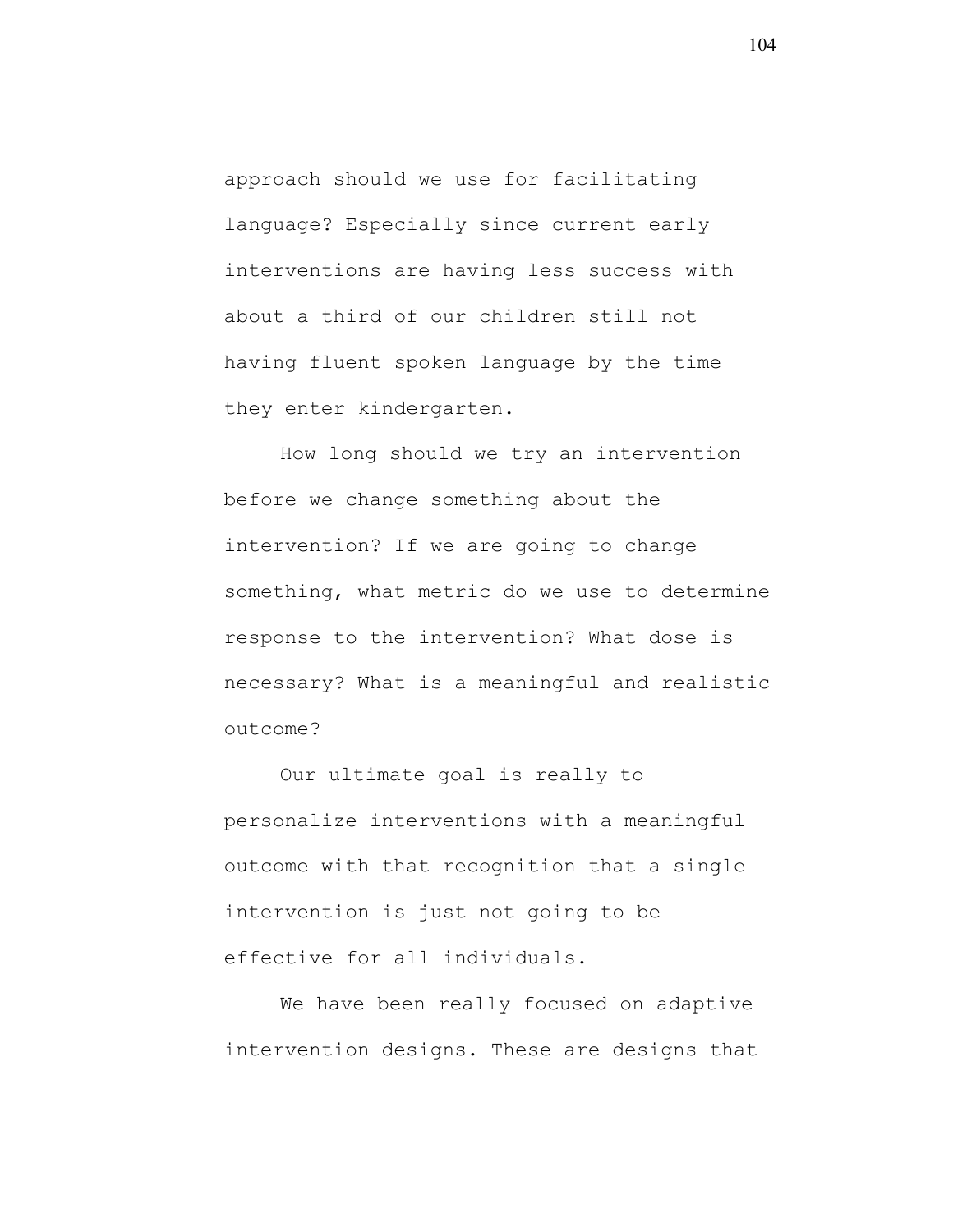approach should we use for facilitating language? Especially since current early interventions are having less success with about a third of our children still not having fluent spoken language by the time they enter kindergarten.

How long should we try an intervention before we change something about the intervention? If we are going to change something, what metric do we use to determine response to the intervention? What dose is necessary? What is a meaningful and realistic outcome?

Our ultimate goal is really to personalize interventions with a meaningful outcome with that recognition that a single intervention is just not going to be effective for all individuals.

We have been really focused on adaptive intervention designs. These are designs that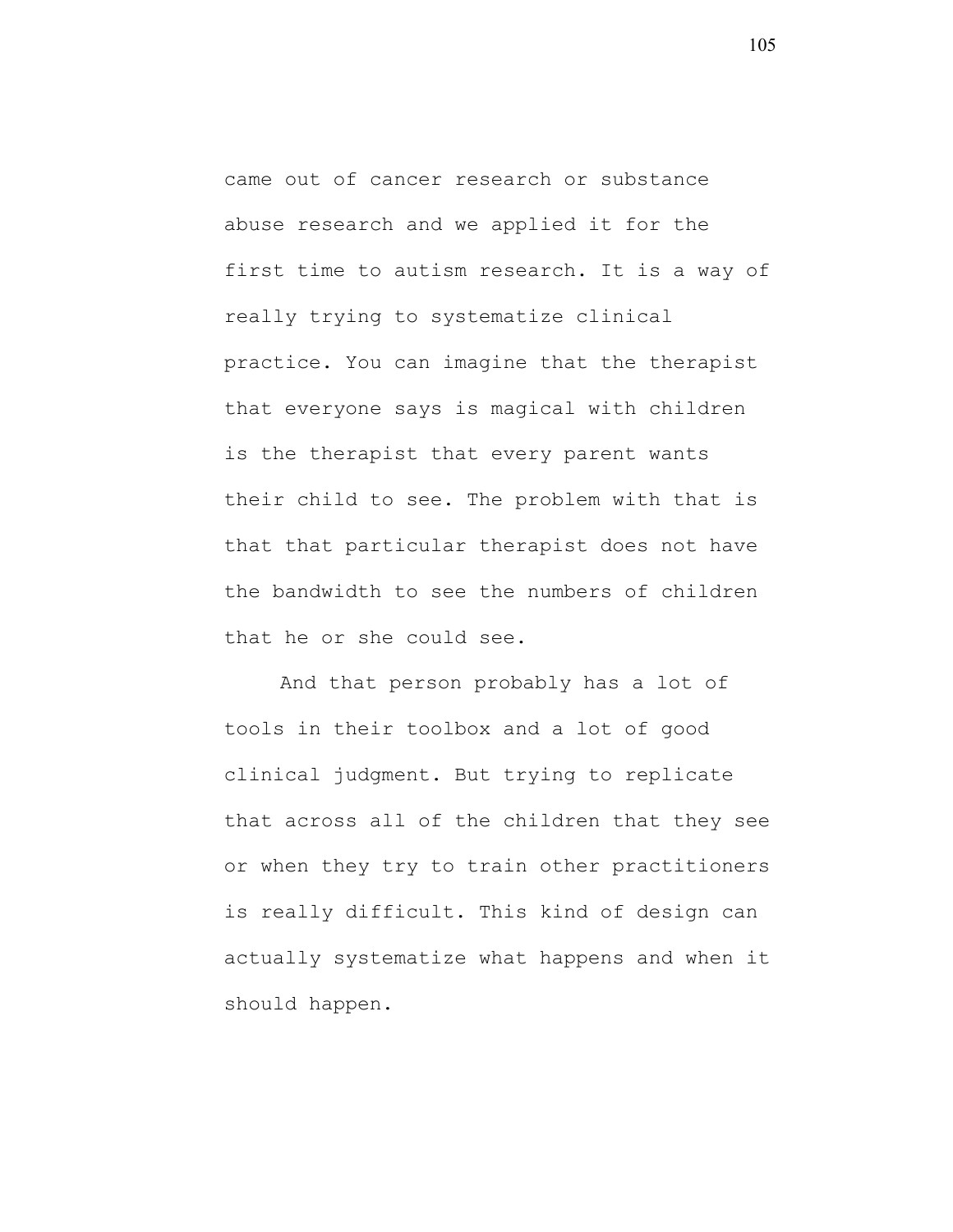came out of cancer research or substance abuse research and we applied it for the first time to autism research. It is a way of really trying to systematize clinical practice. You can imagine that the therapist that everyone says is magical with children is the therapist that every parent wants their child to see. The problem with that is that that particular therapist does not have the bandwidth to see the numbers of children that he or she could see.

And that person probably has a lot of tools in their toolbox and a lot of good clinical judgment. But trying to replicate that across all of the children that they see or when they try to train other practitioners is really difficult. This kind of design can actually systematize what happens and when it should happen.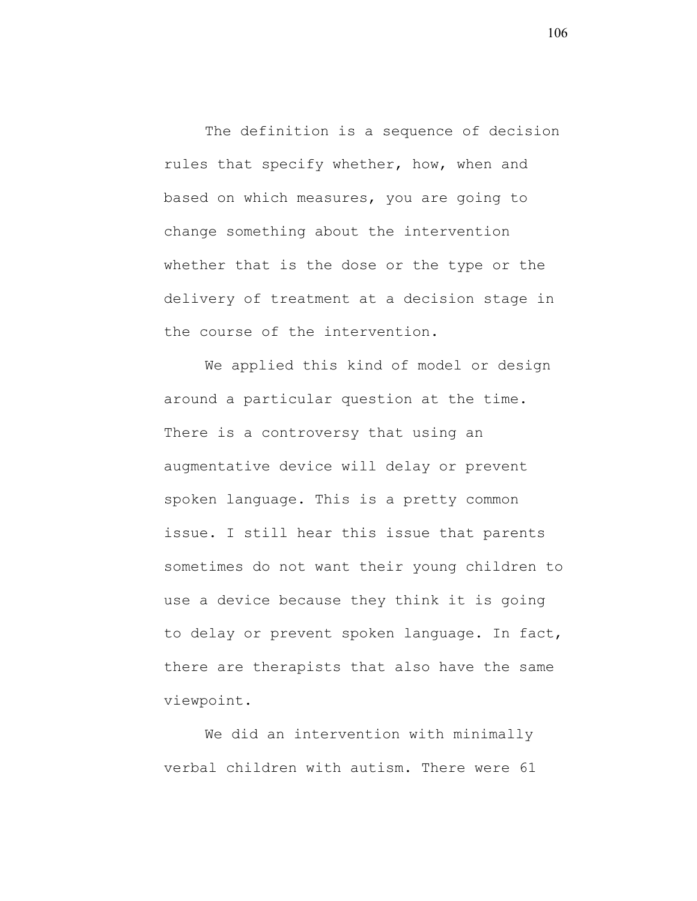The definition is a sequence of decision rules that specify whether, how, when and based on which measures, you are going to change something about the intervention whether that is the dose or the type or the delivery of treatment at a decision stage in the course of the intervention.

We applied this kind of model or design around a particular question at the time. There is a controversy that using an augmentative device will delay or prevent spoken language. This is a pretty common issue. I still hear this issue that parents sometimes do not want their young children to use a device because they think it is going to delay or prevent spoken language. In fact, there are therapists that also have the same viewpoint.

We did an intervention with minimally verbal children with autism. There were 61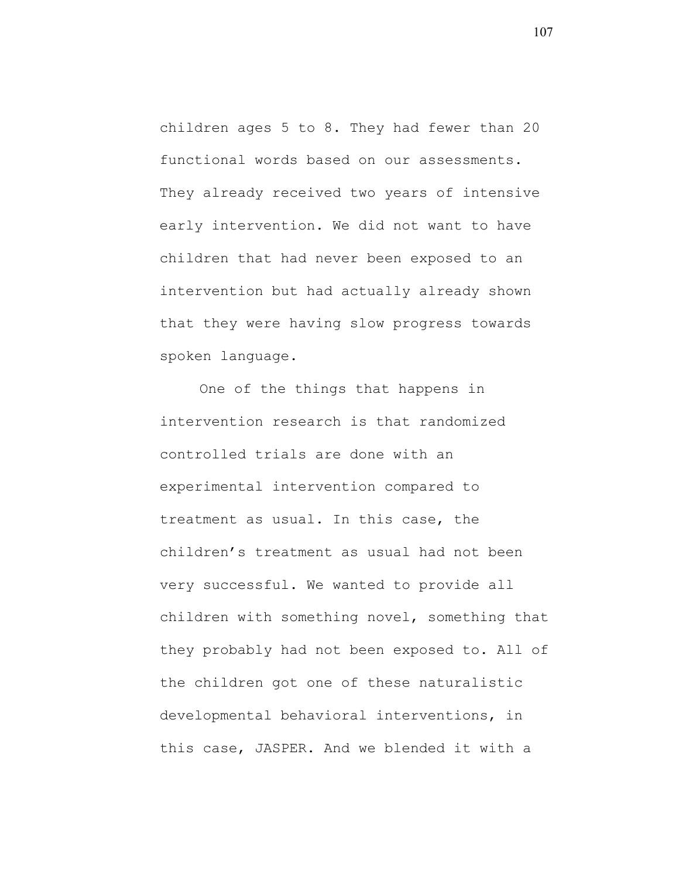children ages 5 to 8. They had fewer than 20 functional words based on our assessments. They already received two years of intensive early intervention. We did not want to have children that had never been exposed to an intervention but had actually already shown that they were having slow progress towards spoken language.

One of the things that happens in intervention research is that randomized controlled trials are done with an experimental intervention compared to treatment as usual. In this case, the children's treatment as usual had not been very successful. We wanted to provide all children with something novel, something that they probably had not been exposed to. All of the children got one of these naturalistic developmental behavioral interventions, in this case, JASPER. And we blended it with a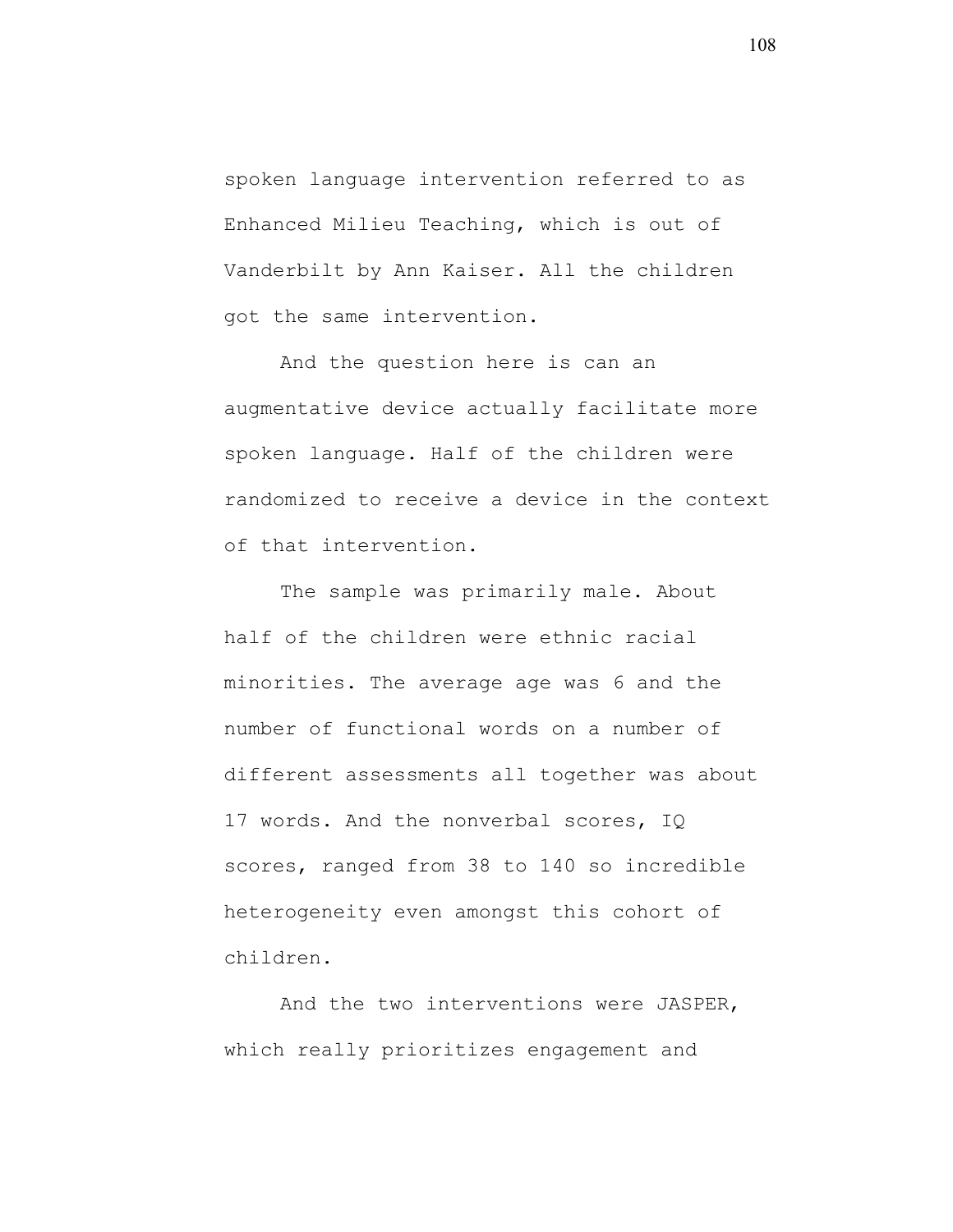spoken language intervention referred to as Enhanced Milieu Teaching, which is out of Vanderbilt by Ann Kaiser. All the children got the same intervention.

And the question here is can an augmentative device actually facilitate more spoken language. Half of the children were randomized to receive a device in the context of that intervention.

The sample was primarily male. About half of the children were ethnic racial minorities. The average age was 6 and the number of functional words on a number of different assessments all together was about 17 words. And the nonverbal scores, IQ scores, ranged from 38 to 140 so incredible heterogeneity even amongst this cohort of children.

And the two interventions were JASPER, which really prioritizes engagement and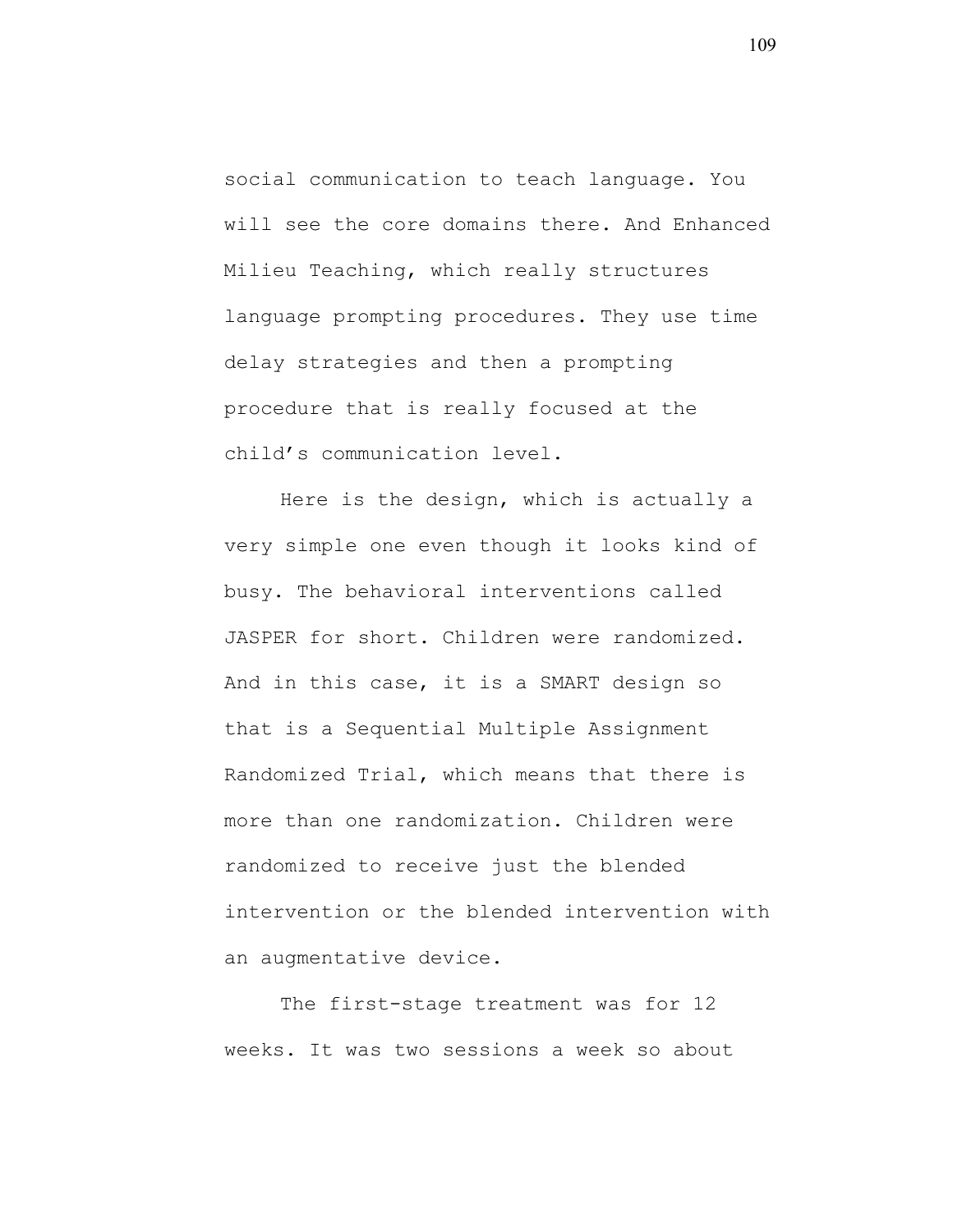social communication to teach language. You will see the core domains there. And Enhanced Milieu Teaching, which really structures language prompting procedures. They use time delay strategies and then a prompting procedure that is really focused at the child's communication level.

Here is the design, which is actually a very simple one even though it looks kind of busy. The behavioral interventions called JASPER for short. Children were randomized. And in this case, it is a SMART design so that is a Sequential Multiple Assignment Randomized Trial, which means that there is more than one randomization. Children were randomized to receive just the blended intervention or the blended intervention with an augmentative device.

The first-stage treatment was for 12 weeks. It was two sessions a week so about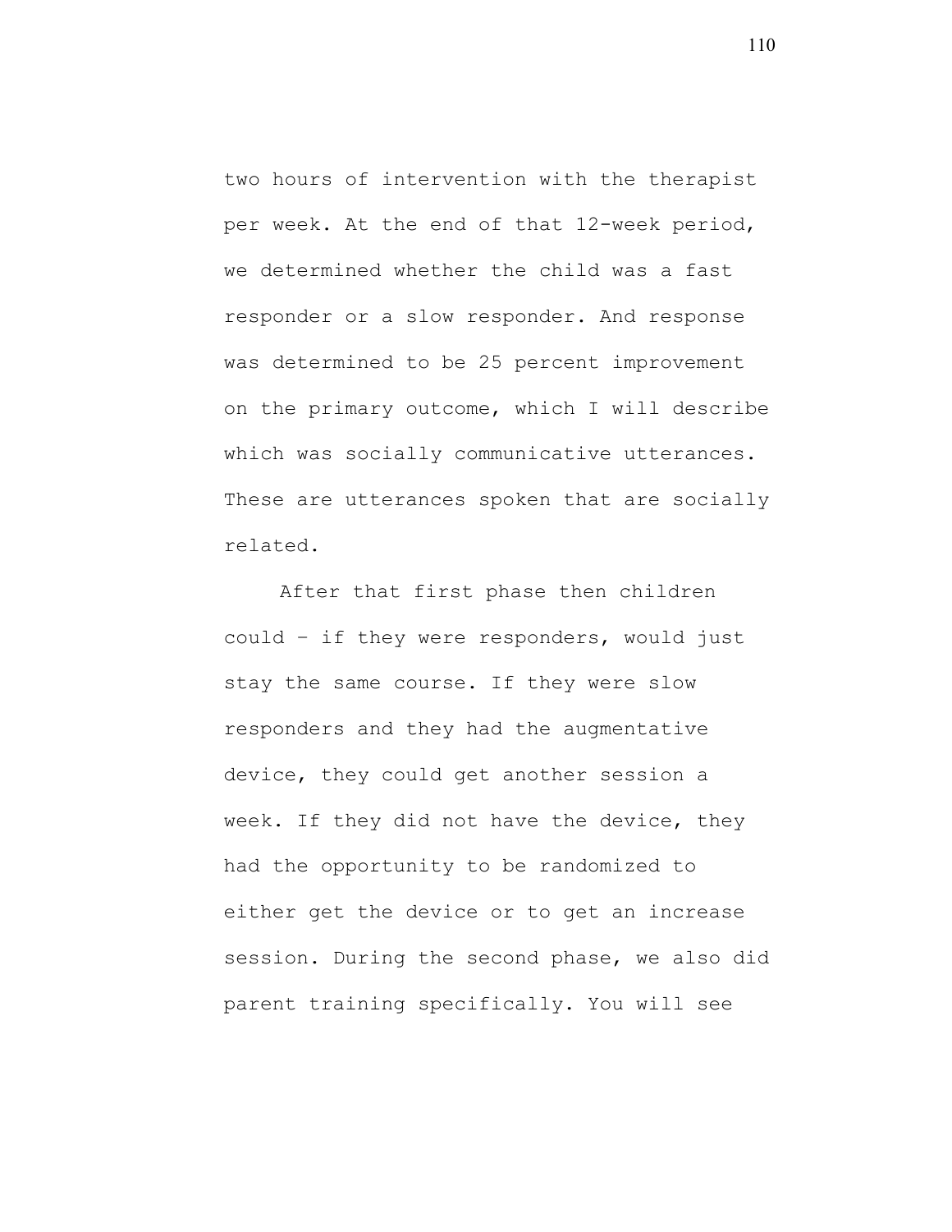two hours of intervention with the therapist per week. At the end of that 12-week period, we determined whether the child was a fast responder or a slow responder. And response was determined to be 25 percent improvement on the primary outcome, which I will describe which was socially communicative utterances. These are utterances spoken that are socially related.

After that first phase then children could – if they were responders, would just stay the same course. If they were slow responders and they had the augmentative device, they could get another session a week. If they did not have the device, they had the opportunity to be randomized to either get the device or to get an increase session. During the second phase, we also did parent training specifically. You will see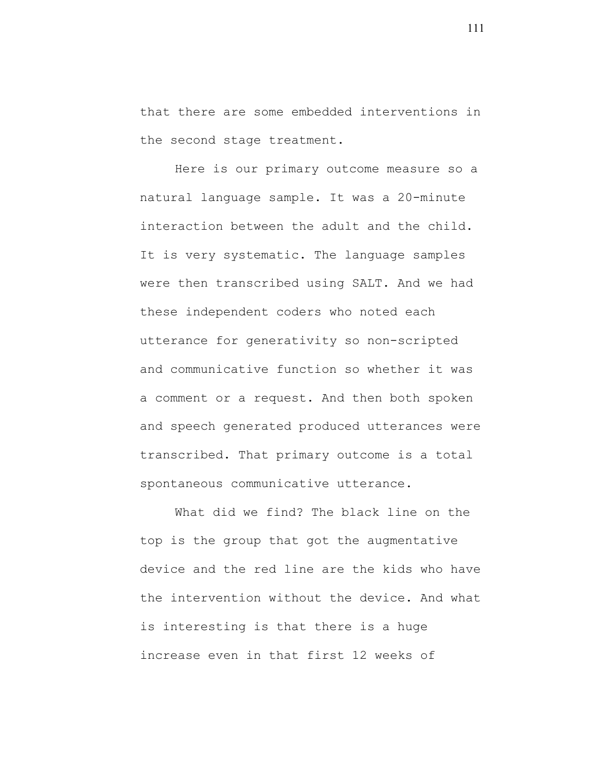that there are some embedded interventions in the second stage treatment.

Here is our primary outcome measure so a natural language sample. It was a 20-minute interaction between the adult and the child. It is very systematic. The language samples were then transcribed using SALT. And we had these independent coders who noted each utterance for generativity so non-scripted and communicative function so whether it was a comment or a request. And then both spoken and speech generated produced utterances were transcribed. That primary outcome is a total spontaneous communicative utterance.

What did we find? The black line on the top is the group that got the augmentative device and the red line are the kids who have the intervention without the device. And what is interesting is that there is a huge increase even in that first 12 weeks of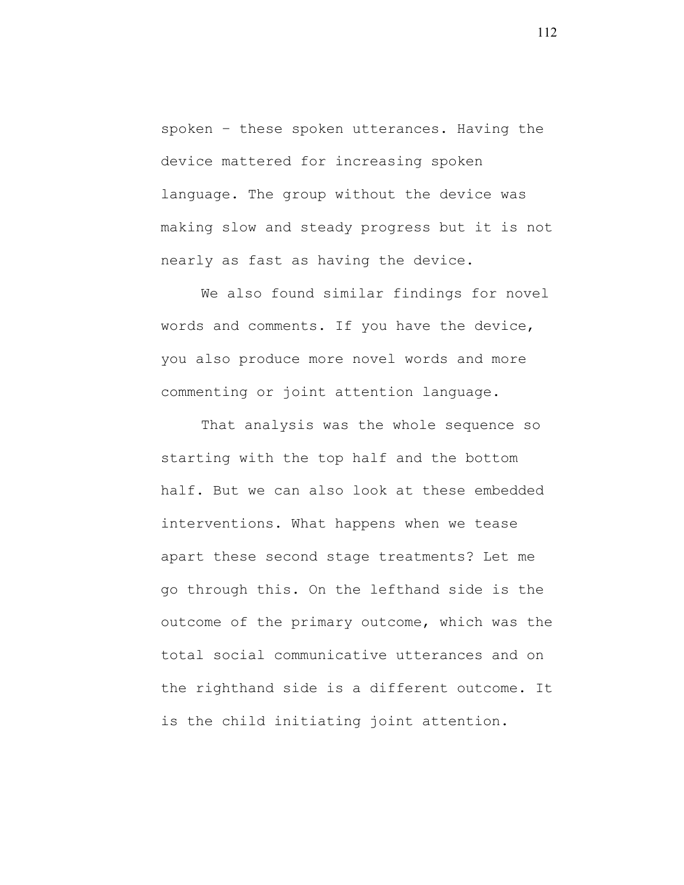spoken – these spoken utterances. Having the device mattered for increasing spoken language. The group without the device was making slow and steady progress but it is not nearly as fast as having the device.

We also found similar findings for novel words and comments. If you have the device, you also produce more novel words and more commenting or joint attention language.

That analysis was the whole sequence so starting with the top half and the bottom half. But we can also look at these embedded interventions. What happens when we tease apart these second stage treatments? Let me go through this. On the lefthand side is the outcome of the primary outcome, which was the total social communicative utterances and on the righthand side is a different outcome. It is the child initiating joint attention.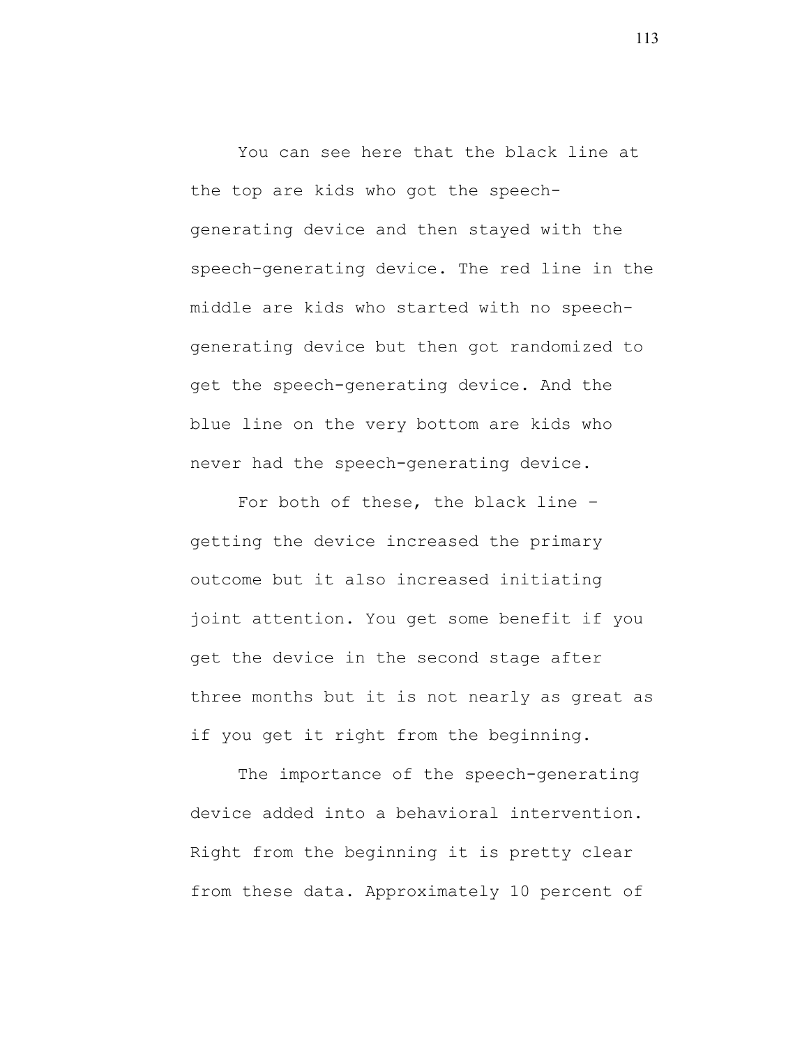You can see here that the black line at the top are kids who got the speech-generating device and then stayed with the speech-generating device. The red line in the middle are kids who started with no speech-generating device but then got randomized to get the speech-generating device. And the blue line on the very bottom are kids who never had the speech-generating device.

For both of these, the black line – getting the device increased the primary outcome but it also increased initiating joint attention. You get some benefit if you get the device in the second stage after three months but it is not nearly as great as if you get it right from the beginning.

The importance of the speech-generating device added into a behavioral intervention. Right from the beginning it is pretty clear from these data. Approximately 10 percent of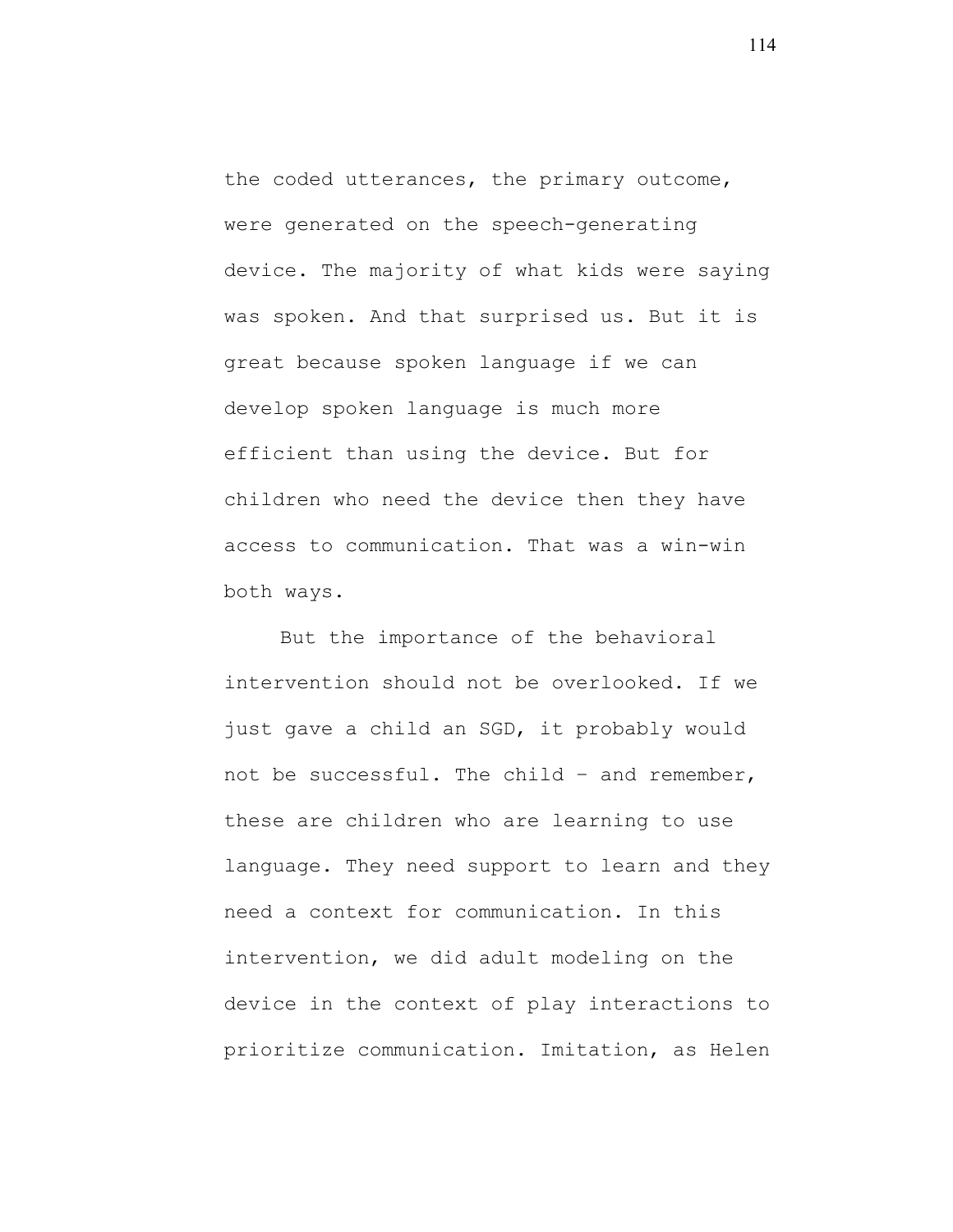the coded utterances, the primary outcome, were generated on the speech-generating device. The majority of what kids were saying was spoken. And that surprised us. But it is great because spoken language if we can develop spoken language is much more efficient than using the device. But for children who need the device then they have access to communication. That was a win-win both ways.

But the importance of the behavioral intervention should not be overlooked. If we just gave a child an SGD, it probably would not be successful. The child – and remember, these are children who are learning to use language. They need support to learn and they need a context for communication. In this intervention, we did adult modeling on the device in the context of play interactions to prioritize communication. Imitation, as Helen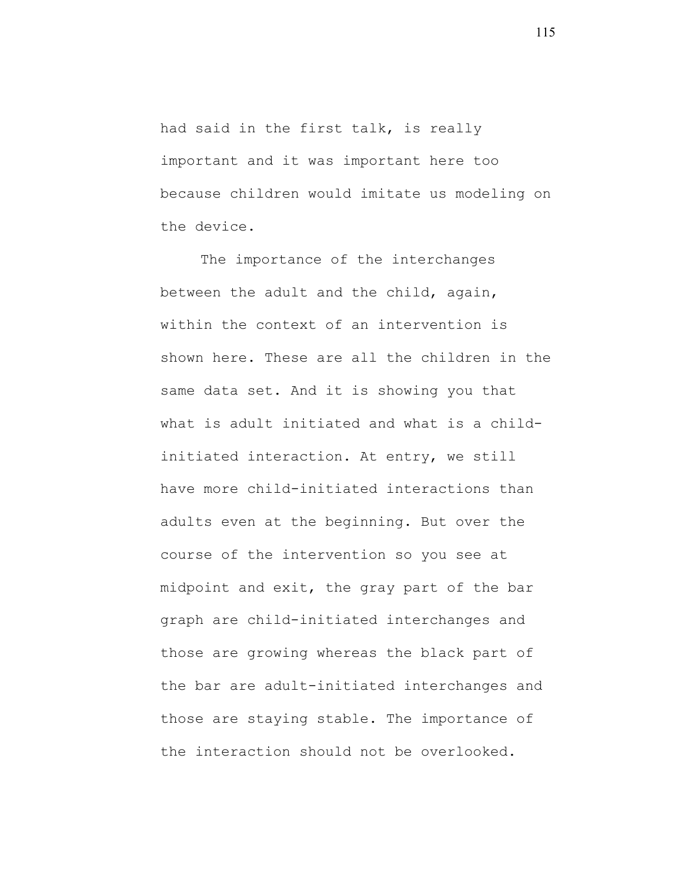had said in the first talk, is really important and it was important here too because children would imitate us modeling on the device.

The importance of the interchanges between the adult and the child, again, within the context of an intervention is shown here. These are all the children in the same data set. And it is showing you that what is adult initiated and what is a child-initiated interaction. At entry, we still have more child-initiated interactions than adults even at the beginning. But over the course of the intervention so you see at midpoint and exit, the gray part of the bar graph are child-initiated interchanges and those are growing whereas the black part of the bar are adult-initiated interchanges and those are staying stable. The importance of the interaction should not be overlooked.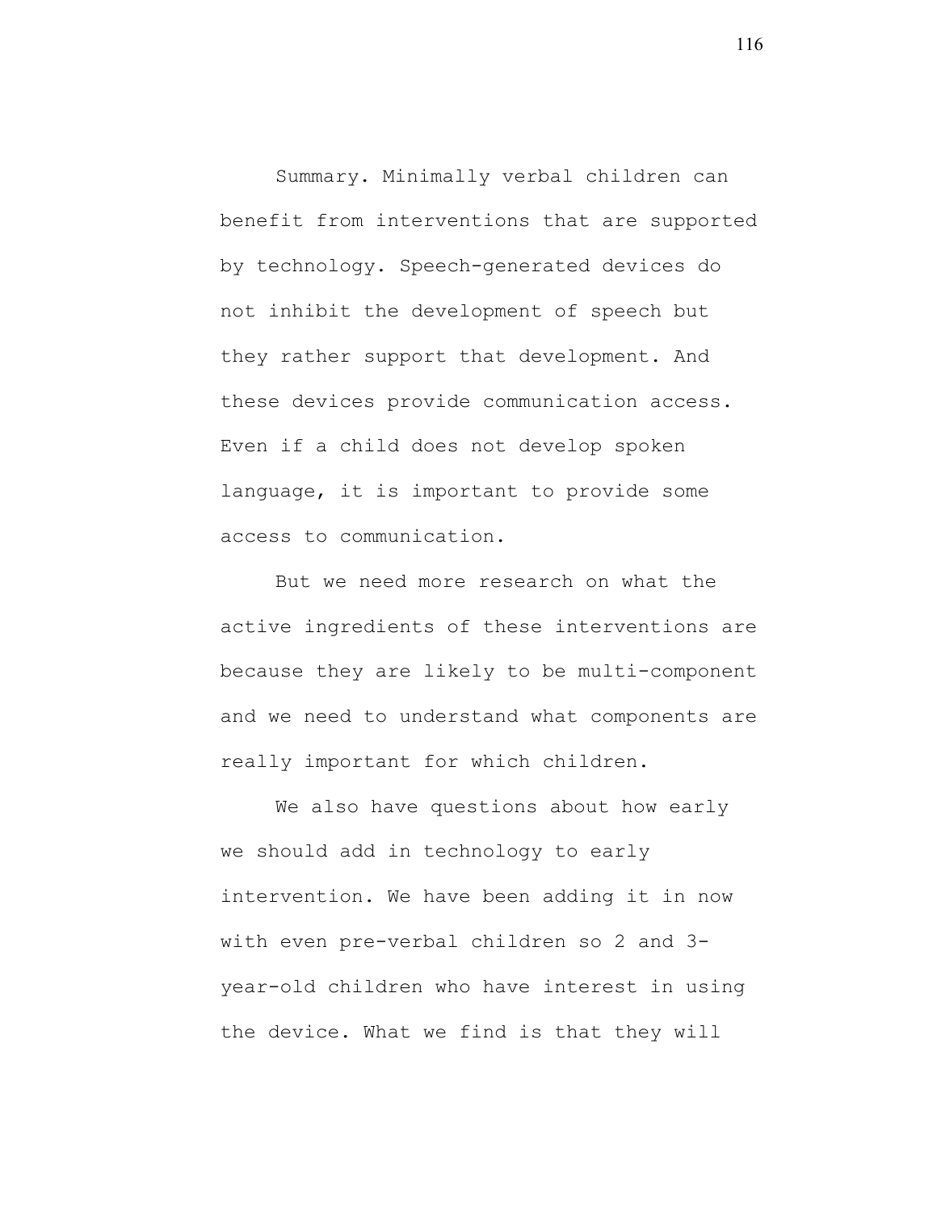Summary. Minimally verbal children can benefit from interventions that are supported by technology. Speech-generated devices do not inhibit the development of speech but they rather support that development. And these devices provide communication access. Even if a child does not develop spoken language, it is important to provide some access to communication.

But we need more research on what the active ingredients of these interventions are because they are likely to be multi-component and we need to understand what components are really important for which children.

We also have questions about how early we should add in technology to early intervention. We have been adding it in now with even pre-verbal children so 2 and 3-year-old children who have interest in using the device. What we find is that they will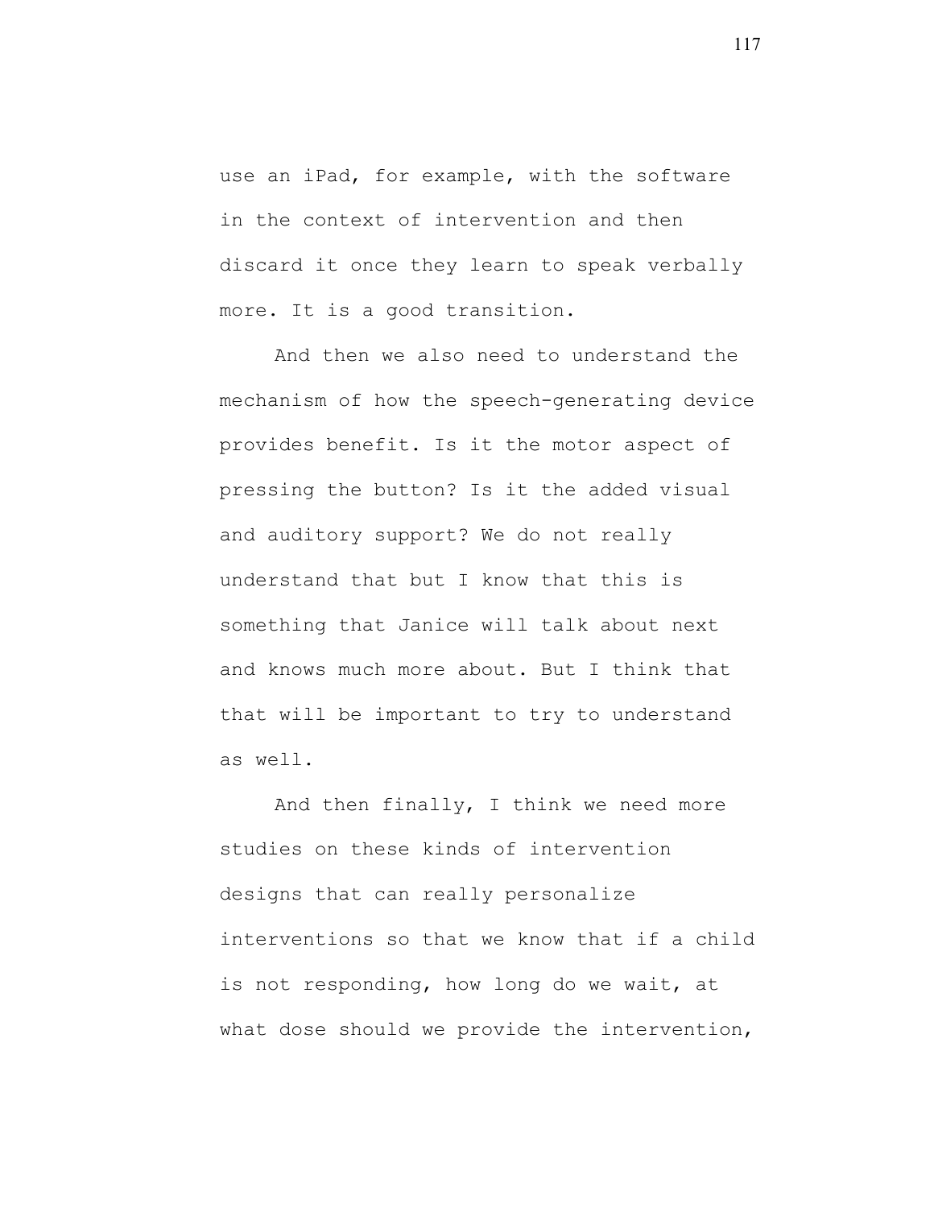use an iPad, for example, with the software in the context of intervention and then discard it once they learn to speak verbally more. It is a good transition.

And then we also need to understand the mechanism of how the speech-generating device provides benefit. Is it the motor aspect of pressing the button? Is it the added visual and auditory support? We do not really understand that but I know that this is something that Janice will talk about next and knows much more about. But I think that that will be important to try to understand as well.

And then finally, I think we need more studies on these kinds of intervention designs that can really personalize interventions so that we know that if a child is not responding, how long do we wait, at what dose should we provide the intervention,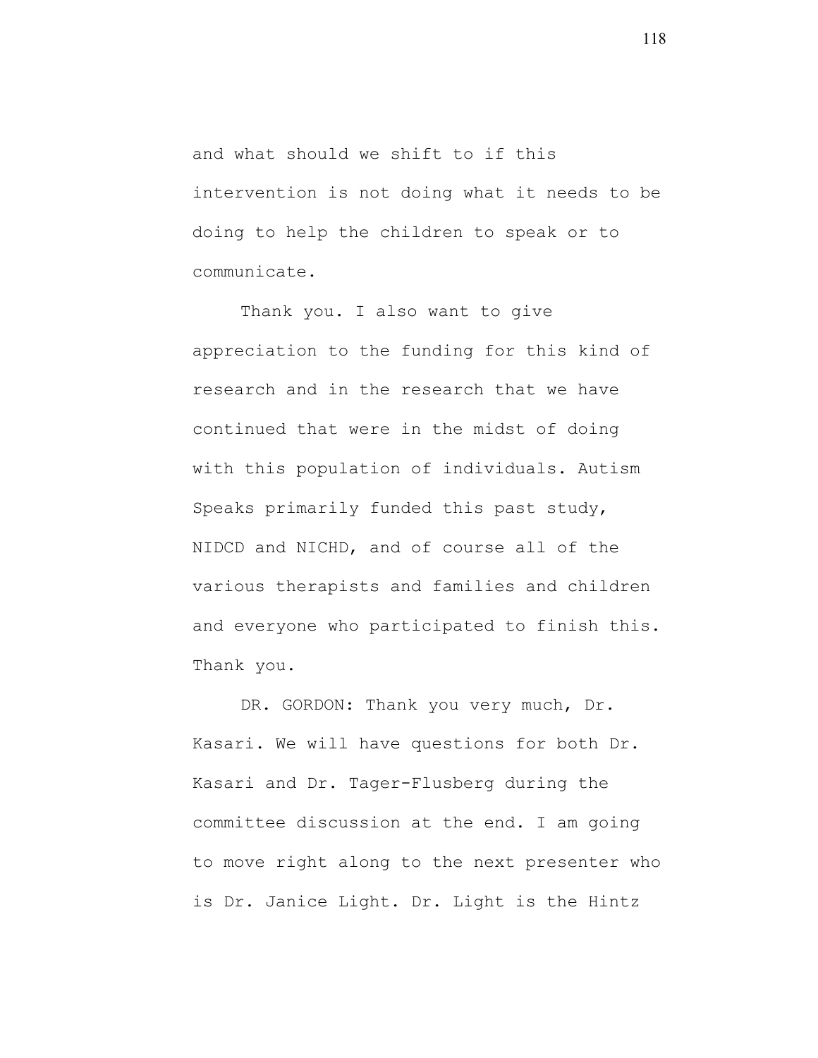and what should we shift to if this intervention is not doing what it needs to be doing to help the children to speak or to communicate.

Thank you. I also want to give appreciation to the funding for this kind of research and in the research that we have continued that were in the midst of doing with this population of individuals. Autism Speaks primarily funded this past study, NIDCD and NICHD, and of course all of the various therapists and families and children and everyone who participated to finish this. Thank you.

DR. GORDON: Thank you very much, Dr. Kasari. We will have questions for both Dr. Kasari and Dr. Tager-Flusberg during the committee discussion at the end. I am going to move right along to the next presenter who is Dr. Janice Light. Dr. Light is the Hintz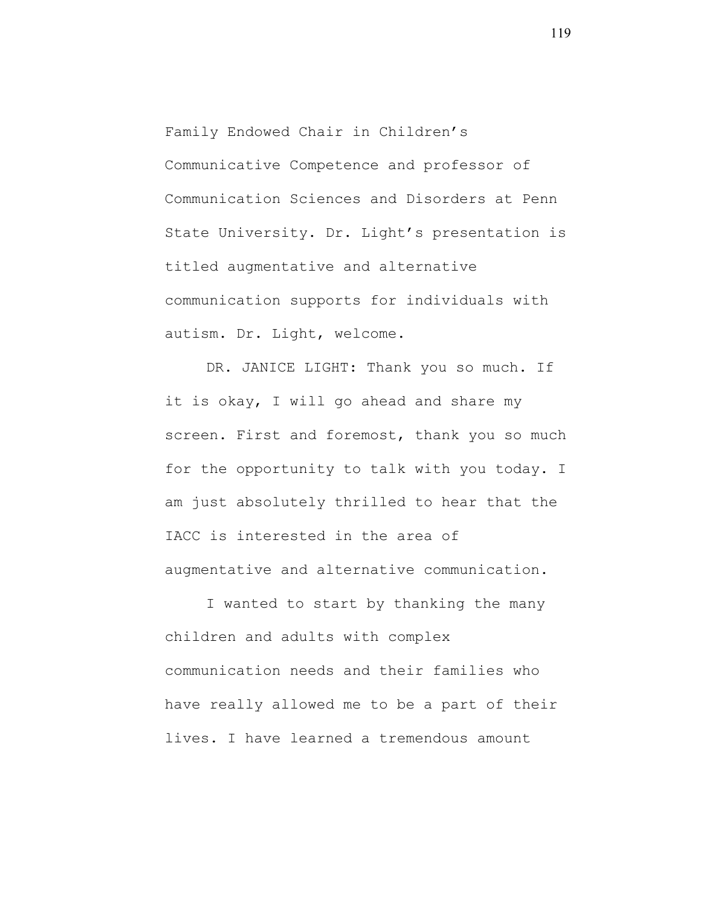Family Endowed Chair in Children's Communicative Competence and professor of Communication Sciences and Disorders at Penn State University. Dr. Light's presentation is titled augmentative and alternative communication supports for individuals with autism. Dr. Light, welcome.

DR. JANICE LIGHT: Thank you so much. If it is okay, I will go ahead and share my screen. First and foremost, thank you so much for the opportunity to talk with you today. I am just absolutely thrilled to hear that the IACC is interested in the area of augmentative and alternative communication.

I wanted to start by thanking the many children and adults with complex communication needs and their families who have really allowed me to be a part of their lives. I have learned a tremendous amount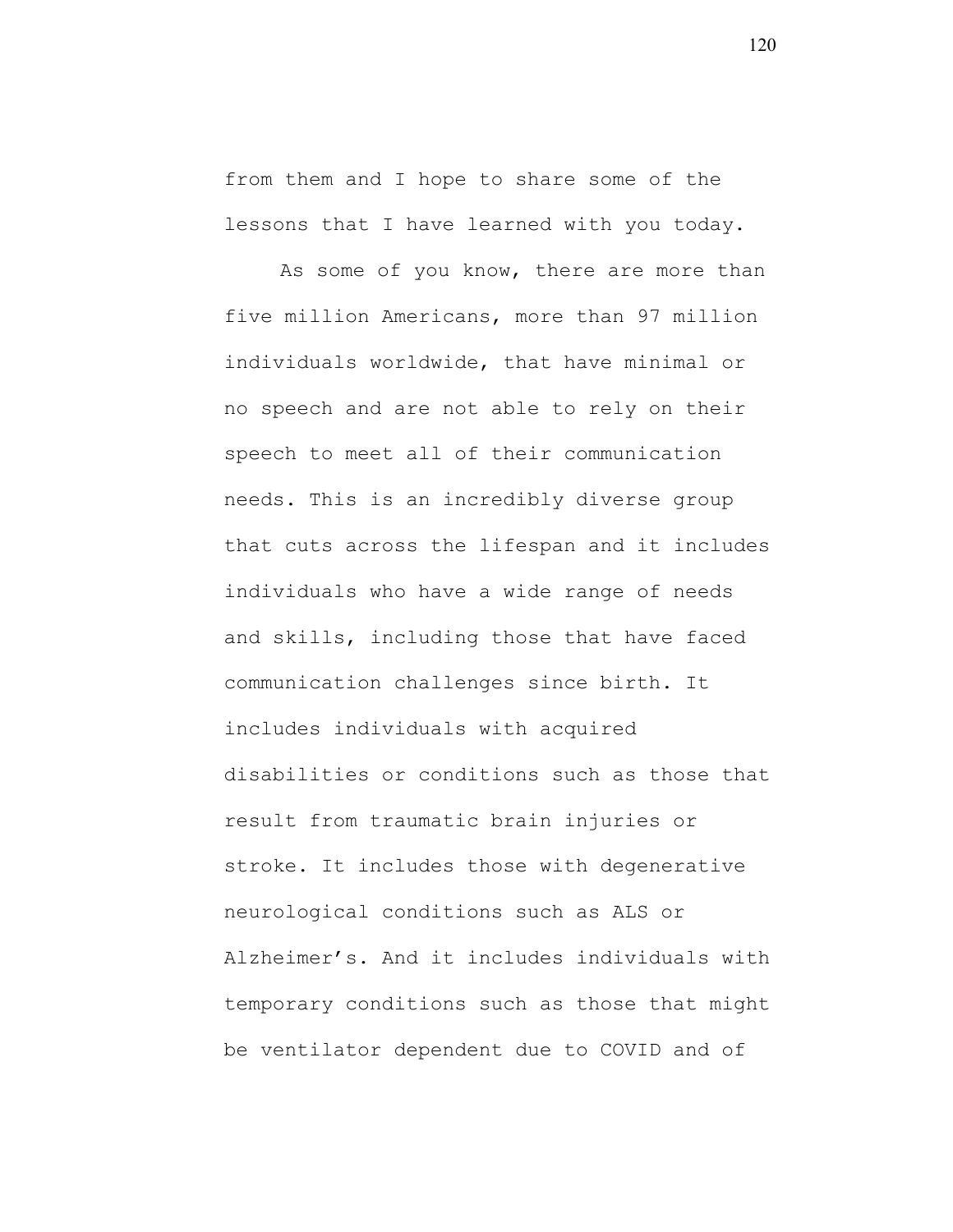from them and I hope to share some of the lessons that I have learned with you today.

As some of you know, there are more than five million Americans, more than 97 million individuals worldwide, that have minimal or no speech and are not able to rely on their speech to meet all of their communication needs. This is an incredibly diverse group that cuts across the lifespan and it includes individuals who have a wide range of needs and skills, including those that have faced communication challenges since birth. It includes individuals with acquired disabilities or conditions such as those that result from traumatic brain injuries or stroke. It includes those with degenerative neurological conditions such as ALS or Alzheimer's. And it includes individuals with temporary conditions such as those that might be ventilator dependent due to COVID and of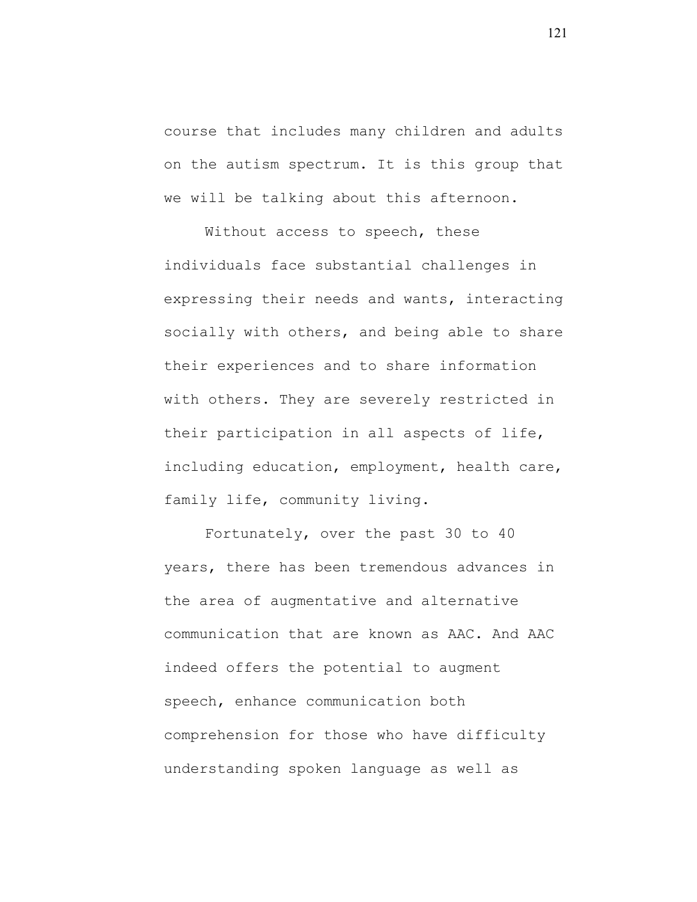course that includes many children and adults on the autism spectrum. It is this group that we will be talking about this afternoon.

Without access to speech, these individuals face substantial challenges in expressing their needs and wants, interacting socially with others, and being able to share their experiences and to share information with others. They are severely restricted in their participation in all aspects of life, including education, employment, health care, family life, community living.

Fortunately, over the past 30 to 40 years, there has been tremendous advances in the area of augmentative and alternative communication that are known as AAC. And AAC indeed offers the potential to augment speech, enhance communication both comprehension for those who have difficulty understanding spoken language as well as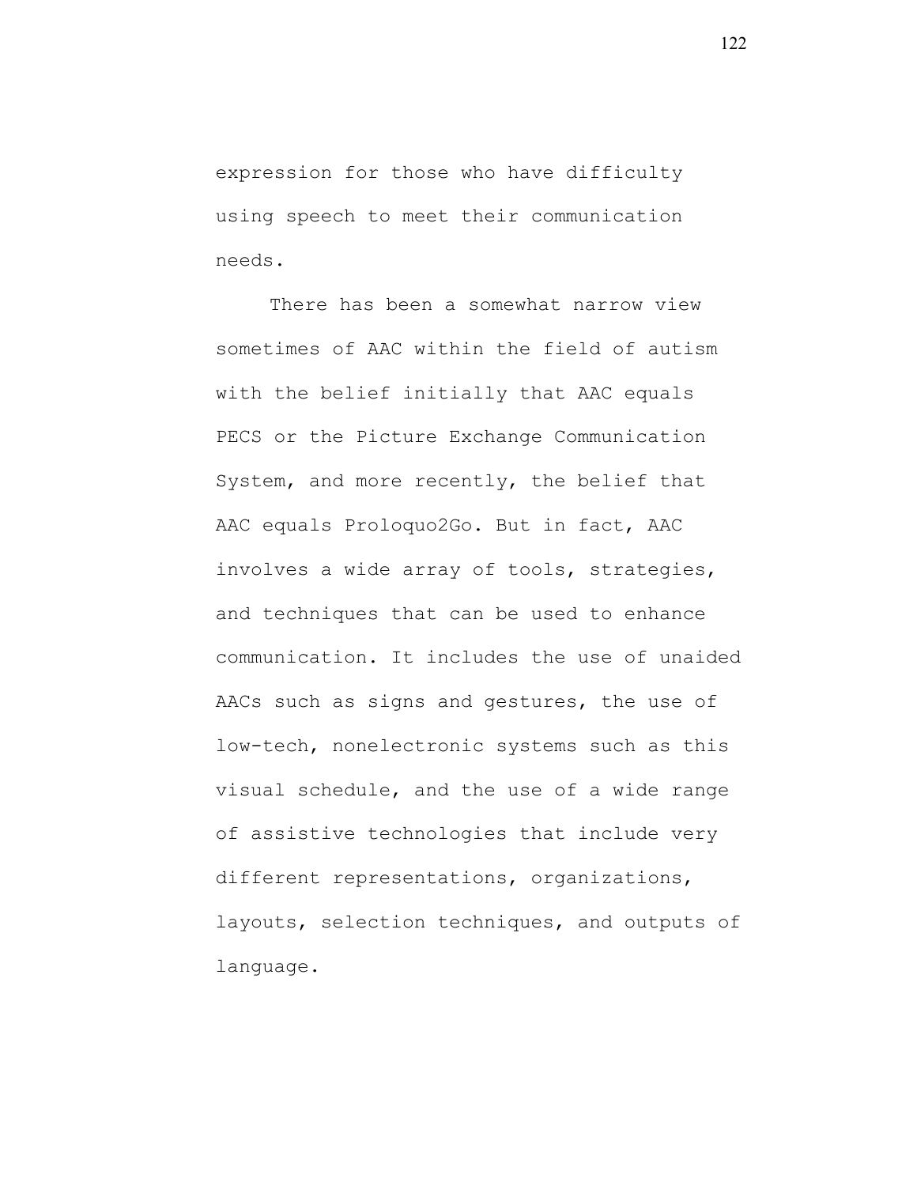expression for those who have difficulty using speech to meet their communication needs.

There has been a somewhat narrow view sometimes of AAC within the field of autism with the belief initially that AAC equals PECS or the Picture Exchange Communication System, and more recently, the belief that AAC equals Proloquo2Go. But in fact, AAC involves a wide array of tools, strategies, and techniques that can be used to enhance communication. It includes the use of unaided AACs such as signs and gestures, the use of low-tech, nonelectronic systems such as this visual schedule, and the use of a wide range of assistive technologies that include very different representations, organizations, layouts, selection techniques, and outputs of language.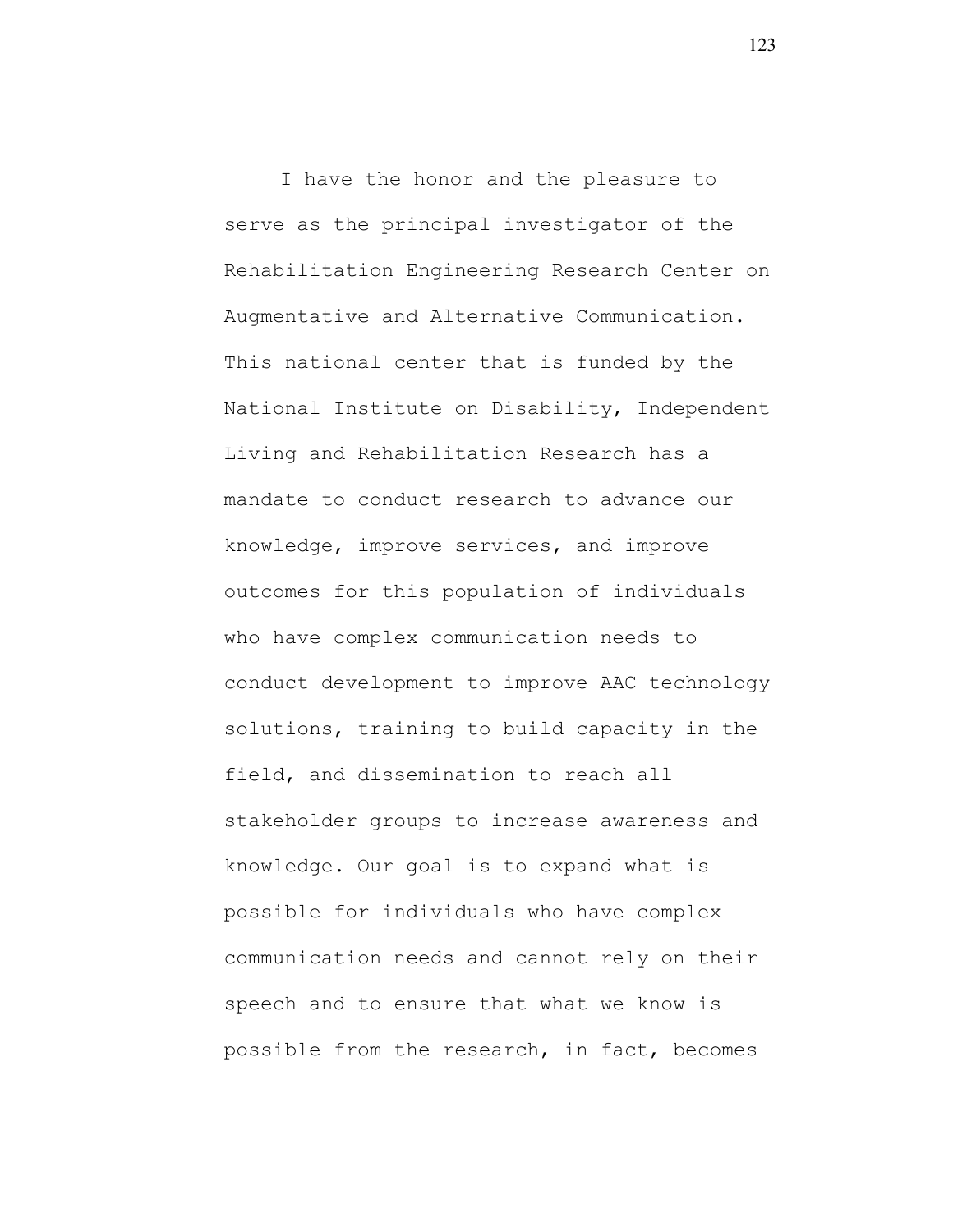I have the honor and the pleasure to serve as the principal investigator of the Rehabilitation Engineering Research Center on Augmentative and Alternative Communication. This national center that is funded by the National Institute on Disability, Independent Living and Rehabilitation Research has a mandate to conduct research to advance our knowledge, improve services, and improve outcomes for this population of individuals who have complex communication needs to conduct development to improve AAC technology solutions, training to build capacity in the field, and dissemination to reach all stakeholder groups to increase awareness and knowledge. Our goal is to expand what is possible for individuals who have complex communication needs and cannot rely on their speech and to ensure that what we know is possible from the research, in fact, becomes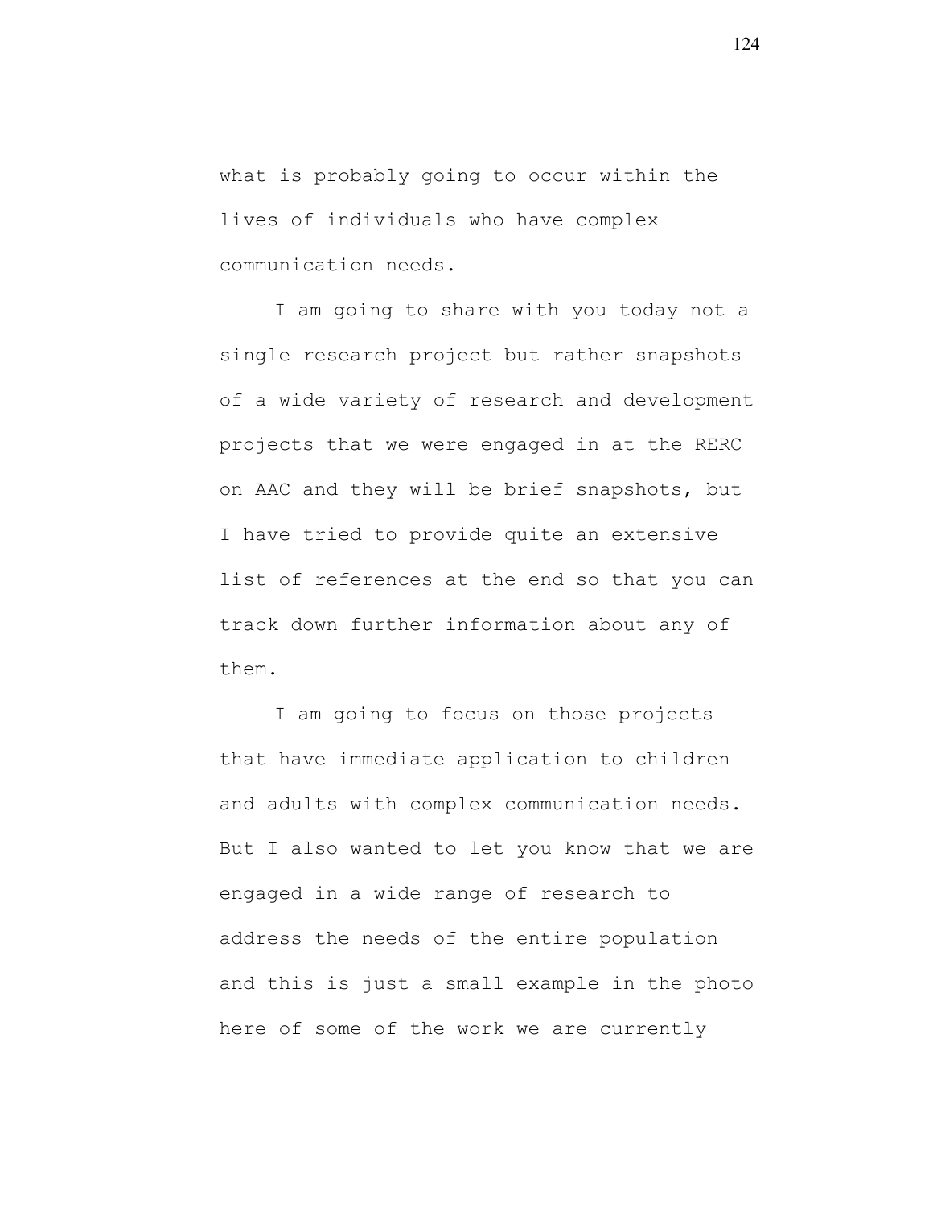what is probably going to occur within the lives of individuals who have complex communication needs.

I am going to share with you today not a single research project but rather snapshots of a wide variety of research and development projects that we were engaged in at the RERC on AAC and they will be brief snapshots, but I have tried to provide quite an extensive list of references at the end so that you can track down further information about any of them.

I am going to focus on those projects that have immediate application to children and adults with complex communication needs. But I also wanted to let you know that we are engaged in a wide range of research to address the needs of the entire population and this is just a small example in the photo here of some of the work we are currently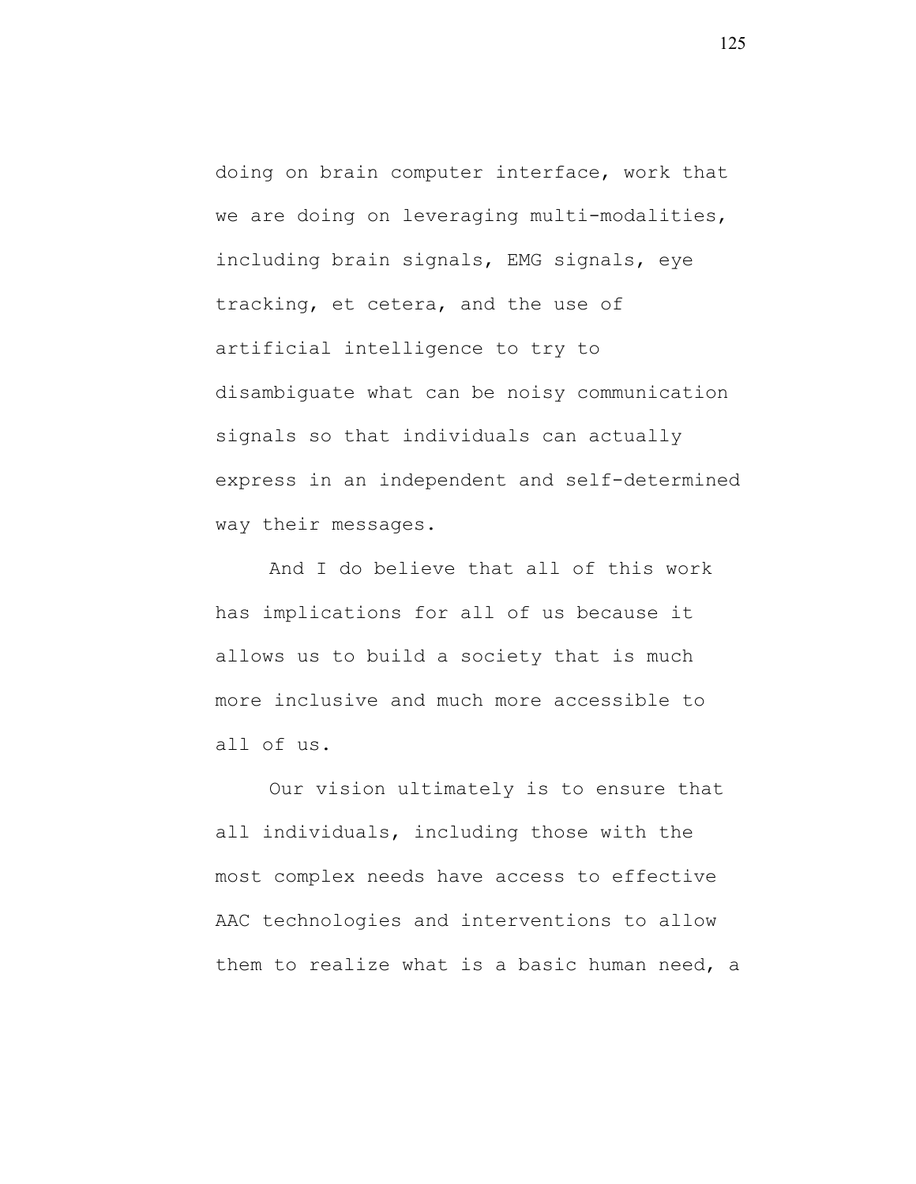doing on brain computer interface, work that we are doing on leveraging multi-modalities, including brain signals, EMG signals, eye tracking, et cetera, and the use of artificial intelligence to try to disambiguate what can be noisy communication signals so that individuals can actually express in an independent and self-determined way their messages.

And I do believe that all of this work has implications for all of us because it allows us to build a society that is much more inclusive and much more accessible to all of us.

Our vision ultimately is to ensure that all individuals, including those with the most complex needs have access to effective AAC technologies and interventions to allow them to realize what is a basic human need, a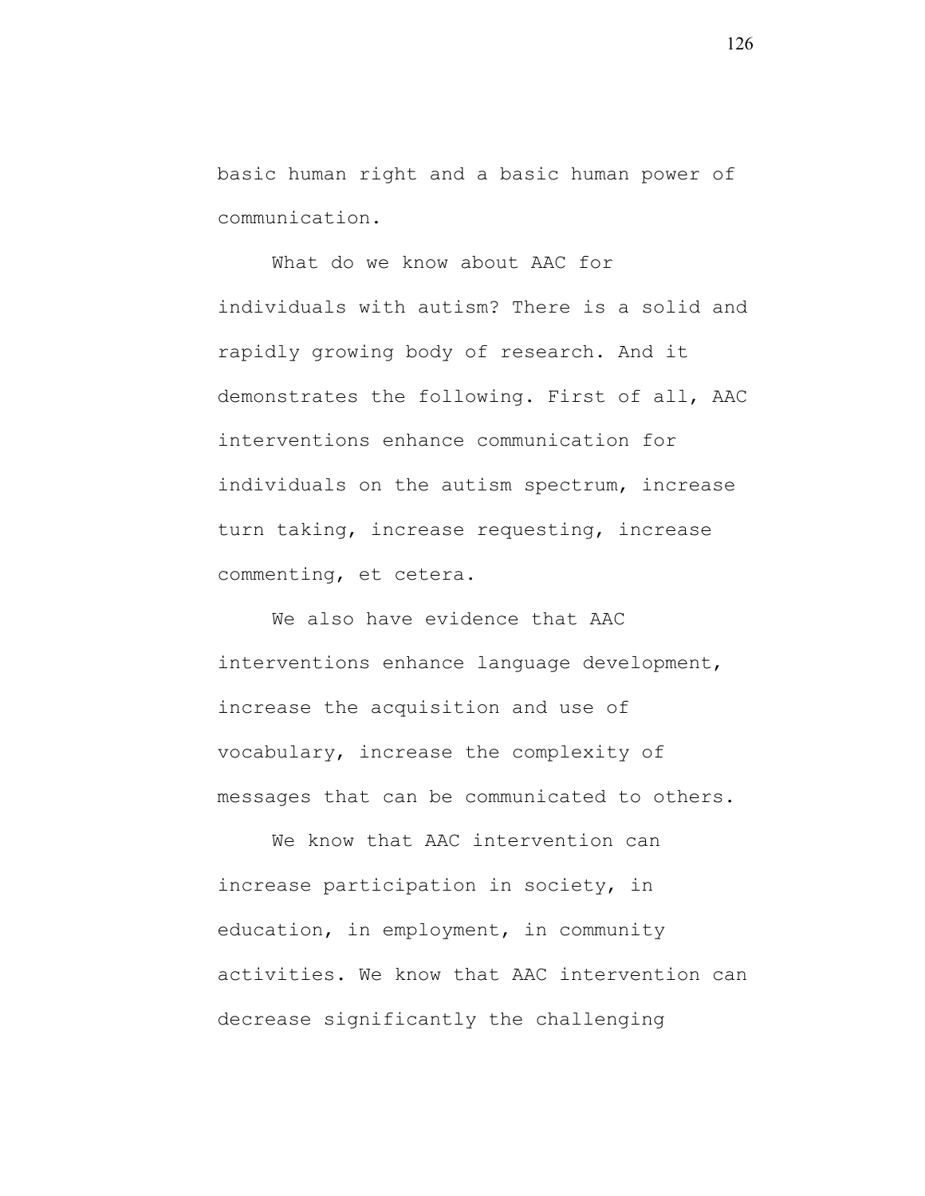basic human right and a basic human power of communication.

What do we know about AAC for individuals with autism? There is a solid and rapidly growing body of research. And it demonstrates the following. First of all, AAC interventions enhance communication for individuals on the autism spectrum, increase turn taking, increase requesting, increase commenting, et cetera.

We also have evidence that AAC interventions enhance language development, increase the acquisition and use of vocabulary, increase the complexity of messages that can be communicated to others.

We know that AAC intervention can increase participation in society, in education, in employment, in community activities. We know that AAC intervention can decrease significantly the challenging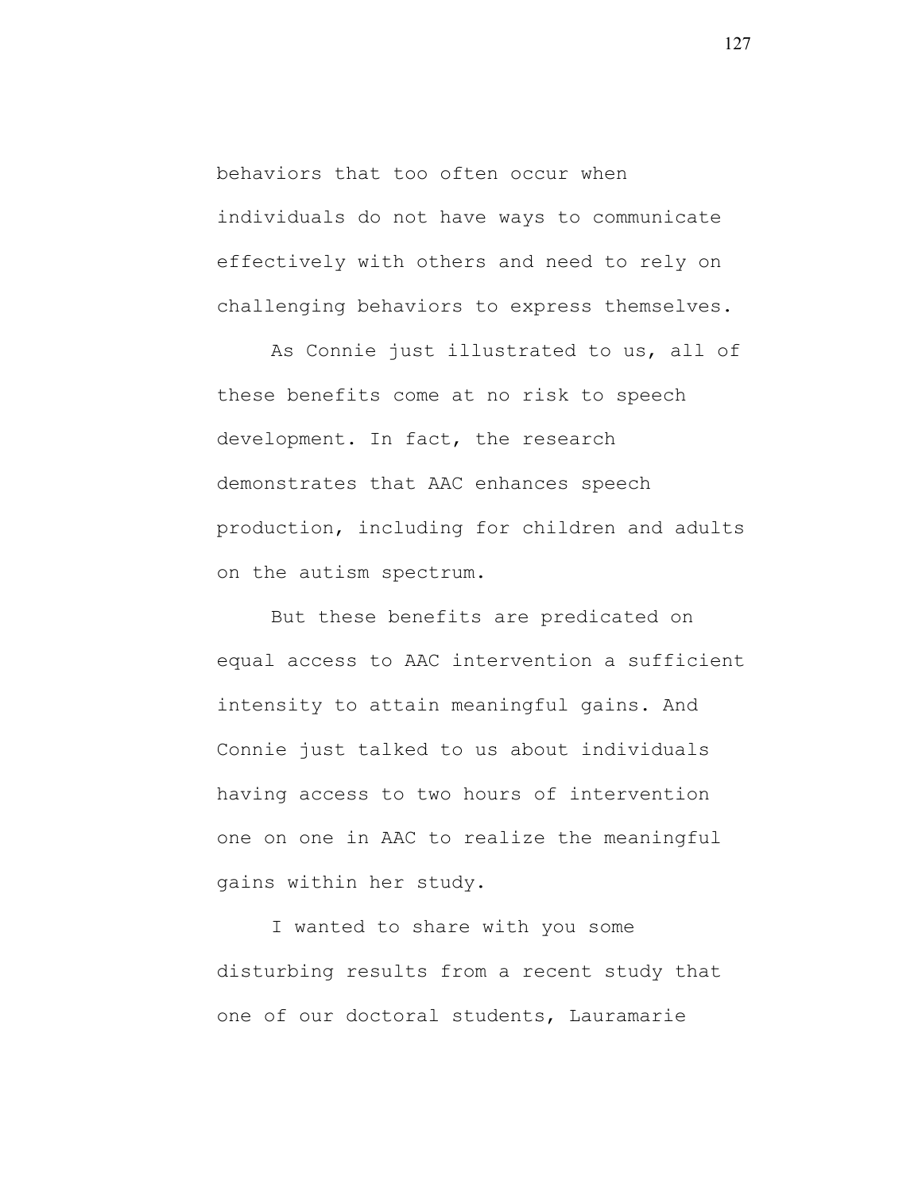behaviors that too often occur when individuals do not have ways to communicate effectively with others and need to rely on challenging behaviors to express themselves.

As Connie just illustrated to us, all of these benefits come at no risk to speech development. In fact, the research demonstrates that AAC enhances speech production, including for children and adults on the autism spectrum.

But these benefits are predicated on equal access to AAC intervention a sufficient intensity to attain meaningful gains. And Connie just talked to us about individuals having access to two hours of intervention one on one in AAC to realize the meaningful gains within her study.

I wanted to share with you some disturbing results from a recent study that one of our doctoral students, Lauramarie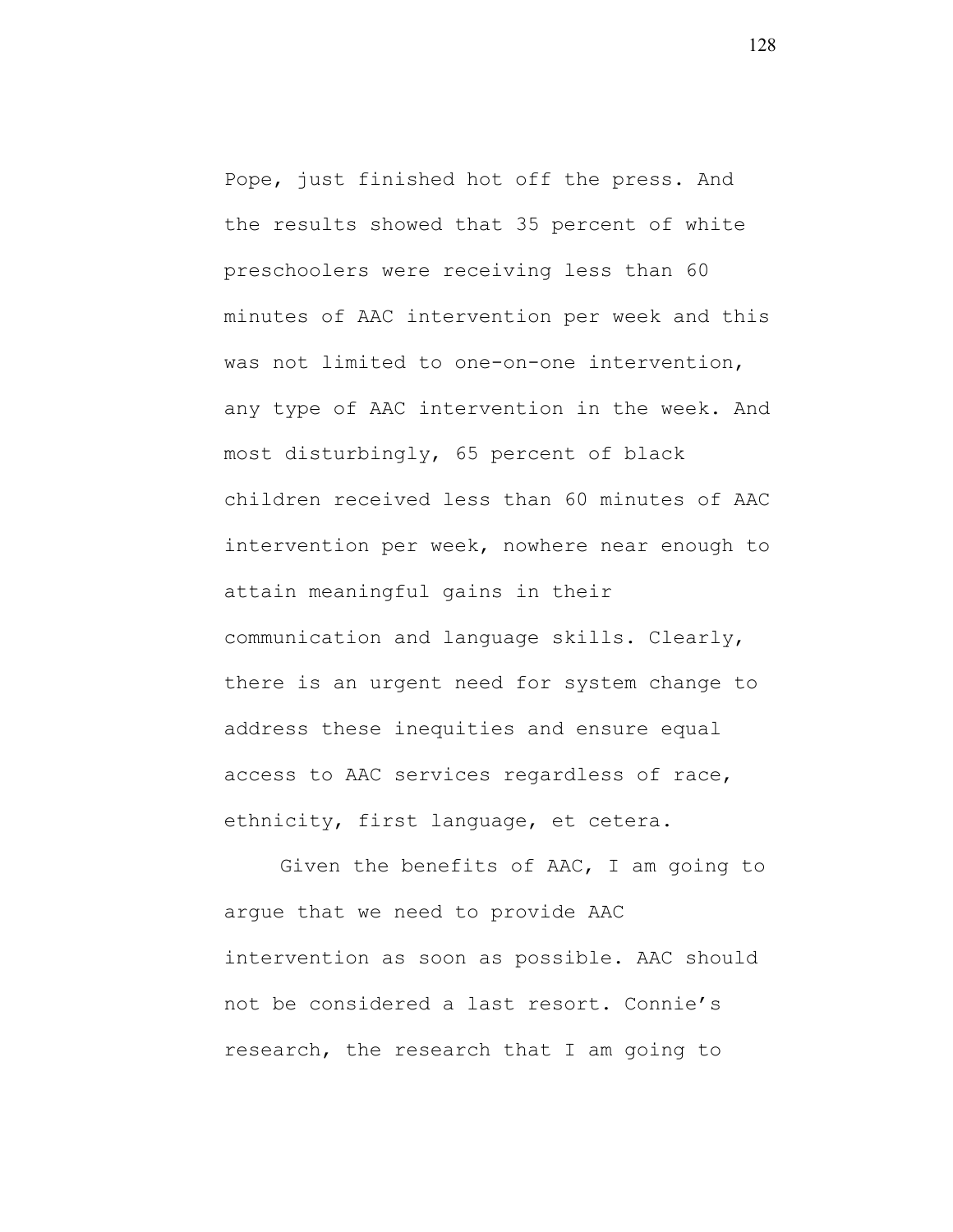Pope, just finished hot off the press. And the results showed that 35 percent of white preschoolers were receiving less than 60 minutes of AAC intervention per week and this was not limited to one-on-one intervention, any type of AAC intervention in the week. And most disturbingly, 65 percent of black children received less than 60 minutes of AAC intervention per week, nowhere near enough to attain meaningful gains in their communication and language skills. Clearly, there is an urgent need for system change to address these inequities and ensure equal access to AAC services regardless of race, ethnicity, first language, et cetera.

Given the benefits of AAC, I am going to argue that we need to provide AAC intervention as soon as possible. AAC should not be considered a last resort. Connie's research, the research that I am going to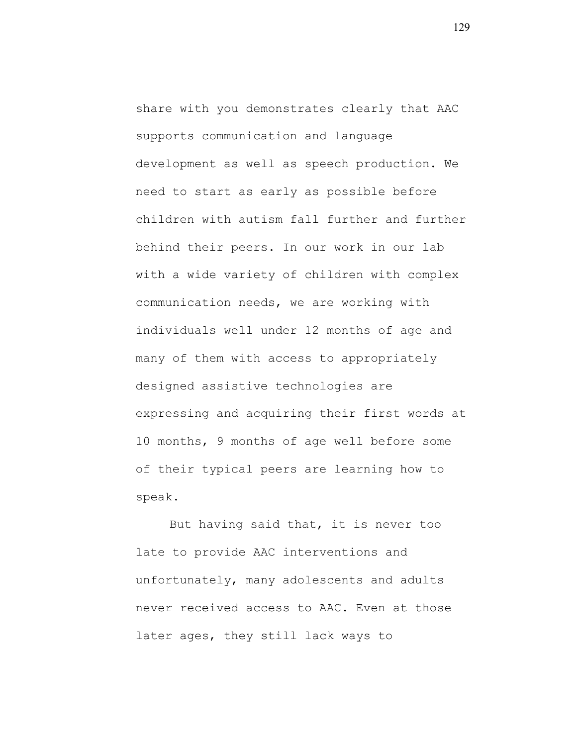share with you demonstrates clearly that AAC supports communication and language development as well as speech production. We need to start as early as possible before children with autism fall further and further behind their peers. In our work in our lab with a wide variety of children with complex communication needs, we are working with individuals well under 12 months of age and many of them with access to appropriately designed assistive technologies are expressing and acquiring their first words at 10 months, 9 months of age well before some of their typical peers are learning how to speak.

But having said that, it is never too late to provide AAC interventions and unfortunately, many adolescents and adults never received access to AAC. Even at those later ages, they still lack ways to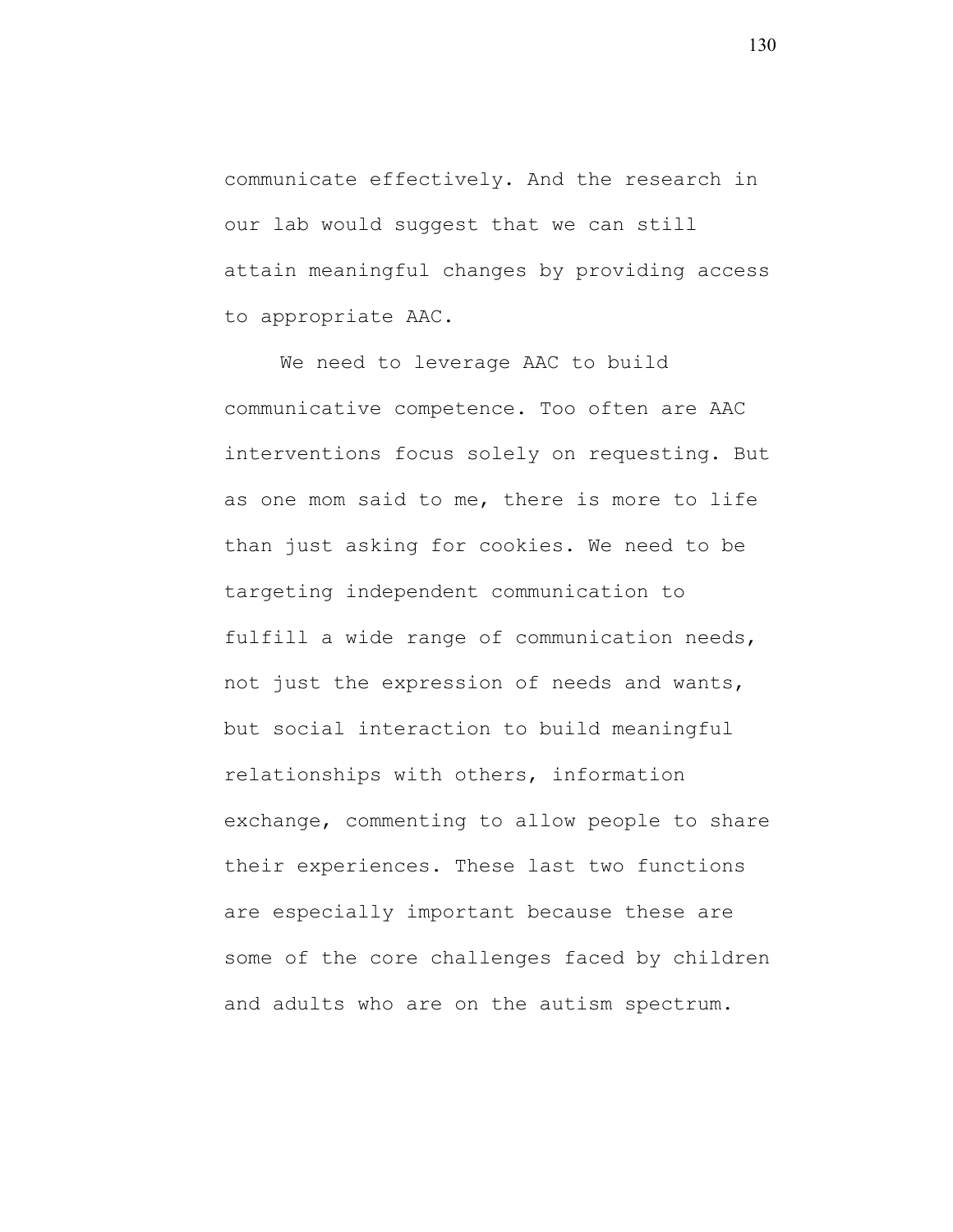communicate effectively. And the research in our lab would suggest that we can still attain meaningful changes by providing access to appropriate AAC.

We need to leverage AAC to build communicative competence. Too often are AAC interventions focus solely on requesting. But as one mom said to me, there is more to life than just asking for cookies. We need to be targeting independent communication to fulfill a wide range of communication needs, not just the expression of needs and wants, but social interaction to build meaningful relationships with others, information exchange, commenting to allow people to share their experiences. These last two functions are especially important because these are some of the core challenges faced by children and adults who are on the autism spectrum.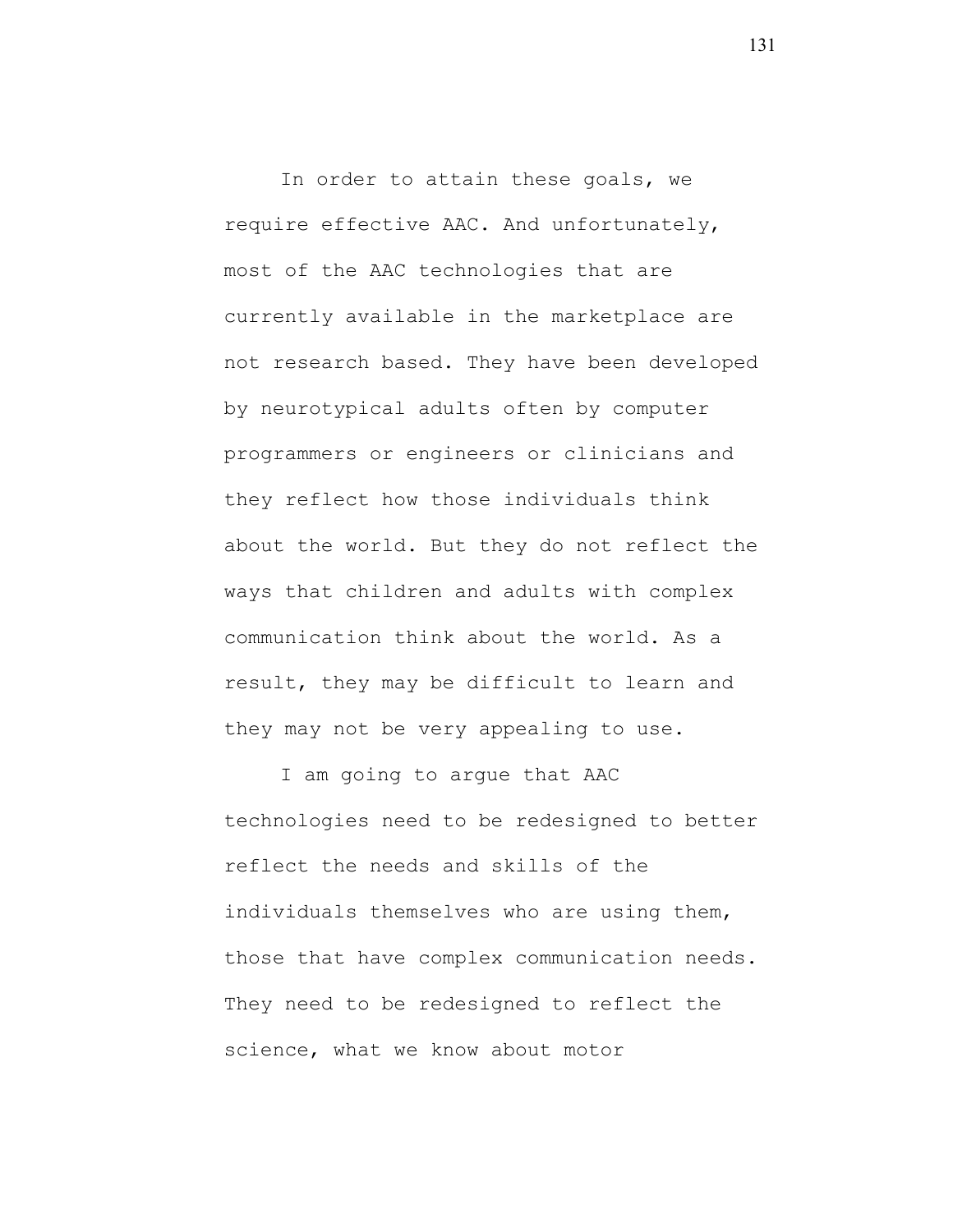In order to attain these goals, we require effective AAC. And unfortunately, most of the AAC technologies that are currently available in the marketplace are not research based. They have been developed by neurotypical adults often by computer programmers or engineers or clinicians and they reflect how those individuals think about the world. But they do not reflect the ways that children and adults with complex communication think about the world. As a result, they may be difficult to learn and they may not be very appealing to use.

I am going to argue that AAC technologies need to be redesigned to better reflect the needs and skills of the individuals themselves who are using them, those that have complex communication needs. They need to be redesigned to reflect the science, what we know about motor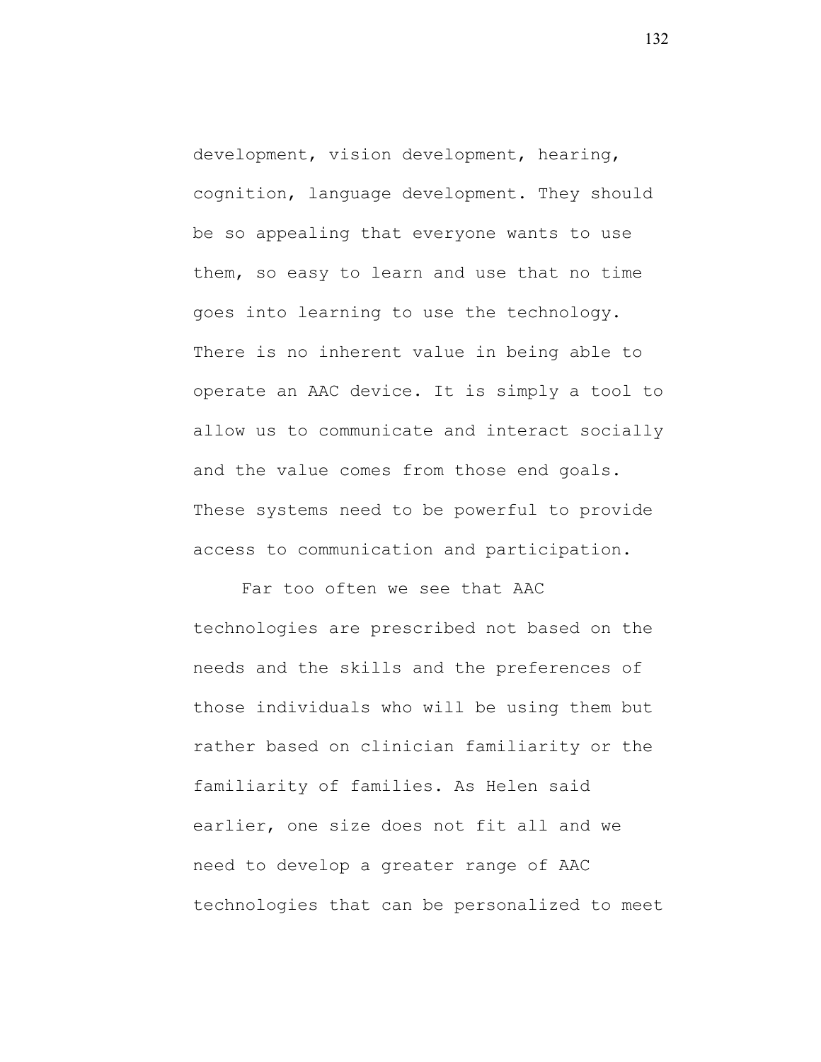development, vision development, hearing, cognition, language development. They should be so appealing that everyone wants to use them, so easy to learn and use that no time goes into learning to use the technology. There is no inherent value in being able to operate an AAC device. It is simply a tool to allow us to communicate and interact socially and the value comes from those end goals. These systems need to be powerful to provide access to communication and participation.

Far too often we see that AAC technologies are prescribed not based on the needs and the skills and the preferences of those individuals who will be using them but rather based on clinician familiarity or the familiarity of families. As Helen said earlier, one size does not fit all and we need to develop a greater range of AAC technologies that can be personalized to meet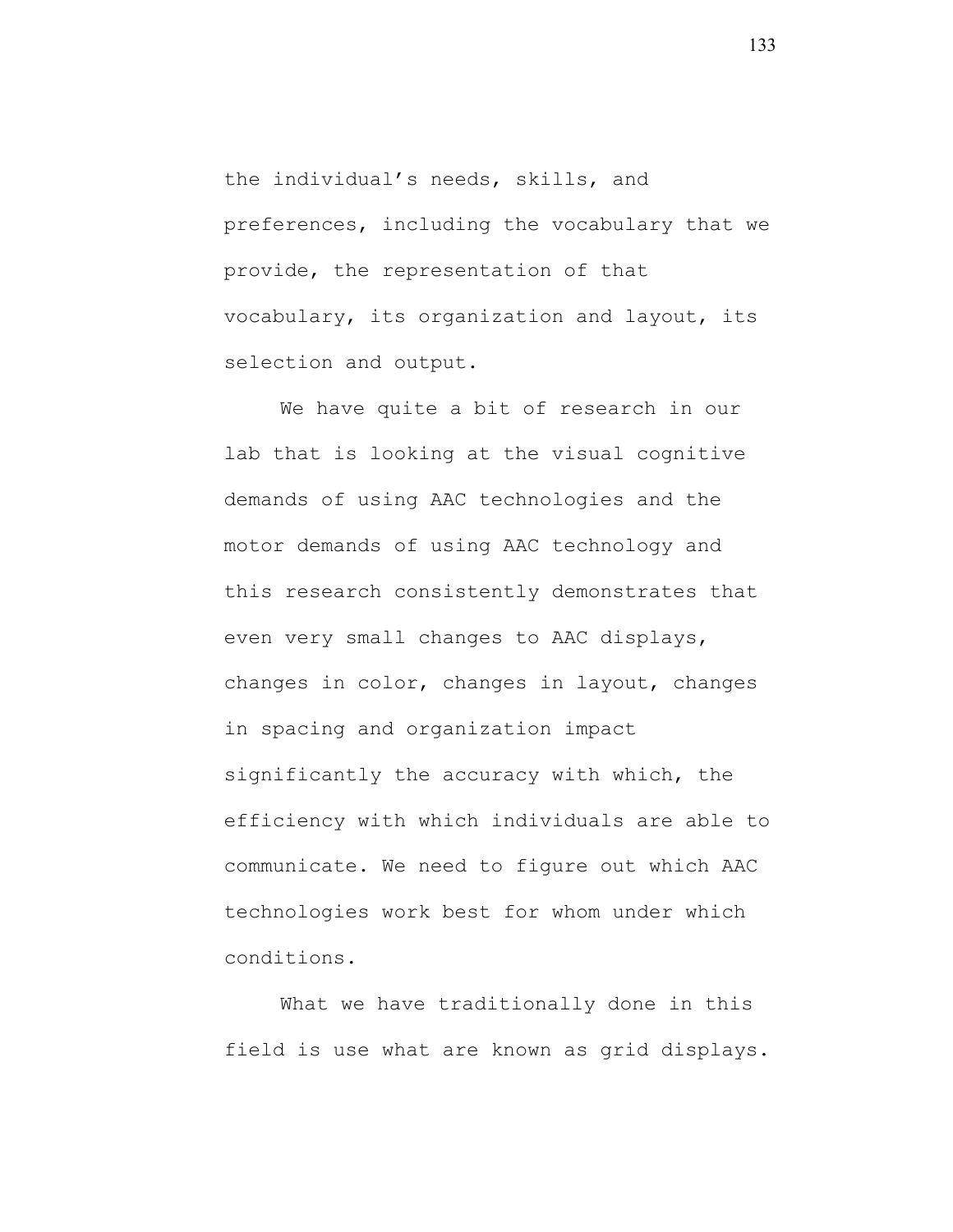the individual's needs, skills, and preferences, including the vocabulary that we provide, the representation of that vocabulary, its organization and layout, its selection and output.

We have quite a bit of research in our lab that is looking at the visual cognitive demands of using AAC technologies and the motor demands of using AAC technology and this research consistently demonstrates that even very small changes to AAC displays, changes in color, changes in layout, changes in spacing and organization impact significantly the accuracy with which, the efficiency with which individuals are able to communicate. We need to figure out which AAC technologies work best for whom under which conditions.

What we have traditionally done in this field is use what are known as grid displays.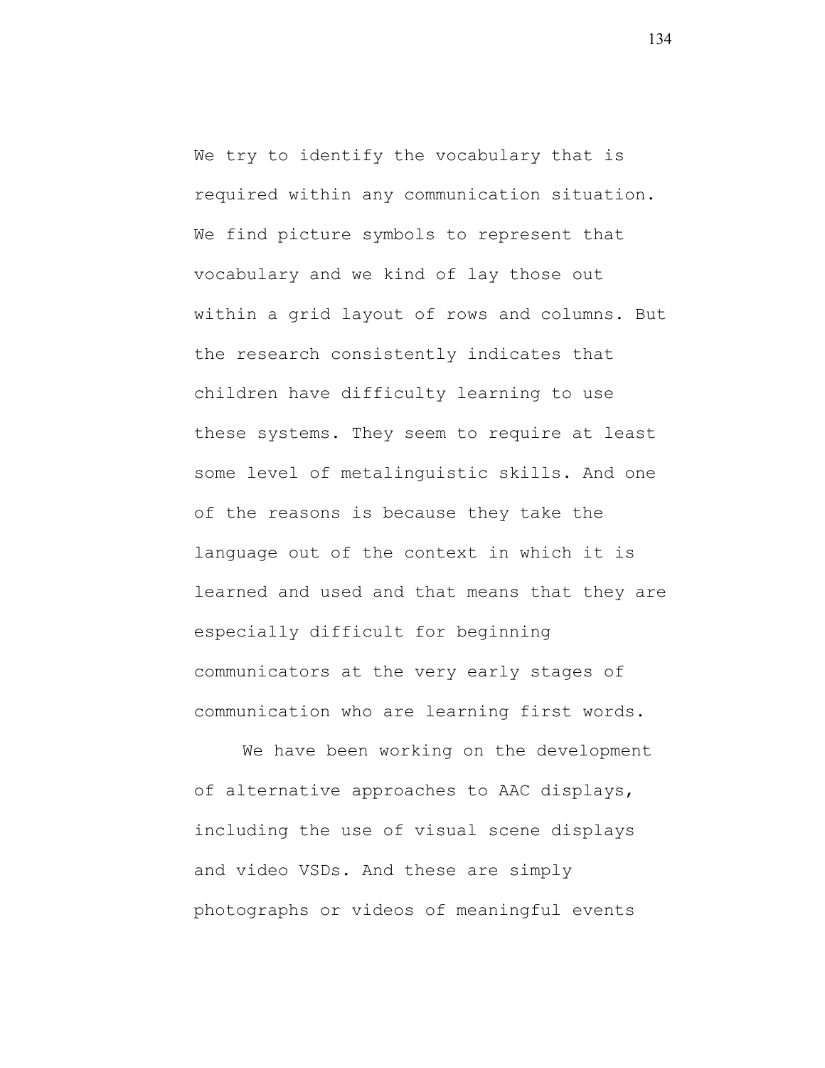We try to identify the vocabulary that is required within any communication situation. We find picture symbols to represent that vocabulary and we kind of lay those out within a grid layout of rows and columns. But the research consistently indicates that children have difficulty learning to use these systems. They seem to require at least some level of metalinguistic skills. And one of the reasons is because they take the language out of the context in which it is learned and used and that means that they are especially difficult for beginning communicators at the very early stages of communication who are learning first words.

We have been working on the development of alternative approaches to AAC displays, including the use of visual scene displays and video VSDs. And these are simply photographs or videos of meaningful events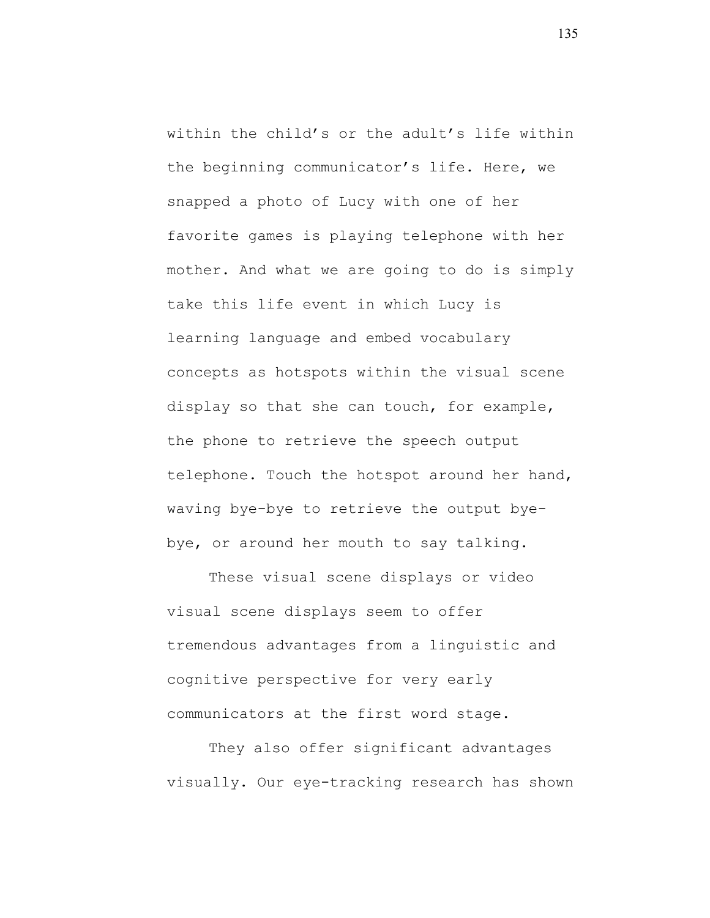within the child's or the adult's life within the beginning communicator's life. Here, we snapped a photo of Lucy with one of her favorite games is playing telephone with her mother. And what we are going to do is simply take this life event in which Lucy is learning language and embed vocabulary concepts as hotspots within the visual scene display so that she can touch, for example, the phone to retrieve the speech output telephone. Touch the hotspot around her hand, waving bye-bye to retrieve the output bye-bye, or around her mouth to say talking.

These visual scene displays or video visual scene displays seem to offer tremendous advantages from a linguistic and cognitive perspective for very early communicators at the first word stage.

They also offer significant advantages visually. Our eye-tracking research has shown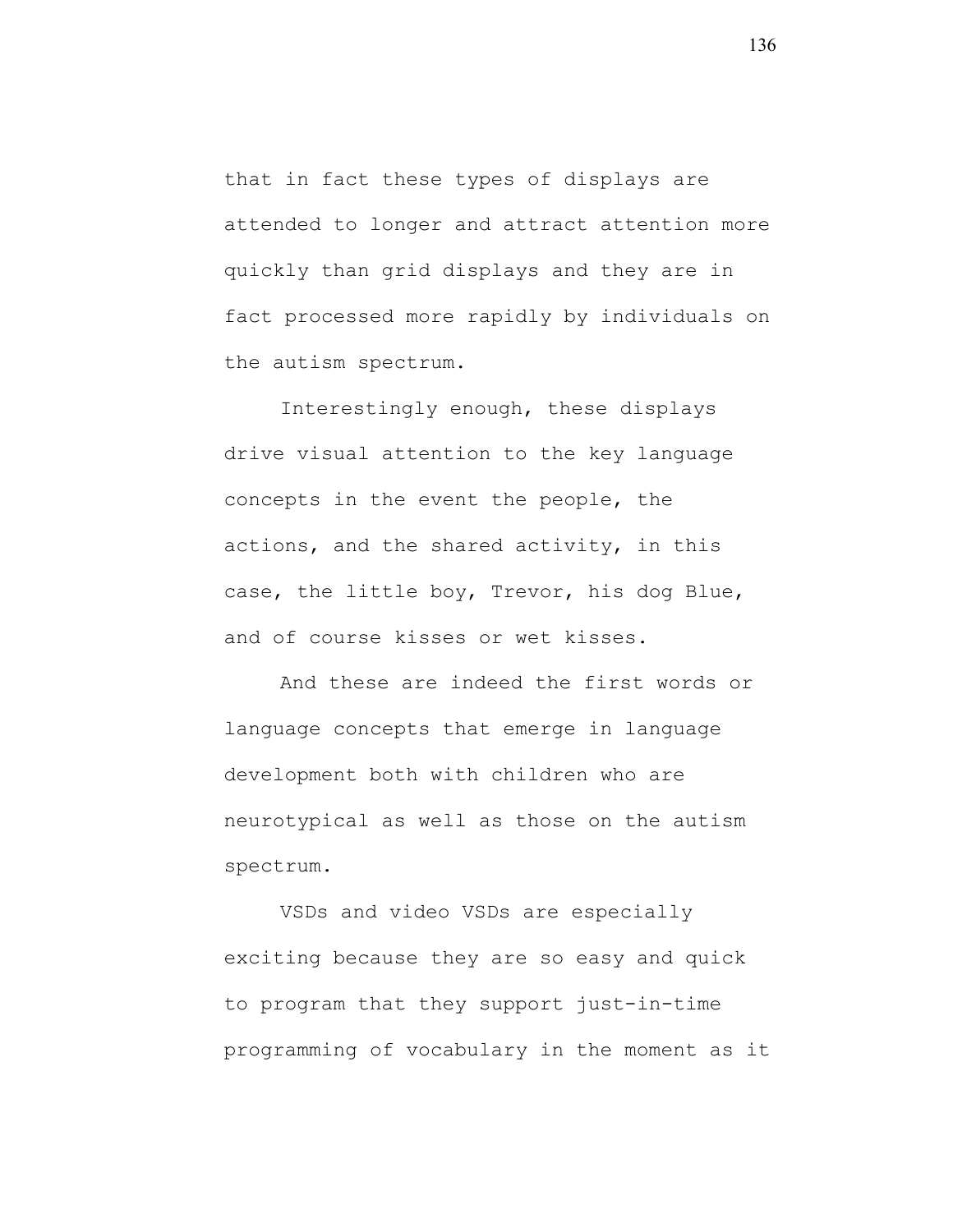that in fact these types of displays are attended to longer and attract attention more quickly than grid displays and they are in fact processed more rapidly by individuals on the autism spectrum.

Interestingly enough, these displays drive visual attention to the key language concepts in the event the people, the actions, and the shared activity, in this case, the little boy, Trevor, his dog Blue, and of course kisses or wet kisses.

And these are indeed the first words or language concepts that emerge in language development both with children who are neurotypical as well as those on the autism spectrum.

VSDs and video VSDs are especially exciting because they are so easy and quick to program that they support just-in-time programming of vocabulary in the moment as it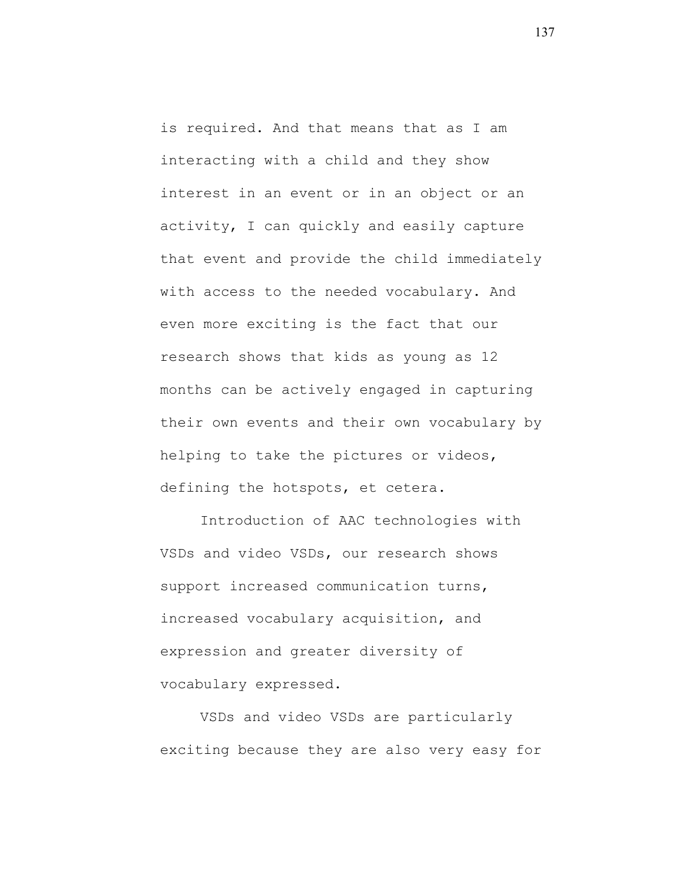is required. And that means that as I am interacting with a child and they show interest in an event or in an object or an activity, I can quickly and easily capture that event and provide the child immediately with access to the needed vocabulary. And even more exciting is the fact that our research shows that kids as young as 12 months can be actively engaged in capturing their own events and their own vocabulary by helping to take the pictures or videos, defining the hotspots, et cetera.

Introduction of AAC technologies with VSDs and video VSDs, our research shows support increased communication turns, increased vocabulary acquisition, and expression and greater diversity of vocabulary expressed.

VSDs and video VSDs are particularly exciting because they are also very easy for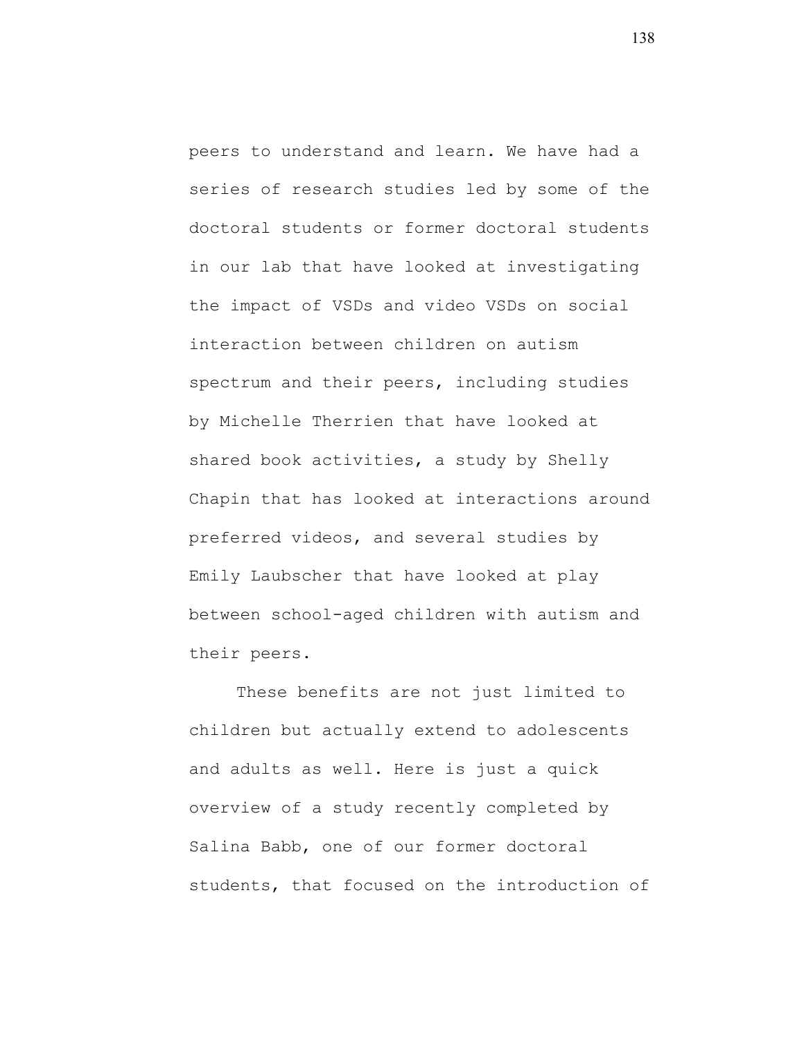peers to understand and learn. We have had a series of research studies led by some of the doctoral students or former doctoral students in our lab that have looked at investigating the impact of VSDs and video VSDs on social interaction between children on autism spectrum and their peers, including studies by Michelle Therrien that have looked at shared book activities, a study by Shelly Chapin that has looked at interactions around preferred videos, and several studies by Emily Laubscher that have looked at play between school-aged children with autism and their peers.

These benefits are not just limited to children but actually extend to adolescents and adults as well. Here is just a quick overview of a study recently completed by Salina Babb, one of our former doctoral students, that focused on the introduction of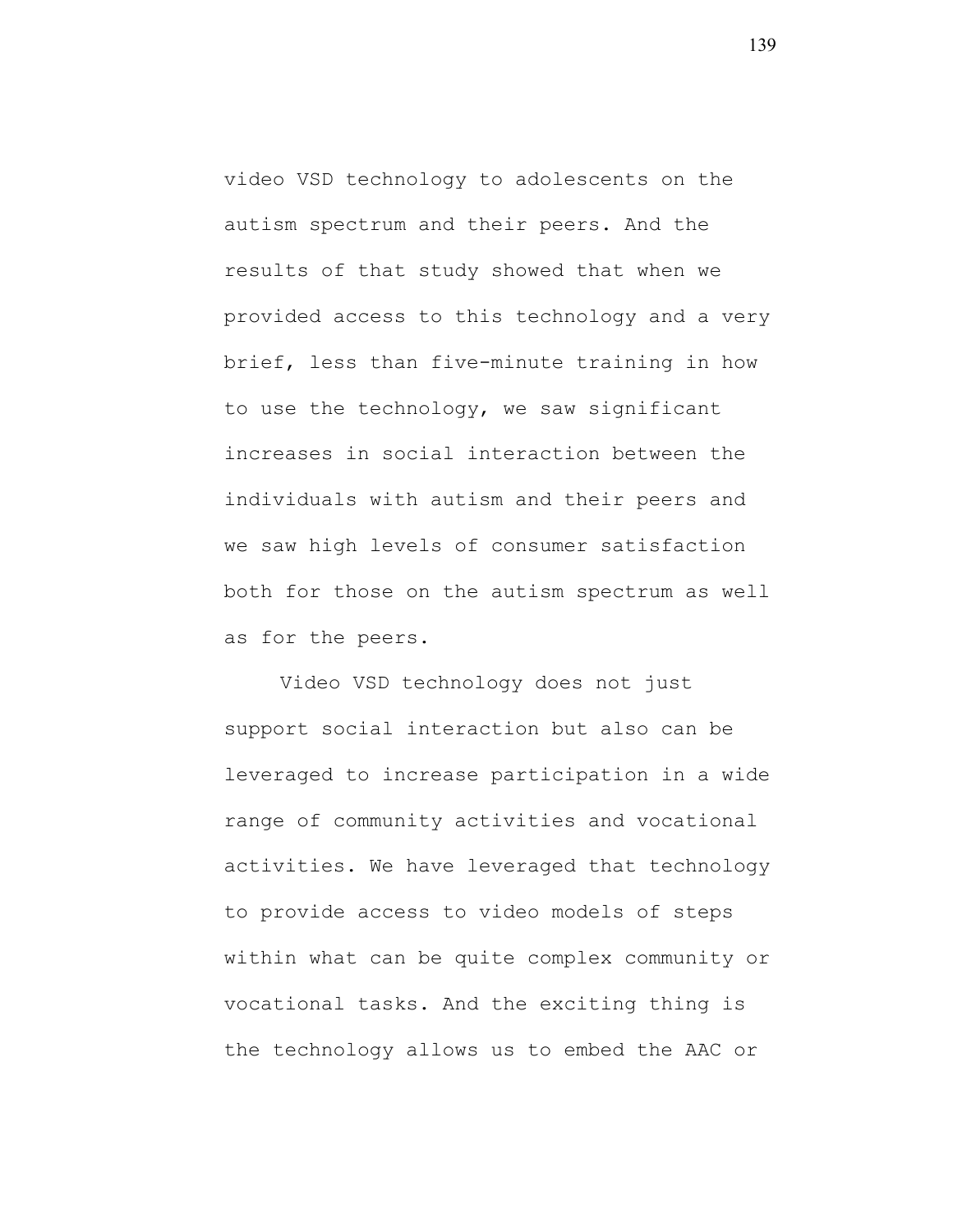video VSD technology to adolescents on the autism spectrum and their peers. And the results of that study showed that when we provided access to this technology and a very brief, less than five-minute training in how to use the technology, we saw significant increases in social interaction between the individuals with autism and their peers and we saw high levels of consumer satisfaction both for those on the autism spectrum as well as for the peers.

Video VSD technology does not just support social interaction but also can be leveraged to increase participation in a wide range of community activities and vocational activities. We have leveraged that technology to provide access to video models of steps within what can be quite complex community or vocational tasks. And the exciting thing is the technology allows us to embed the AAC or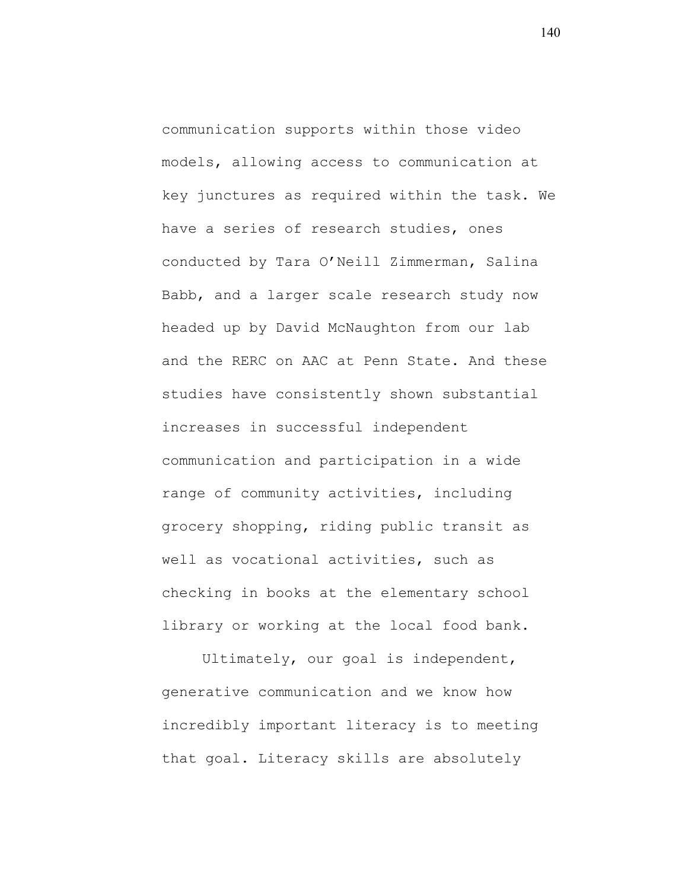communication supports within those video models, allowing access to communication at key junctures as required within the task. We have a series of research studies, ones conducted by Tara O'Neill Zimmerman, Salina Babb, and a larger scale research study now headed up by David McNaughton from our lab and the RERC on AAC at Penn State. And these studies have consistently shown substantial increases in successful independent communication and participation in a wide range of community activities, including grocery shopping, riding public transit as well as vocational activities, such as checking in books at the elementary school library or working at the local food bank.

Ultimately, our goal is independent, generative communication and we know how incredibly important literacy is to meeting that goal. Literacy skills are absolutely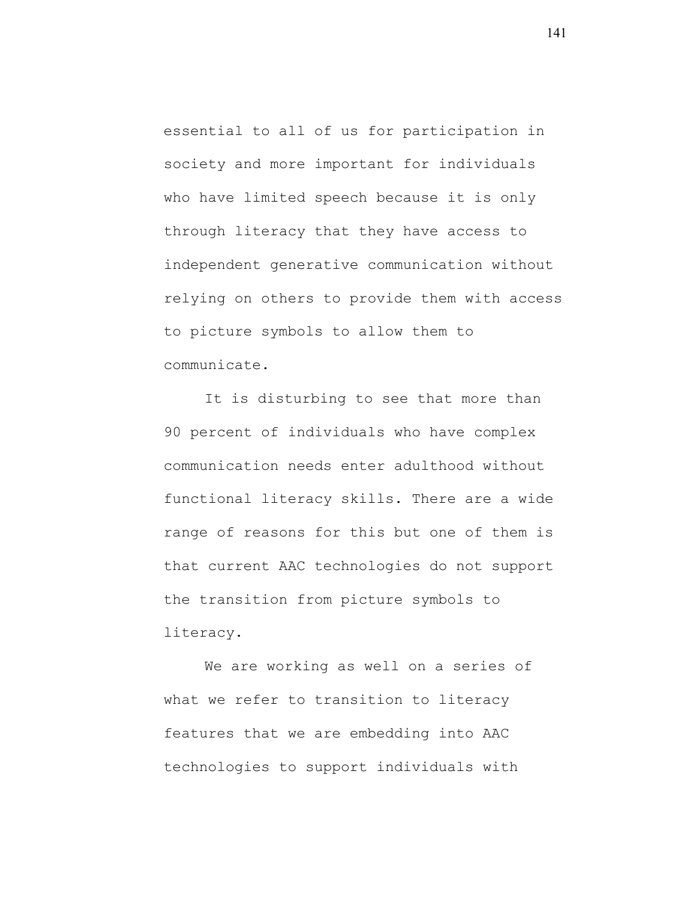essential to all of us for participation in society and more important for individuals who have limited speech because it is only through literacy that they have access to independent generative communication without relying on others to provide them with access to picture symbols to allow them to communicate.

It is disturbing to see that more than 90 percent of individuals who have complex communication needs enter adulthood without functional literacy skills. There are a wide range of reasons for this but one of them is that current AAC technologies do not support the transition from picture symbols to literacy.

We are working as well on a series of what we refer to transition to literacy features that we are embedding into AAC technologies to support individuals with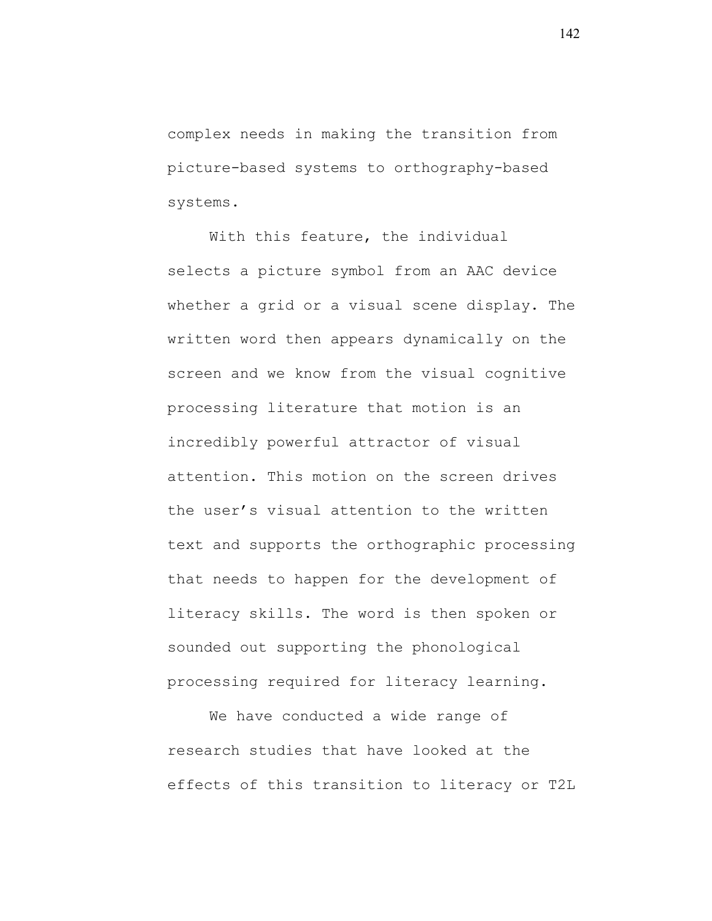complex needs in making the transition from picture-based systems to orthography-based systems.

With this feature, the individual selects a picture symbol from an AAC device whether a grid or a visual scene display. The written word then appears dynamically on the screen and we know from the visual cognitive processing literature that motion is an incredibly powerful attractor of visual attention. This motion on the screen drives the user's visual attention to the written text and supports the orthographic processing that needs to happen for the development of literacy skills. The word is then spoken or sounded out supporting the phonological processing required for literacy learning.

We have conducted a wide range of research studies that have looked at the effects of this transition to literacy or T2L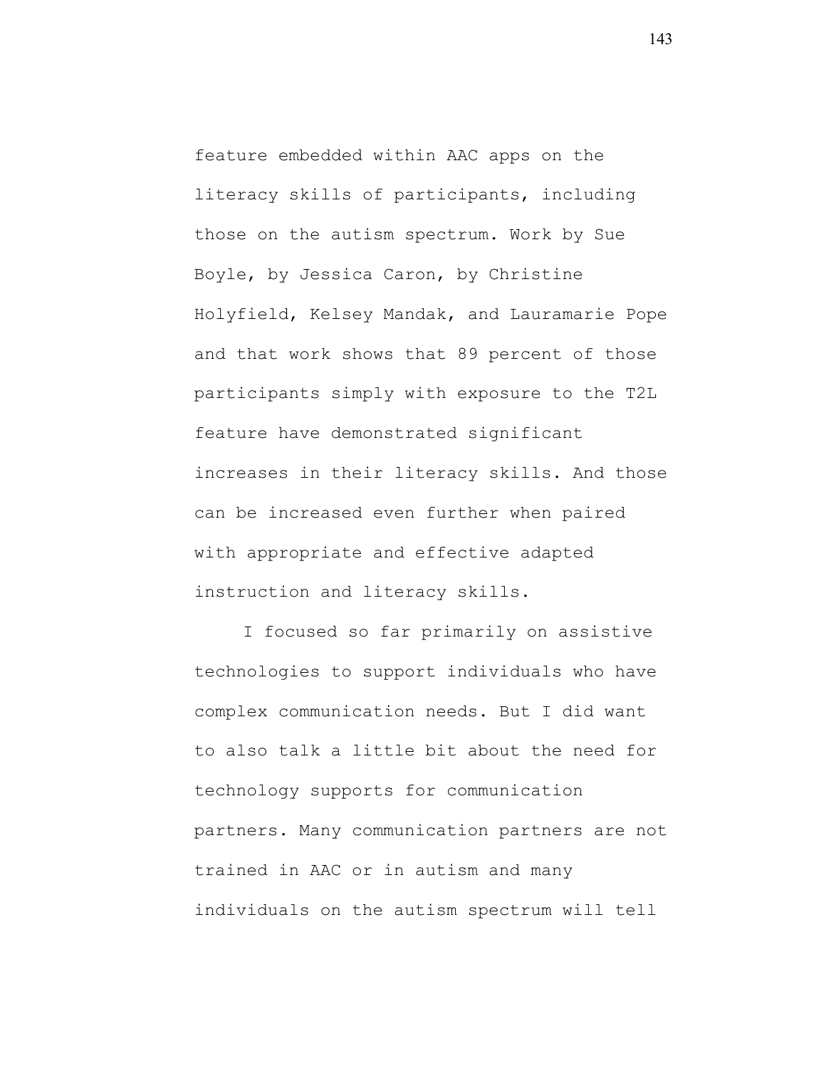feature embedded within AAC apps on the literacy skills of participants, including those on the autism spectrum. Work by Sue Boyle, by Jessica Caron, by Christine Holyfield, Kelsey Mandak, and Lauramarie Pope and that work shows that 89 percent of those participants simply with exposure to the T2L feature have demonstrated significant increases in their literacy skills. And those can be increased even further when paired with appropriate and effective adapted instruction and literacy skills.

I focused so far primarily on assistive technologies to support individuals who have complex communication needs. But I did want to also talk a little bit about the need for technology supports for communication partners. Many communication partners are not trained in AAC or in autism and many individuals on the autism spectrum will tell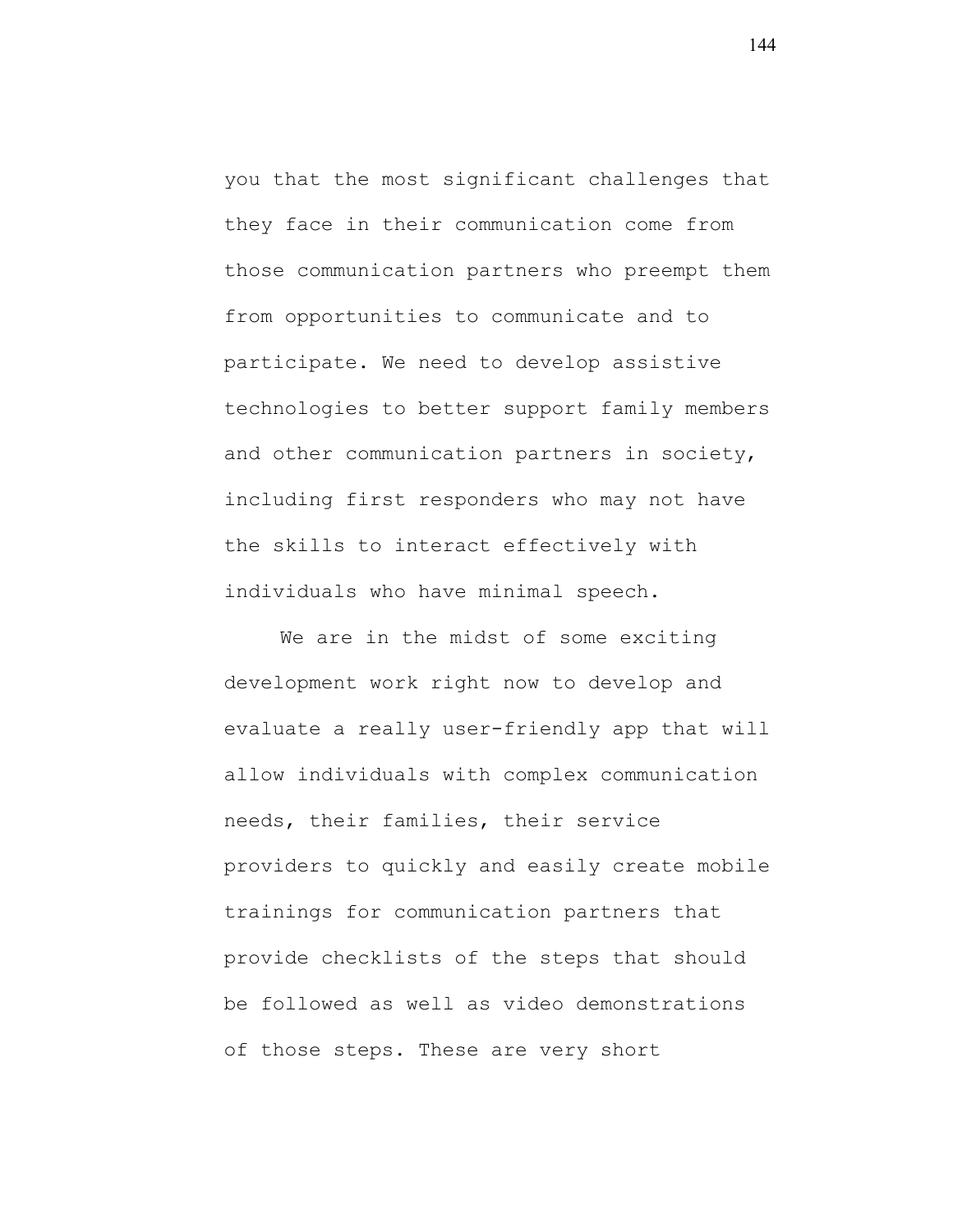you that the most significant challenges that they face in their communication come from those communication partners who preempt them from opportunities to communicate and to participate. We need to develop assistive technologies to better support family members and other communication partners in society, including first responders who may not have the skills to interact effectively with individuals who have minimal speech.

We are in the midst of some exciting development work right now to develop and evaluate a really user-friendly app that will allow individuals with complex communication needs, their families, their service providers to quickly and easily create mobile trainings for communication partners that provide checklists of the steps that should be followed as well as video demonstrations of those steps. These are very short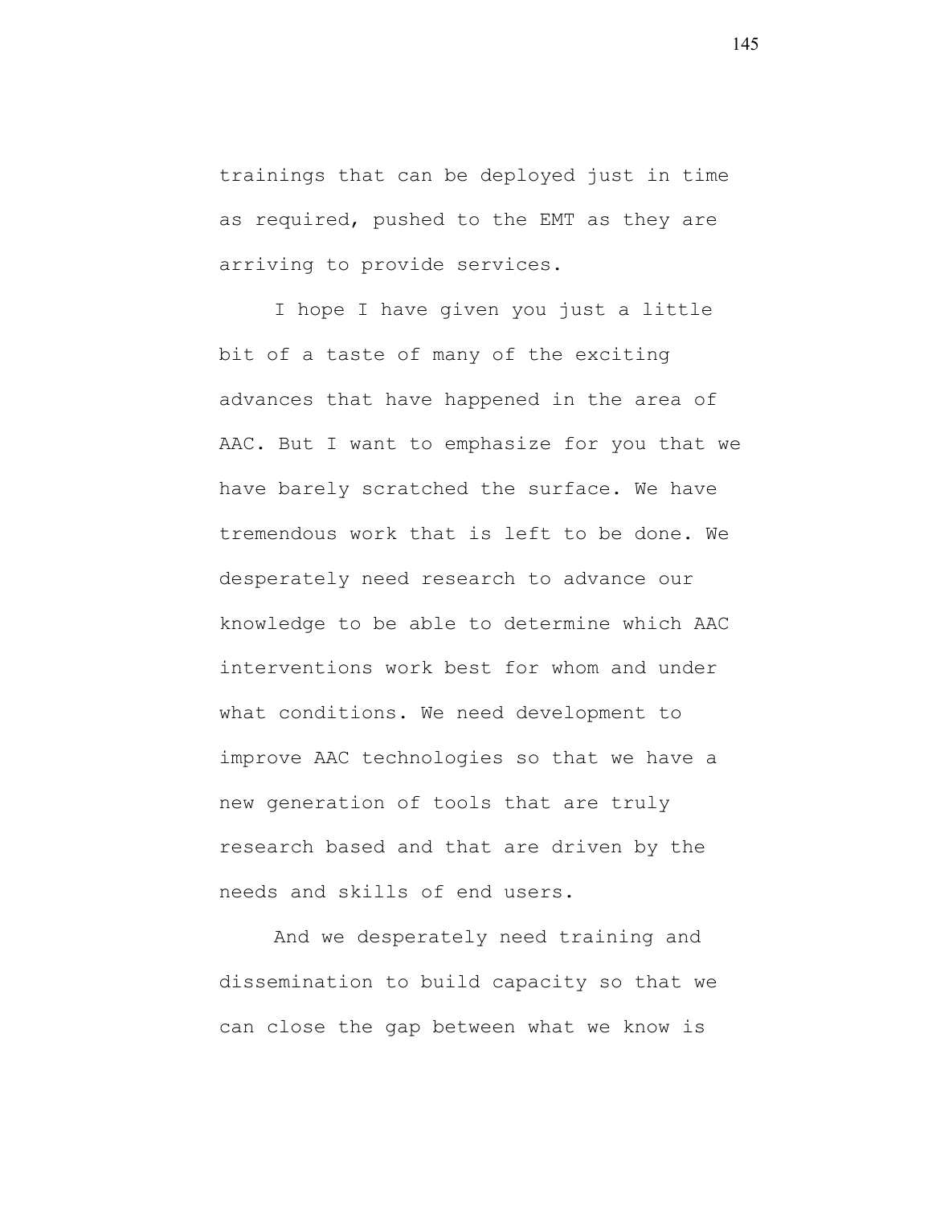trainings that can be deployed just in time as required, pushed to the EMT as they are arriving to provide services.

I hope I have given you just a little bit of a taste of many of the exciting advances that have happened in the area of AAC. But I want to emphasize for you that we have barely scratched the surface. We have tremendous work that is left to be done. We desperately need research to advance our knowledge to be able to determine which AAC interventions work best for whom and under what conditions. We need development to improve AAC technologies so that we have a new generation of tools that are truly research based and that are driven by the needs and skills of end users.

And we desperately need training and dissemination to build capacity so that we can close the gap between what we know is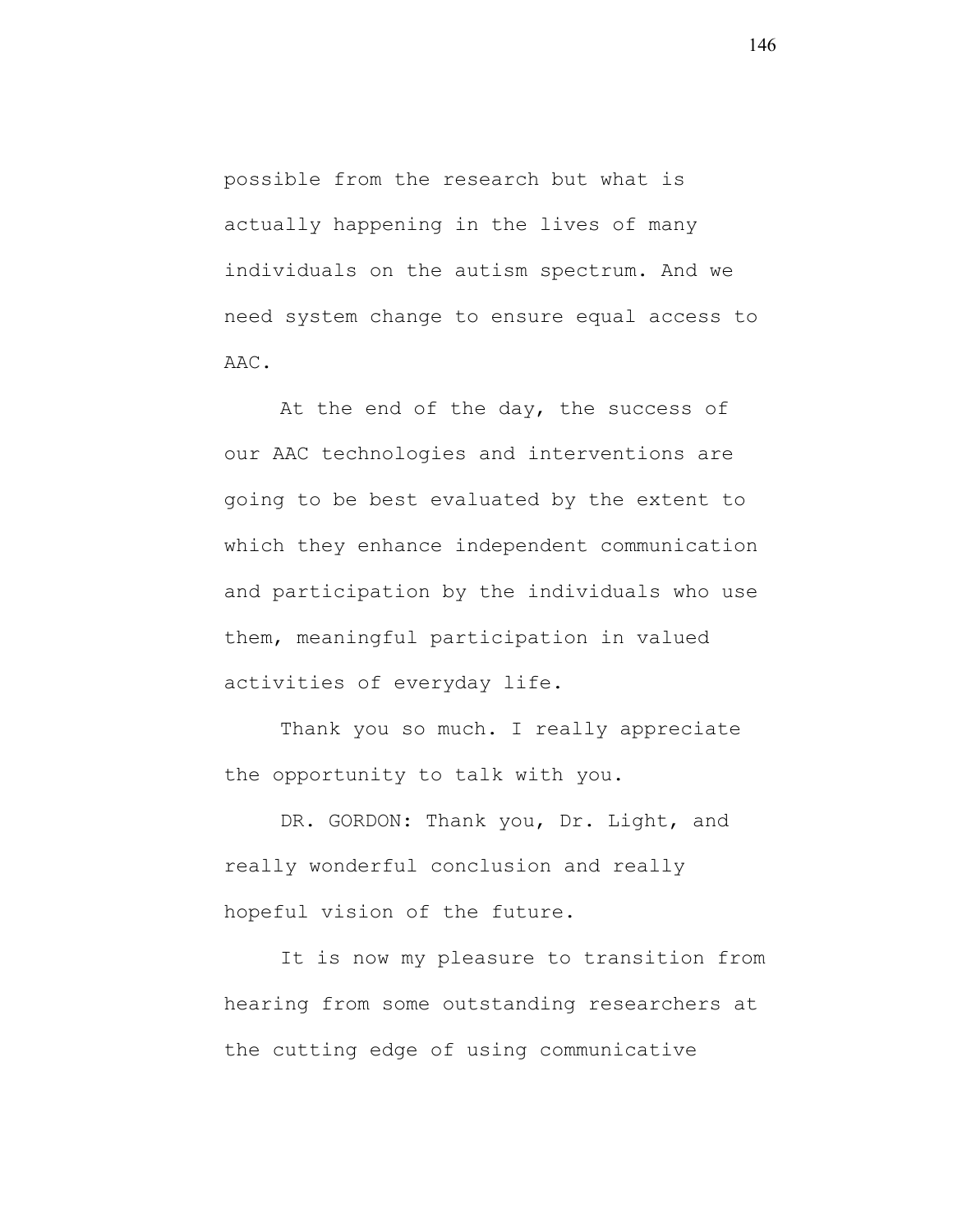possible from the research but what is actually happening in the lives of many individuals on the autism spectrum. And we need system change to ensure equal access to AAC.

At the end of the day, the success of our AAC technologies and interventions are going to be best evaluated by the extent to which they enhance independent communication and participation by the individuals who use them, meaningful participation in valued activities of everyday life.

Thank you so much. I really appreciate the opportunity to talk with you.

DR. GORDON: Thank you, Dr. Light, and really wonderful conclusion and really hopeful vision of the future.

It is now my pleasure to transition from hearing from some outstanding researchers at the cutting edge of using communicative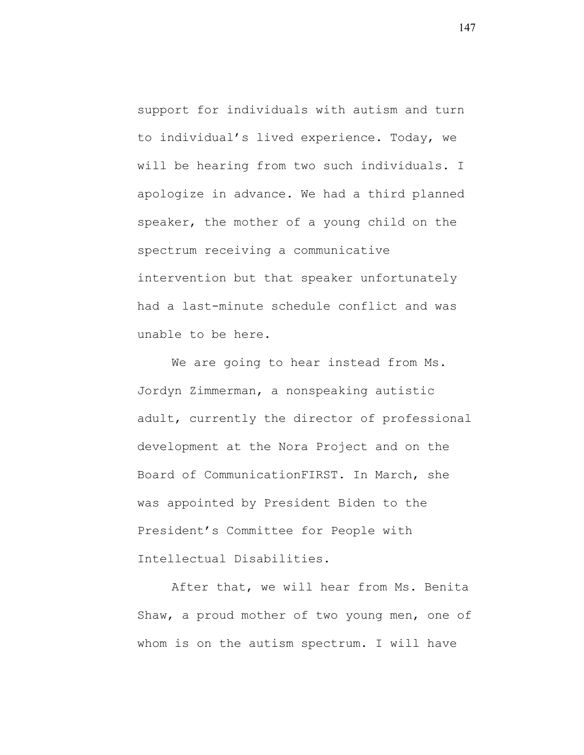support for individuals with autism and turn to individual's lived experience. Today, we will be hearing from two such individuals. I apologize in advance. We had a third planned speaker, the mother of a young child on the spectrum receiving a communicative intervention but that speaker unfortunately had a last-minute schedule conflict and was unable to be here.

We are going to hear instead from Ms. Jordyn Zimmerman, a nonspeaking autistic adult, currently the director of professional development at the Nora Project and on the Board of CommunicationFIRST. In March, she was appointed by President Biden to the President's Committee for People with Intellectual Disabilities.

After that, we will hear from Ms. Benita Shaw, a proud mother of two young men, one of whom is on the autism spectrum. I will have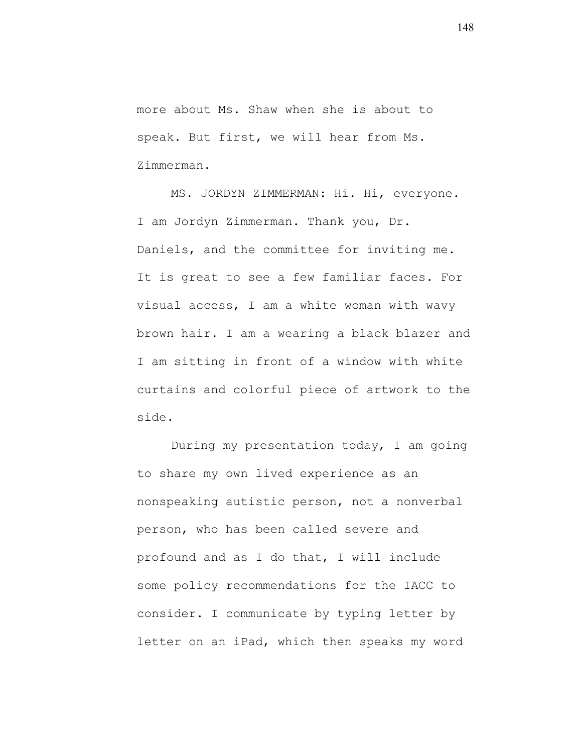more about Ms. Shaw when she is about to speak. But first, we will hear from Ms. Zimmerman.

MS. JORDYN ZIMMERMAN: Hi. Hi, everyone. I am Jordyn Zimmerman. Thank you, Dr. Daniels, and the committee for inviting me. It is great to see a few familiar faces. For visual access, I am a white woman with wavy brown hair. I am a wearing a black blazer and I am sitting in front of a window with white curtains and colorful piece of artwork to the side.

During my presentation today, I am going to share my own lived experience as an nonspeaking autistic person, not a nonverbal person, who has been called severe and profound and as I do that, I will include some policy recommendations for the IACC to consider. I communicate by typing letter by letter on an iPad, which then speaks my word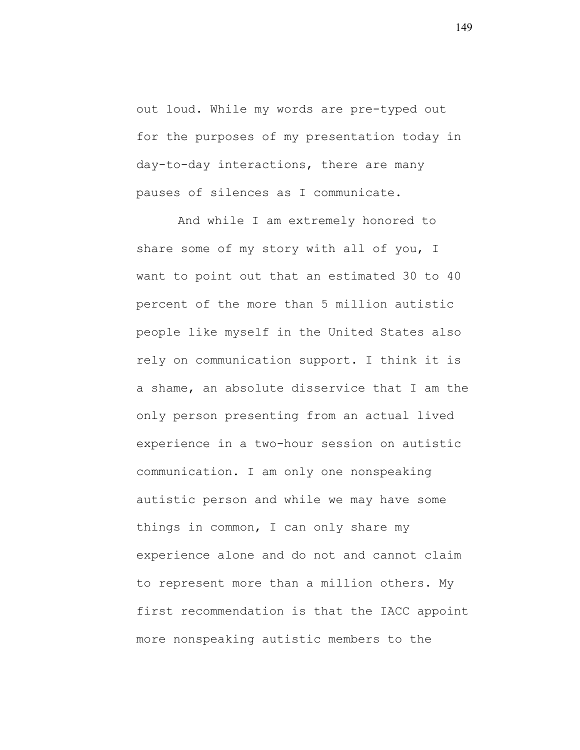out loud. While my words are pre-typed out for the purposes of my presentation today in day-to-day interactions, there are many pauses of silences as I communicate.

And while I am extremely honored to share some of my story with all of you, I want to point out that an estimated 30 to 40 percent of the more than 5 million autistic people like myself in the United States also rely on communication support. I think it is a shame, an absolute disservice that I am the only person presenting from an actual lived experience in a two-hour session on autistic communication. I am only one nonspeaking autistic person and while we may have some things in common, I can only share my experience alone and do not and cannot claim to represent more than a million others. My first recommendation is that the IACC appoint more nonspeaking autistic members to the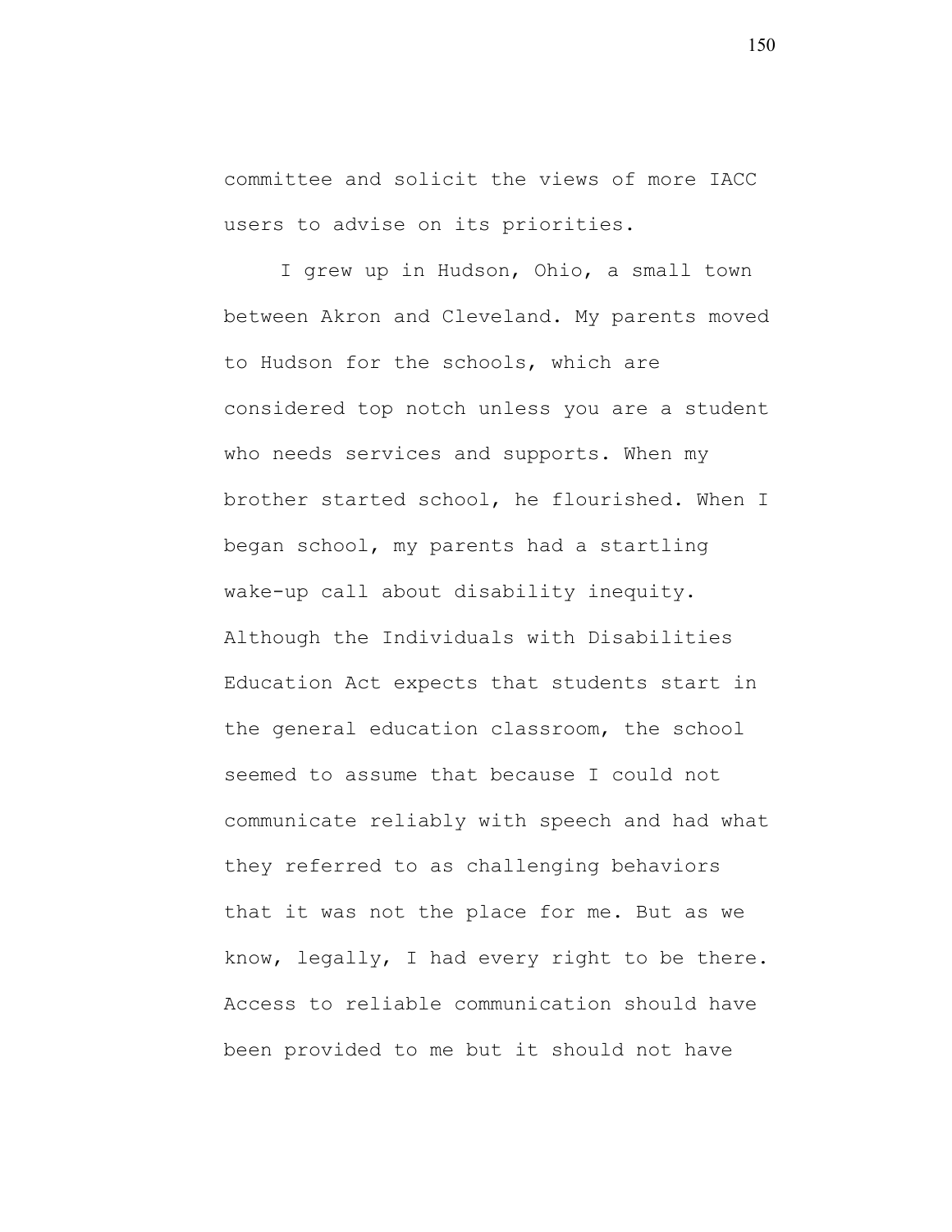committee and solicit the views of more IACC users to advise on its priorities.

I grew up in Hudson, Ohio, a small town between Akron and Cleveland. My parents moved to Hudson for the schools, which are considered top notch unless you are a student who needs services and supports. When my brother started school, he flourished. When I began school, my parents had a startling wake-up call about disability inequity. Although the Individuals with Disabilities Education Act expects that students start in the general education classroom, the school seemed to assume that because I could not communicate reliably with speech and had what they referred to as challenging behaviors that it was not the place for me. But as we know, legally, I had every right to be there. Access to reliable communication should have been provided to me but it should not have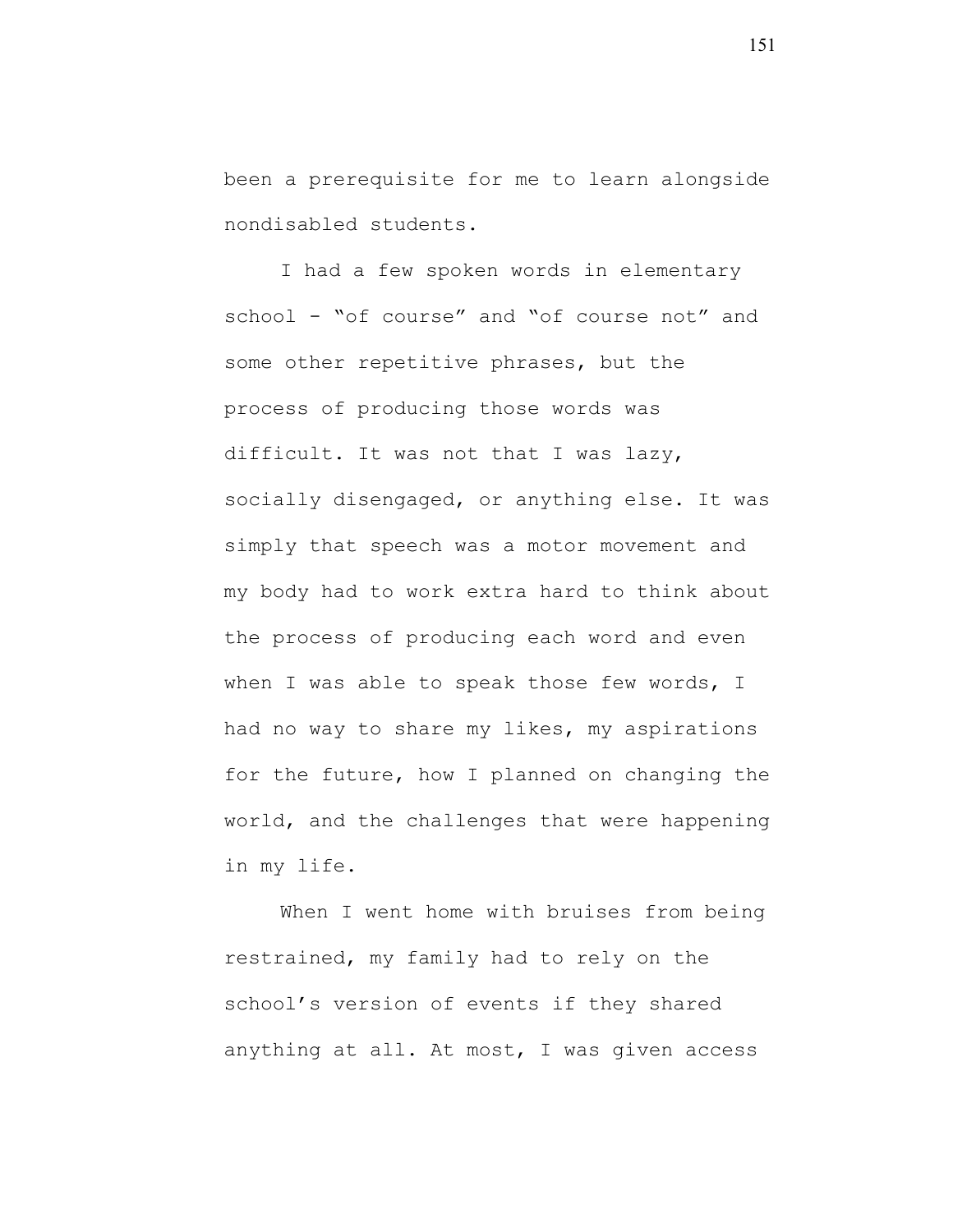been a prerequisite for me to learn alongside nondisabled students.

I had a few spoken words in elementary school - “of course” and “of course not” and some other repetitive phrases, but the process of producing those words was difficult. It was not that I was lazy, socially disengaged, or anything else. It was simply that speech was a motor movement and my body had to work extra hard to think about the process of producing each word and even when I was able to speak those few words, I had no way to share my likes, my aspirations for the future, how I planned on changing the world, and the challenges that were happening in my life.

When I went home with bruises from being restrained, my family had to rely on the school’s version of events if they shared anything at all. At most, I was given access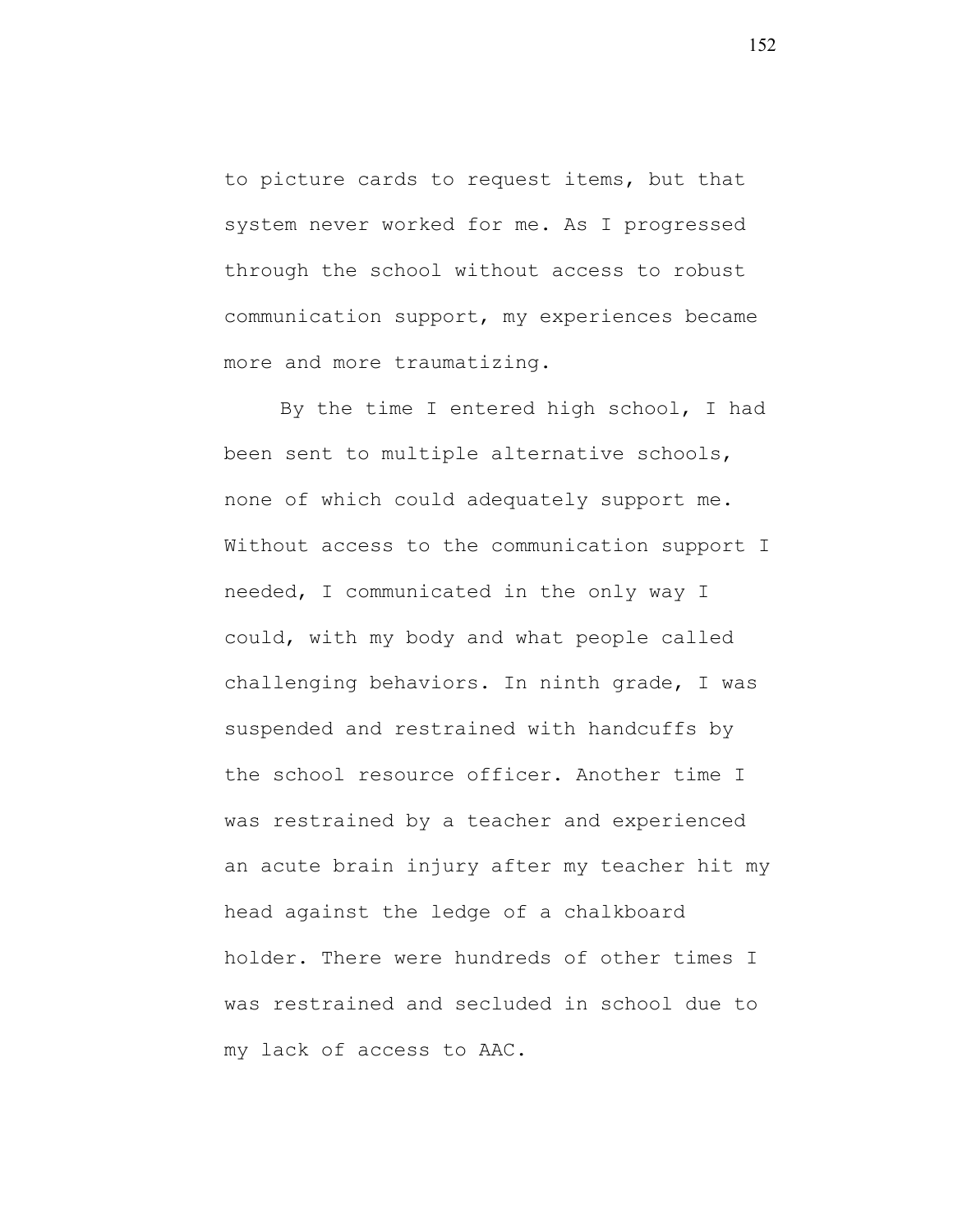to picture cards to request items, but that system never worked for me. As I progressed through the school without access to robust communication support, my experiences became more and more traumatizing.

By the time I entered high school, I had been sent to multiple alternative schools, none of which could adequately support me. Without access to the communication support I needed, I communicated in the only way I could, with my body and what people called challenging behaviors. In ninth grade, I was suspended and restrained with handcuffs by the school resource officer. Another time I was restrained by a teacher and experienced an acute brain injury after my teacher hit my head against the ledge of a chalkboard holder. There were hundreds of other times I was restrained and secluded in school due to my lack of access to AAC.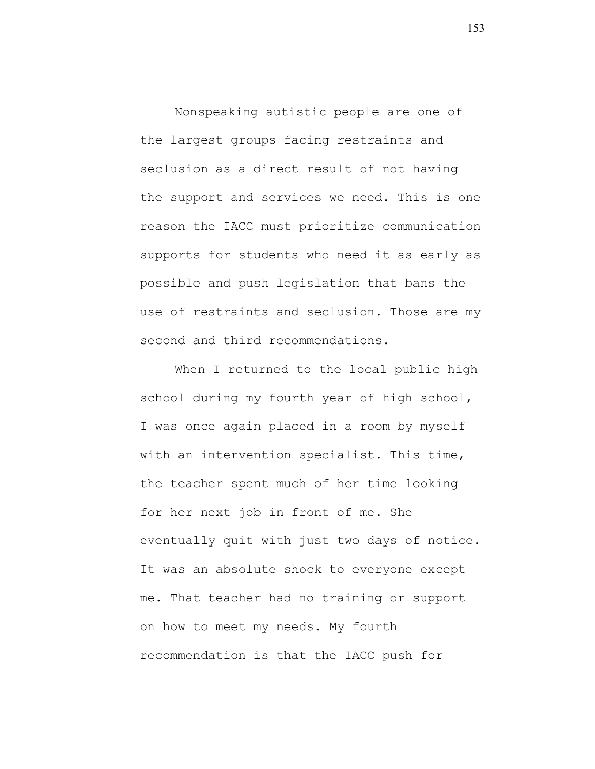Nonspeaking autistic people are one of the largest groups facing restraints and seclusion as a direct result of not having the support and services we need. This is one reason the IACC must prioritize communication supports for students who need it as early as possible and push legislation that bans the use of restraints and seclusion. Those are my second and third recommendations.

When I returned to the local public high school during my fourth year of high school, I was once again placed in a room by myself with an intervention specialist. This time, the teacher spent much of her time looking for her next job in front of me. She eventually quit with just two days of notice. It was an absolute shock to everyone except me. That teacher had no training or support on how to meet my needs. My fourth recommendation is that the IACC push for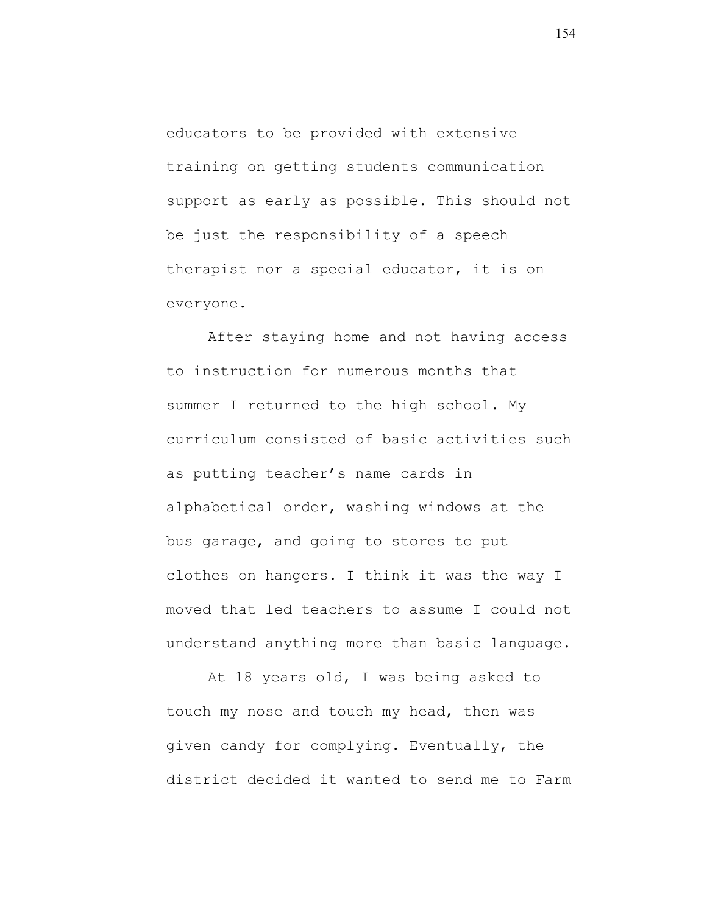educators to be provided with extensive training on getting students communication support as early as possible. This should not be just the responsibility of a speech therapist nor a special educator, it is on everyone.

After staying home and not having access to instruction for numerous months that summer I returned to the high school. My curriculum consisted of basic activities such as putting teacher's name cards in alphabetical order, washing windows at the bus garage, and going to stores to put clothes on hangers. I think it was the way I moved that led teachers to assume I could not understand anything more than basic language.

At 18 years old, I was being asked to touch my nose and touch my head, then was given candy for complying. Eventually, the district decided it wanted to send me to Farm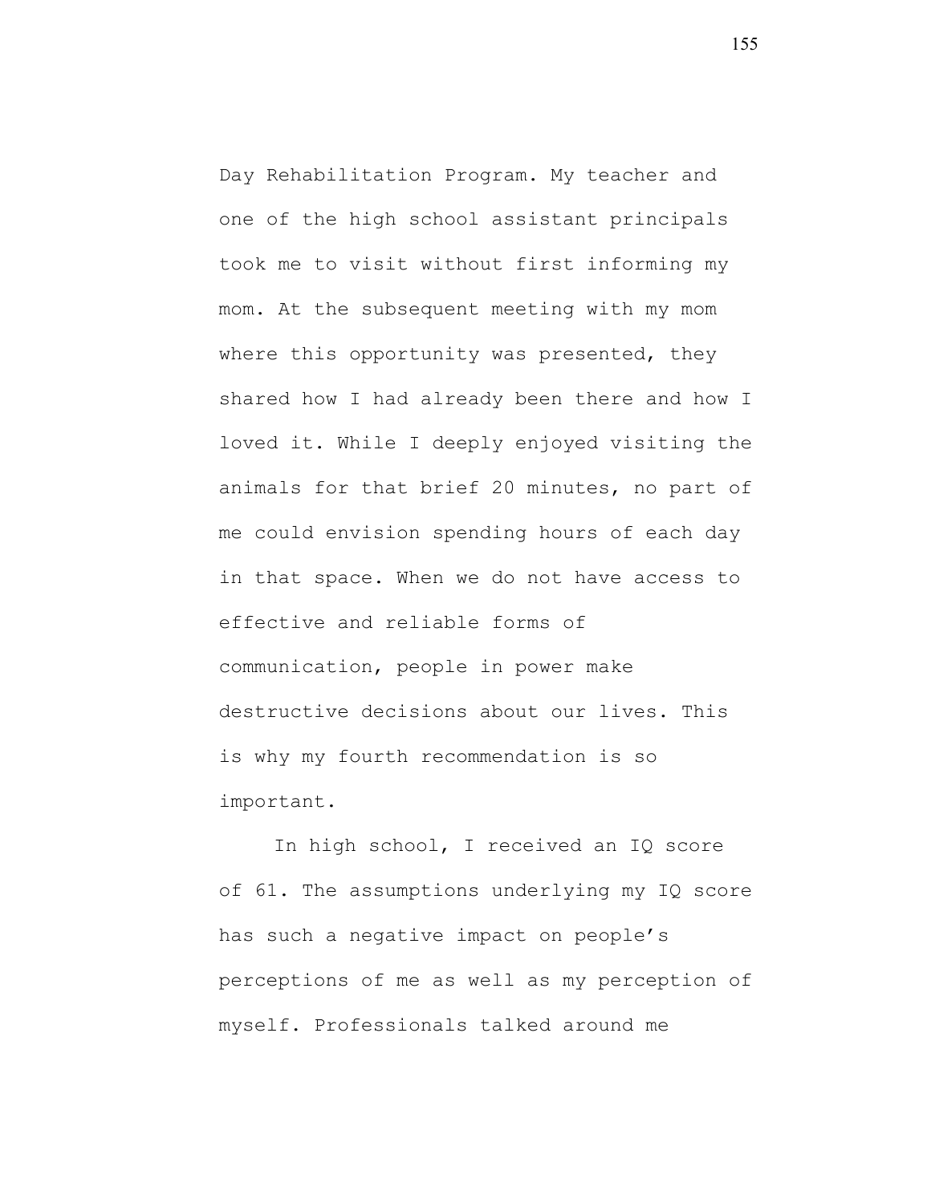Day Rehabilitation Program. My teacher and one of the high school assistant principals took me to visit without first informing my mom. At the subsequent meeting with my mom where this opportunity was presented, they shared how I had already been there and how I loved it. While I deeply enjoyed visiting the animals for that brief 20 minutes, no part of me could envision spending hours of each day in that space. When we do not have access to effective and reliable forms of communication, people in power make destructive decisions about our lives. This is why my fourth recommendation is so important.

In high school, I received an IQ score of 61. The assumptions underlying my IQ score has such a negative impact on people's perceptions of me as well as my perception of myself. Professionals talked around me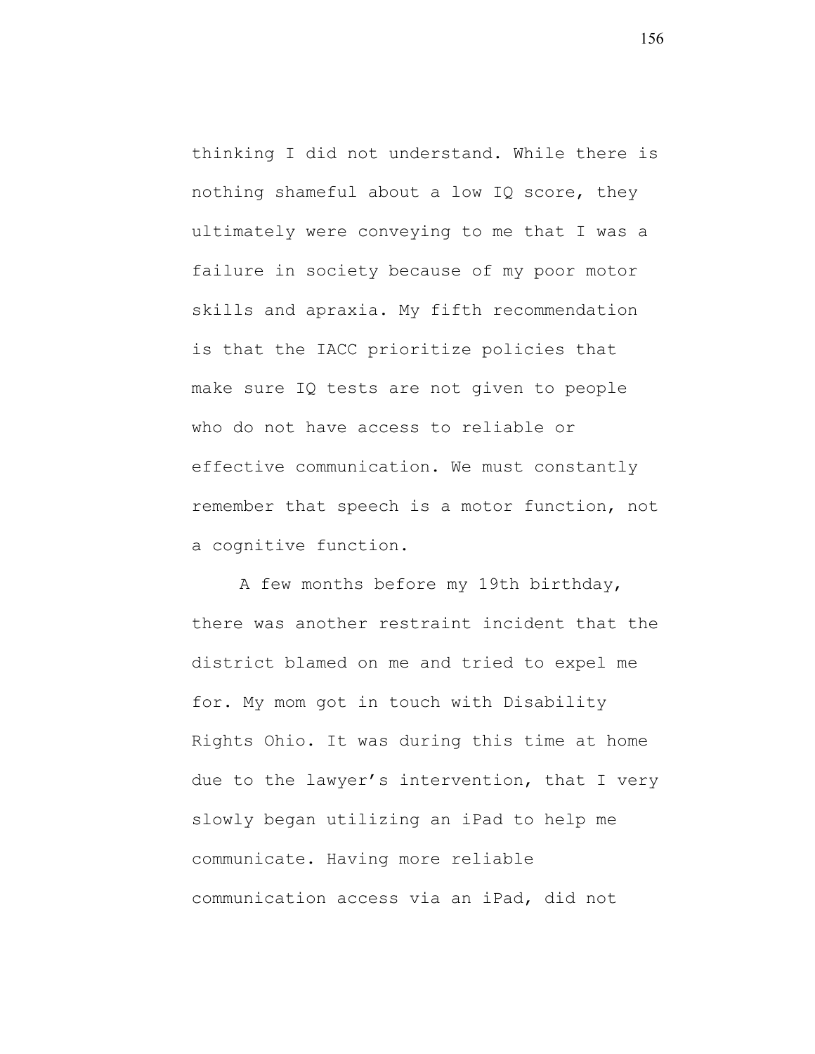thinking I did not understand. While there is nothing shameful about a low IQ score, they ultimately were conveying to me that I was a failure in society because of my poor motor skills and apraxia. My fifth recommendation is that the IACC prioritize policies that make sure IQ tests are not given to people who do not have access to reliable or effective communication. We must constantly remember that speech is a motor function, not a cognitive function.

A few months before my 19th birthday, there was another restraint incident that the district blamed on me and tried to expel me for. My mom got in touch with Disability Rights Ohio. It was during this time at home due to the lawyer's intervention, that I very slowly began utilizing an iPad to help me communicate. Having more reliable communication access via an iPad, did not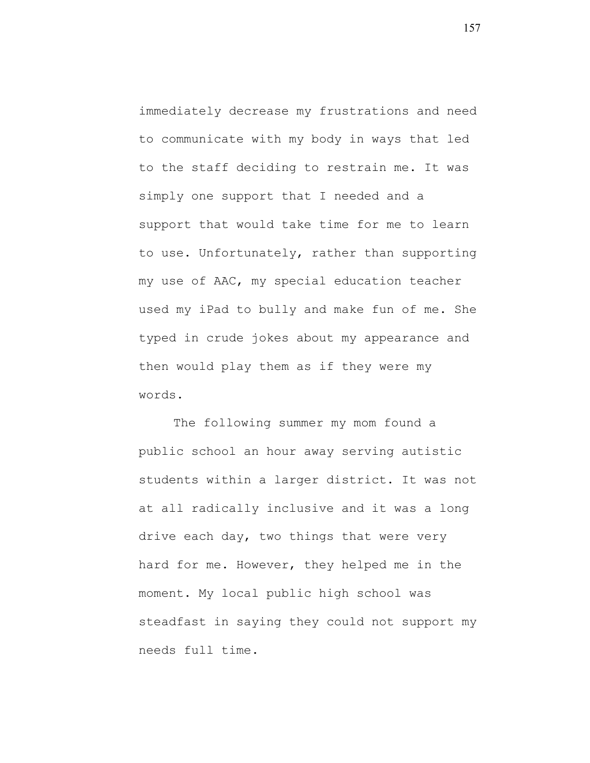immediately decrease my frustrations and need to communicate with my body in ways that led to the staff deciding to restrain me. It was simply one support that I needed and a support that would take time for me to learn to use. Unfortunately, rather than supporting my use of AAC, my special education teacher used my iPad to bully and make fun of me. She typed in crude jokes about my appearance and then would play them as if they were my words.

The following summer my mom found a public school an hour away serving autistic students within a larger district. It was not at all radically inclusive and it was a long drive each day, two things that were very hard for me. However, they helped me in the moment. My local public high school was steadfast in saying they could not support my needs full time.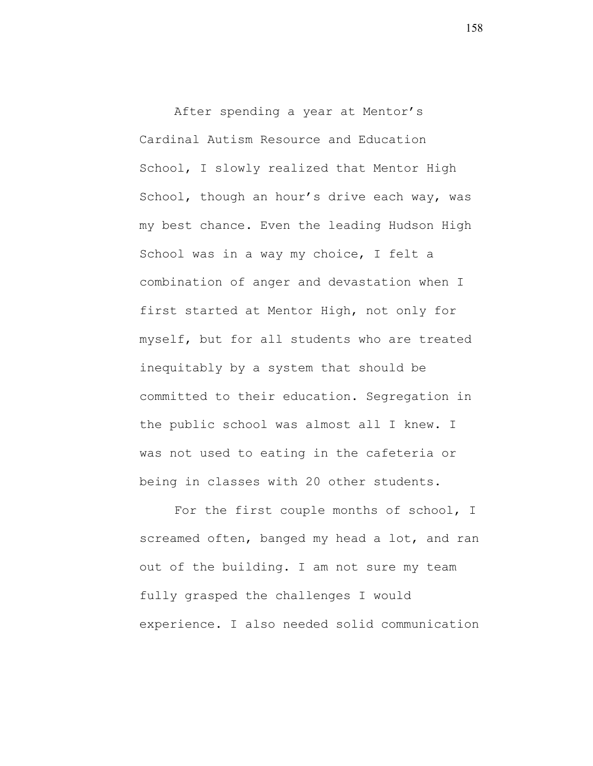After spending a year at Mentor's Cardinal Autism Resource and Education School, I slowly realized that Mentor High School, though an hour's drive each way, was my best chance. Even the leading Hudson High School was in a way my choice, I felt a combination of anger and devastation when I first started at Mentor High, not only for myself, but for all students who are treated inequitably by a system that should be committed to their education. Segregation in the public school was almost all I knew. I was not used to eating in the cafeteria or being in classes with 20 other students.

For the first couple months of school, I screamed often, banged my head a lot, and ran out of the building. I am not sure my team fully grasped the challenges I would experience. I also needed solid communication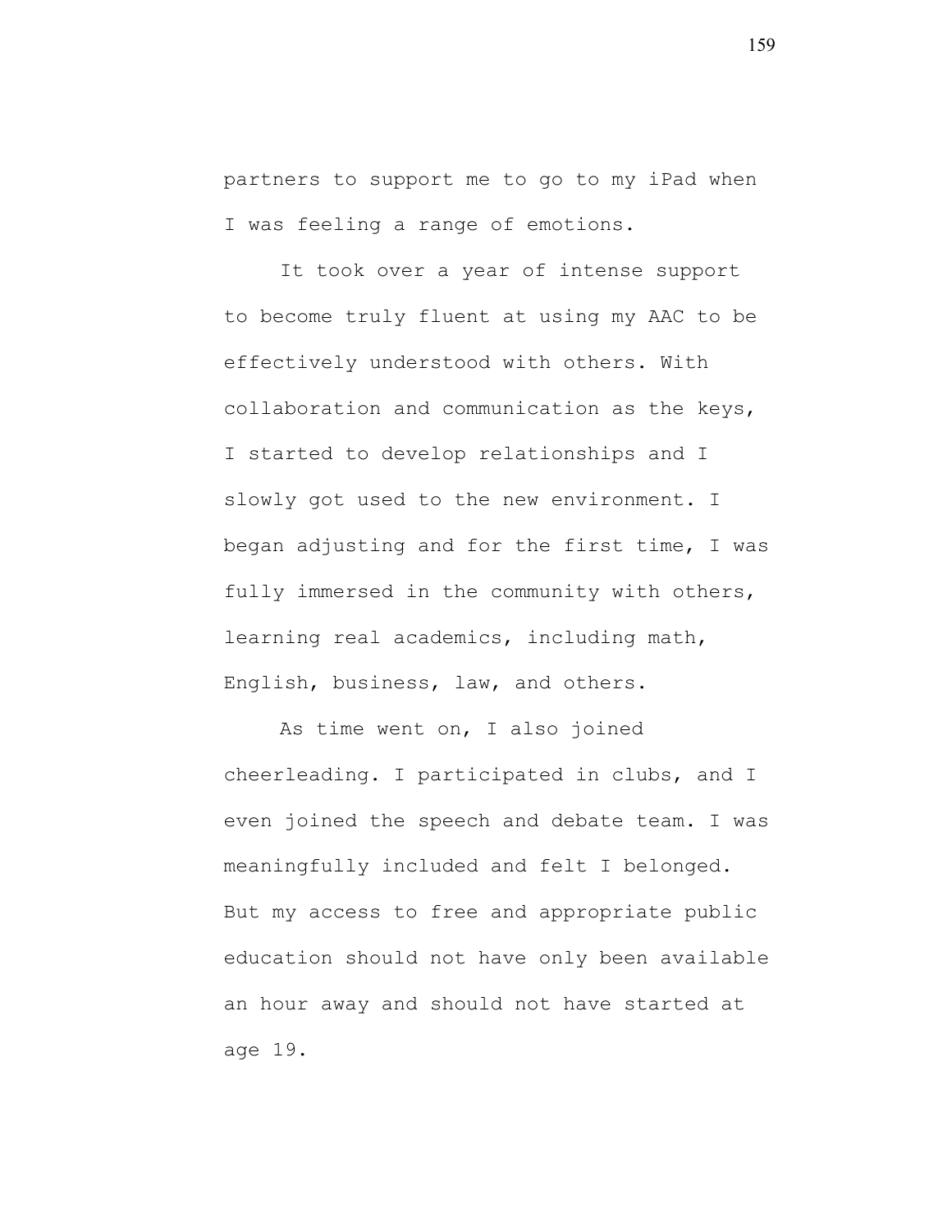partners to support me to go to my iPad when I was feeling a range of emotions.

It took over a year of intense support to become truly fluent at using my AAC to be effectively understood with others. With collaboration and communication as the keys, I started to develop relationships and I slowly got used to the new environment. I began adjusting and for the first time, I was fully immersed in the community with others, learning real academics, including math, English, business, law, and others.

As time went on, I also joined cheerleading. I participated in clubs, and I even joined the speech and debate team. I was meaningfully included and felt I belonged. But my access to free and appropriate public education should not have only been available an hour away and should not have started at age 19.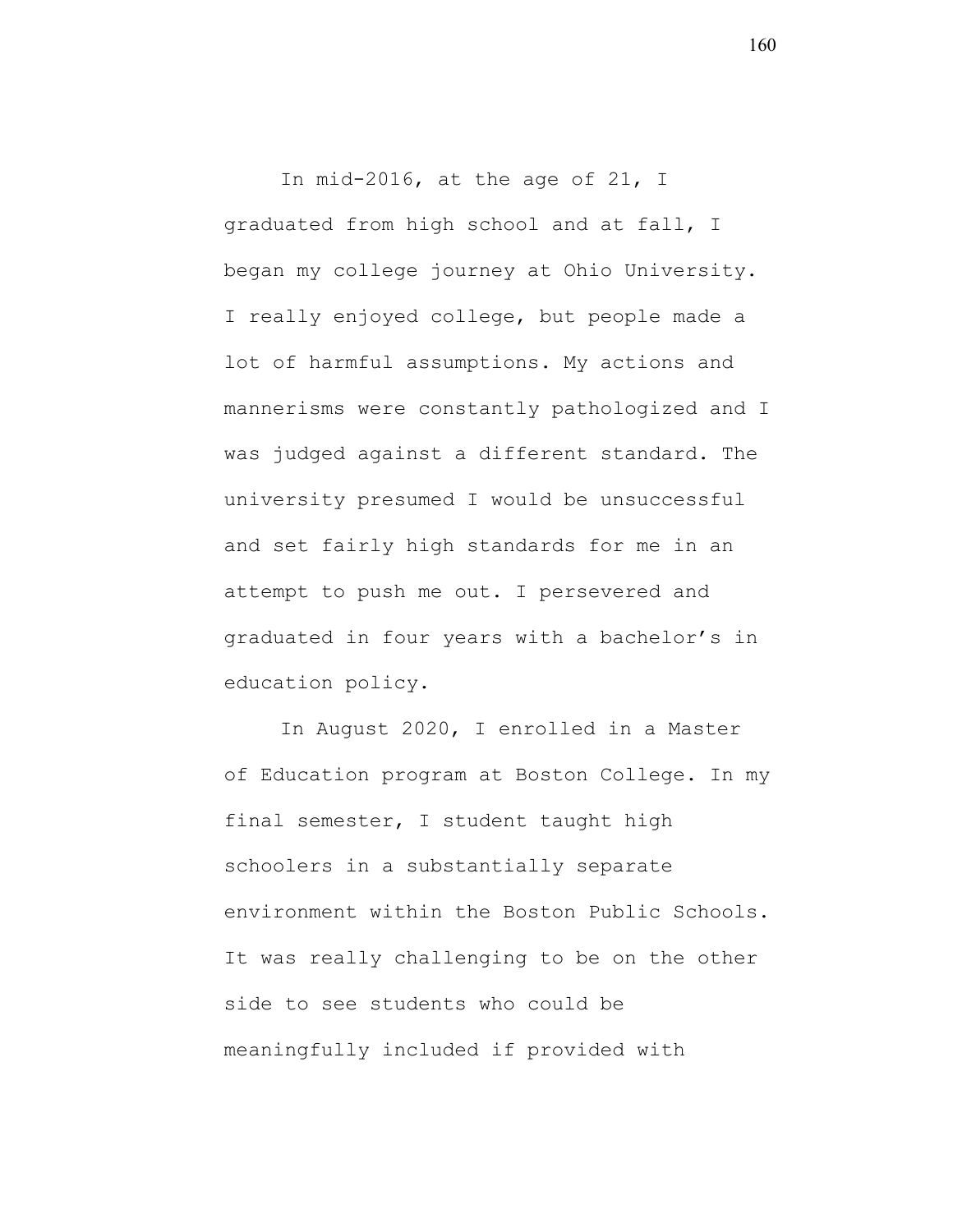In mid-2016, at the age of 21, I graduated from high school and at fall, I began my college journey at Ohio University. I really enjoyed college, but people made a lot of harmful assumptions. My actions and mannerisms were constantly pathologized and I was judged against a different standard. The university presumed I would be unsuccessful and set fairly high standards for me in an attempt to push me out. I persevered and graduated in four years with a bachelor's in education policy.

In August 2020, I enrolled in a Master of Education program at Boston College. In my final semester, I student taught high schoolers in a substantially separate environment within the Boston Public Schools. It was really challenging to be on the other side to see students who could be meaningfully included if provided with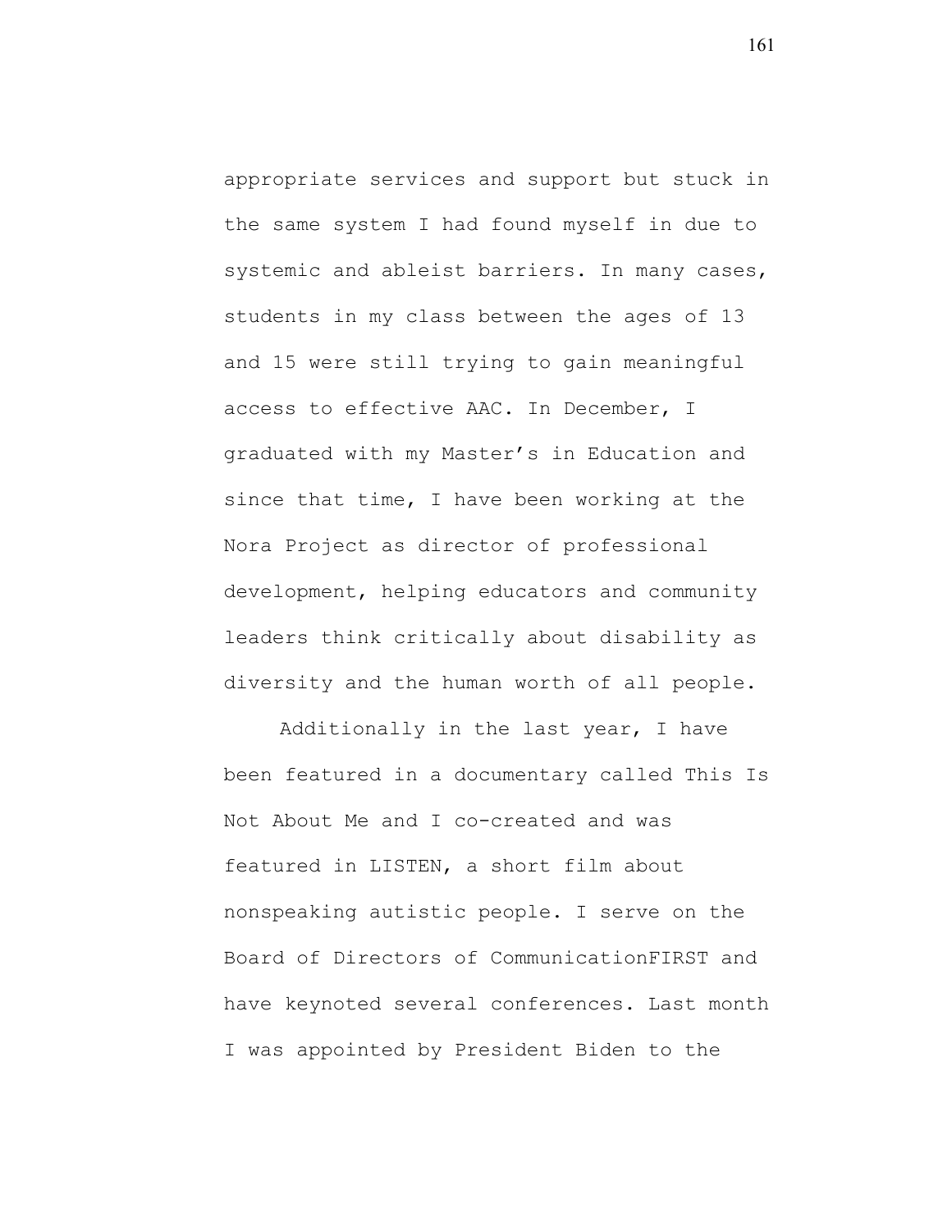appropriate services and support but stuck in the same system I had found myself in due to systemic and ableist barriers. In many cases, students in my class between the ages of 13 and 15 were still trying to gain meaningful access to effective AAC. In December, I graduated with my Master's in Education and since that time, I have been working at the Nora Project as director of professional development, helping educators and community leaders think critically about disability as diversity and the human worth of all people.

Additionally in the last year, I have been featured in a documentary called This Is Not About Me and I co-created and was featured in LISTEN, a short film about nonspeaking autistic people. I serve on the Board of Directors of CommunicationFIRST and have keynoted several conferences. Last month I was appointed by President Biden to the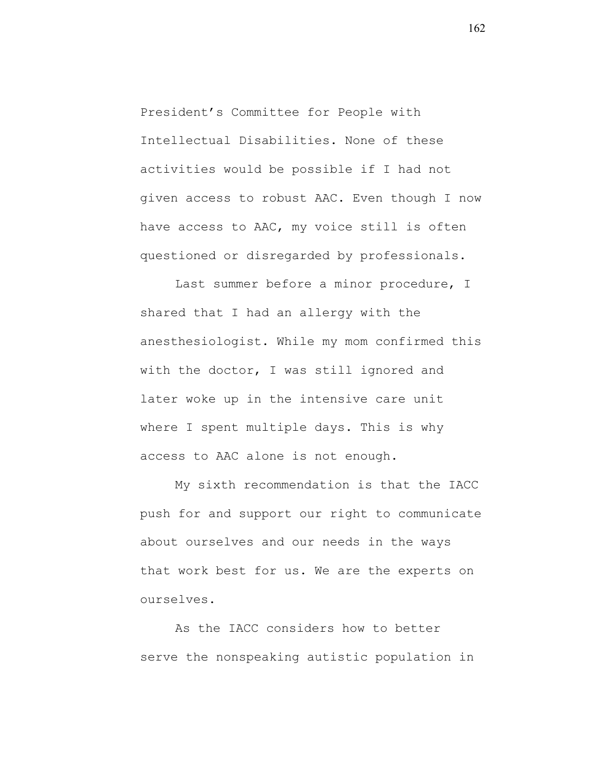President's Committee for People with Intellectual Disabilities. None of these activities would be possible if I had not given access to robust AAC. Even though I now have access to AAC, my voice still is often questioned or disregarded by professionals.

Last summer before a minor procedure, I shared that I had an allergy with the anesthesiologist. While my mom confirmed this with the doctor, I was still ignored and later woke up in the intensive care unit where I spent multiple days. This is why access to AAC alone is not enough.

My sixth recommendation is that the IACC push for and support our right to communicate about ourselves and our needs in the ways that work best for us. We are the experts on ourselves.

As the IACC considers how to better serve the nonspeaking autistic population in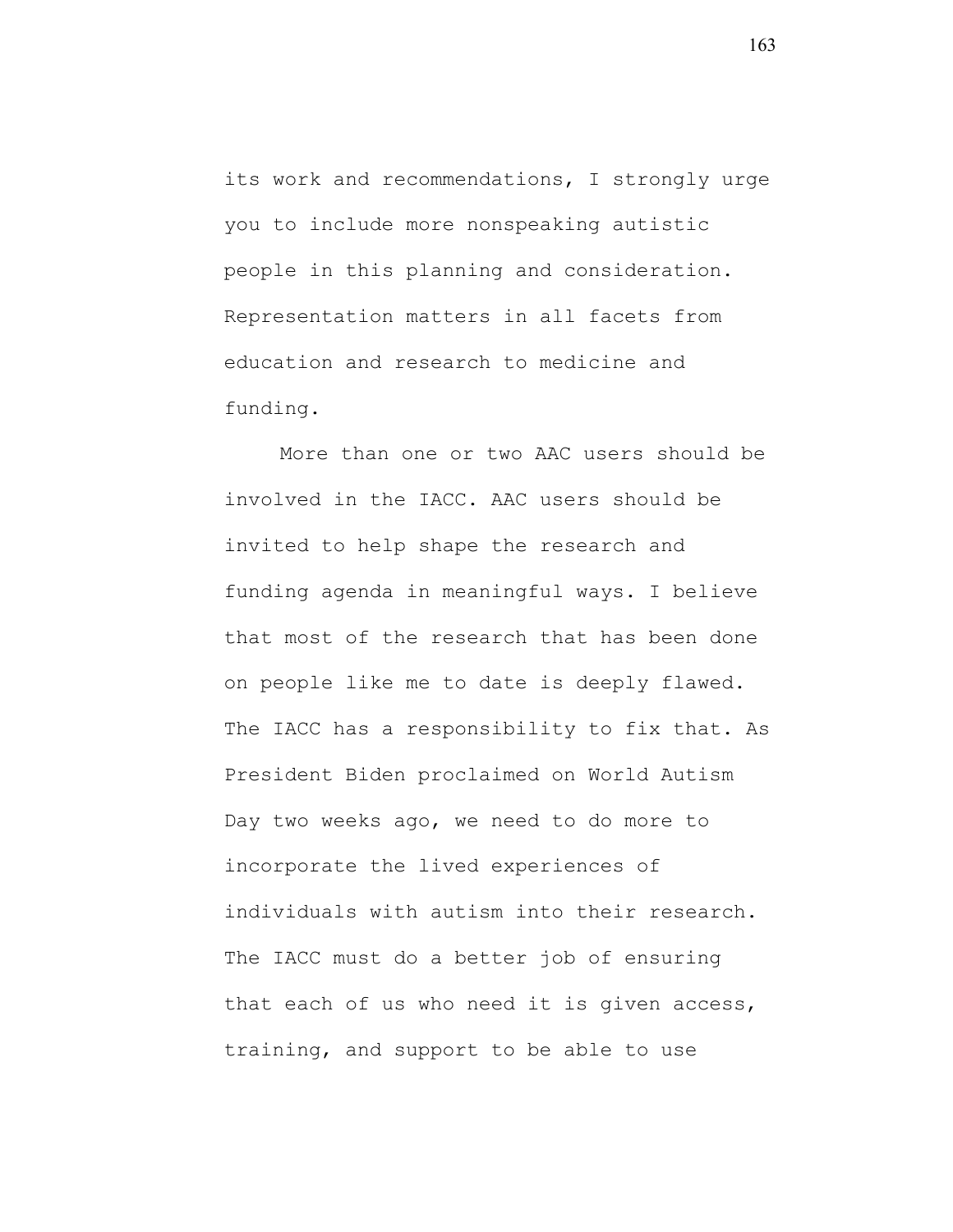its work and recommendations, I strongly urge you to include more nonspeaking autistic people in this planning and consideration. Representation matters in all facets from education and research to medicine and funding.

More than one or two AAC users should be involved in the IACC. AAC users should be invited to help shape the research and funding agenda in meaningful ways. I believe that most of the research that has been done on people like me to date is deeply flawed. The IACC has a responsibility to fix that. As President Biden proclaimed on World Autism Day two weeks ago, we need to do more to incorporate the lived experiences of individuals with autism into their research. The IACC must do a better job of ensuring that each of us who need it is given access, training, and support to be able to use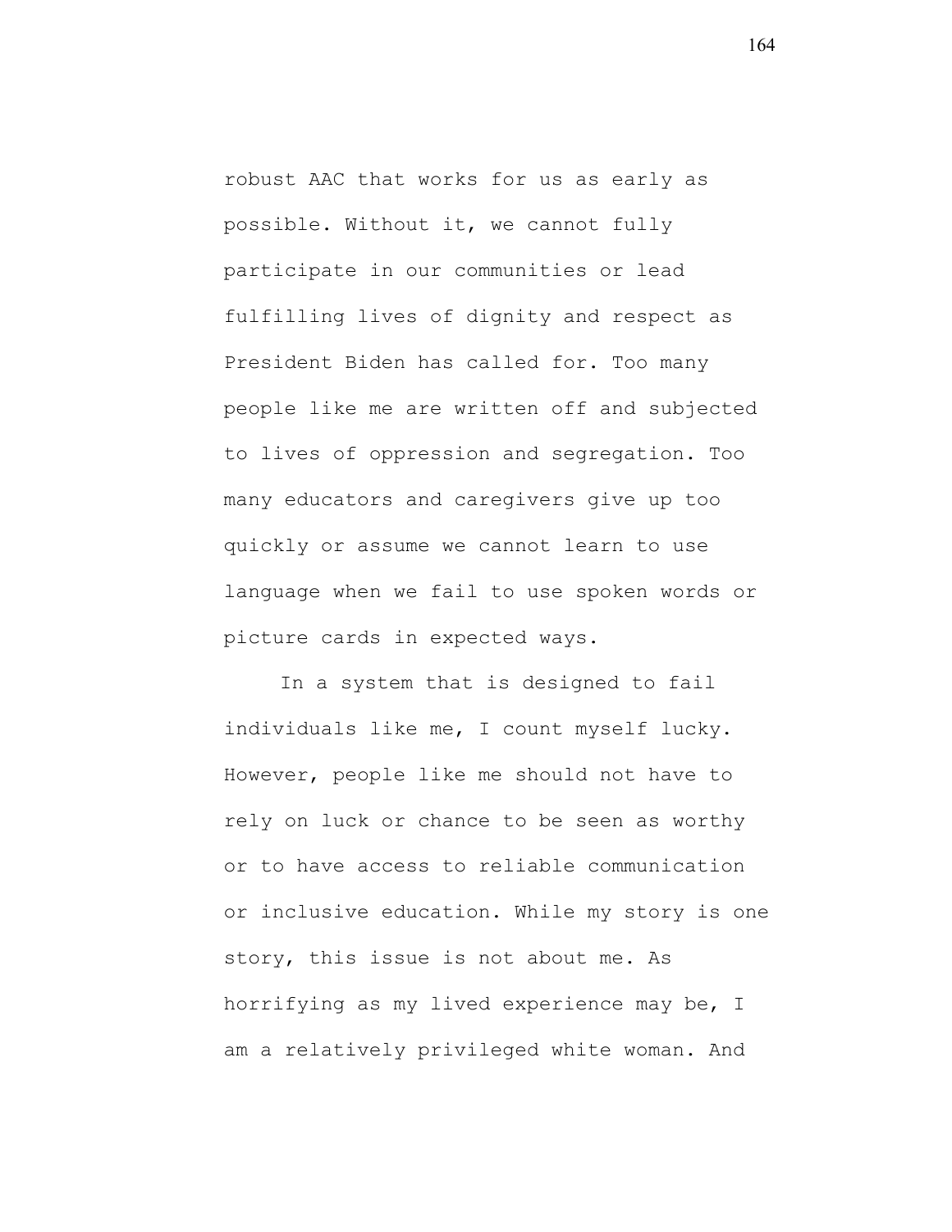robust AAC that works for us as early as possible. Without it, we cannot fully participate in our communities or lead fulfilling lives of dignity and respect as President Biden has called for. Too many people like me are written off and subjected to lives of oppression and segregation. Too many educators and caregivers give up too quickly or assume we cannot learn to use language when we fail to use spoken words or picture cards in expected ways.

In a system that is designed to fail individuals like me, I count myself lucky. However, people like me should not have to rely on luck or chance to be seen as worthy or to have access to reliable communication or inclusive education. While my story is one story, this issue is not about me. As horrifying as my lived experience may be, I am a relatively privileged white woman. And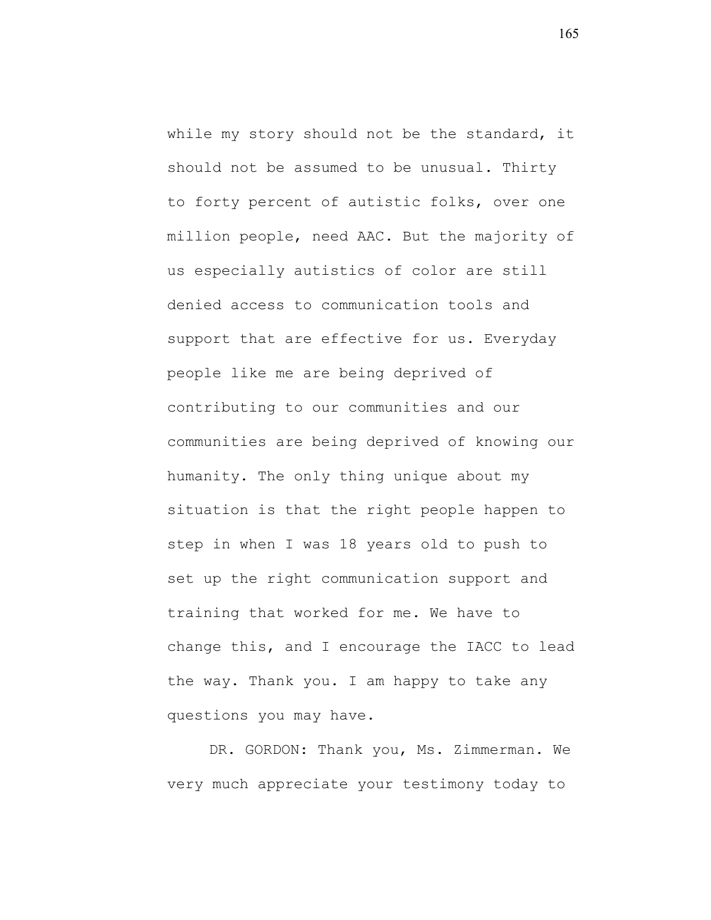while my story should not be the standard, it should not be assumed to be unusual. Thirty to forty percent of autistic folks, over one million people, need AAC. But the majority of us especially autistics of color are still denied access to communication tools and support that are effective for us. Everyday people like me are being deprived of contributing to our communities and our communities are being deprived of knowing our humanity. The only thing unique about my situation is that the right people happen to step in when I was 18 years old to push to set up the right communication support and training that worked for me. We have to change this, and I encourage the IACC to lead the way. Thank you. I am happy to take any questions you may have.

DR. GORDON: Thank you, Ms. Zimmerman. We very much appreciate your testimony today to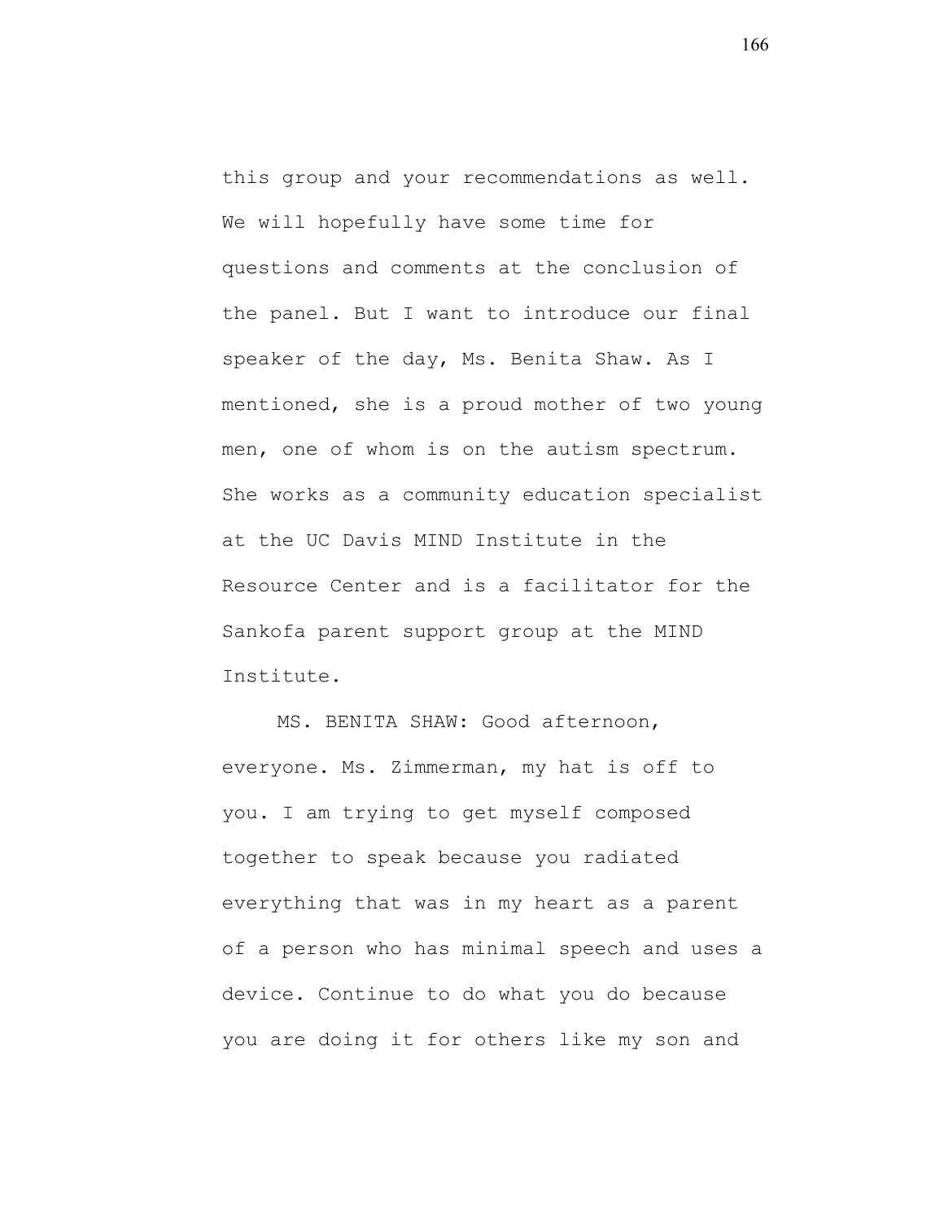this group and your recommendations as well. We will hopefully have some time for questions and comments at the conclusion of the panel. But I want to introduce our final speaker of the day, Ms. Benita Shaw. As I mentioned, she is a proud mother of two young men, one of whom is on the autism spectrum. She works as a community education specialist at the UC Davis MIND Institute in the Resource Center and is a facilitator for the Sankofa parent support group at the MIND Institute.

MS. BENITA SHAW: Good afternoon, everyone. Ms. Zimmerman, my hat is off to you. I am trying to get myself composed together to speak because you radiated everything that was in my heart as a parent of a person who has minimal speech and uses a device. Continue to do what you do because you are doing it for others like my son and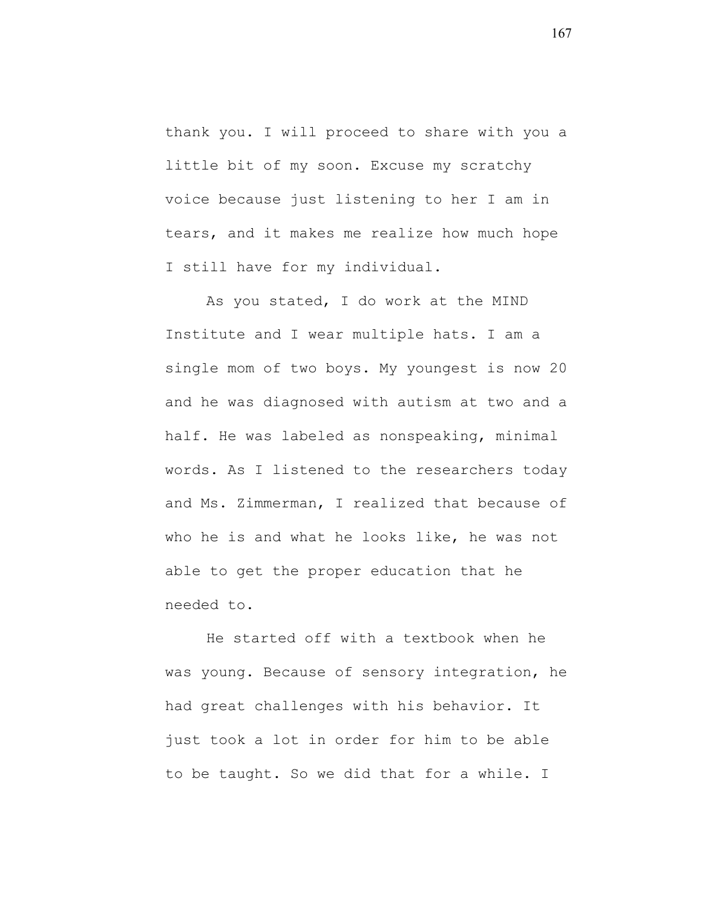thank you. I will proceed to share with you a little bit of my soon. Excuse my scratchy voice because just listening to her I am in tears, and it makes me realize how much hope I still have for my individual.

As you stated, I do work at the MIND Institute and I wear multiple hats. I am a single mom of two boys. My youngest is now 20 and he was diagnosed with autism at two and a half. He was labeled as nonspeaking, minimal words. As I listened to the researchers today and Ms. Zimmerman, I realized that because of who he is and what he looks like, he was not able to get the proper education that he needed to.

He started off with a textbook when he was young. Because of sensory integration, he had great challenges with his behavior. It just took a lot in order for him to be able to be taught. So we did that for a while. I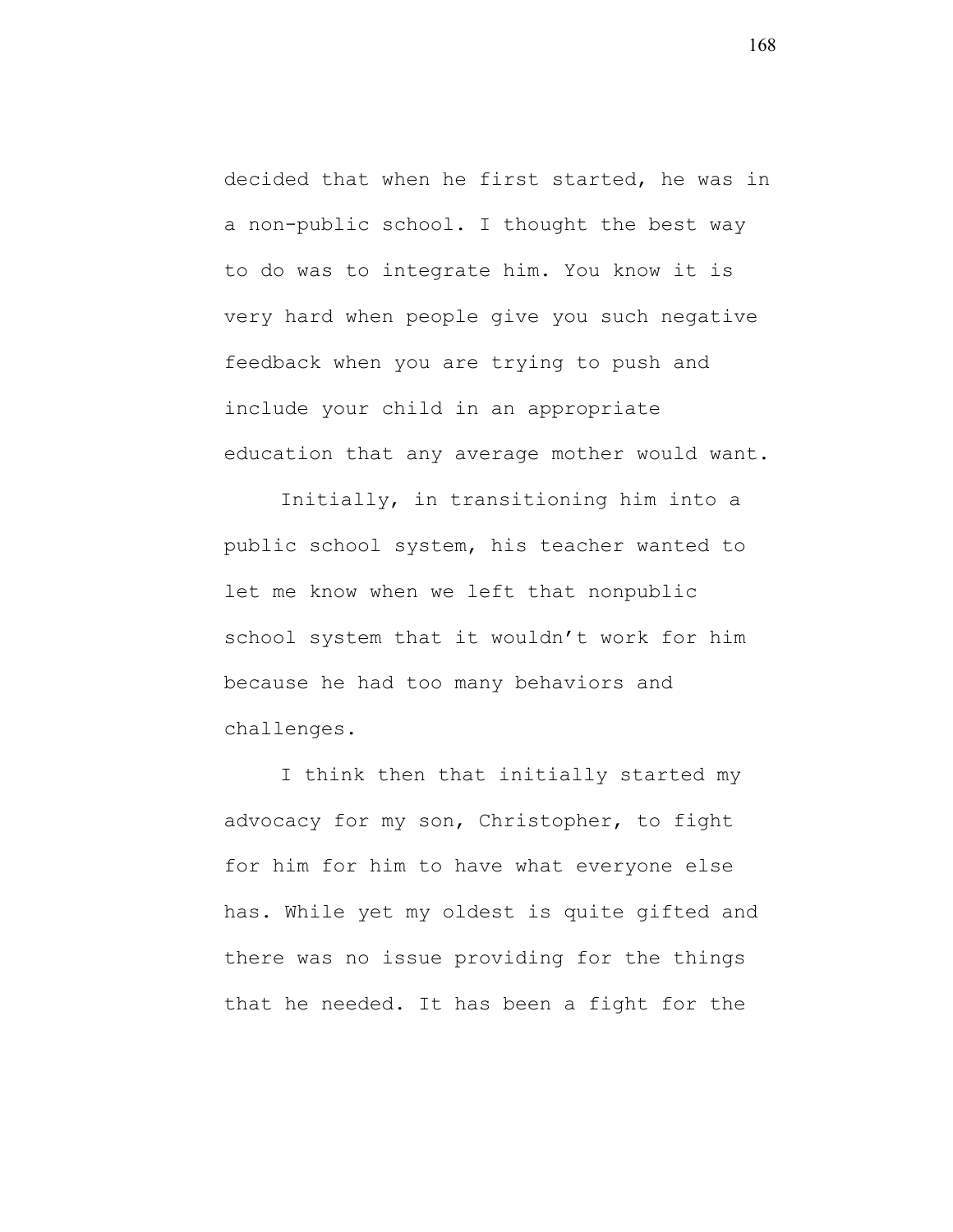decided that when he first started, he was in a non-public school. I thought the best way to do was to integrate him. You know it is very hard when people give you such negative feedback when you are trying to push and include your child in an appropriate education that any average mother would want.

Initially, in transitioning him into a public school system, his teacher wanted to let me know when we left that nonpublic school system that it wouldn't work for him because he had too many behaviors and challenges.

I think then that initially started my advocacy for my son, Christopher, to fight for him for him to have what everyone else has. While yet my oldest is quite gifted and there was no issue providing for the things that he needed. It has been a fight for the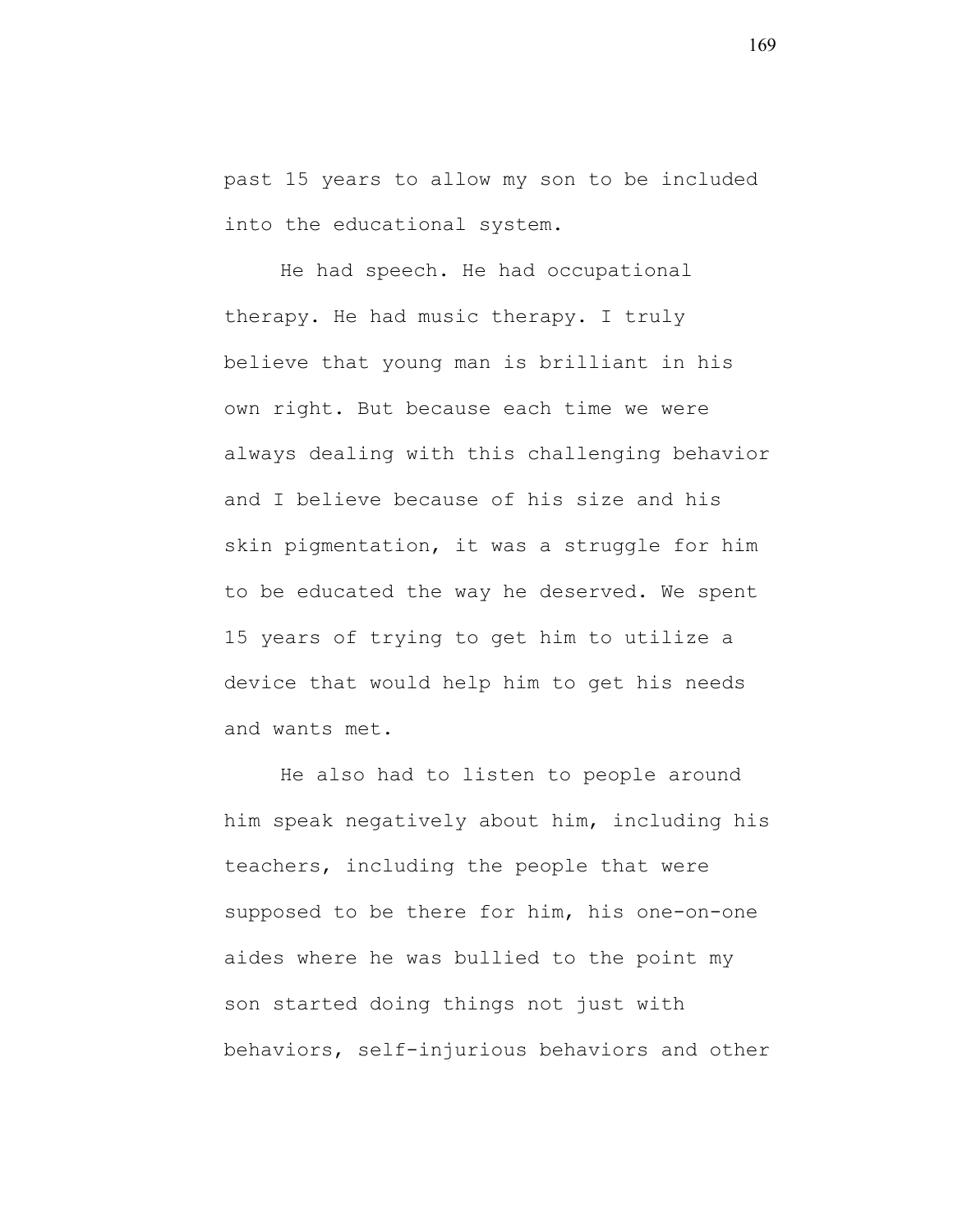past 15 years to allow my son to be included into the educational system.

He had speech. He had occupational therapy. He had music therapy. I truly believe that young man is brilliant in his own right. But because each time we were always dealing with this challenging behavior and I believe because of his size and his skin pigmentation, it was a struggle for him to be educated the way he deserved. We spent 15 years of trying to get him to utilize a device that would help him to get his needs and wants met.

He also had to listen to people around him speak negatively about him, including his teachers, including the people that were supposed to be there for him, his one-on-one aides where he was bullied to the point my son started doing things not just with behaviors, self-injurious behaviors and other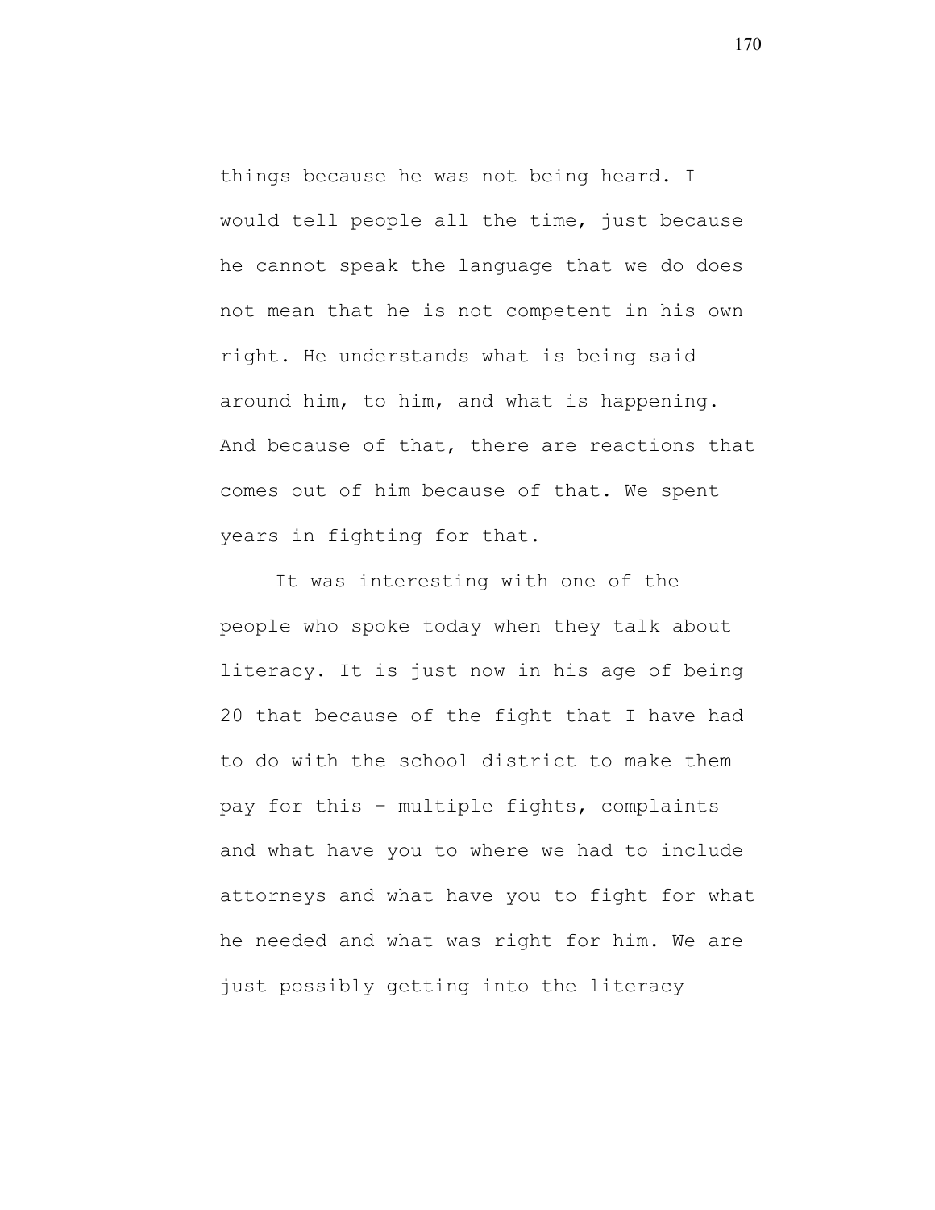things because he was not being heard. I would tell people all the time, just because he cannot speak the language that we do does not mean that he is not competent in his own right. He understands what is being said around him, to him, and what is happening. And because of that, there are reactions that comes out of him because of that. We spent years in fighting for that.

It was interesting with one of the people who spoke today when they talk about literacy. It is just now in his age of being 20 that because of the fight that I have had to do with the school district to make them pay for this – multiple fights, complaints and what have you to where we had to include attorneys and what have you to fight for what he needed and what was right for him. We are just possibly getting into the literacy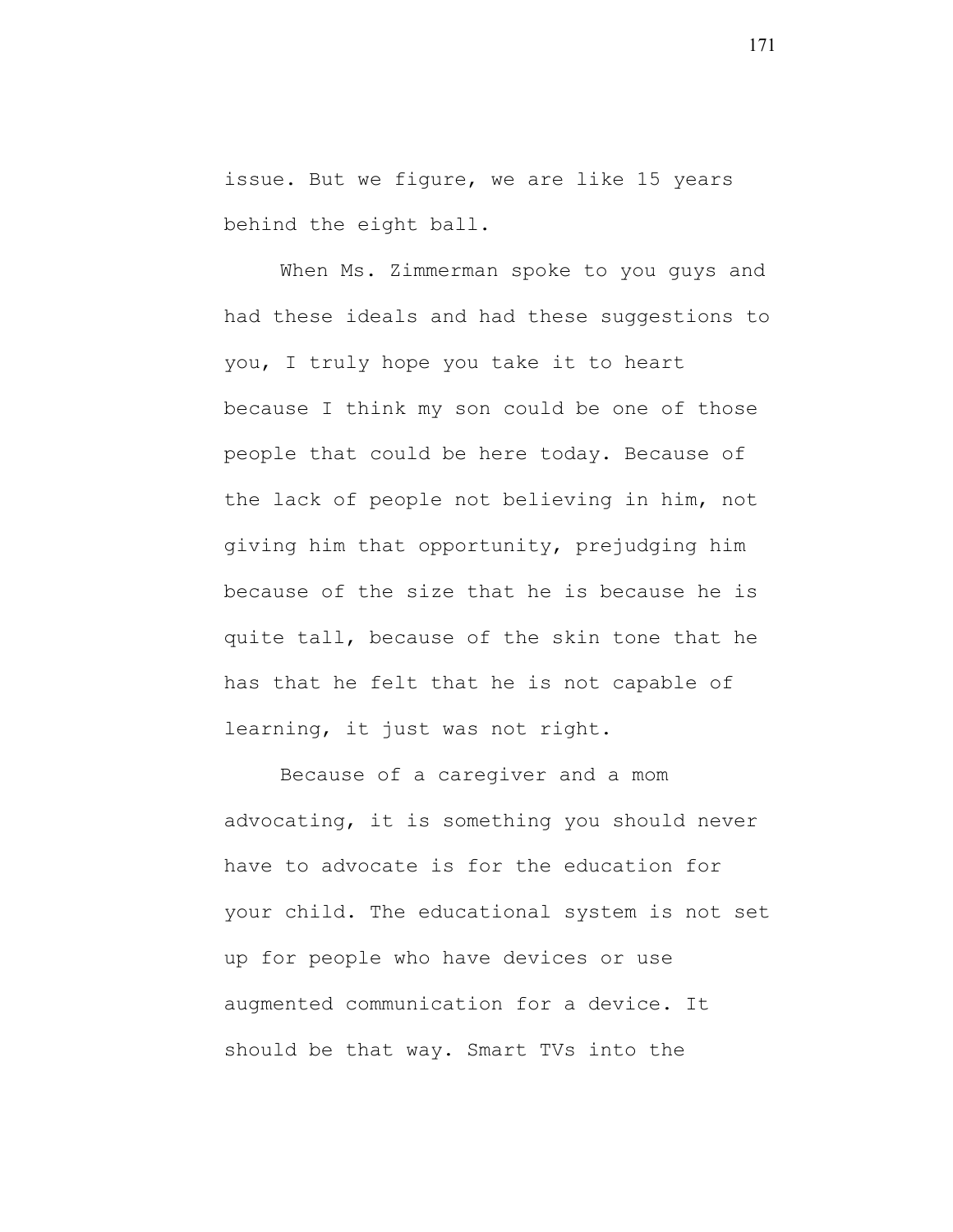issue. But we figure, we are like 15 years behind the eight ball.

When Ms. Zimmerman spoke to you guys and had these ideals and had these suggestions to you, I truly hope you take it to heart because I think my son could be one of those people that could be here today. Because of the lack of people not believing in him, not giving him that opportunity, prejudging him because of the size that he is because he is quite tall, because of the skin tone that he has that he felt that he is not capable of learning, it just was not right.

Because of a caregiver and a mom advocating, it is something you should never have to advocate is for the education for your child. The educational system is not set up for people who have devices or use augmented communication for a device. It should be that way. Smart TVs into the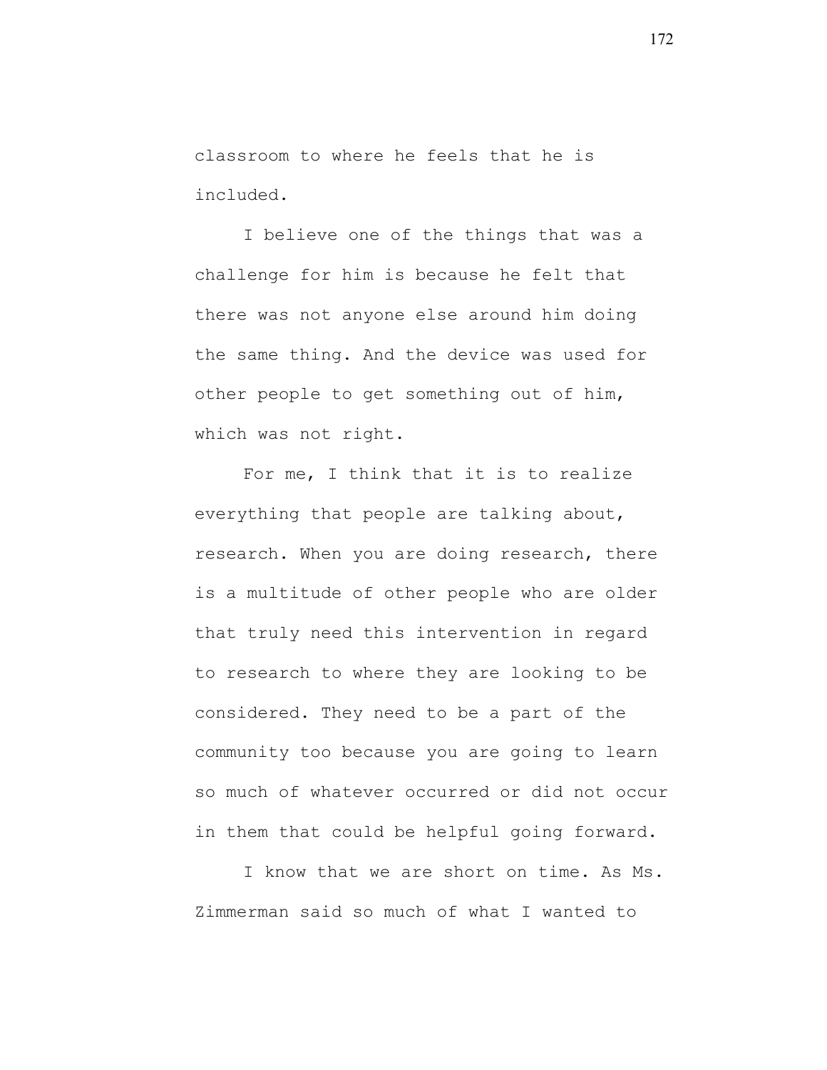classroom to where he feels that he is included.

I believe one of the things that was a challenge for him is because he felt that there was not anyone else around him doing the same thing. And the device was used for other people to get something out of him, which was not right.

For me, I think that it is to realize everything that people are talking about, research. When you are doing research, there is a multitude of other people who are older that truly need this intervention in regard to research to where they are looking to be considered. They need to be a part of the community too because you are going to learn so much of whatever occurred or did not occur in them that could be helpful going forward.

I know that we are short on time. As Ms. Zimmerman said so much of what I wanted to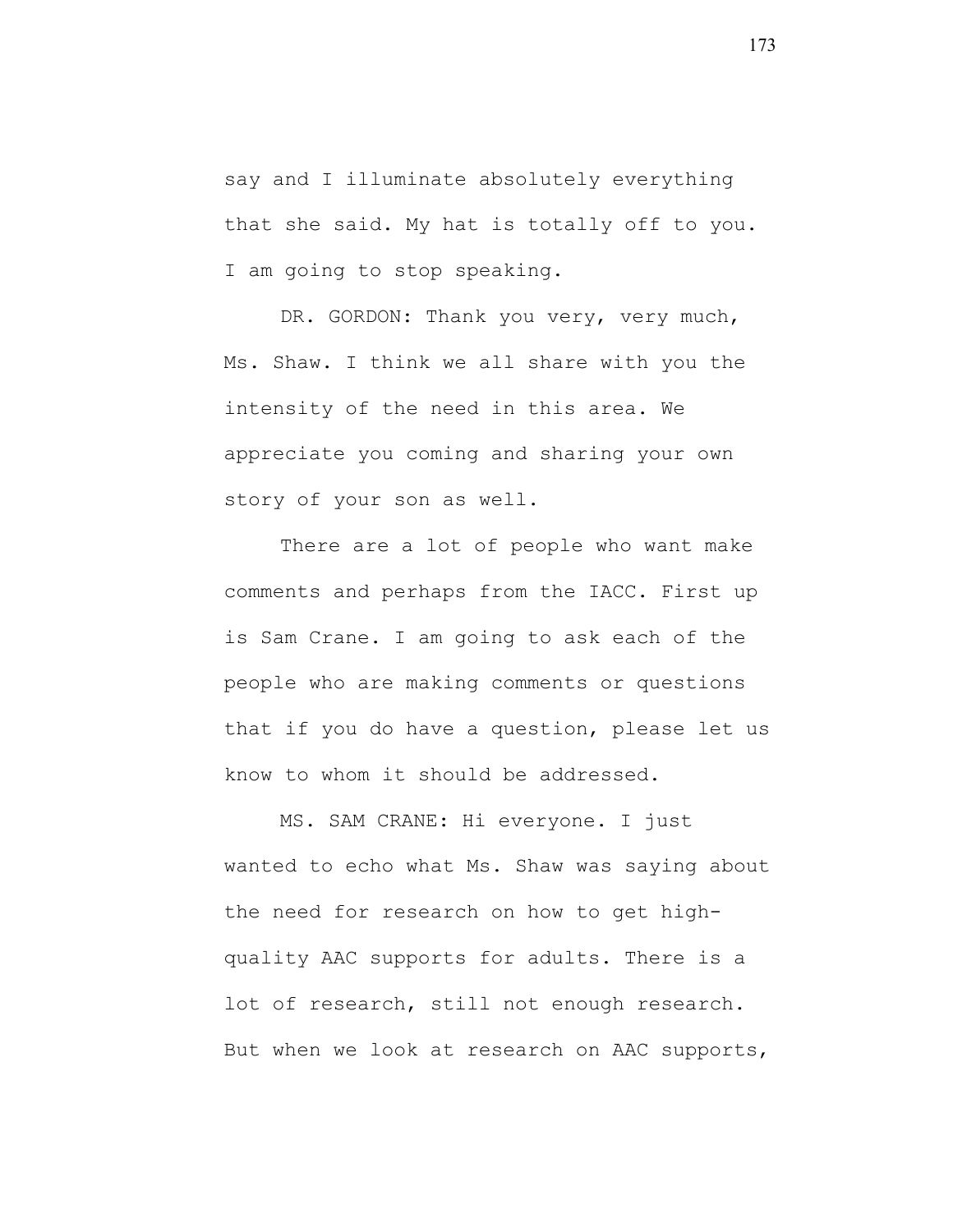say and I illuminate absolutely everything that she said. My hat is totally off to you. I am going to stop speaking.

DR. GORDON: Thank you very, very much, Ms. Shaw. I think we all share with you the intensity of the need in this area. We appreciate you coming and sharing your own story of your son as well.

There are a lot of people who want make comments and perhaps from the IACC. First up is Sam Crane. I am going to ask each of the people who are making comments or questions that if you do have a question, please let us know to whom it should be addressed.

MS. SAM CRANE: Hi everyone. I just wanted to echo what Ms. Shaw was saying about the need for research on how to get high-quality AAC supports for adults. There is a lot of research, still not enough research. But when we look at research on AAC supports,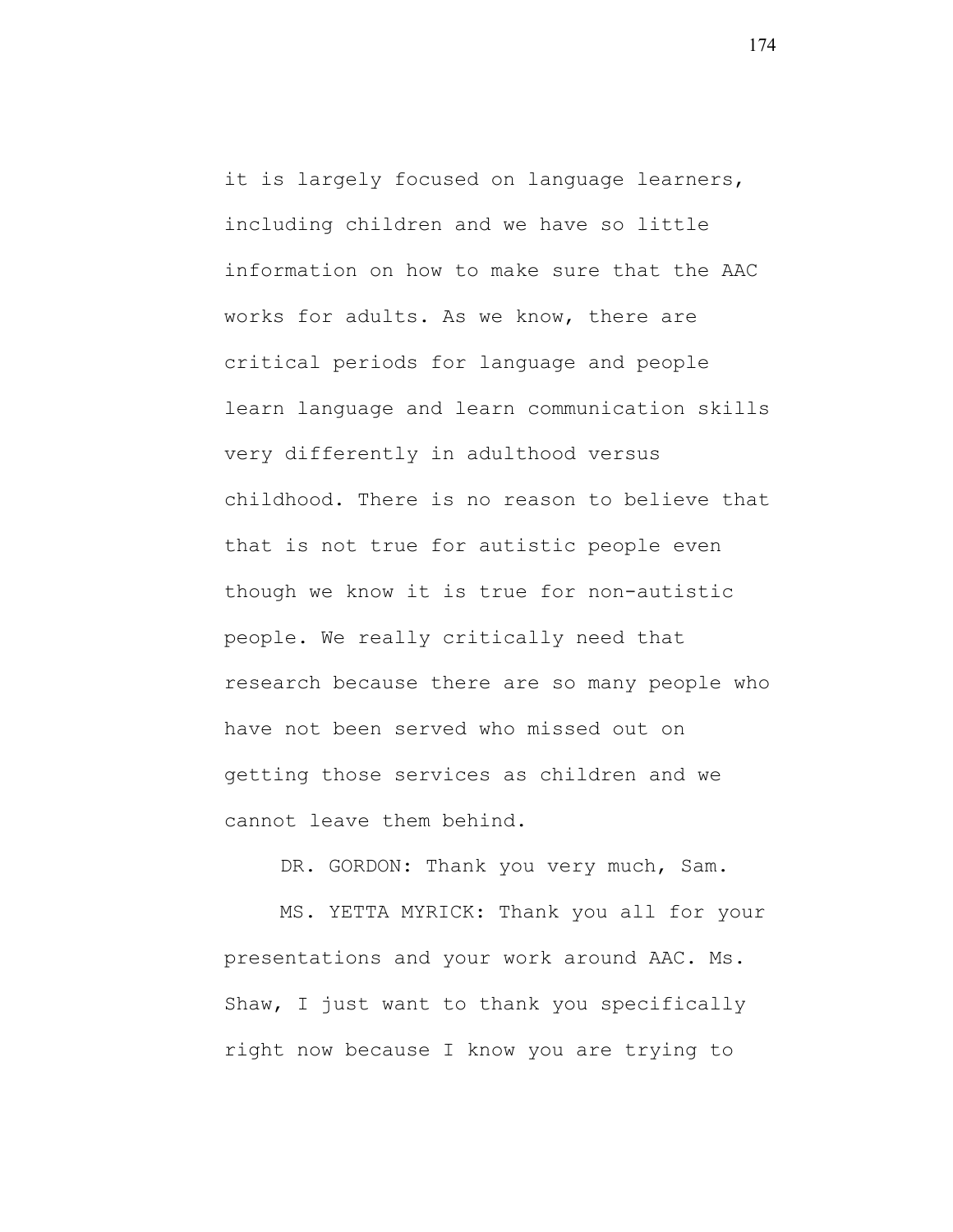it is largely focused on language learners, including children and we have so little information on how to make sure that the AAC works for adults. As we know, there are critical periods for language and people learn language and learn communication skills very differently in adulthood versus childhood. There is no reason to believe that that is not true for autistic people even though we know it is true for non-autistic people. We really critically need that research because there are so many people who have not been served who missed out on getting those services as children and we cannot leave them behind.

DR. GORDON: Thank you very much, Sam.

MS. YETTA MYRICK: Thank you all for your presentations and your work around AAC. Ms. Shaw, I just want to thank you specifically right now because I know you are trying to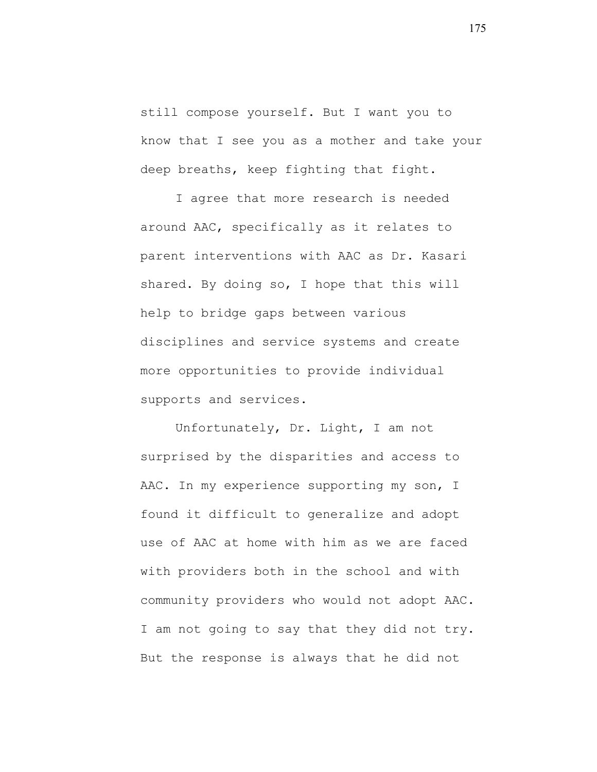still compose yourself. But I want you to know that I see you as a mother and take your deep breaths, keep fighting that fight.

I agree that more research is needed around AAC, specifically as it relates to parent interventions with AAC as Dr. Kasari shared. By doing so, I hope that this will help to bridge gaps between various disciplines and service systems and create more opportunities to provide individual supports and services.

Unfortunately, Dr. Light, I am not surprised by the disparities and access to AAC. In my experience supporting my son, I found it difficult to generalize and adopt use of AAC at home with him as we are faced with providers both in the school and with community providers who would not adopt AAC. I am not going to say that they did not try. But the response is always that he did not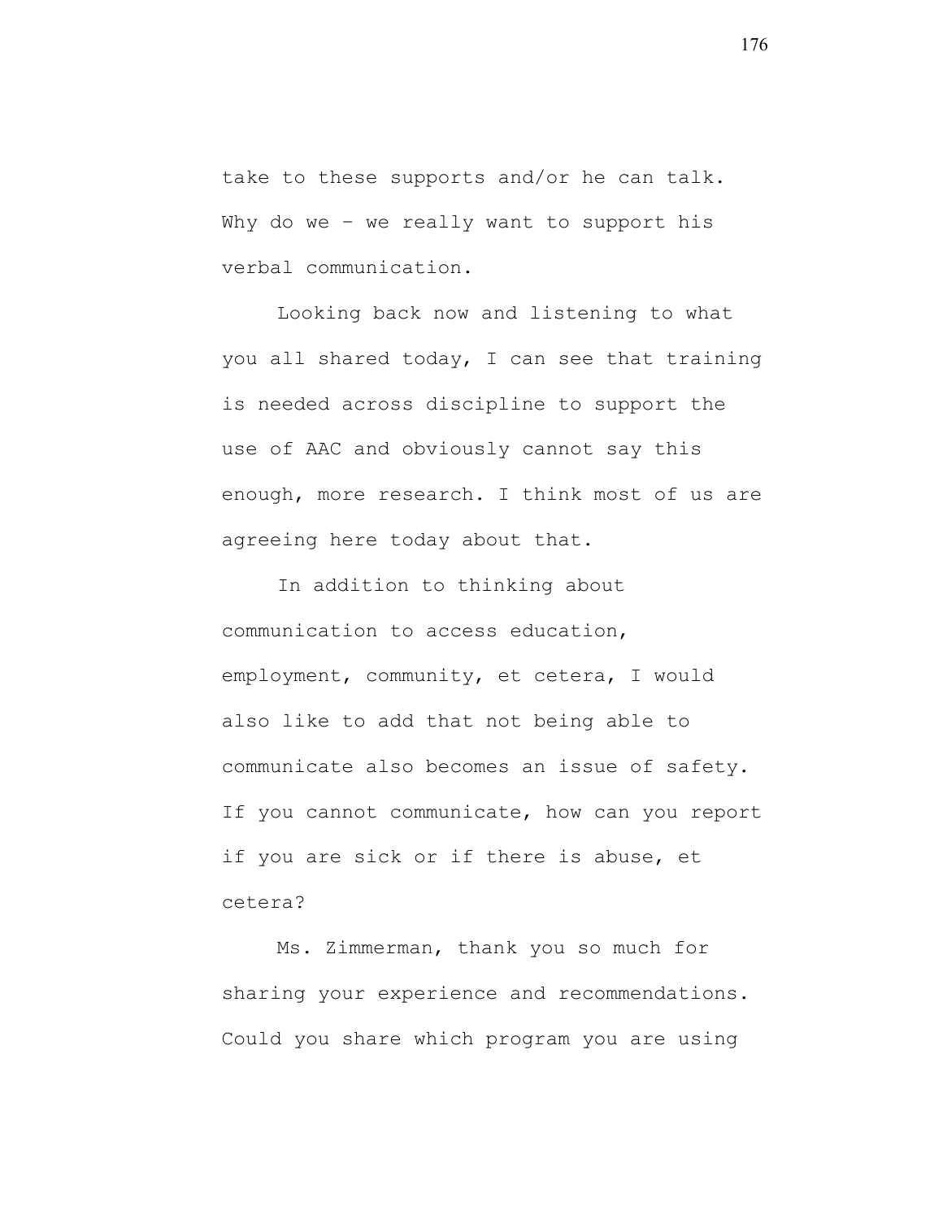take to these supports and/or he can talk. Why do we – we really want to support his verbal communication.

Looking back now and listening to what you all shared today, I can see that training is needed across discipline to support the use of AAC and obviously cannot say this enough, more research. I think most of us are agreeing here today about that.

In addition to thinking about communication to access education, employment, community, et cetera, I would also like to add that not being able to communicate also becomes an issue of safety. If you cannot communicate, how can you report if you are sick or if there is abuse, et cetera?

Ms. Zimmerman, thank you so much for sharing your experience and recommendations. Could you share which program you are using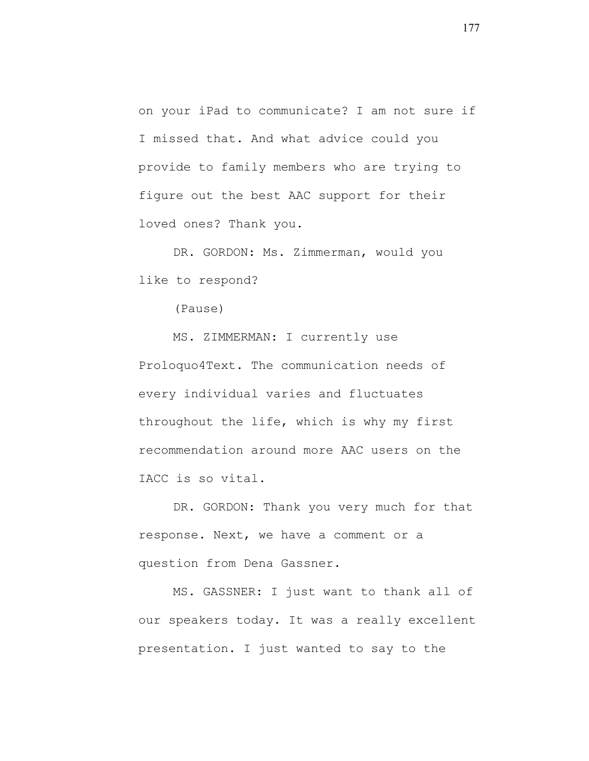on your iPad to communicate? I am not sure if I missed that. And what advice could you provide to family members who are trying to figure out the best AAC support for their loved ones? Thank you.

DR. GORDON: Ms. Zimmerman, would you like to respond?

(Pause)

MS. ZIMMERMAN: I currently use Proloquo4Text. The communication needs of every individual varies and fluctuates throughout the life, which is why my first recommendation around more AAC users on the IACC is so vital.

DR. GORDON: Thank you very much for that response. Next, we have a comment or a question from Dena Gassner.

MS. GASSNER: I just want to thank all of our speakers today. It was a really excellent presentation. I just wanted to say to the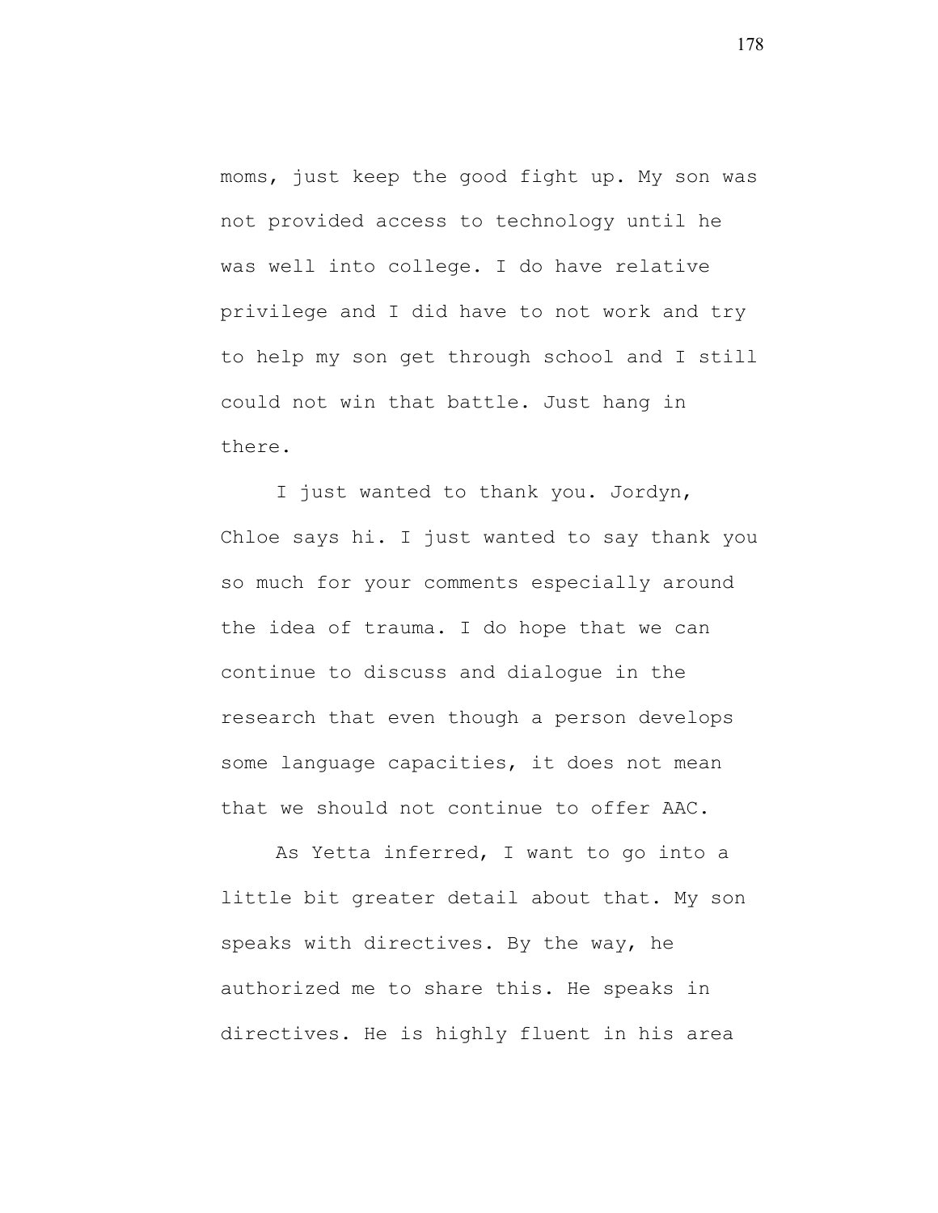moms, just keep the good fight up. My son was not provided access to technology until he was well into college. I do have relative privilege and I did have to not work and try to help my son get through school and I still could not win that battle. Just hang in there.

I just wanted to thank you. Jordyn, Chloe says hi. I just wanted to say thank you so much for your comments especially around the idea of trauma. I do hope that we can continue to discuss and dialogue in the research that even though a person develops some language capacities, it does not mean that we should not continue to offer AAC.

As Yetta inferred, I want to go into a little bit greater detail about that. My son speaks with directives. By the way, he authorized me to share this. He speaks in directives. He is highly fluent in his area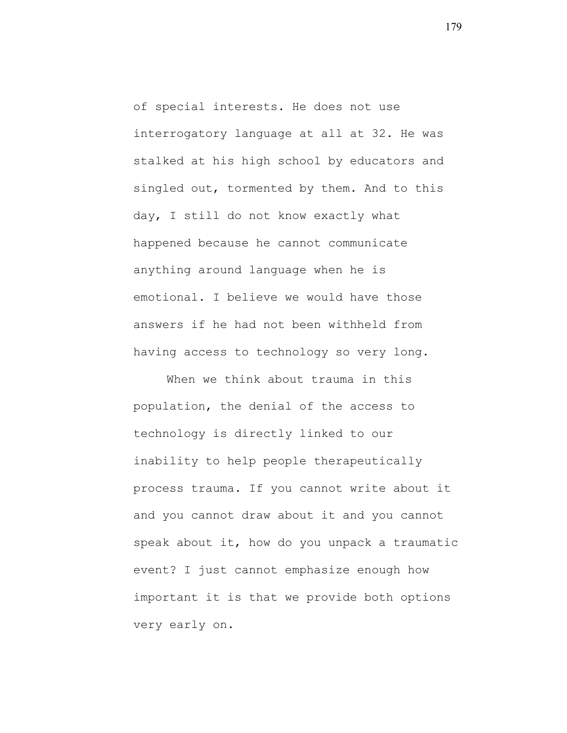of special interests. He does not use interrogatory language at all at 32. He was stalked at his high school by educators and singled out, tormented by them. And to this day, I still do not know exactly what happened because he cannot communicate anything around language when he is emotional. I believe we would have those answers if he had not been withheld from having access to technology so very long.

When we think about trauma in this population, the denial of the access to technology is directly linked to our inability to help people therapeutically process trauma. If you cannot write about it and you cannot draw about it and you cannot speak about it, how do you unpack a traumatic event? I just cannot emphasize enough how important it is that we provide both options very early on.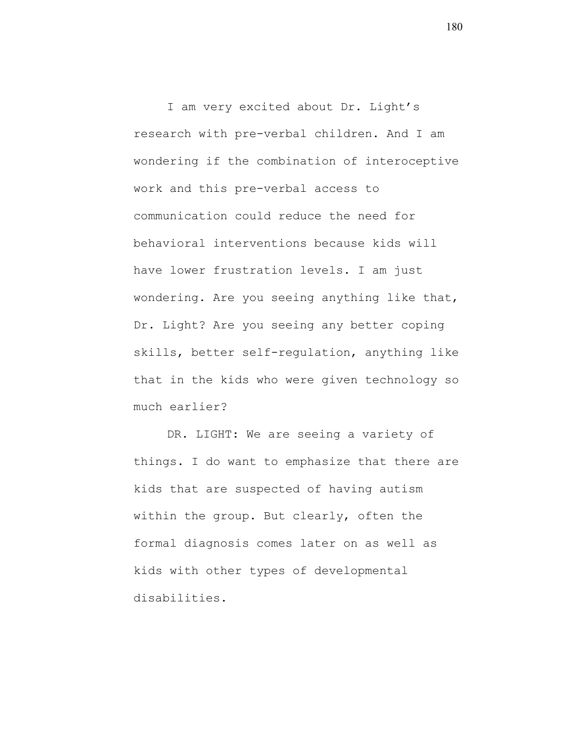I am very excited about Dr. Light's research with pre-verbal children. And I am wondering if the combination of interoceptive work and this pre-verbal access to communication could reduce the need for behavioral interventions because kids will have lower frustration levels. I am just wondering. Are you seeing anything like that, Dr. Light? Are you seeing any better coping skills, better self-regulation, anything like that in the kids who were given technology so much earlier?

DR. LIGHT: We are seeing a variety of things. I do want to emphasize that there are kids that are suspected of having autism within the group. But clearly, often the formal diagnosis comes later on as well as kids with other types of developmental disabilities.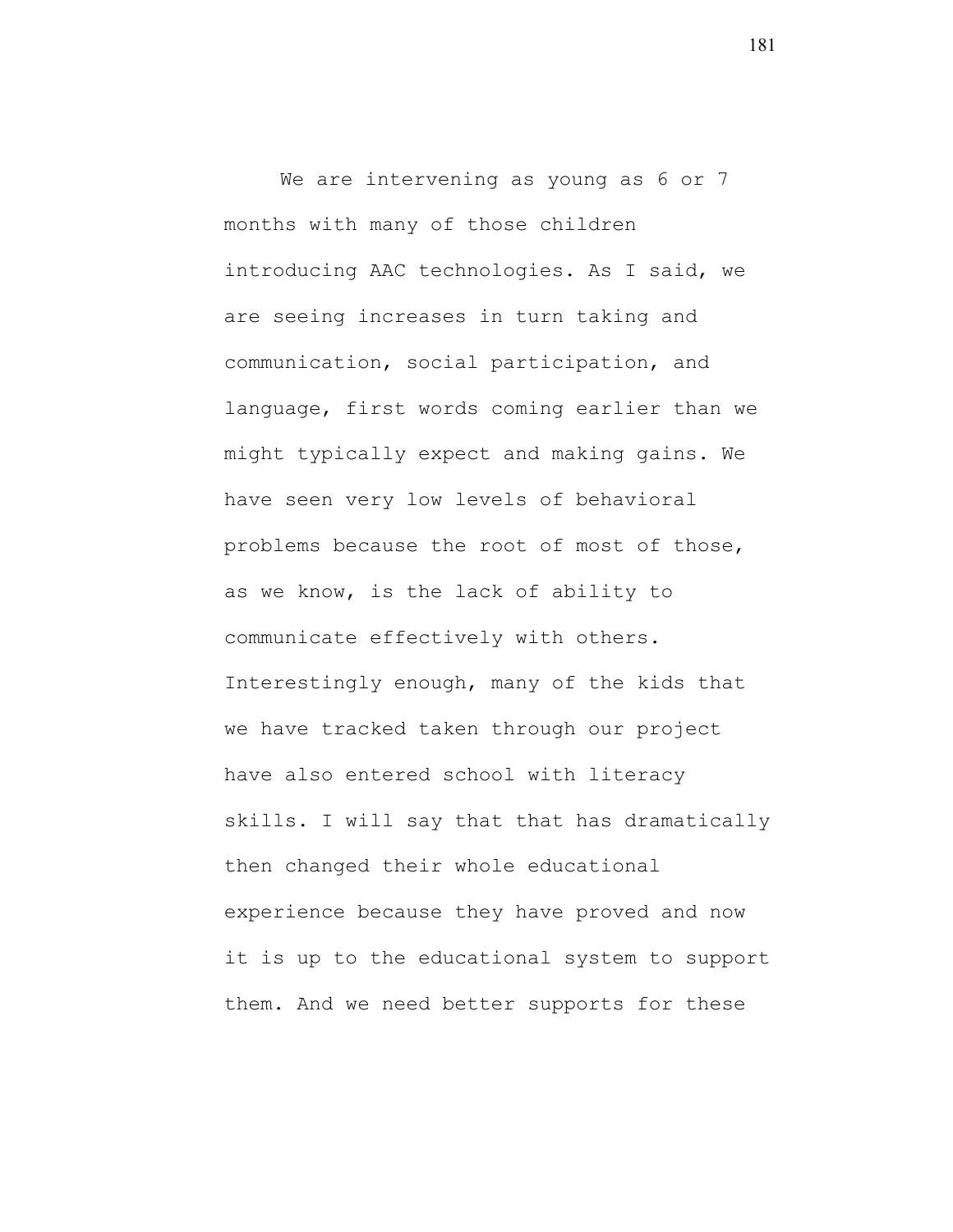We are intervening as young as 6 or 7 months with many of those children introducing AAC technologies. As I said, we are seeing increases in turn taking and communication, social participation, and language, first words coming earlier than we might typically expect and making gains. We have seen very low levels of behavioral problems because the root of most of those, as we know, is the lack of ability to communicate effectively with others. Interestingly enough, many of the kids that we have tracked taken through our project have also entered school with literacy skills. I will say that that has dramatically then changed their whole educational experience because they have proved and now it is up to the educational system to support them. And we need better supports for these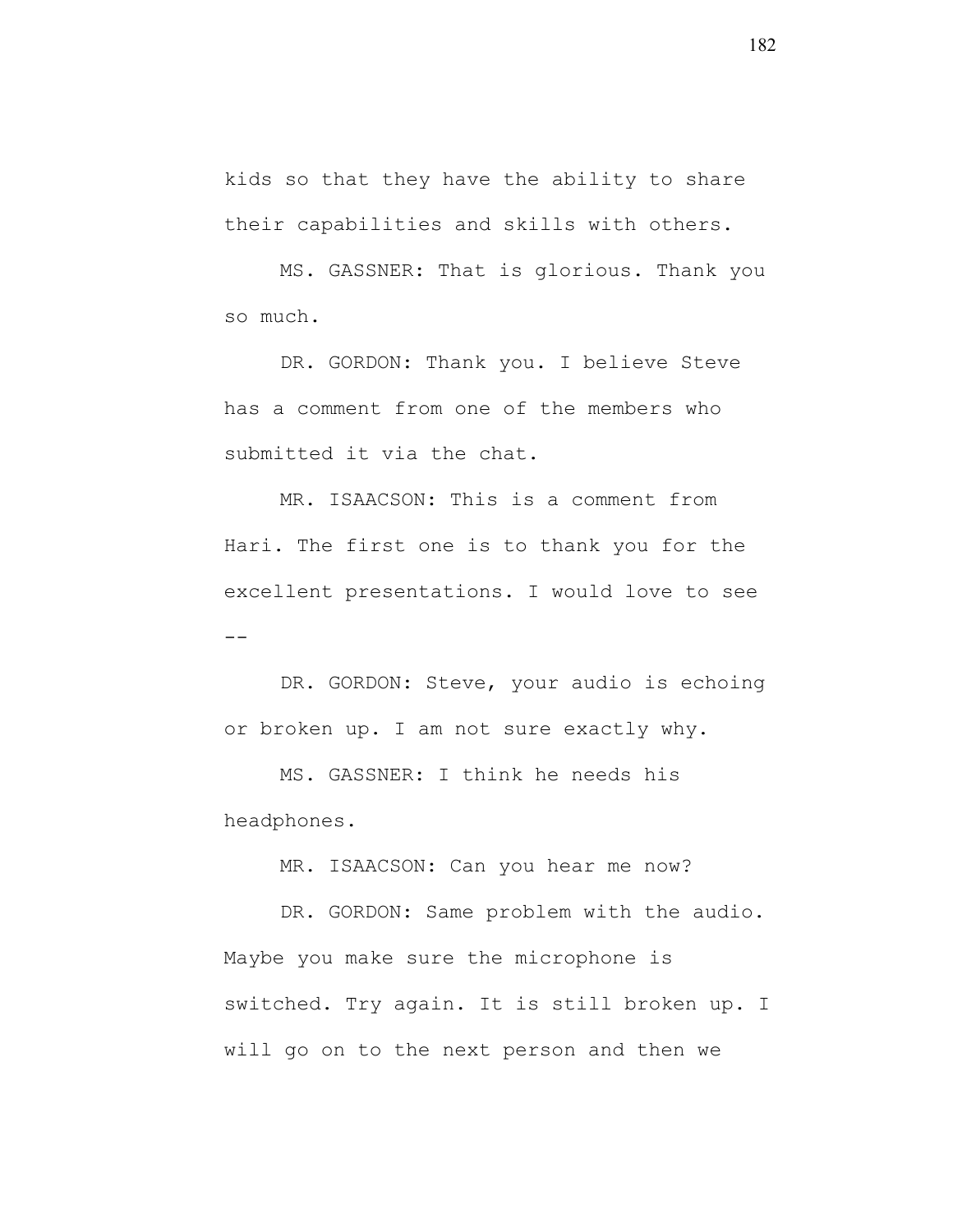kids so that they have the ability to share their capabilities and skills with others.

MS. GASSNER: That is glorious. Thank you so much.

DR. GORDON: Thank you. I believe Steve has a comment from one of the members who submitted it via the chat.

MR. ISAACSON: This is a comment from Hari. The first one is to thank you for the excellent presentations. I would love to see --

DR. GORDON: Steve, your audio is echoing or broken up. I am not sure exactly why.

MS. GASSNER: I think he needs his headphones.

MR. ISAACSON: Can you hear me now?

DR. GORDON: Same problem with the audio. Maybe you make sure the microphone is switched. Try again. It is still broken up. I will go on to the next person and then we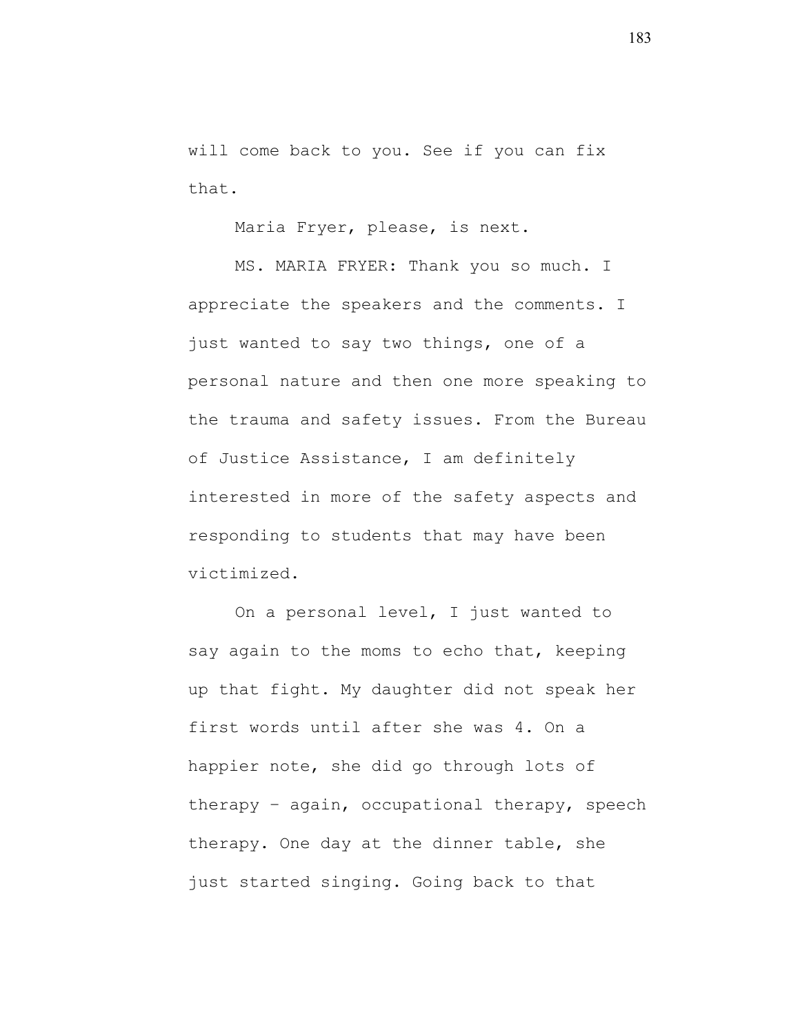will come back to you. See if you can fix that.

Maria Fryer, please, is next.

MS. MARIA FRYER: Thank you so much. I appreciate the speakers and the comments. I just wanted to say two things, one of a personal nature and then one more speaking to the trauma and safety issues. From the Bureau of Justice Assistance, I am definitely interested in more of the safety aspects and responding to students that may have been victimized.

On a personal level, I just wanted to say again to the moms to echo that, keeping up that fight. My daughter did not speak her first words until after she was 4. On a happier note, she did go through lots of therapy – again, occupational therapy, speech therapy. One day at the dinner table, she just started singing. Going back to that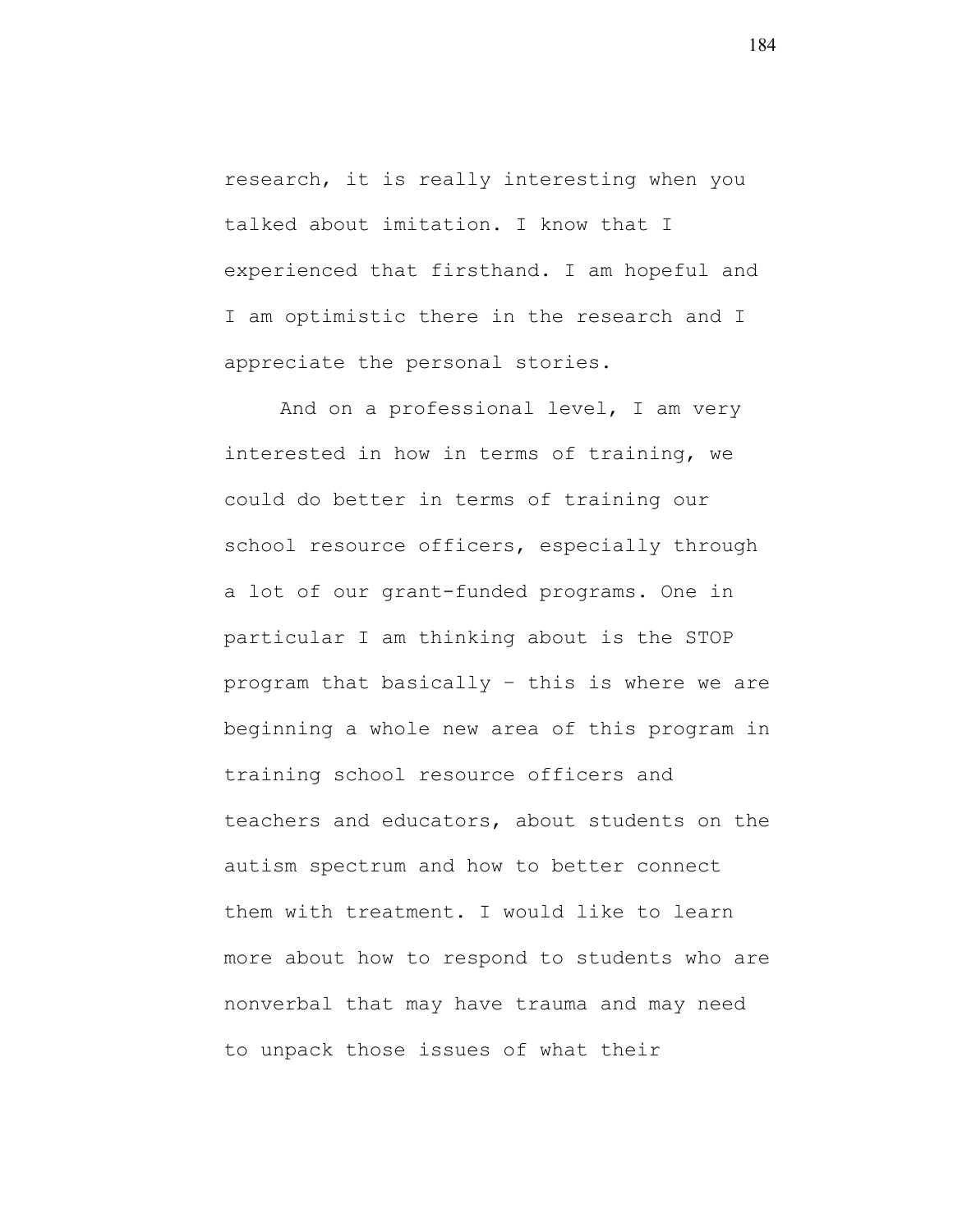research, it is really interesting when you talked about imitation. I know that I experienced that firsthand. I am hopeful and I am optimistic there in the research and I appreciate the personal stories.

And on a professional level, I am very interested in how in terms of training, we could do better in terms of training our school resource officers, especially through a lot of our grant-funded programs. One in particular I am thinking about is the STOP program that basically – this is where we are beginning a whole new area of this program in training school resource officers and teachers and educators, about students on the autism spectrum and how to better connect them with treatment. I would like to learn more about how to respond to students who are nonverbal that may have trauma and may need to unpack those issues of what their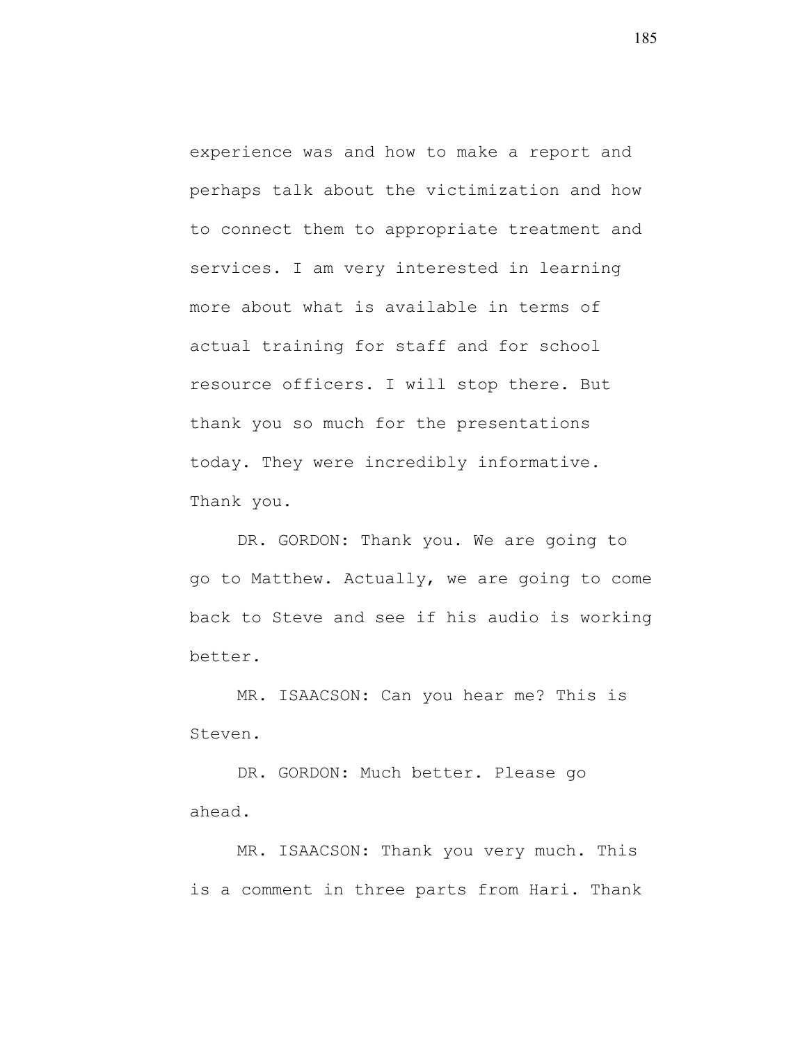experience was and how to make a report and perhaps talk about the victimization and how to connect them to appropriate treatment and services. I am very interested in learning more about what is available in terms of actual training for staff and for school resource officers. I will stop there. But thank you so much for the presentations today. They were incredibly informative. Thank you.

DR. GORDON: Thank you. We are going to go to Matthew. Actually, we are going to come back to Steve and see if his audio is working better.

MR. ISAACSON: Can you hear me? This is Steven.

DR. GORDON: Much better. Please go ahead.

MR. ISAACSON: Thank you very much. This is a comment in three parts from Hari. Thank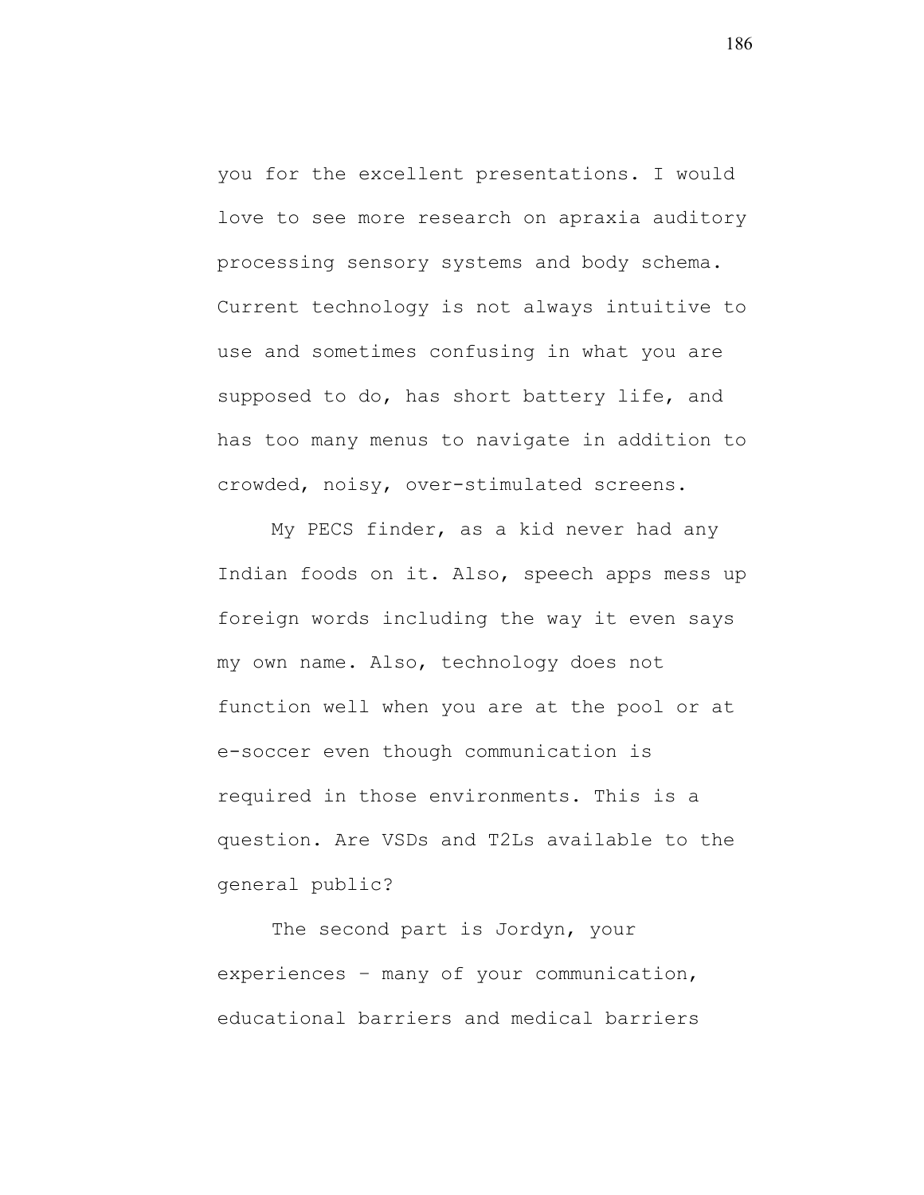you for the excellent presentations. I would love to see more research on apraxia auditory processing sensory systems and body schema. Current technology is not always intuitive to use and sometimes confusing in what you are supposed to do, has short battery life, and has too many menus to navigate in addition to crowded, noisy, over-stimulated screens.

My PECS finder, as a kid never had any Indian foods on it. Also, speech apps mess up foreign words including the way it even says my own name. Also, technology does not function well when you are at the pool or at e-soccer even though communication is required in those environments. This is a question. Are VSDs and T2Ls available to the general public?

The second part is Jordyn, your experiences – many of your communication, educational barriers and medical barriers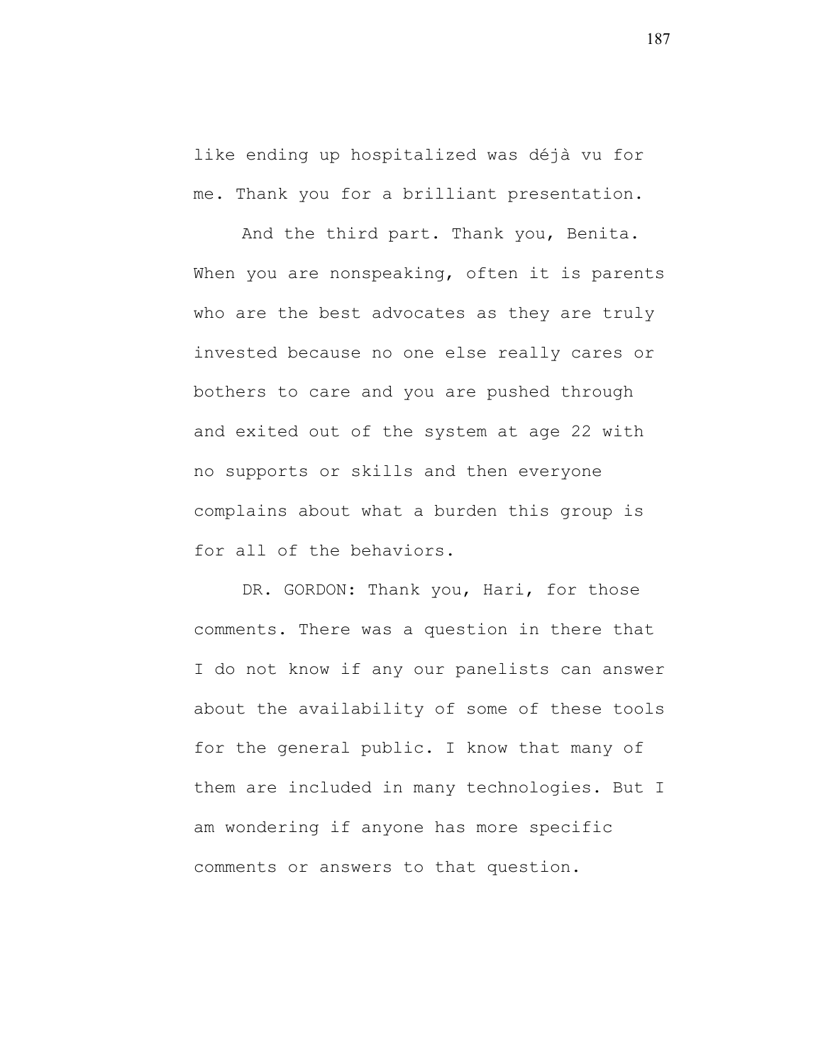like ending up hospitalized was déjà vu for me. Thank you for a brilliant presentation.

And the third part. Thank you, Benita. When you are nonspeaking, often it is parents who are the best advocates as they are truly invested because no one else really cares or bothers to care and you are pushed through and exited out of the system at age 22 with no supports or skills and then everyone complains about what a burden this group is for all of the behaviors.

DR. GORDON: Thank you, Hari, for those comments. There was a question in there that I do not know if any our panelists can answer about the availability of some of these tools for the general public. I know that many of them are included in many technologies. But I am wondering if anyone has more specific comments or answers to that question.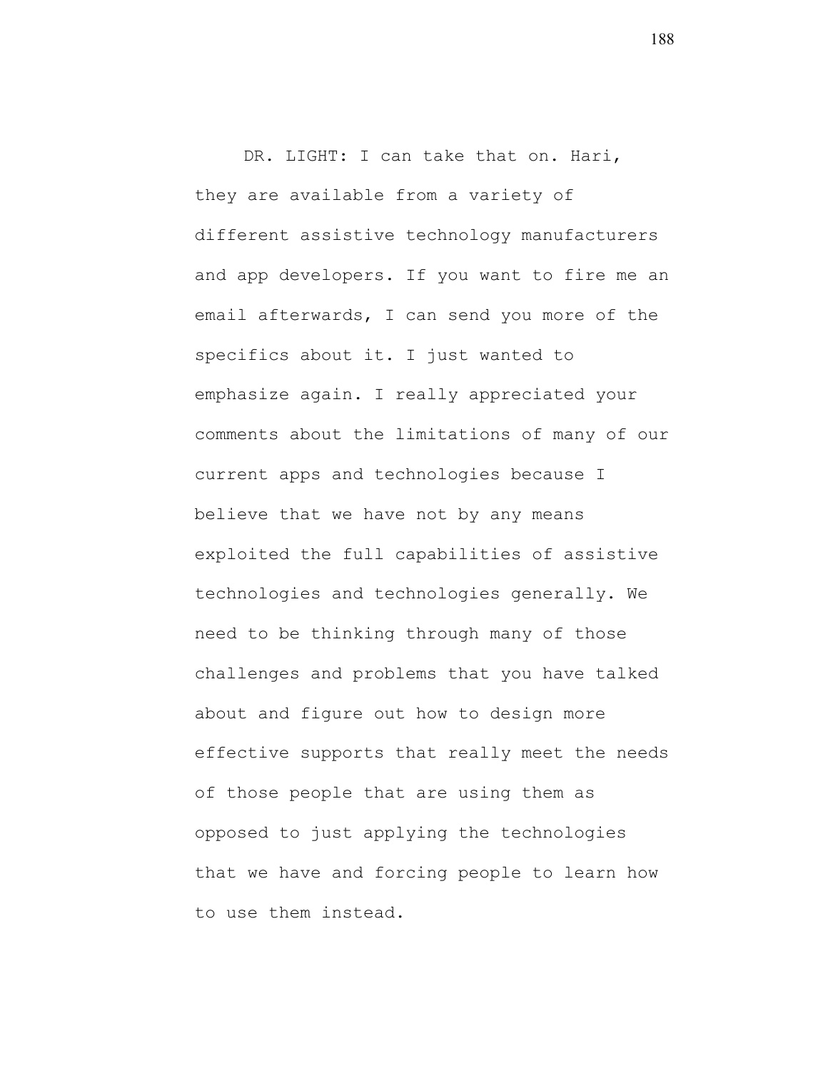DR. LIGHT: I can take that on. Hari, they are available from a variety of different assistive technology manufacturers and app developers. If you want to fire me an email afterwards, I can send you more of the specifics about it. I just wanted to emphasize again. I really appreciated your comments about the limitations of many of our current apps and technologies because I believe that we have not by any means exploited the full capabilities of assistive technologies and technologies generally. We need to be thinking through many of those challenges and problems that you have talked about and figure out how to design more effective supports that really meet the needs of those people that are using them as opposed to just applying the technologies that we have and forcing people to learn how to use them instead.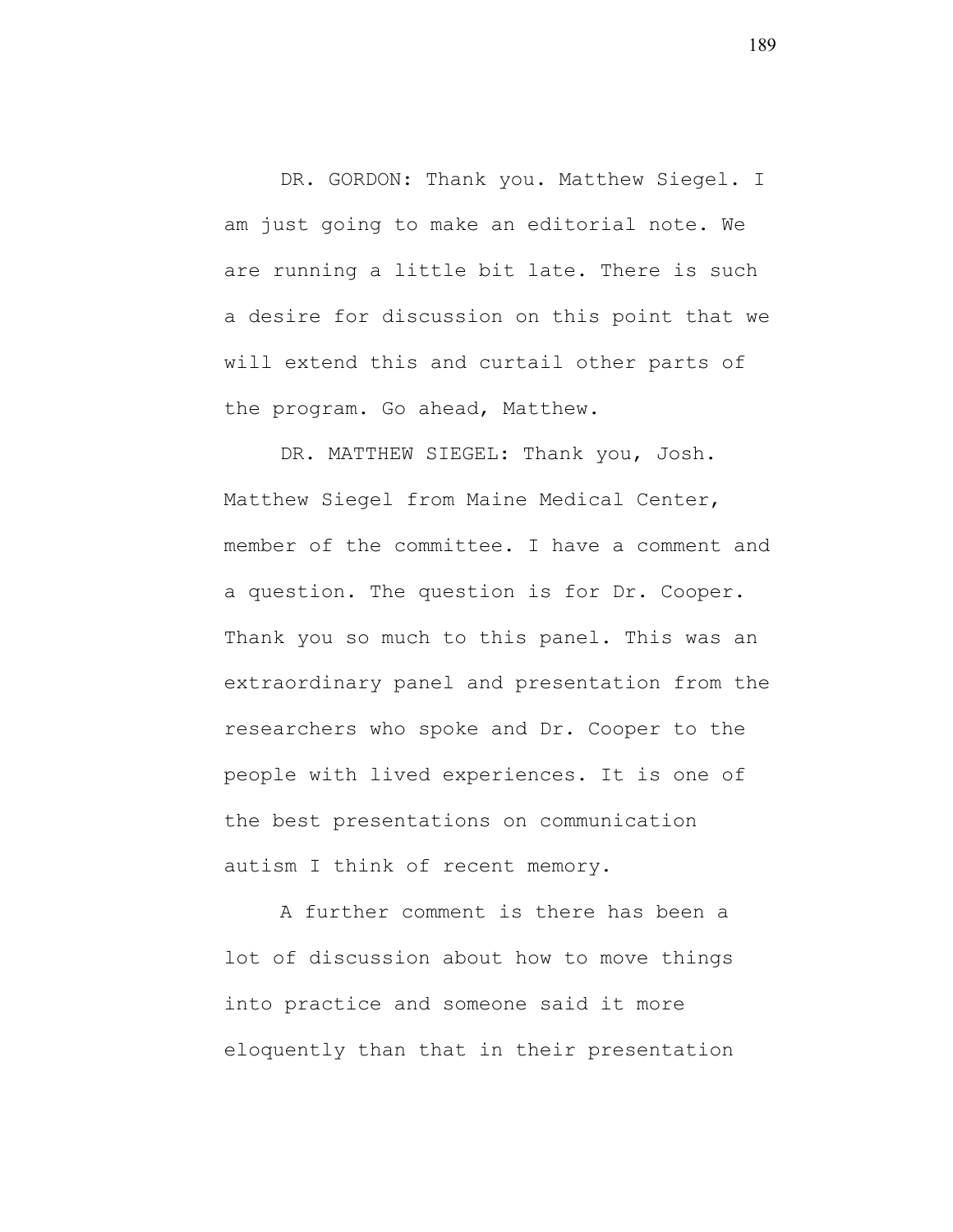DR. GORDON: Thank you. Matthew Siegel. I am just going to make an editorial note. We are running a little bit late. There is such a desire for discussion on this point that we will extend this and curtail other parts of the program. Go ahead, Matthew.

DR. MATTHEW SIEGEL: Thank you, Josh. Matthew Siegel from Maine Medical Center, member of the committee. I have a comment and a question. The question is for Dr. Cooper. Thank you so much to this panel. This was an extraordinary panel and presentation from the researchers who spoke and Dr. Cooper to the people with lived experiences. It is one of the best presentations on communication autism I think of recent memory.

A further comment is there has been a lot of discussion about how to move things into practice and someone said it more eloquently than that in their presentation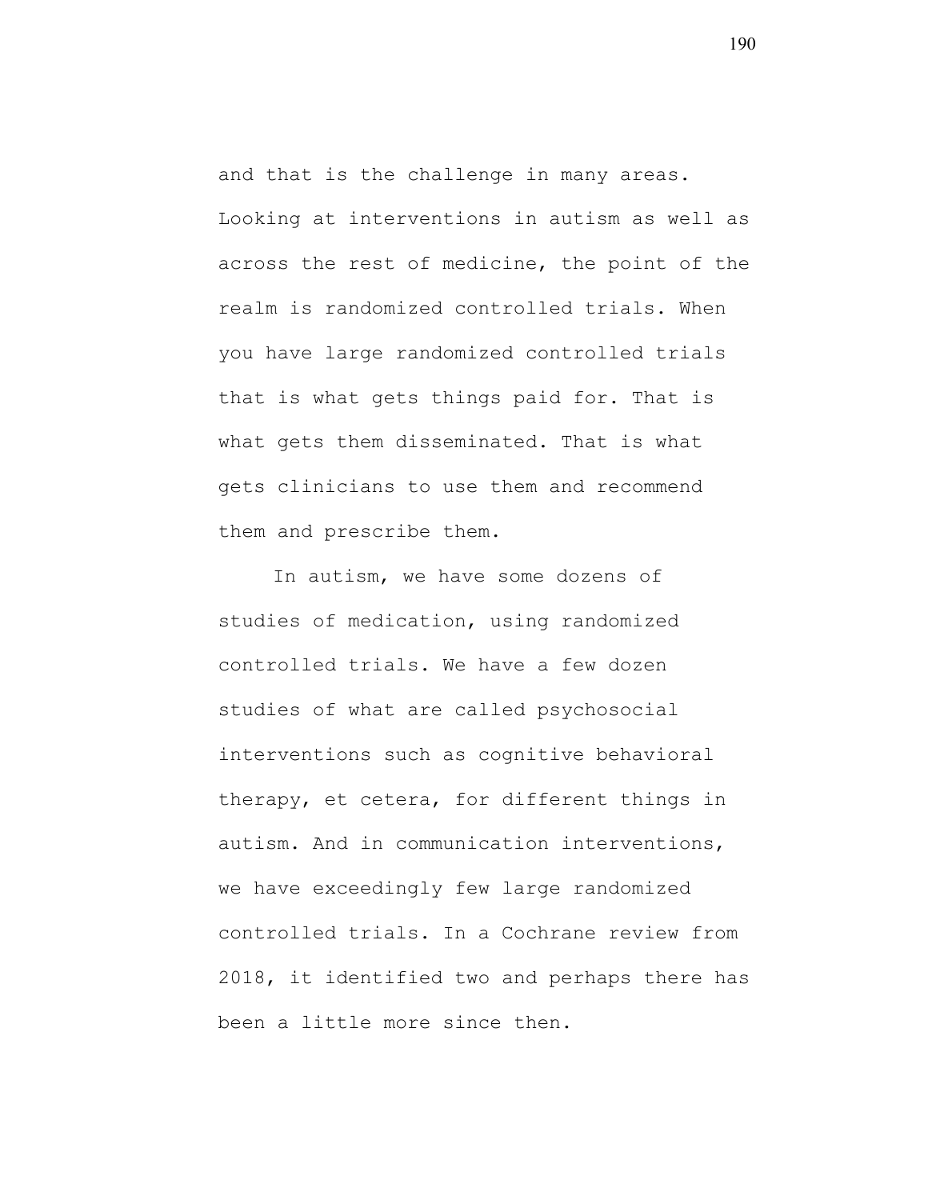and that is the challenge in many areas. Looking at interventions in autism as well as across the rest of medicine, the point of the realm is randomized controlled trials. When you have large randomized controlled trials that is what gets things paid for. That is what gets them disseminated. That is what gets clinicians to use them and recommend them and prescribe them.

In autism, we have some dozens of studies of medication, using randomized controlled trials. We have a few dozen studies of what are called psychosocial interventions such as cognitive behavioral therapy, et cetera, for different things in autism. And in communication interventions, we have exceedingly few large randomized controlled trials. In a Cochrane review from 2018, it identified two and perhaps there has been a little more since then.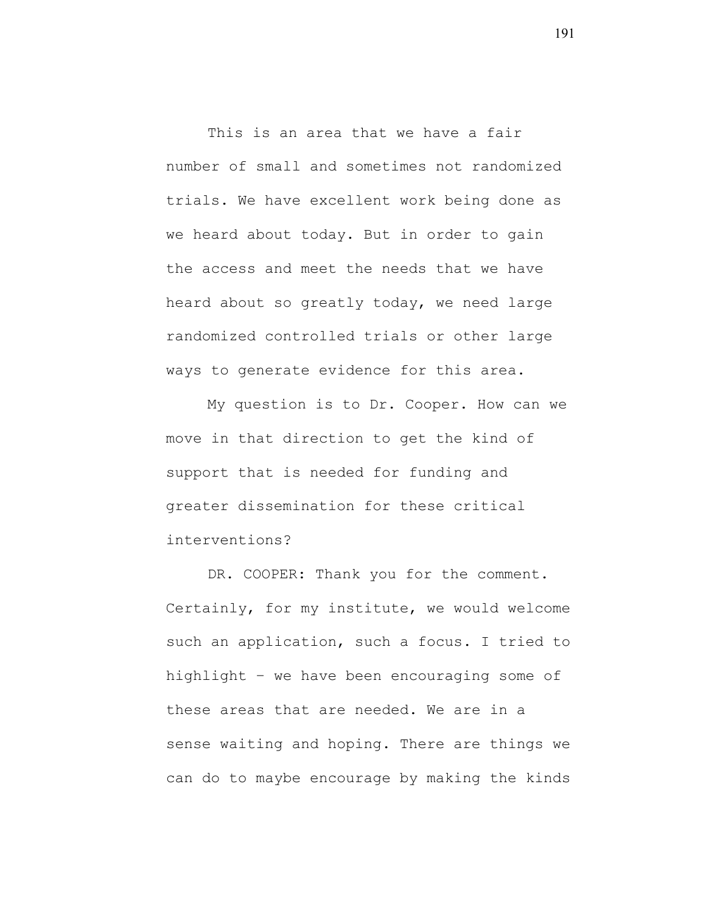This is an area that we have a fair number of small and sometimes not randomized trials. We have excellent work being done as we heard about today. But in order to gain the access and meet the needs that we have heard about so greatly today, we need large randomized controlled trials or other large ways to generate evidence for this area.

My question is to Dr. Cooper. How can we move in that direction to get the kind of support that is needed for funding and greater dissemination for these critical interventions?

DR. COOPER: Thank you for the comment. Certainly, for my institute, we would welcome such an application, such a focus. I tried to highlight – we have been encouraging some of these areas that are needed. We are in a sense waiting and hoping. There are things we can do to maybe encourage by making the kinds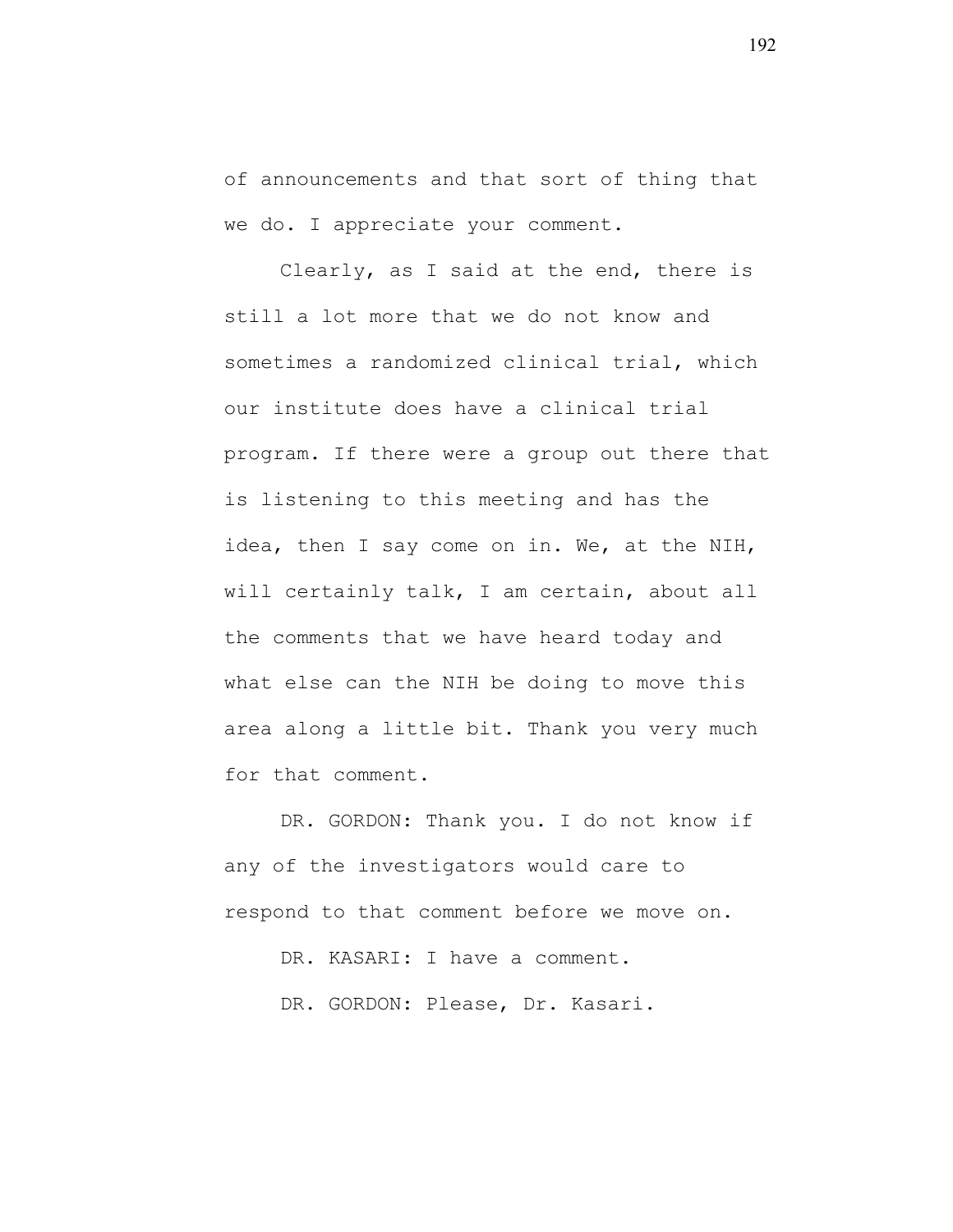of announcements and that sort of thing that we do. I appreciate your comment.

Clearly, as I said at the end, there is still a lot more that we do not know and sometimes a randomized clinical trial, which our institute does have a clinical trial program. If there were a group out there that is listening to this meeting and has the idea, then I say come on in. We, at the NIH, will certainly talk, I am certain, about all the comments that we have heard today and what else can the NIH be doing to move this area along a little bit. Thank you very much for that comment.

DR. GORDON: Thank you. I do not know if any of the investigators would care to respond to that comment before we move on.

DR. KASARI: I have a comment.

DR. GORDON: Please, Dr. Kasari.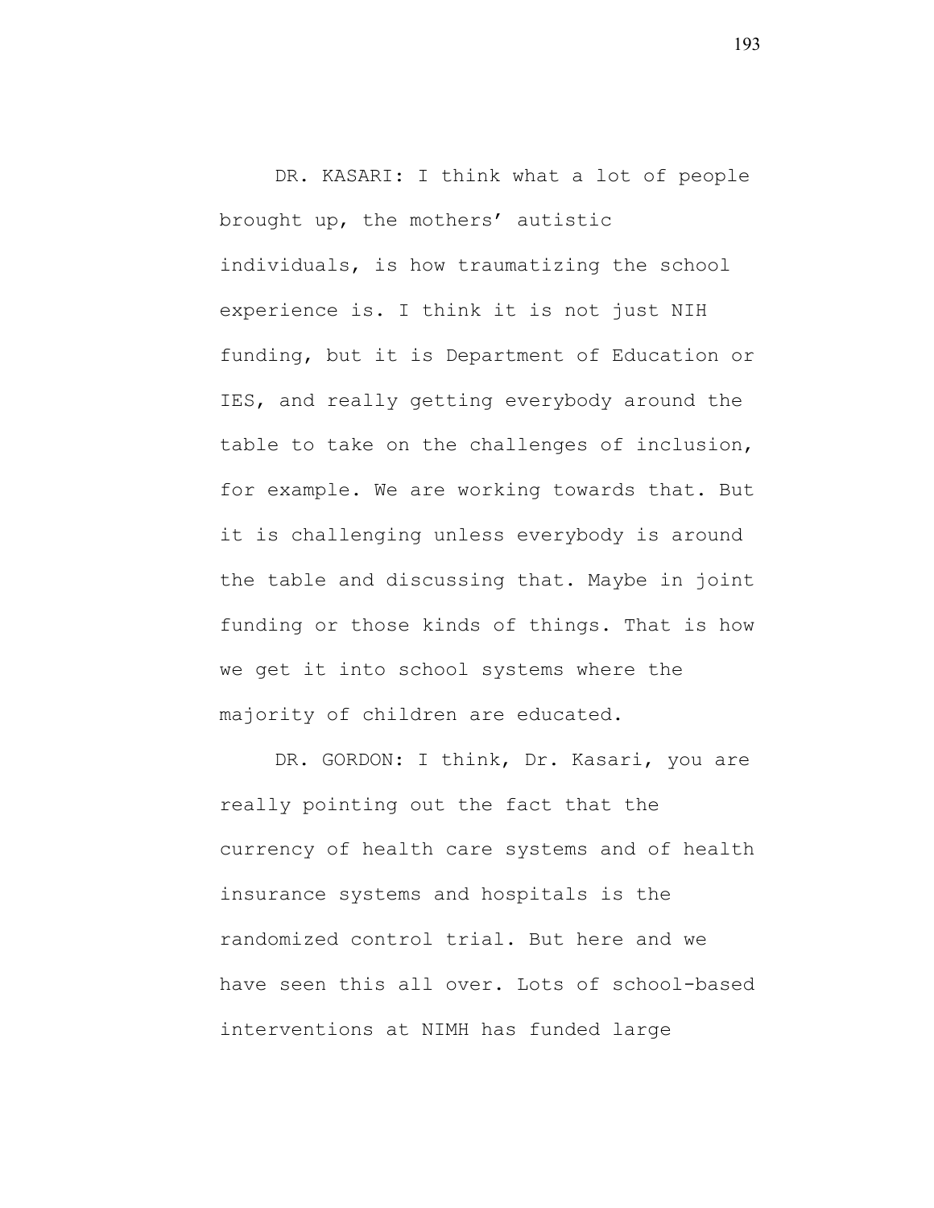DR. KASARI: I think what a lot of people brought up, the mothers' autistic individuals, is how traumatizing the school experience is. I think it is not just NIH funding, but it is Department of Education or IES, and really getting everybody around the table to take on the challenges of inclusion, for example. We are working towards that. But it is challenging unless everybody is around the table and discussing that. Maybe in joint funding or those kinds of things. That is how we get it into school systems where the majority of children are educated.

DR. GORDON: I think, Dr. Kasari, you are really pointing out the fact that the currency of health care systems and of health insurance systems and hospitals is the randomized control trial. But here and we have seen this all over. Lots of school-based interventions at NIMH has funded large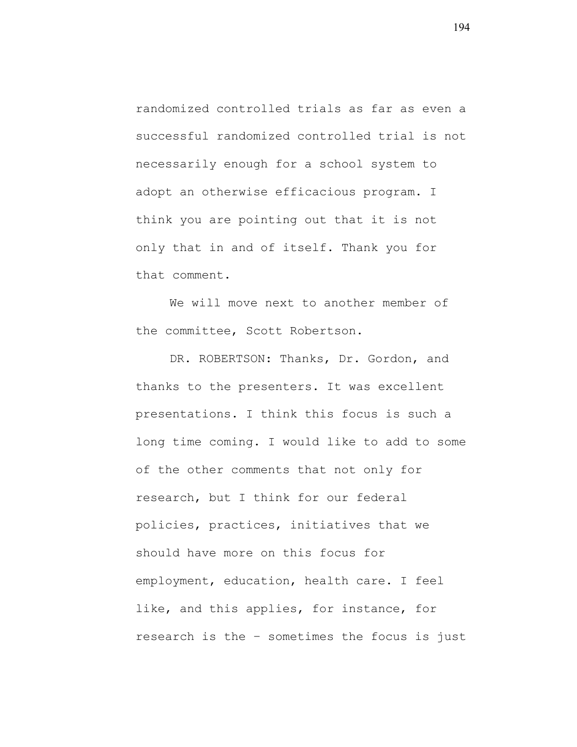randomized controlled trials as far as even a successful randomized controlled trial is not necessarily enough for a school system to adopt an otherwise efficacious program. I think you are pointing out that it is not only that in and of itself. Thank you for that comment.

We will move next to another member of the committee, Scott Robertson.

DR. ROBERTSON: Thanks, Dr. Gordon, and thanks to the presenters. It was excellent presentations. I think this focus is such a long time coming. I would like to add to some of the other comments that not only for research, but I think for our federal policies, practices, initiatives that we should have more on this focus for employment, education, health care. I feel like, and this applies, for instance, for research is the – sometimes the focus is just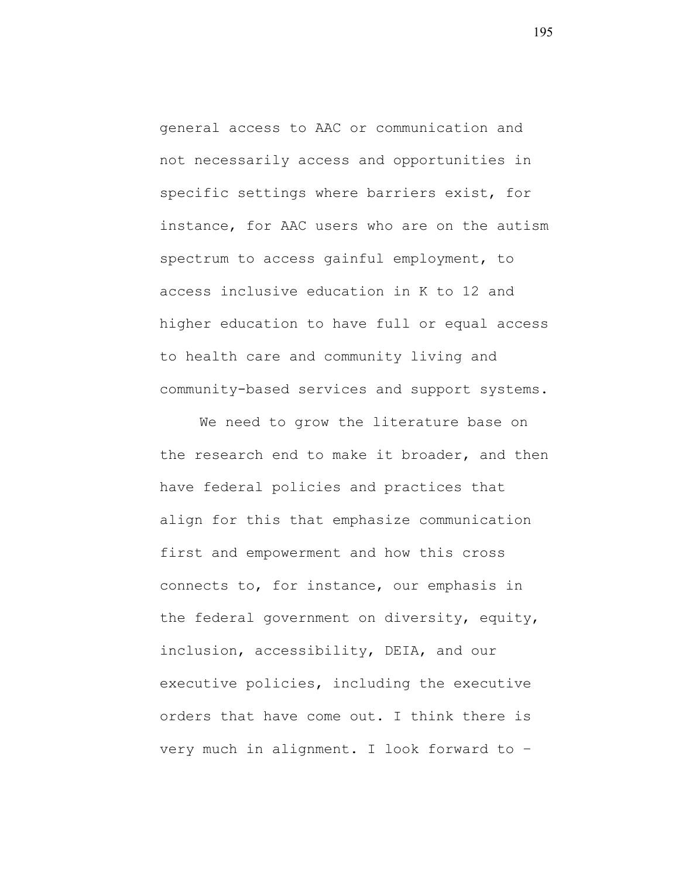general access to AAC or communication and not necessarily access and opportunities in specific settings where barriers exist, for instance, for AAC users who are on the autism spectrum to access gainful employment, to access inclusive education in K to 12 and higher education to have full or equal access to health care and community living and community-based services and support systems.

We need to grow the literature base on the research end to make it broader, and then have federal policies and practices that align for this that emphasize communication first and empowerment and how this cross connects to, for instance, our emphasis in the federal government on diversity, equity, inclusion, accessibility, DEIA, and our executive policies, including the executive orders that have come out. I think there is very much in alignment. I look forward to –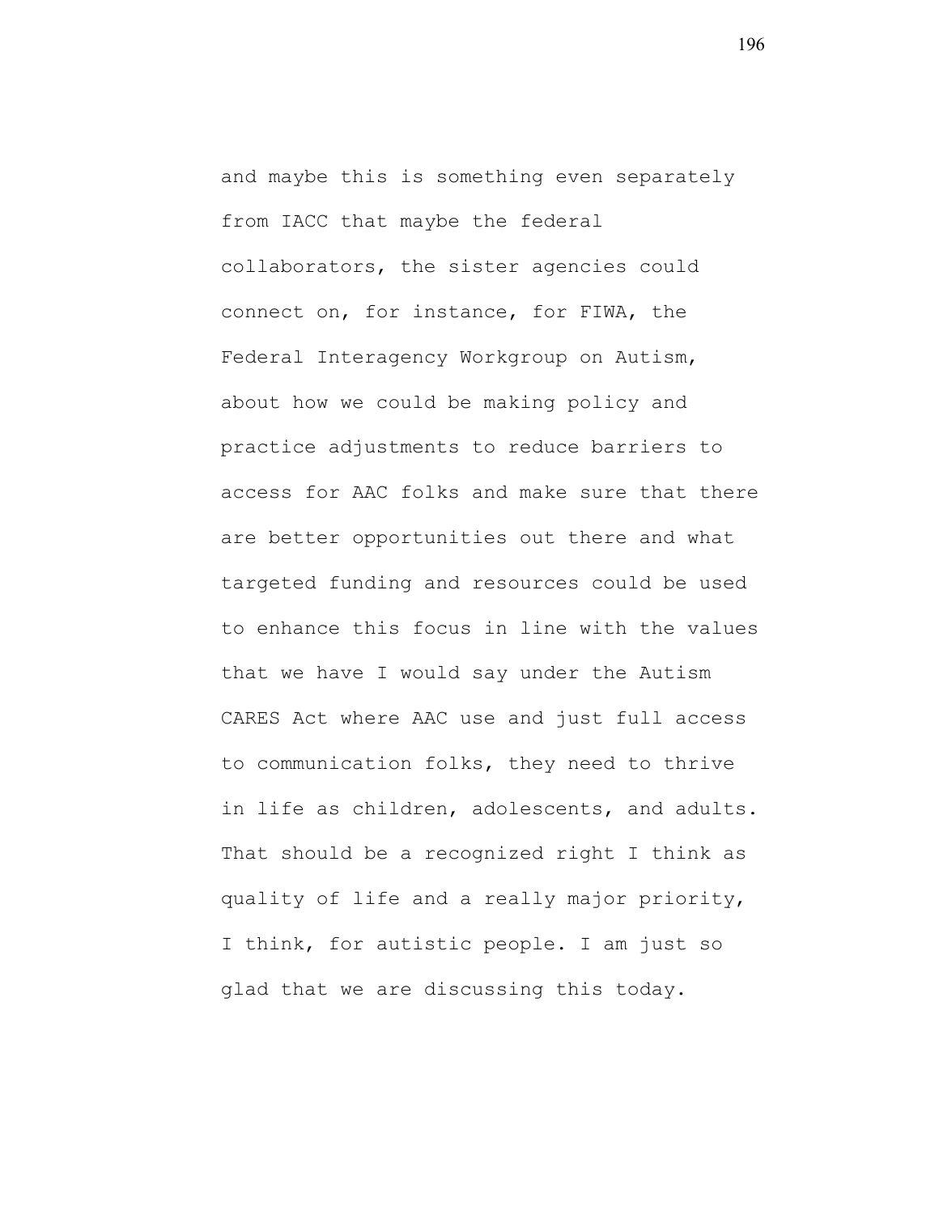and maybe this is something even separately from IACC that maybe the federal collaborators, the sister agencies could connect on, for instance, for FIWA, the Federal Interagency Workgroup on Autism, about how we could be making policy and practice adjustments to reduce barriers to access for AAC folks and make sure that there are better opportunities out there and what targeted funding and resources could be used to enhance this focus in line with the values that we have I would say under the Autism CARES Act where AAC use and just full access to communication folks, they need to thrive in life as children, adolescents, and adults. That should be a recognized right I think as quality of life and a really major priority, I think, for autistic people. I am just so glad that we are discussing this today.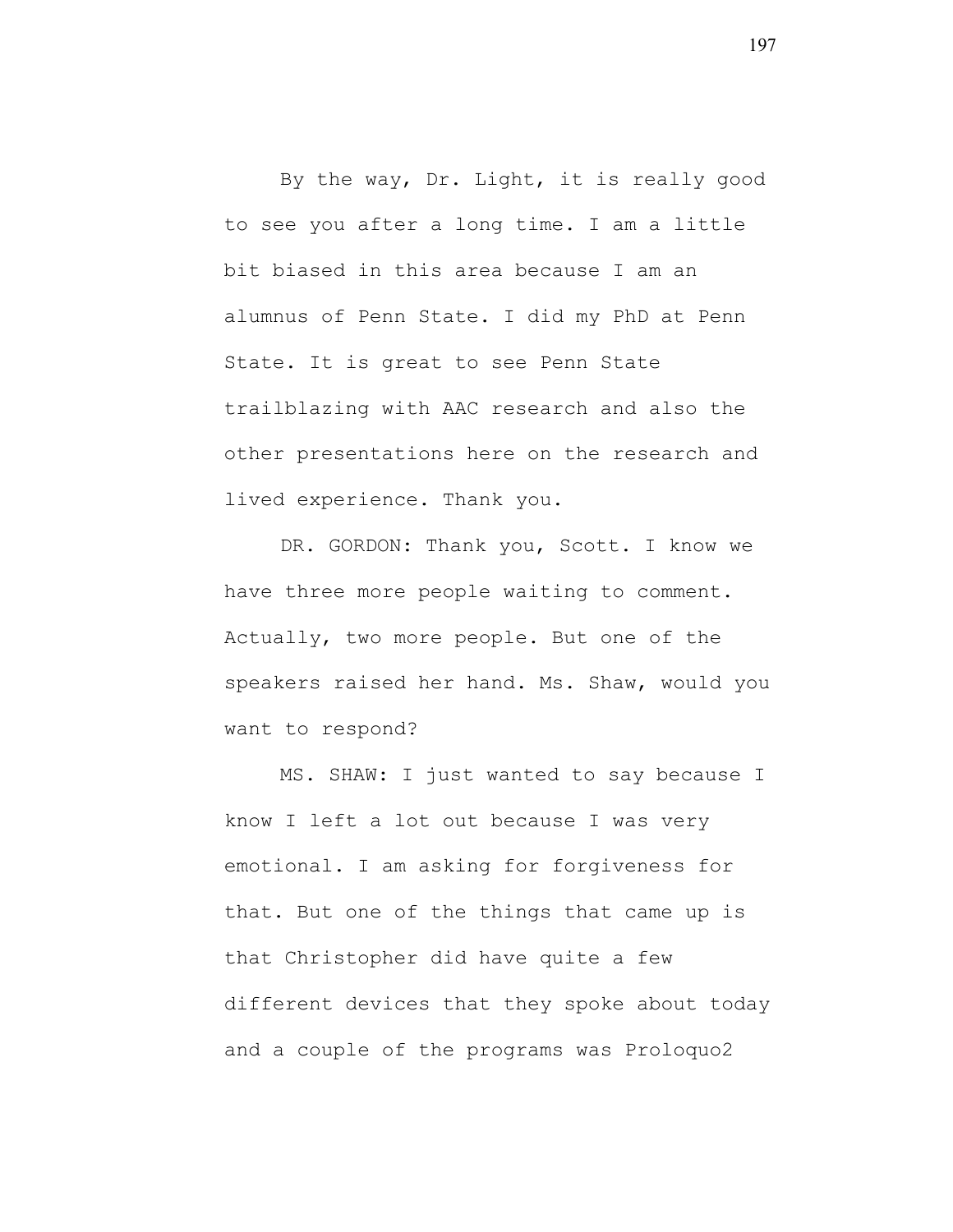By the way, Dr. Light, it is really good to see you after a long time. I am a little bit biased in this area because I am an alumnus of Penn State. I did my PhD at Penn State. It is great to see Penn State trailblazing with AAC research and also the other presentations here on the research and lived experience. Thank you.

DR. GORDON: Thank you, Scott. I know we have three more people waiting to comment. Actually, two more people. But one of the speakers raised her hand. Ms. Shaw, would you want to respond?

MS. SHAW: I just wanted to say because I know I left a lot out because I was very emotional. I am asking for forgiveness for that. But one of the things that came up is that Christopher did have quite a few different devices that they spoke about today and a couple of the programs was Proloquo2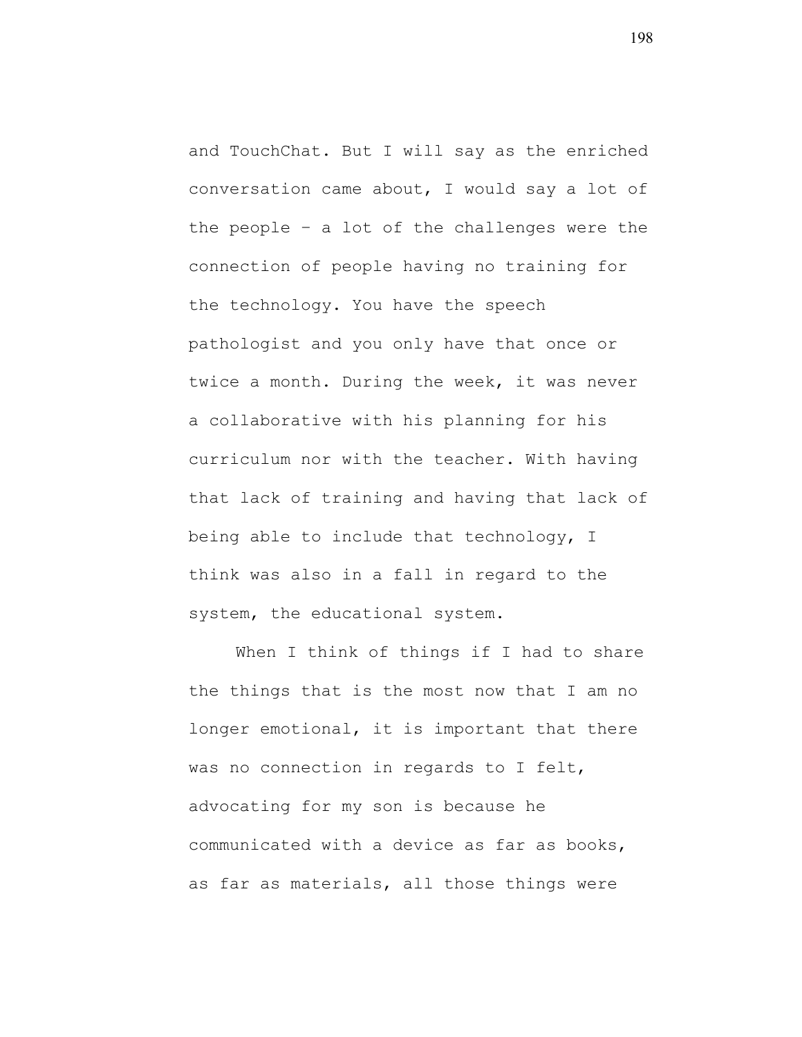and TouchChat. But I will say as the enriched conversation came about, I would say a lot of the people – a lot of the challenges were the connection of people having no training for the technology. You have the speech pathologist and you only have that once or twice a month. During the week, it was never a collaborative with his planning for his curriculum nor with the teacher. With having that lack of training and having that lack of being able to include that technology, I think was also in a fall in regard to the system, the educational system.

When I think of things if I had to share the things that is the most now that I am no longer emotional, it is important that there was no connection in regards to I felt, advocating for my son is because he communicated with a device as far as books, as far as materials, all those things were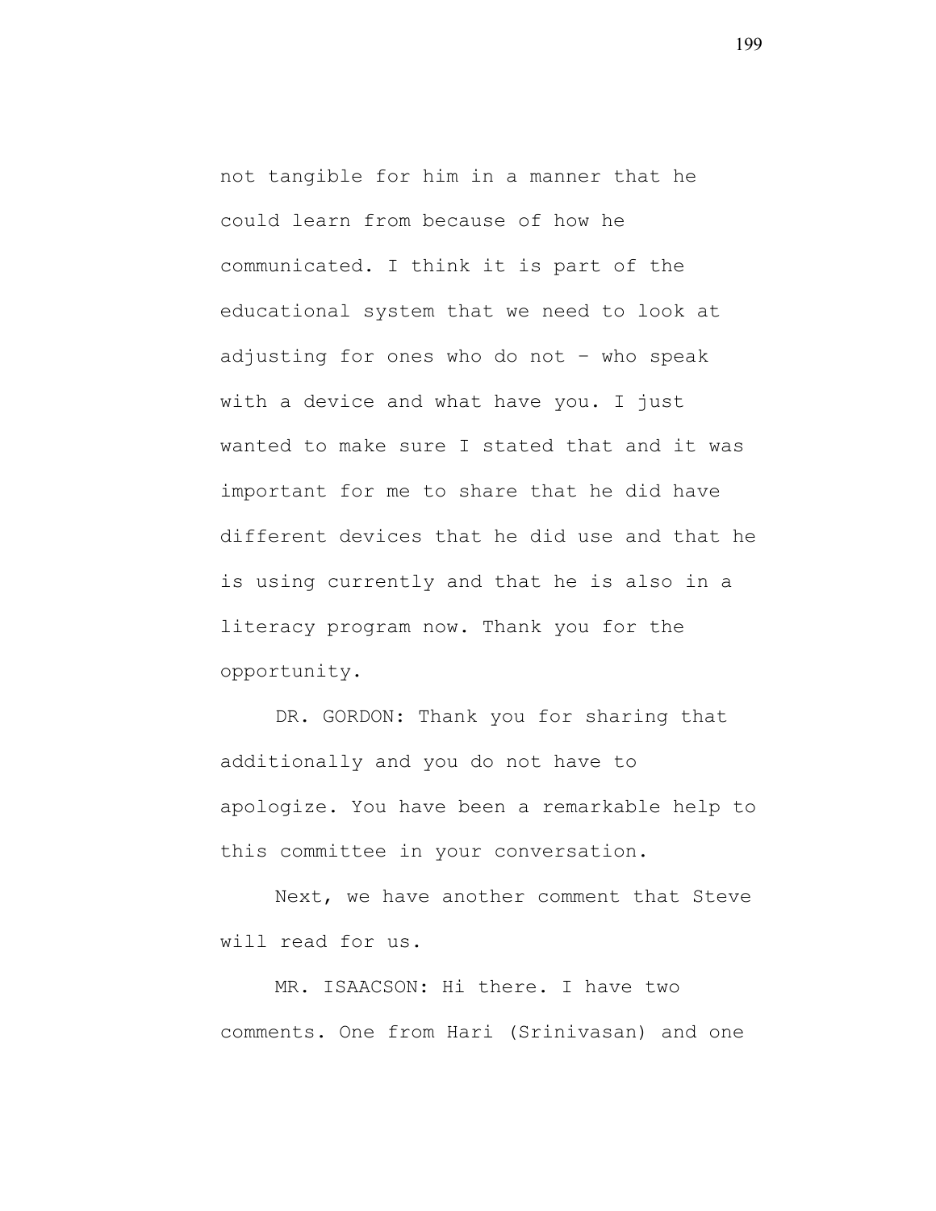not tangible for him in a manner that he could learn from because of how he communicated. I think it is part of the educational system that we need to look at adjusting for ones who do not – who speak with a device and what have you. I just wanted to make sure I stated that and it was important for me to share that he did have different devices that he did use and that he is using currently and that he is also in a literacy program now. Thank you for the opportunity.

DR. GORDON: Thank you for sharing that additionally and you do not have to apologize. You have been a remarkable help to this committee in your conversation.

Next, we have another comment that Steve will read for us.

MR. ISAACSON: Hi there. I have two comments. One from Hari (Srinivasan) and one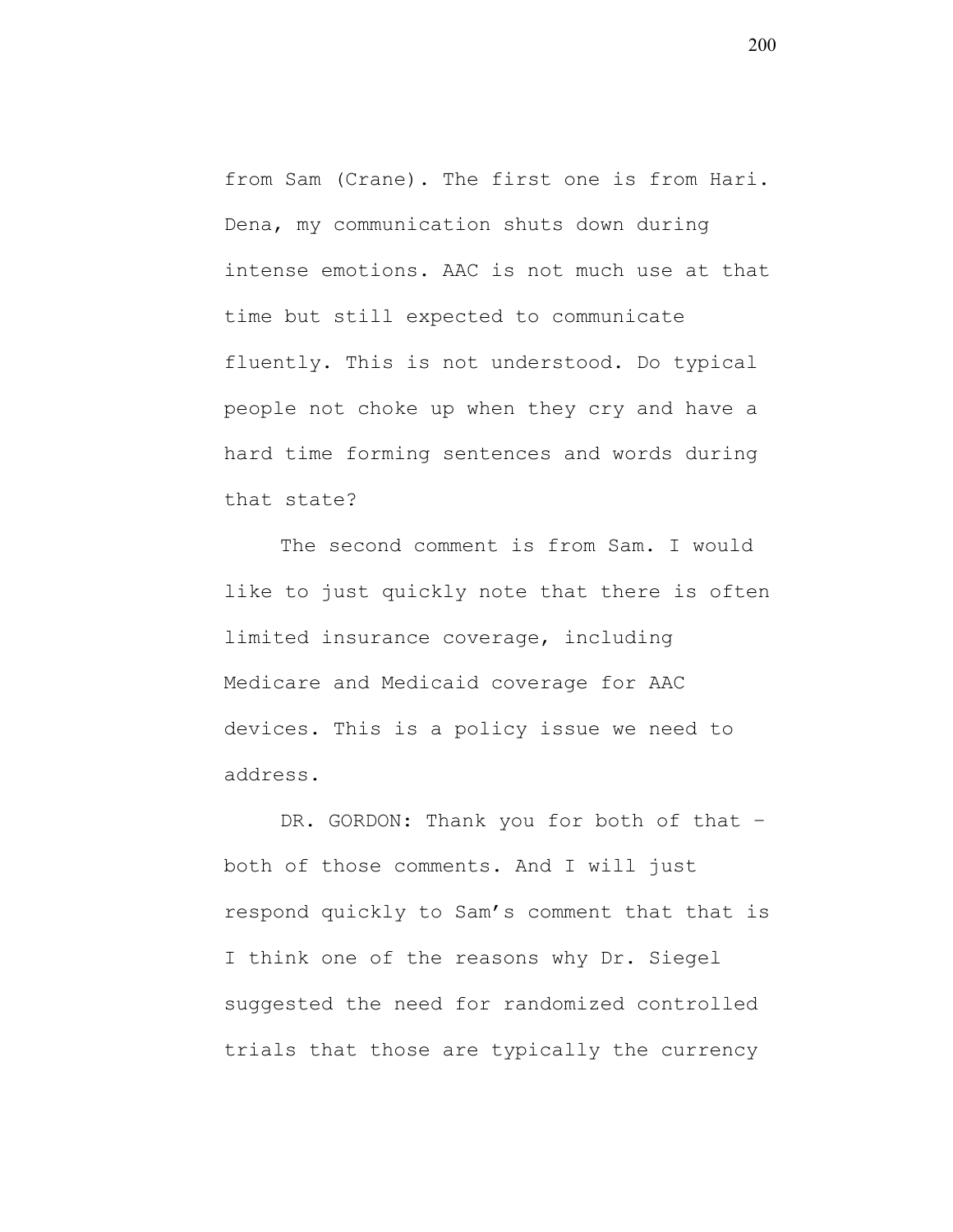from Sam (Crane). The first one is from Hari. Dena, my communication shuts down during intense emotions. AAC is not much use at that time but still expected to communicate fluently. This is not understood. Do typical people not choke up when they cry and have a hard time forming sentences and words during that state?

The second comment is from Sam. I would like to just quickly note that there is often limited insurance coverage, including Medicare and Medicaid coverage for AAC devices. This is a policy issue we need to address.

DR. GORDON: Thank you for both of that – both of those comments. And I will just respond quickly to Sam's comment that that is I think one of the reasons why Dr. Siegel suggested the need for randomized controlled trials that those are typically the currency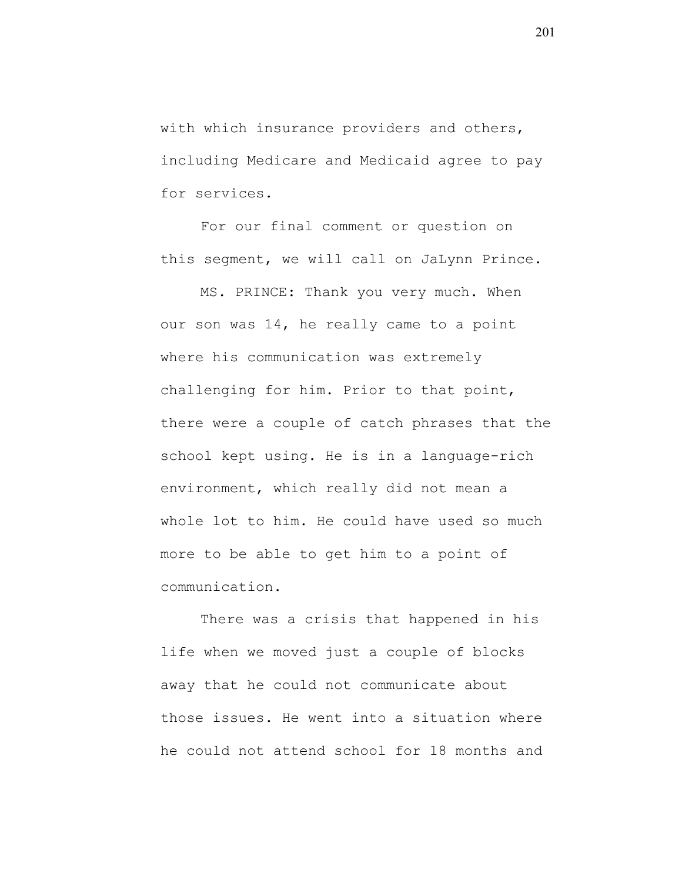with which insurance providers and others, including Medicare and Medicaid agree to pay for services.

For our final comment or question on this segment, we will call on JaLynn Prince.

MS. PRINCE: Thank you very much. When our son was 14, he really came to a point where his communication was extremely challenging for him. Prior to that point, there were a couple of catch phrases that the school kept using. He is in a language-rich environment, which really did not mean a whole lot to him. He could have used so much more to be able to get him to a point of communication.

There was a crisis that happened in his life when we moved just a couple of blocks away that he could not communicate about those issues. He went into a situation where he could not attend school for 18 months and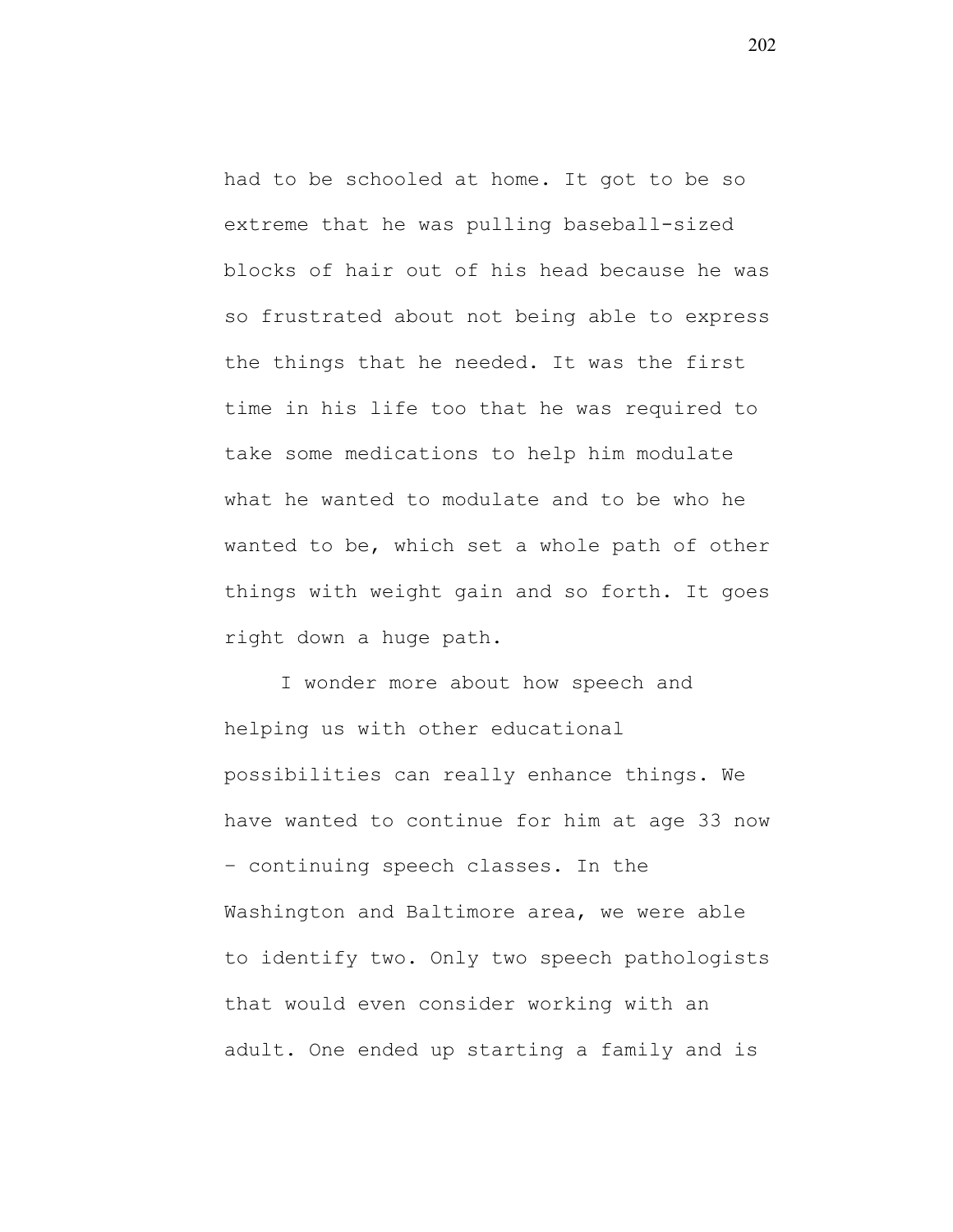had to be schooled at home. It got to be so extreme that he was pulling baseball-sized blocks of hair out of his head because he was so frustrated about not being able to express the things that he needed. It was the first time in his life too that he was required to take some medications to help him modulate what he wanted to modulate and to be who he wanted to be, which set a whole path of other things with weight gain and so forth. It goes right down a huge path.

I wonder more about how speech and helping us with other educational possibilities can really enhance things. We have wanted to continue for him at age 33 now – continuing speech classes. In the Washington and Baltimore area, we were able to identify two. Only two speech pathologists that would even consider working with an adult. One ended up starting a family and is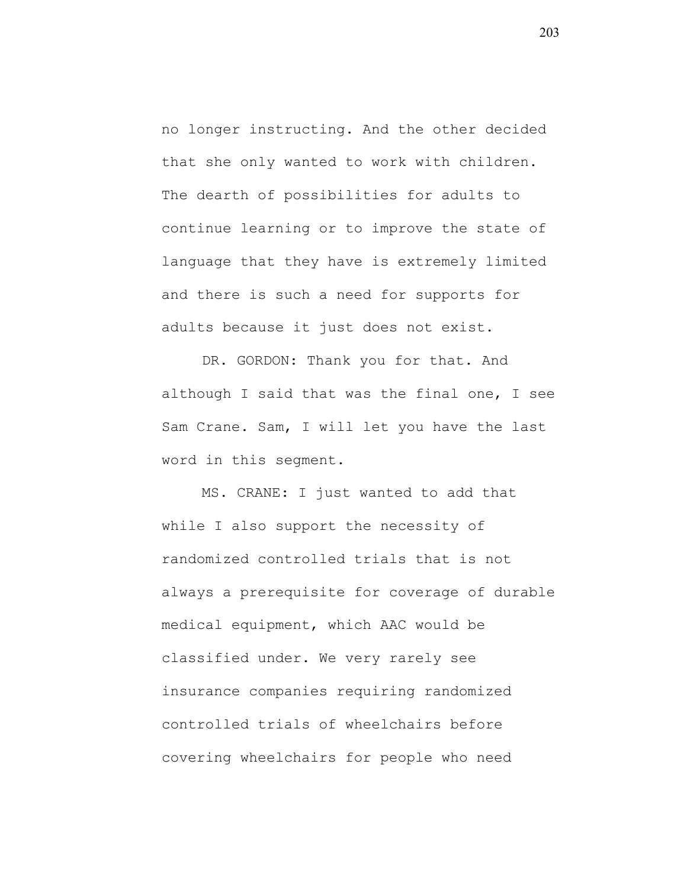no longer instructing. And the other decided that she only wanted to work with children. The dearth of possibilities for adults to continue learning or to improve the state of language that they have is extremely limited and there is such a need for supports for adults because it just does not exist.

DR. GORDON: Thank you for that. And although I said that was the final one, I see Sam Crane. Sam, I will let you have the last word in this segment.

MS. CRANE: I just wanted to add that while I also support the necessity of randomized controlled trials that is not always a prerequisite for coverage of durable medical equipment, which AAC would be classified under. We very rarely see insurance companies requiring randomized controlled trials of wheelchairs before covering wheelchairs for people who need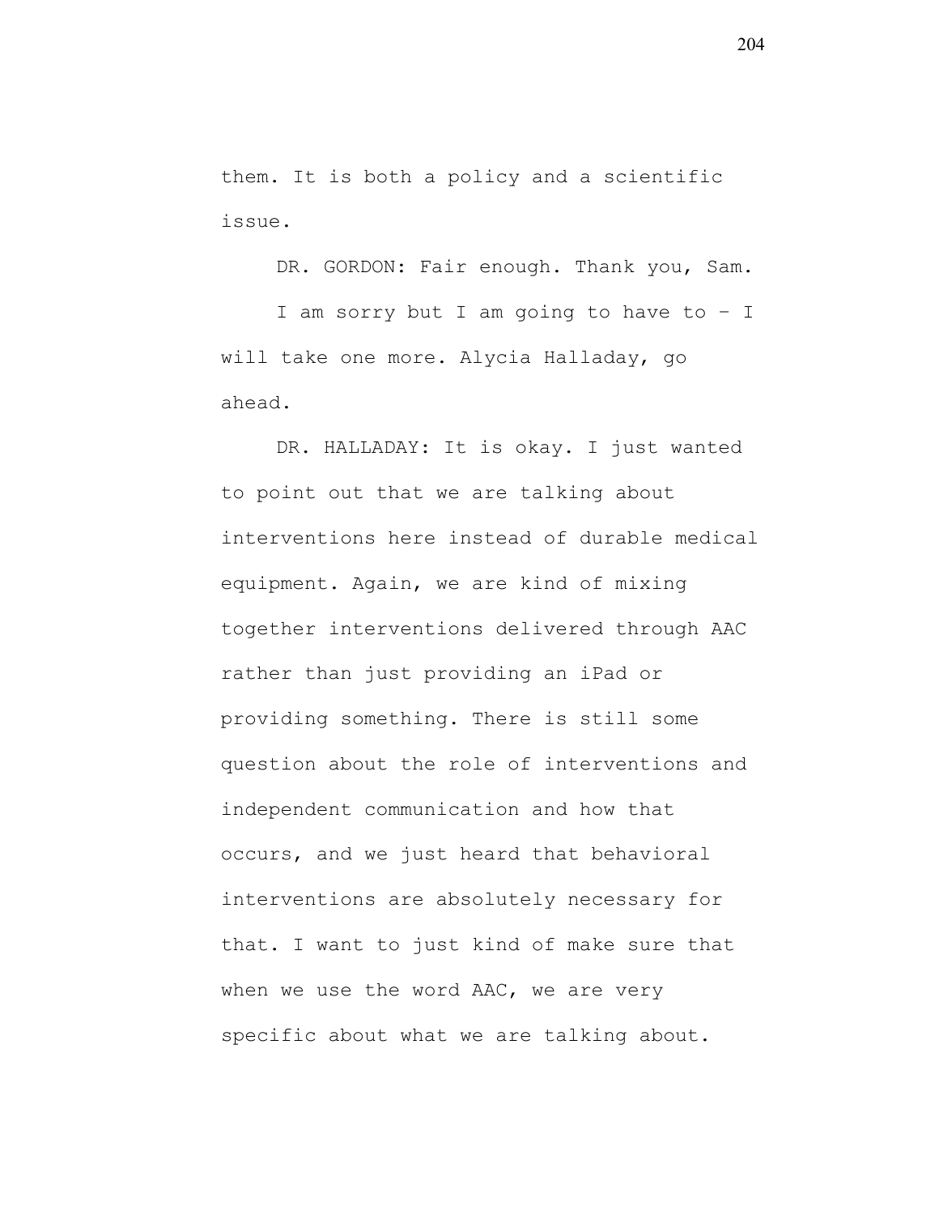them. It is both a policy and a scientific issue.

DR. GORDON: Fair enough. Thank you, Sam.

I am sorry but I am going to have to – I will take one more. Alycia Halladay, go ahead.

DR. HALLADAY: It is okay. I just wanted to point out that we are talking about interventions here instead of durable medical equipment. Again, we are kind of mixing together interventions delivered through AAC rather than just providing an iPad or providing something. There is still some question about the role of interventions and independent communication and how that occurs, and we just heard that behavioral interventions are absolutely necessary for that. I want to just kind of make sure that when we use the word AAC, we are very specific about what we are talking about.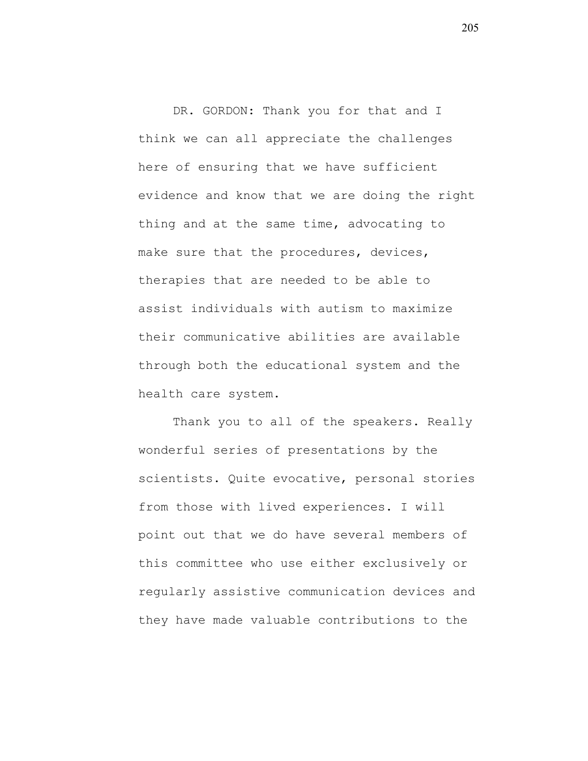DR. GORDON: Thank you for that and I think we can all appreciate the challenges here of ensuring that we have sufficient evidence and know that we are doing the right thing and at the same time, advocating to make sure that the procedures, devices, therapies that are needed to be able to assist individuals with autism to maximize their communicative abilities are available through both the educational system and the health care system.

Thank you to all of the speakers. Really wonderful series of presentations by the scientists. Quite evocative, personal stories from those with lived experiences. I will point out that we do have several members of this committee who use either exclusively or regularly assistive communication devices and they have made valuable contributions to the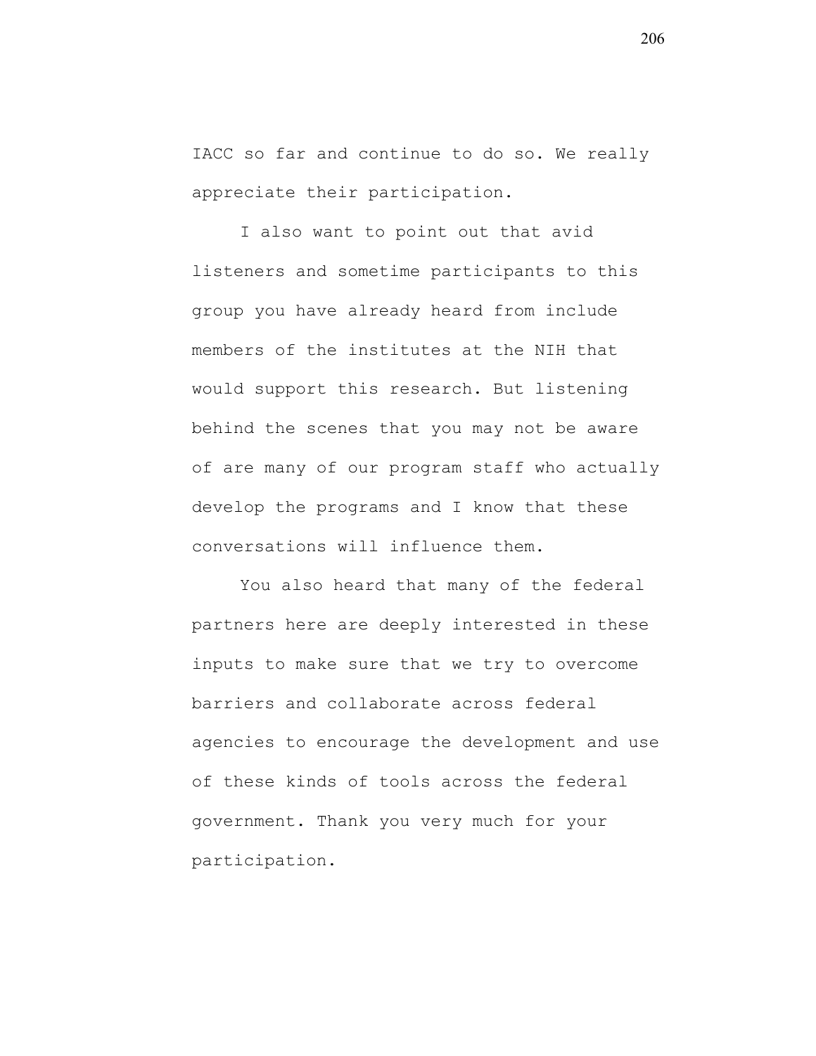IACC so far and continue to do so. We really appreciate their participation.

I also want to point out that avid listeners and sometime participants to this group you have already heard from include members of the institutes at the NIH that would support this research. But listening behind the scenes that you may not be aware of are many of our program staff who actually develop the programs and I know that these conversations will influence them.

You also heard that many of the federal partners here are deeply interested in these inputs to make sure that we try to overcome barriers and collaborate across federal agencies to encourage the development and use of these kinds of tools across the federal government. Thank you very much for your participation.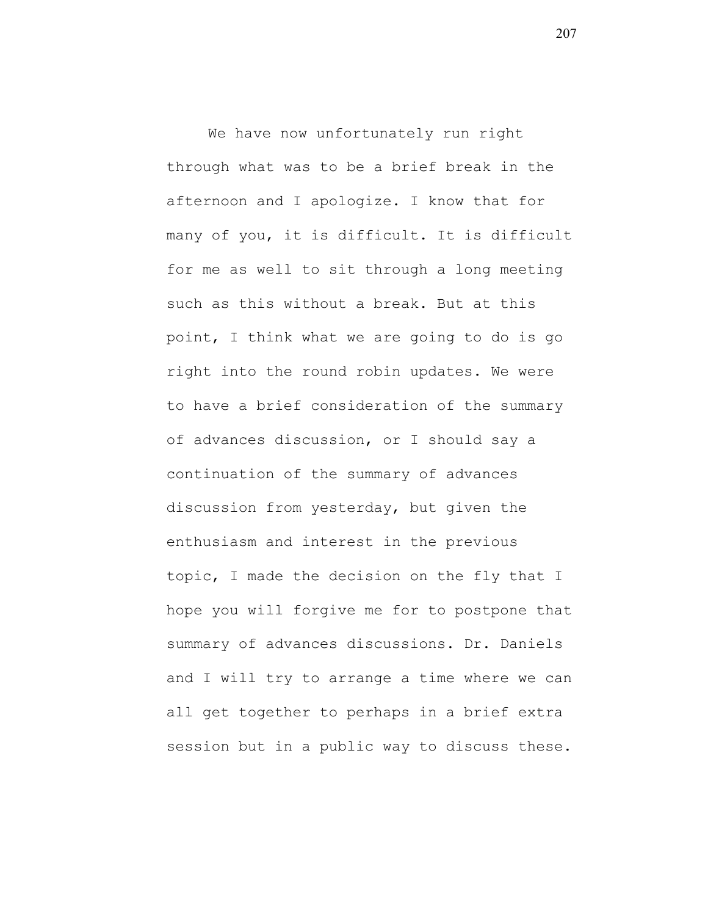We have now unfortunately run right through what was to be a brief break in the afternoon and I apologize. I know that for many of you, it is difficult. It is difficult for me as well to sit through a long meeting such as this without a break. But at this point, I think what we are going to do is go right into the round robin updates. We were to have a brief consideration of the summary of advances discussion, or I should say a continuation of the summary of advances discussion from yesterday, but given the enthusiasm and interest in the previous topic, I made the decision on the fly that I hope you will forgive me for to postpone that summary of advances discussions. Dr. Daniels and I will try to arrange a time where we can all get together to perhaps in a brief extra session but in a public way to discuss these.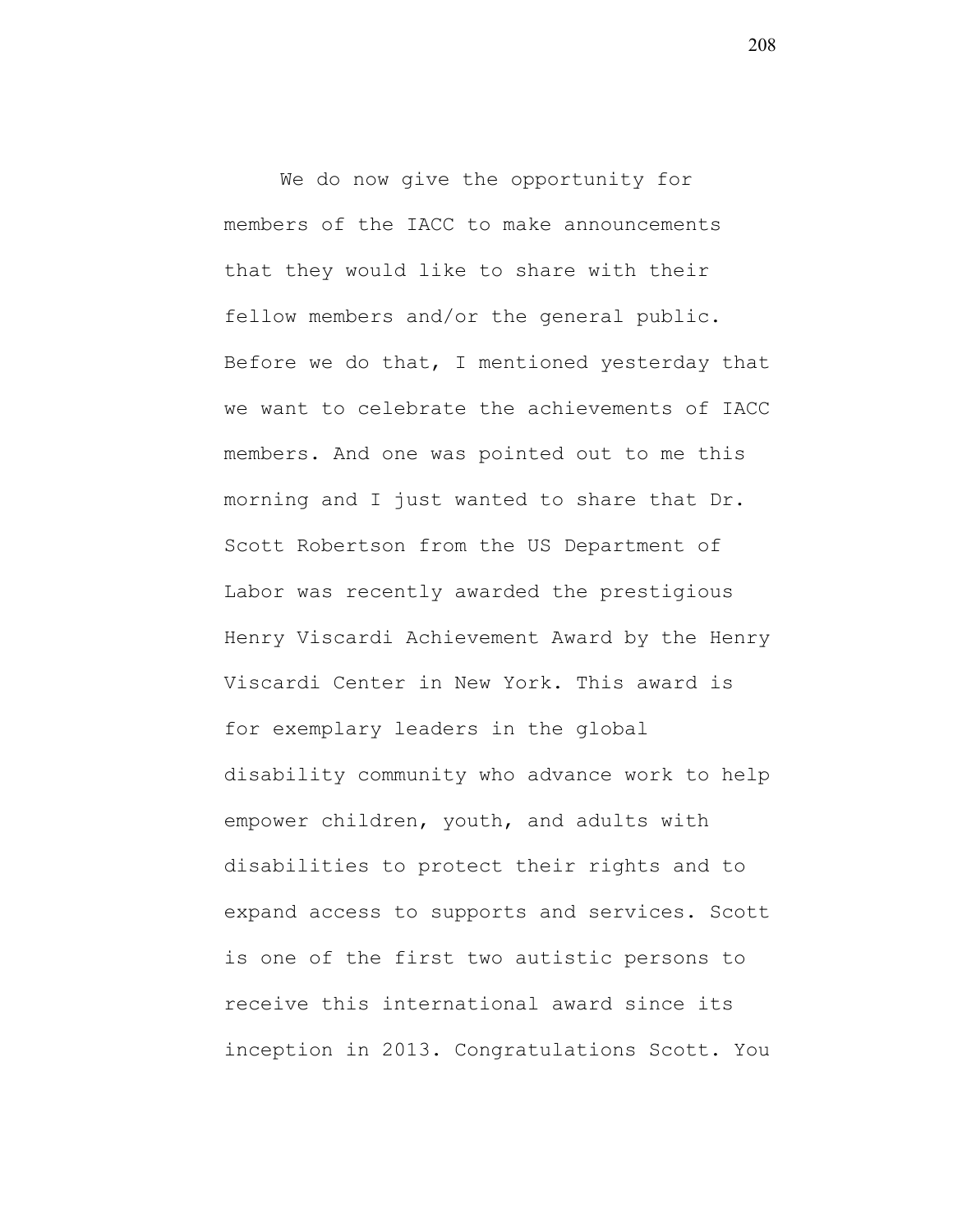We do now give the opportunity for members of the IACC to make announcements that they would like to share with their fellow members and/or the general public. Before we do that, I mentioned yesterday that we want to celebrate the achievements of IACC members. And one was pointed out to me this morning and I just wanted to share that Dr. Scott Robertson from the US Department of Labor was recently awarded the prestigious Henry Viscardi Achievement Award by the Henry Viscardi Center in New York. This award is for exemplary leaders in the global disability community who advance work to help empower children, youth, and adults with disabilities to protect their rights and to expand access to supports and services. Scott is one of the first two autistic persons to receive this international award since its inception in 2013. Congratulations Scott. You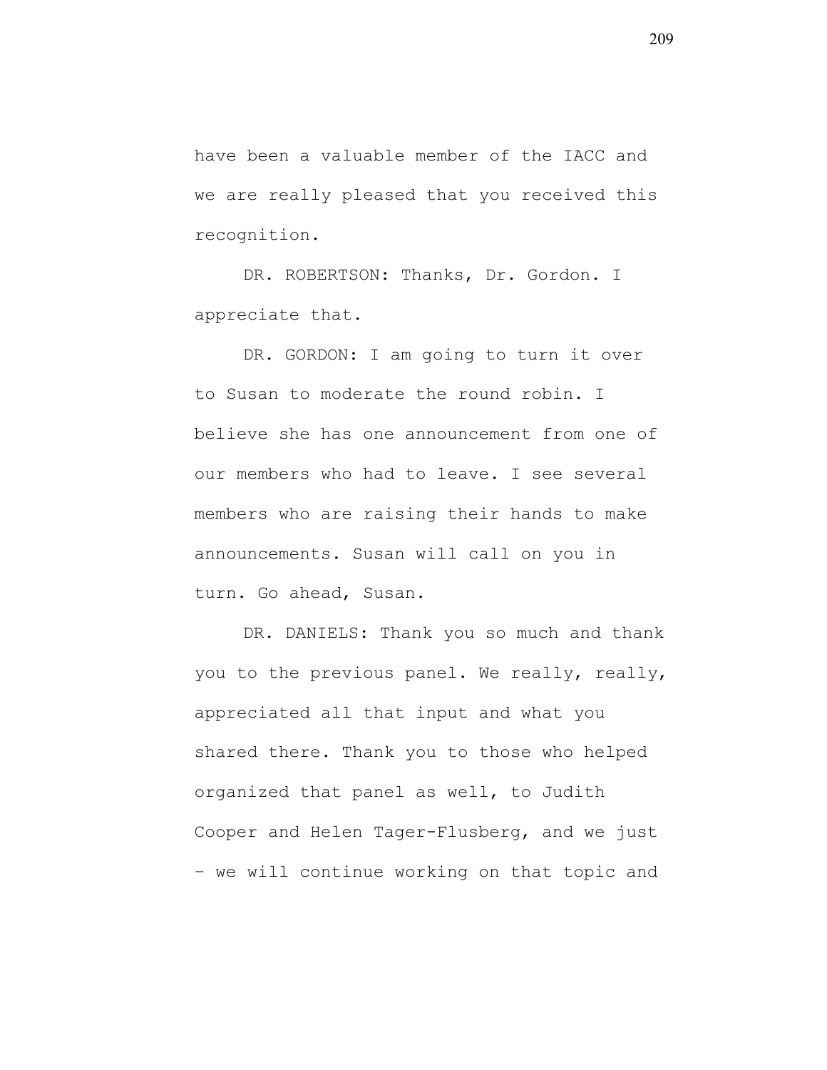have been a valuable member of the IACC and we are really pleased that you received this recognition.

DR. ROBERTSON: Thanks, Dr. Gordon. I appreciate that.

DR. GORDON: I am going to turn it over to Susan to moderate the round robin. I believe she has one announcement from one of our members who had to leave. I see several members who are raising their hands to make announcements. Susan will call on you in turn. Go ahead, Susan.

DR. DANIELS: Thank you so much and thank you to the previous panel. We really, really, appreciated all that input and what you shared there. Thank you to those who helped organized that panel as well, to Judith Cooper and Helen Tager-Flusberg, and we just – we will continue working on that topic and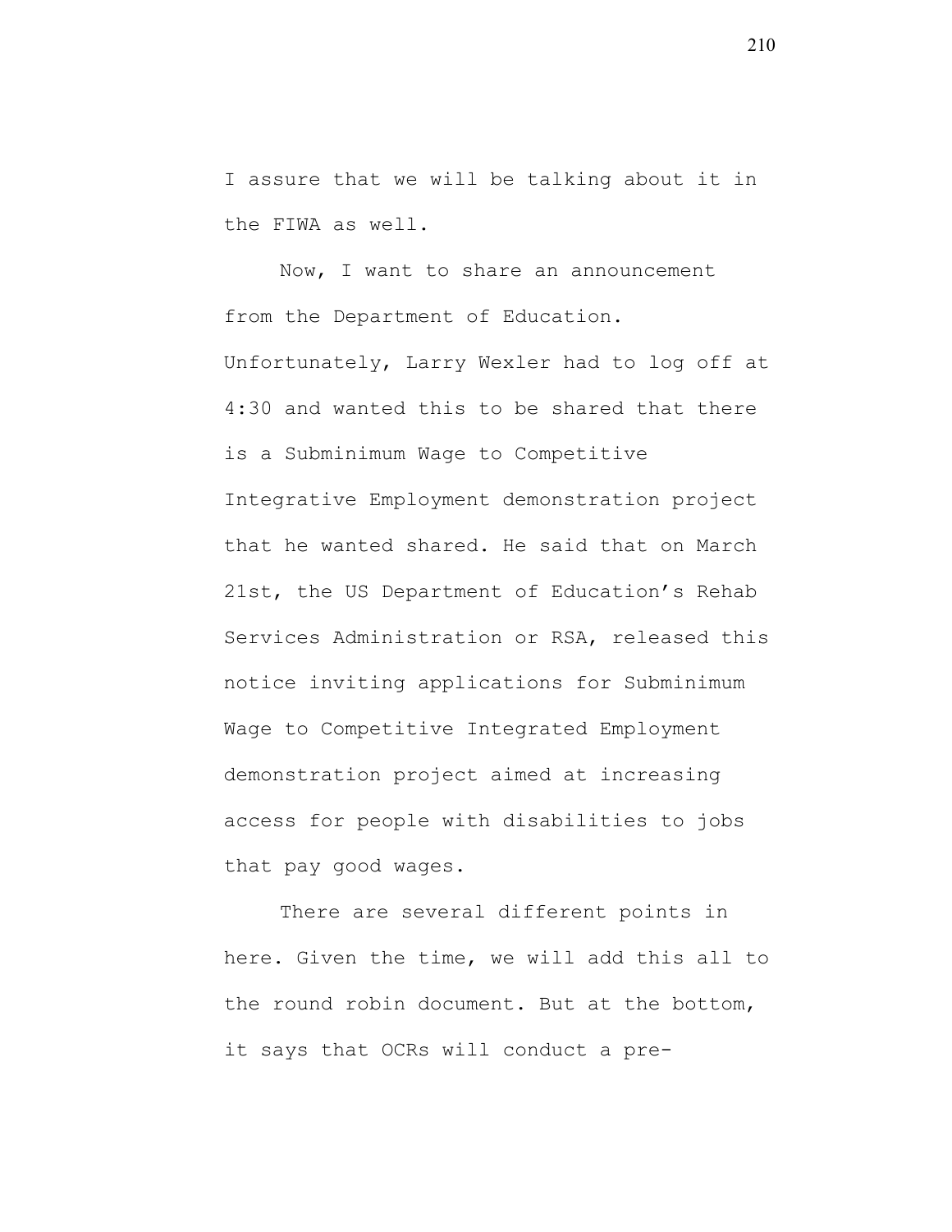I assure that we will be talking about it in the FIWA as well.

Now, I want to share an announcement from the Department of Education. Unfortunately, Larry Wexler had to log off at 4:30 and wanted this to be shared that there is a Subminimum Wage to Competitive Integrative Employment demonstration project that he wanted shared. He said that on March 21st, the US Department of Education's Rehab Services Administration or RSA, released this notice inviting applications for Subminimum Wage to Competitive Integrated Employment demonstration project aimed at increasing access for people with disabilities to jobs that pay good wages.

There are several different points in here. Given the time, we will add this all to the round robin document. But at the bottom, it says that OCRs will conduct a pre-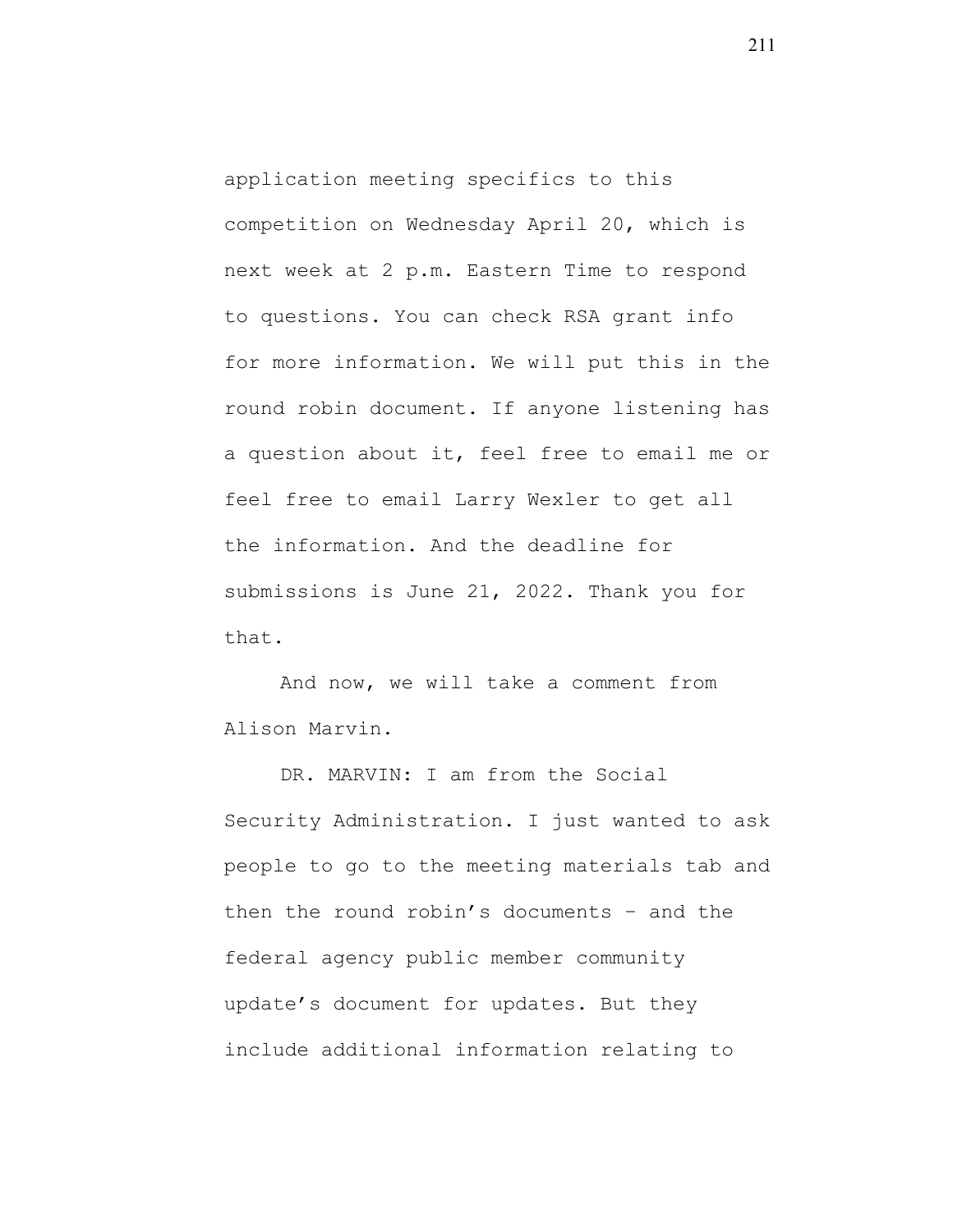application meeting specifics to this competition on Wednesday April 20, which is next week at 2 p.m. Eastern Time to respond to questions. You can check RSA grant info for more information. We will put this in the round robin document. If anyone listening has a question about it, feel free to email me or feel free to email Larry Wexler to get all the information. And the deadline for submissions is June 21, 2022. Thank you for that.

And now, we will take a comment from Alison Marvin.

DR. MARVIN: I am from the Social Security Administration. I just wanted to ask people to go to the meeting materials tab and then the round robin's documents – and the federal agency public member community update's document for updates. But they include additional information relating to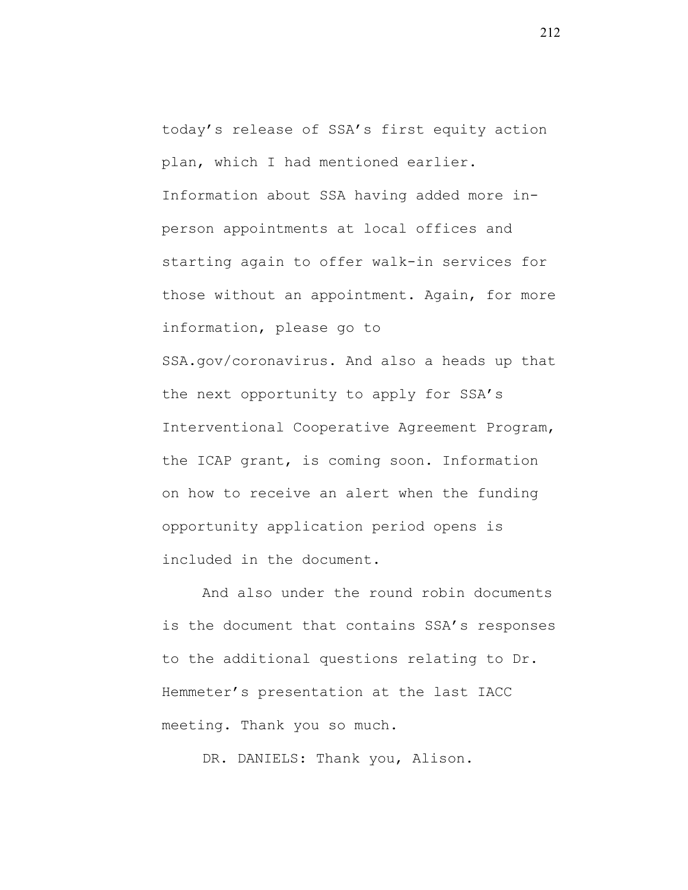today's release of SSA's first equity action plan, which I had mentioned earlier. Information about SSA having added more in-person appointments at local offices and starting again to offer walk-in services for those without an appointment. Again, for more information, please go to SSA.gov/coronavirus. And also a heads up that the next opportunity to apply for SSA's Interventional Cooperative Agreement Program, the ICAP grant, is coming soon. Information on how to receive an alert when the funding opportunity application period opens is included in the document.

And also under the round robin documents is the document that contains SSA's responses to the additional questions relating to Dr. Hemmeter's presentation at the last IACC meeting. Thank you so much.

DR. DANIELS: Thank you, Alison.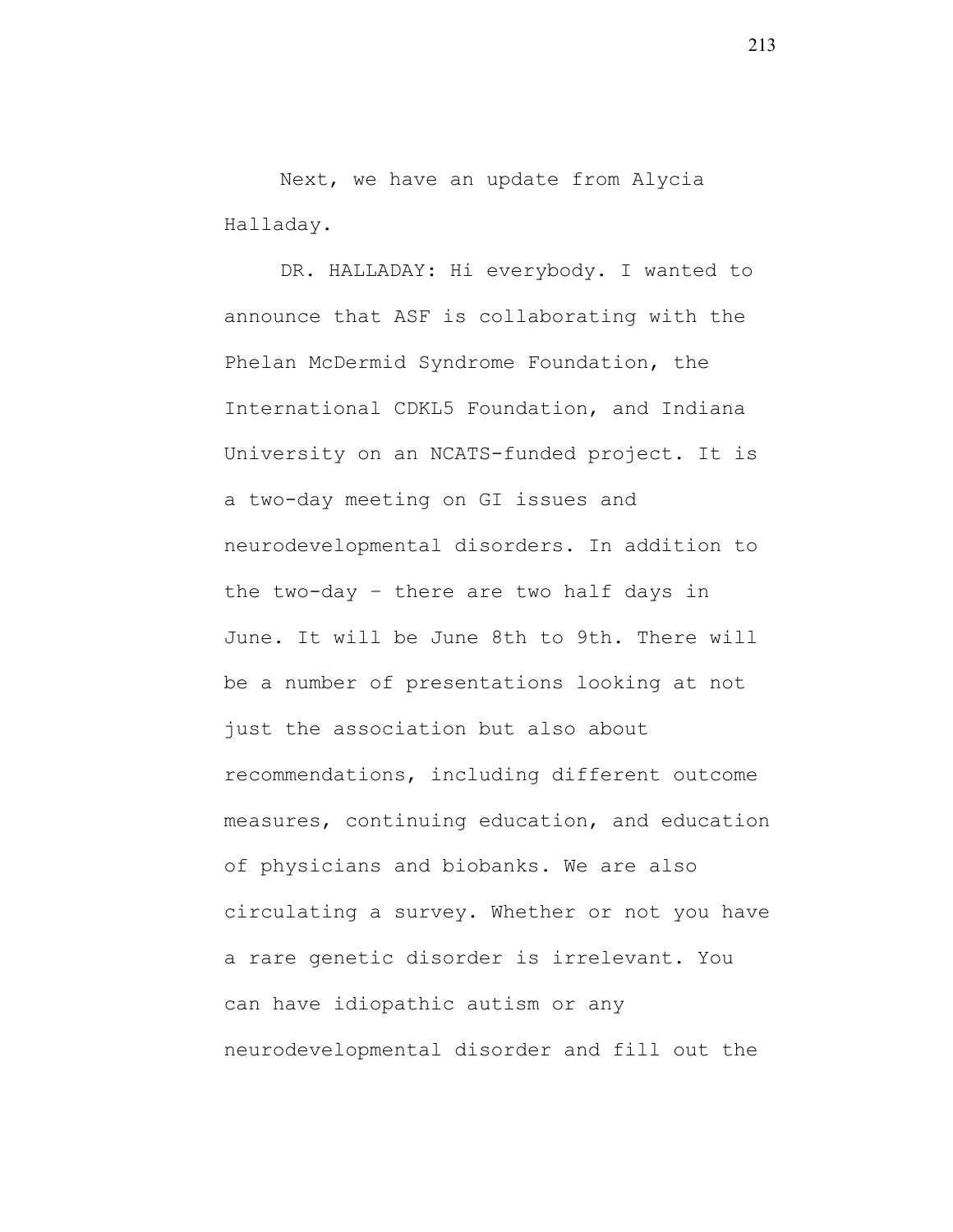Next, we have an update from Alycia Halladay.

DR. HALLADAY: Hi everybody. I wanted to announce that ASF is collaborating with the Phelan McDermid Syndrome Foundation, the International CDKL5 Foundation, and Indiana University on an NCATS-funded project. It is a two-day meeting on GI issues and neurodevelopmental disorders. In addition to the two-day – there are two half days in June. It will be June 8th to 9th. There will be a number of presentations looking at not just the association but also about recommendations, including different outcome measures, continuing education, and education of physicians and biobanks. We are also circulating a survey. Whether or not you have a rare genetic disorder is irrelevant. You can have idiopathic autism or any neurodevelopmental disorder and fill out the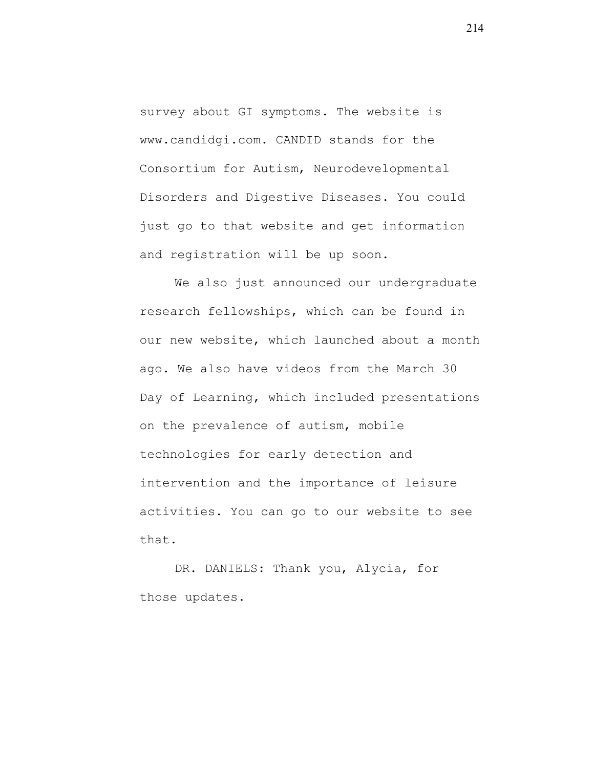survey about GI symptoms. The website is www.candidgi.com. CANDID stands for the Consortium for Autism, Neurodevelopmental Disorders and Digestive Diseases. You could just go to that website and get information and registration will be up soon.

We also just announced our undergraduate research fellowships, which can be found in our new website, which launched about a month ago. We also have videos from the March 30 Day of Learning, which included presentations on the prevalence of autism, mobile technologies for early detection and intervention and the importance of leisure activities. You can go to our website to see that.

DR. DANIELS: Thank you, Alycia, for those updates.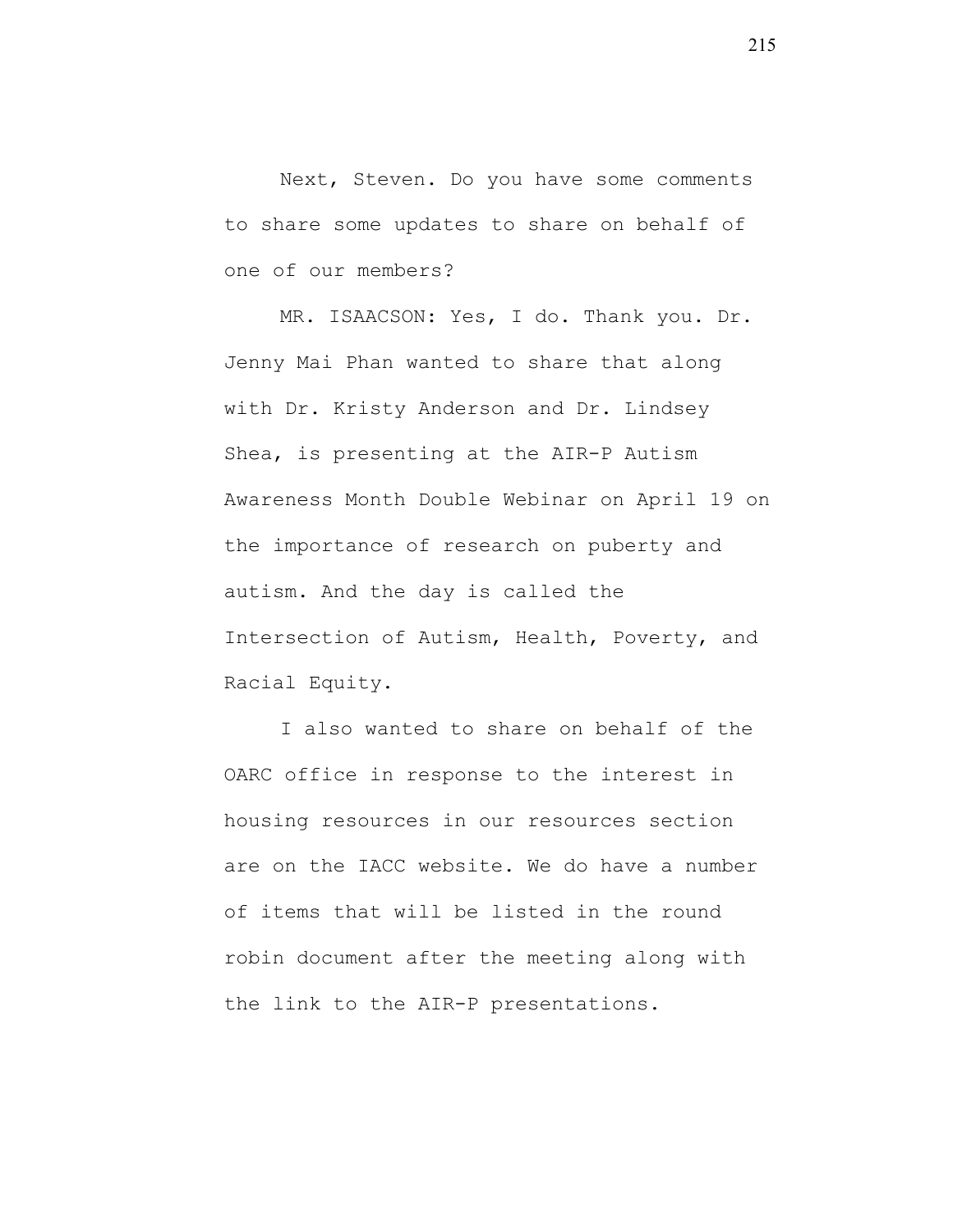Next, Steven. Do you have some comments to share some updates to share on behalf of one of our members?

MR. ISAACSON: Yes, I do. Thank you. Dr. Jenny Mai Phan wanted to share that along with Dr. Kristy Anderson and Dr. Lindsey Shea, is presenting at the AIR-P Autism Awareness Month Double Webinar on April 19 on the importance of research on puberty and autism. And the day is called the Intersection of Autism, Health, Poverty, and Racial Equity.

I also wanted to share on behalf of the OARC office in response to the interest in housing resources in our resources section are on the IACC website. We do have a number of items that will be listed in the round robin document after the meeting along with the link to the AIR-P presentations.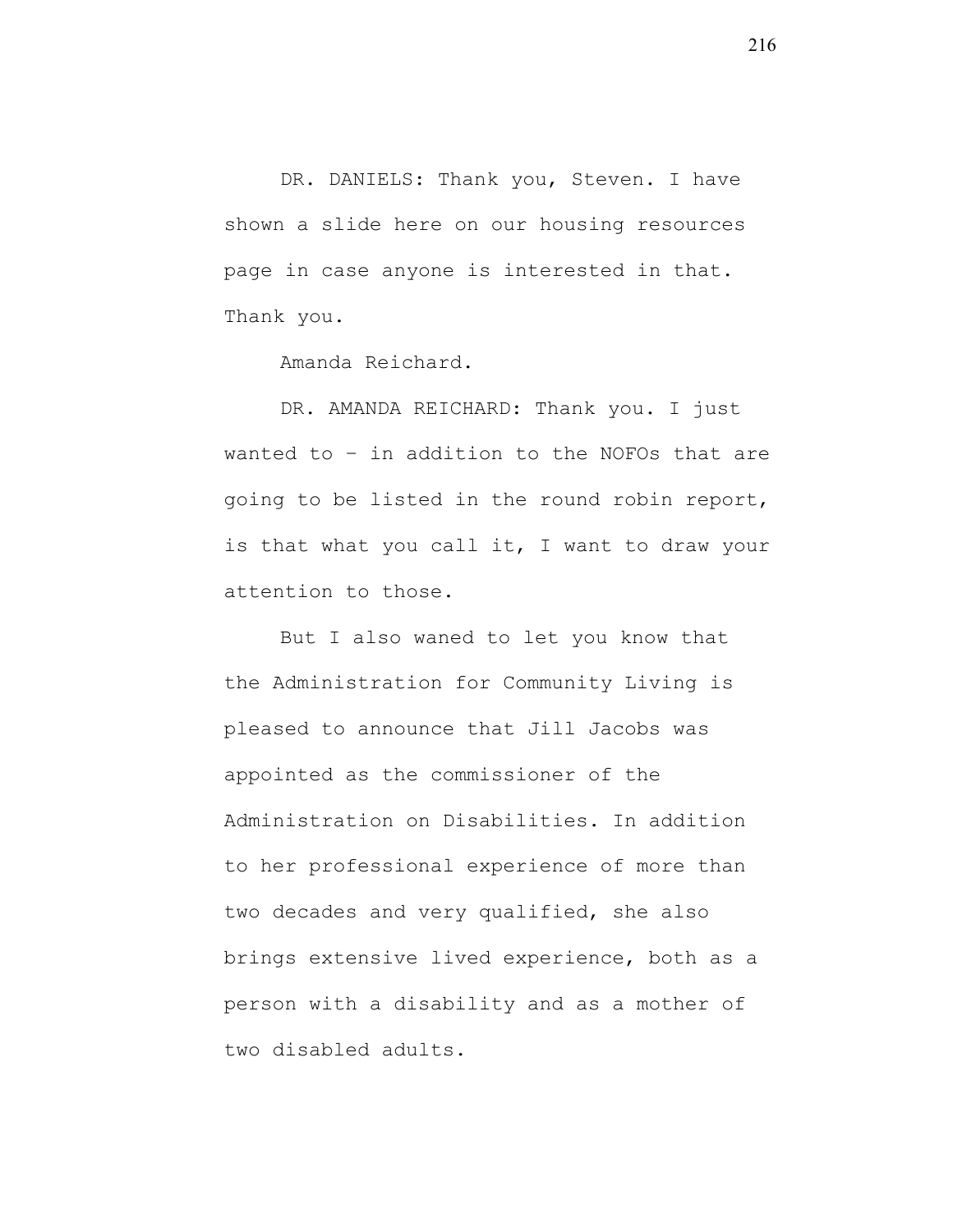DR. DANIELS: Thank you, Steven. I have shown a slide here on our housing resources page in case anyone is interested in that. Thank you.

Amanda Reichard.

DR. AMANDA REICHARD: Thank you. I just wanted to – in addition to the NOFOs that are going to be listed in the round robin report, is that what you call it, I want to draw your attention to those.

But I also waned to let you know that the Administration for Community Living is pleased to announce that Jill Jacobs was appointed as the commissioner of the Administration on Disabilities. In addition to her professional experience of more than two decades and very qualified, she also brings extensive lived experience, both as a person with a disability and as a mother of two disabled adults.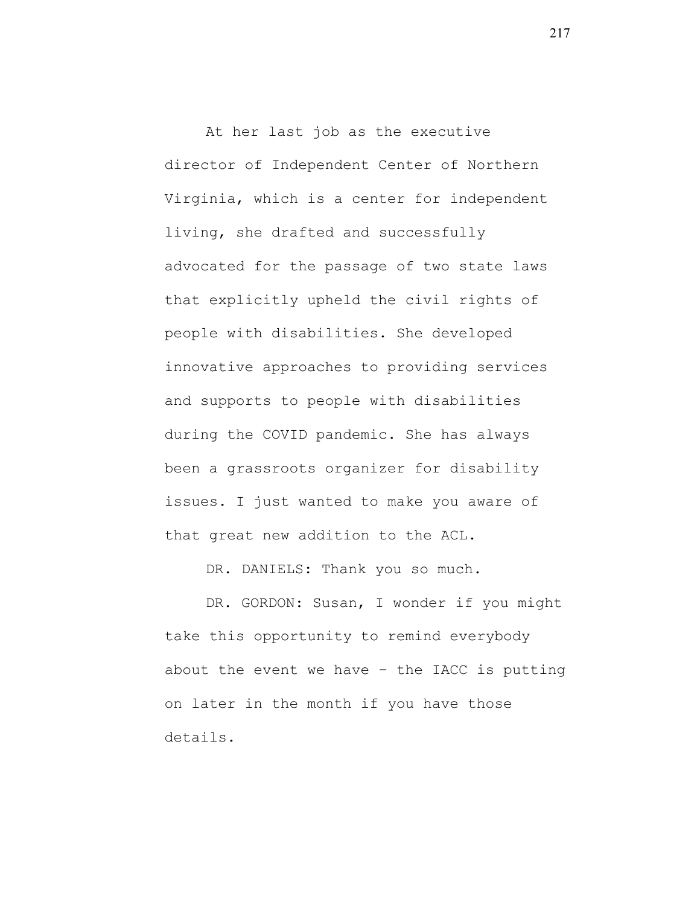At her last job as the executive director of Independent Center of Northern Virginia, which is a center for independent living, she drafted and successfully advocated for the passage of two state laws that explicitly upheld the civil rights of people with disabilities. She developed innovative approaches to providing services and supports to people with disabilities during the COVID pandemic. She has always been a grassroots organizer for disability issues. I just wanted to make you aware of that great new addition to the ACL.

DR. DANIELS: Thank you so much.

DR. GORDON: Susan, I wonder if you might take this opportunity to remind everybody about the event we have – the IACC is putting on later in the month if you have those details.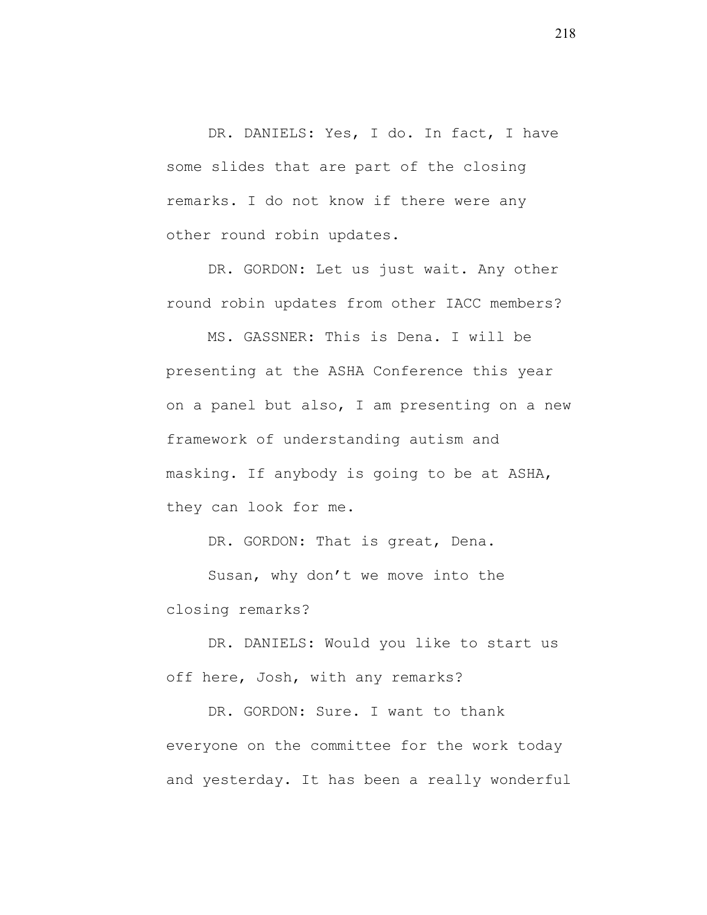DR. DANIELS: Yes, I do. In fact, I have some slides that are part of the closing remarks. I do not know if there were any other round robin updates.

DR. GORDON: Let us just wait. Any other round robin updates from other IACC members?

MS. GASSNER: This is Dena. I will be presenting at the ASHA Conference this year on a panel but also, I am presenting on a new framework of understanding autism and masking. If anybody is going to be at ASHA, they can look for me.

DR. GORDON: That is great, Dena.

Susan, why don't we move into the closing remarks?

DR. DANIELS: Would you like to start us off here, Josh, with any remarks?

DR. GORDON: Sure. I want to thank everyone on the committee for the work today and yesterday. It has been a really wonderful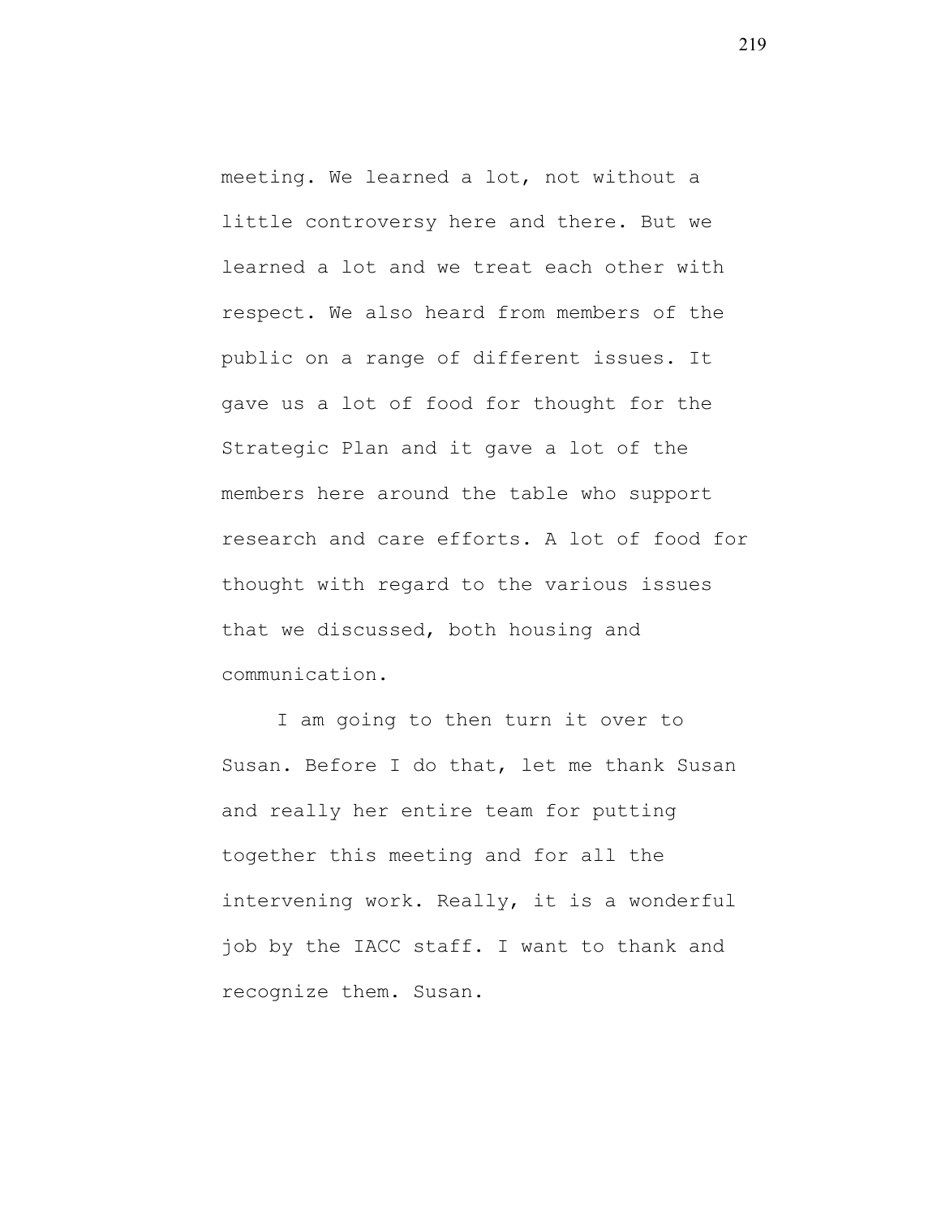meeting. We learned a lot, not without a little controversy here and there. But we learned a lot and we treat each other with respect. We also heard from members of the public on a range of different issues. It gave us a lot of food for thought for the Strategic Plan and it gave a lot of the members here around the table who support research and care efforts. A lot of food for thought with regard to the various issues that we discussed, both housing and communication.

I am going to then turn it over to Susan. Before I do that, let me thank Susan and really her entire team for putting together this meeting and for all the intervening work. Really, it is a wonderful job by the IACC staff. I want to thank and recognize them. Susan.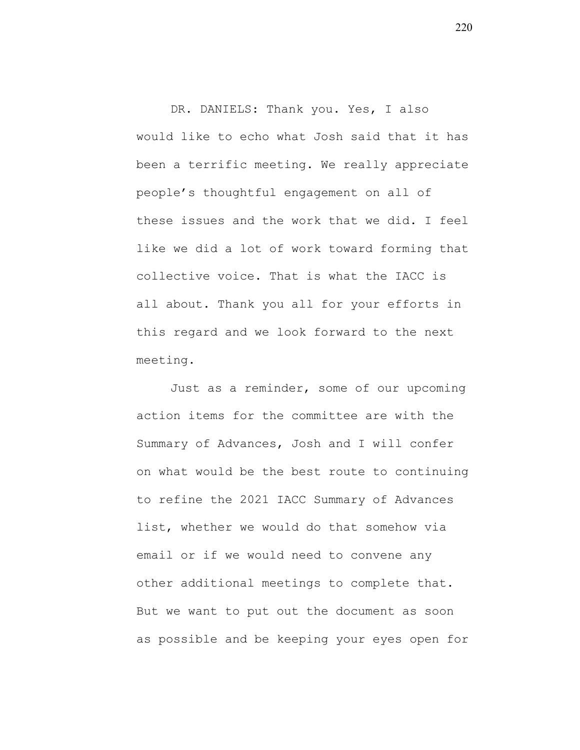DR. DANIELS: Thank you. Yes, I also would like to echo what Josh said that it has been a terrific meeting. We really appreciate people's thoughtful engagement on all of these issues and the work that we did. I feel like we did a lot of work toward forming that collective voice. That is what the IACC is all about. Thank you all for your efforts in this regard and we look forward to the next meeting.

Just as a reminder, some of our upcoming action items for the committee are with the Summary of Advances, Josh and I will confer on what would be the best route to continuing to refine the 2021 IACC Summary of Advances list, whether we would do that somehow via email or if we would need to convene any other additional meetings to complete that. But we want to put out the document as soon as possible and be keeping your eyes open for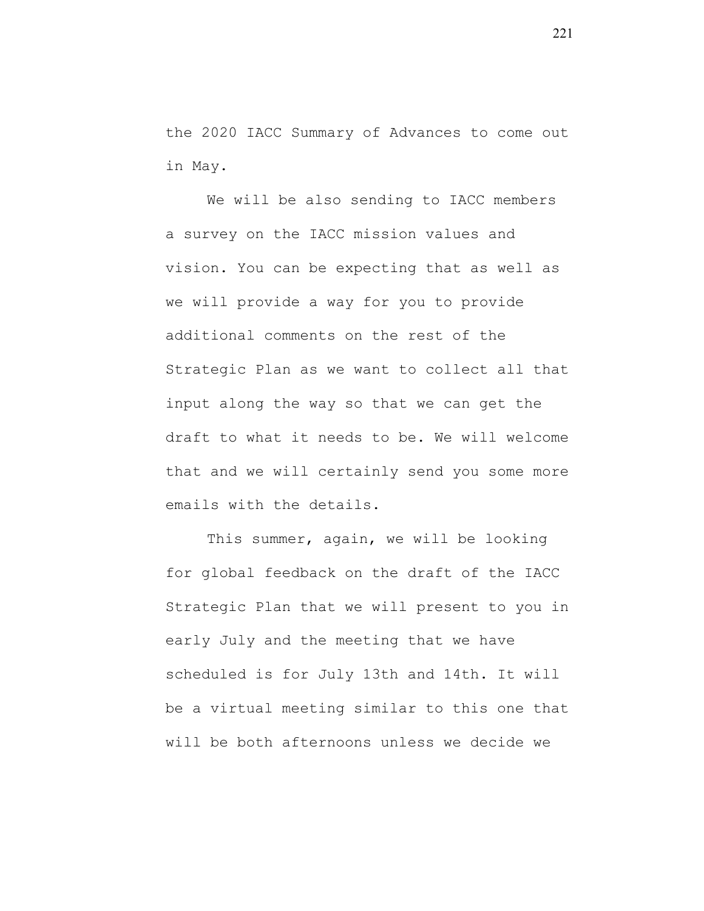the 2020 IACC Summary of Advances to come out in May.

We will be also sending to IACC members a survey on the IACC mission values and vision. You can be expecting that as well as we will provide a way for you to provide additional comments on the rest of the Strategic Plan as we want to collect all that input along the way so that we can get the draft to what it needs to be. We will welcome that and we will certainly send you some more emails with the details.

This summer, again, we will be looking for global feedback on the draft of the IACC Strategic Plan that we will present to you in early July and the meeting that we have scheduled is for July 13th and 14th. It will be a virtual meeting similar to this one that will be both afternoons unless we decide we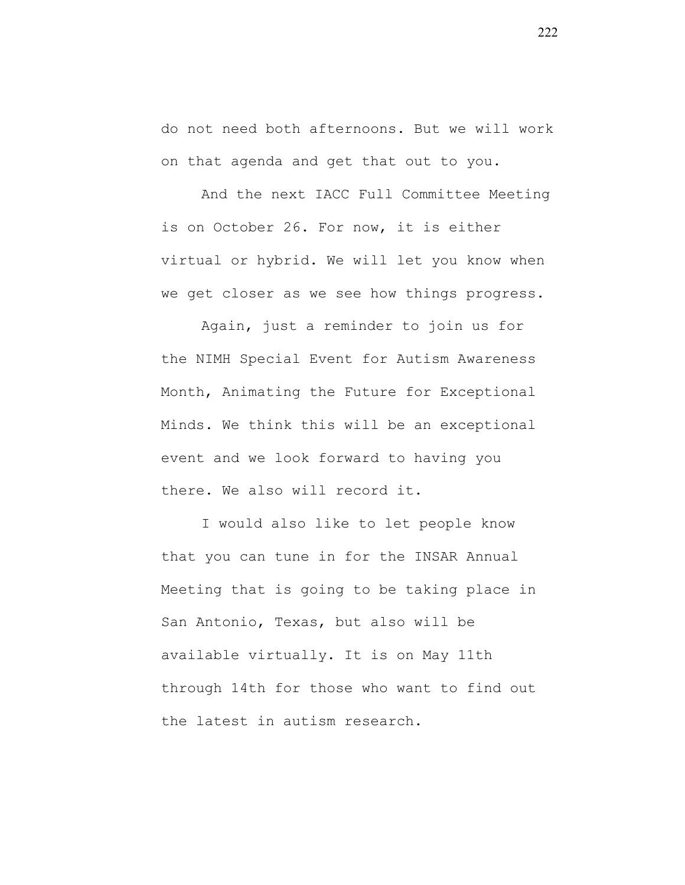do not need both afternoons. But we will work on that agenda and get that out to you.

And the next IACC Full Committee Meeting is on October 26. For now, it is either virtual or hybrid. We will let you know when we get closer as we see how things progress.

Again, just a reminder to join us for the NIMH Special Event for Autism Awareness Month, Animating the Future for Exceptional Minds. We think this will be an exceptional event and we look forward to having you there. We also will record it.

I would also like to let people know that you can tune in for the INSAR Annual Meeting that is going to be taking place in San Antonio, Texas, but also will be available virtually. It is on May 11th through 14th for those who want to find out the latest in autism research.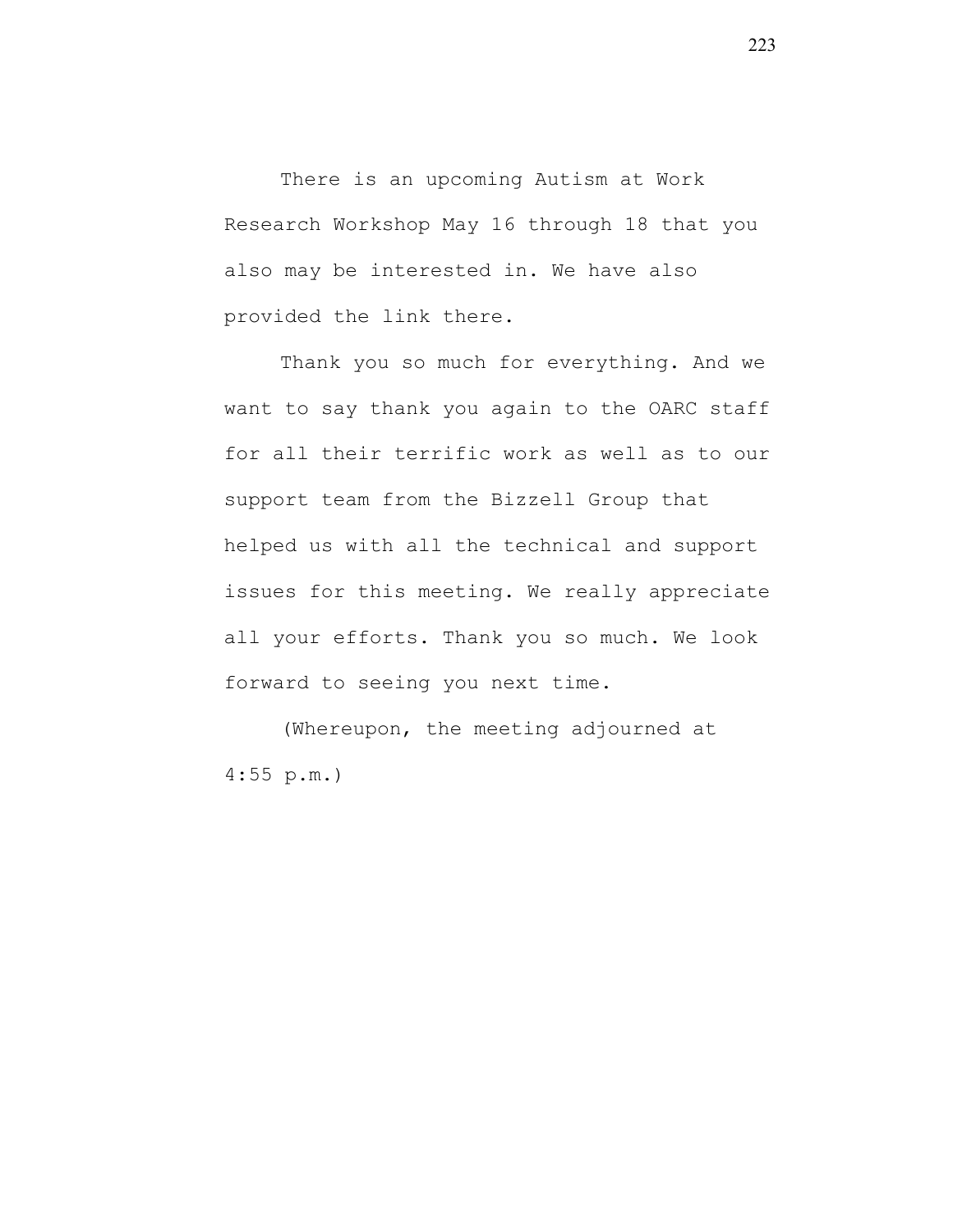There is an upcoming Autism at Work Research Workshop May 16 through 18 that you also may be interested in. We have also provided the link there.

Thank you so much for everything. And we want to say thank you again to the OARC staff for all their terrific work as well as to our support team from the Bizzell Group that helped us with all the technical and support issues for this meeting. We really appreciate all your efforts. Thank you so much. We look forward to seeing you next time.

(Whereupon, the meeting adjourned at 4:55 p.m.)